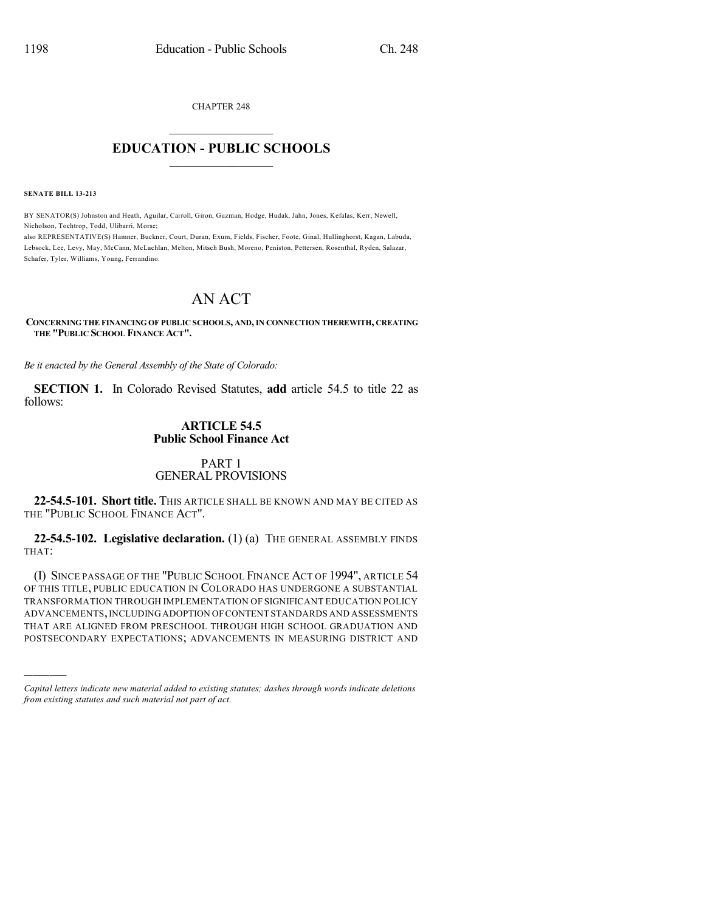CHAPTER 248

# EDUCATION - PUBLIC SCHOOLS

**SENATE BILL 13-213**

BY SENATOR(S) Johnston and Heath, Aguilar, Carroll, Giron, Guzman, Hodge, Hudak, Jahn, Jones, Kefalas, Kerr, Newell, Nicholson, Tochtrop, Todd, Ulibarri, Morse;
also REPRESENTATIVE(S) Hamner, Buckner, Court, Duran, Exum, Fields, Fischer, Foote, Ginal, Hullinghorst, Kagan, Labuda, Lebsock, Lee, Levy, May, McCann, McLachlan, Melton, Mitsch Bush, Moreno, Peniston, Pettersen, Rosenthal, Ryden, Salazar, Schafer, Tyler, Williams, Young, Ferrandino.

# AN ACT

**CONCERNING THE FINANCING OF PUBLIC SCHOOLS, AND, IN CONNECTION THEREWITH, CREATING THE "PUBLIC SCHOOL FINANCE ACT".**

*Be it enacted by the General Assembly of the State of Colorado:*

**SECTION 1.** In Colorado Revised Statutes, **add** article 54.5 to title 22 as follows:

## ARTICLE 54.5
## Public School Finance Act

### PART 1
### GENERAL PROVISIONS

**22-54.5-101. Short title.** THIS ARTICLE SHALL BE KNOWN AND MAY BE CITED AS THE "PUBLIC SCHOOL FINANCE ACT".

**22-54.5-102. Legislative declaration.** (1) (a) THE GENERAL ASSEMBLY FINDS THAT:

(I) SINCE PASSAGE OF THE "PUBLIC SCHOOL FINANCE ACT OF 1994", ARTICLE 54 OF THIS TITLE, PUBLIC EDUCATION IN COLORADO HAS UNDERGONE A SUBSTANTIAL TRANSFORMATION THROUGH IMPLEMENTATION OF SIGNIFICANT EDUCATION POLICY ADVANCEMENTS, INCLUDING ADOPTION OF CONTENT STANDARDS AND ASSESSMENTS THAT ARE ALIGNED FROM PRESCHOOL THROUGH HIGH SCHOOL GRADUATION AND POSTSECONDARY EXPECTATIONS; ADVANCEMENTS IN MEASURING DISTRICT AND

---

*Capital letters indicate new material added to existing statutes; dashes through words indicate deletions from existing statutes and such material not part of act.*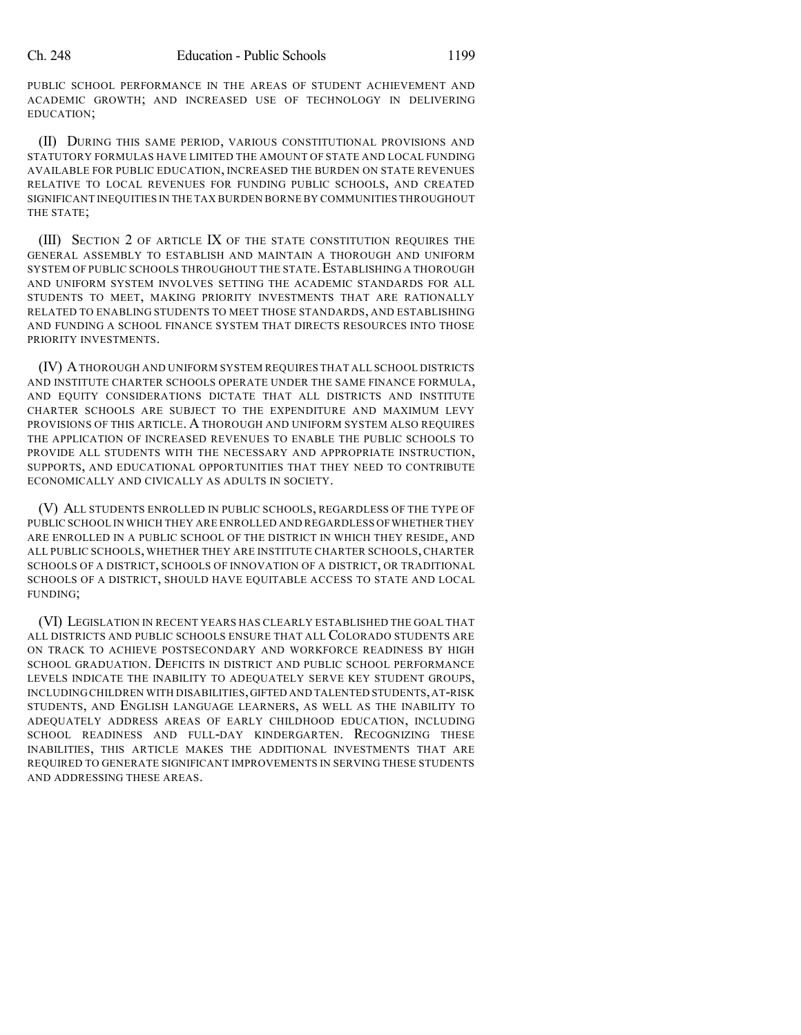PUBLIC SCHOOL PERFORMANCE IN THE AREAS OF STUDENT ACHIEVEMENT AND ACADEMIC GROWTH; AND INCREASED USE OF TECHNOLOGY IN DELIVERING EDUCATION;

(II) DURING THIS SAME PERIOD, VARIOUS CONSTITUTIONAL PROVISIONS AND STATUTORY FORMULAS HAVE LIMITED THE AMOUNT OF STATE AND LOCAL FUNDING AVAILABLE FOR PUBLIC EDUCATION, INCREASED THE BURDEN ON STATE REVENUES RELATIVE TO LOCAL REVENUES FOR FUNDING PUBLIC SCHOOLS, AND CREATED SIGNIFICANT INEQUITIES IN THE TAX BURDEN BORNE BY COMMUNITIES THROUGHOUT THE STATE;

(III) SECTION 2 OF ARTICLE IX OF THE STATE CONSTITUTION REQUIRES THE GENERAL ASSEMBLY TO ESTABLISH AND MAINTAIN A THOROUGH AND UNIFORM SYSTEM OF PUBLIC SCHOOLS THROUGHOUT THE STATE. ESTABLISHING A THOROUGH AND UNIFORM SYSTEM INVOLVES SETTING THE ACADEMIC STANDARDS FOR ALL STUDENTS TO MEET, MAKING PRIORITY INVESTMENTS THAT ARE RATIONALLY RELATED TO ENABLING STUDENTS TO MEET THOSE STANDARDS, AND ESTABLISHING AND FUNDING A SCHOOL FINANCE SYSTEM THAT DIRECTS RESOURCES INTO THOSE PRIORITY INVESTMENTS.

(IV) A THOROUGH AND UNIFORM SYSTEM REQUIRES THAT ALL SCHOOL DISTRICTS AND INSTITUTE CHARTER SCHOOLS OPERATE UNDER THE SAME FINANCE FORMULA, AND EQUITY CONSIDERATIONS DICTATE THAT ALL DISTRICTS AND INSTITUTE CHARTER SCHOOLS ARE SUBJECT TO THE EXPENDITURE AND MAXIMUM LEVY PROVISIONS OF THIS ARTICLE. A THOROUGH AND UNIFORM SYSTEM ALSO REQUIRES THE APPLICATION OF INCREASED REVENUES TO ENABLE THE PUBLIC SCHOOLS TO PROVIDE ALL STUDENTS WITH THE NECESSARY AND APPROPRIATE INSTRUCTION, SUPPORTS, AND EDUCATIONAL OPPORTUNITIES THAT THEY NEED TO CONTRIBUTE ECONOMICALLY AND CIVICALLY AS ADULTS IN SOCIETY.

(V) ALL STUDENTS ENROLLED IN PUBLIC SCHOOLS, REGARDLESS OF THE TYPE OF PUBLIC SCHOOL IN WHICH THEY ARE ENROLLED AND REGARDLESS OF WHETHER THEY ARE ENROLLED IN A PUBLIC SCHOOL OF THE DISTRICT IN WHICH THEY RESIDE, AND ALL PUBLIC SCHOOLS, WHETHER THEY ARE INSTITUTE CHARTER SCHOOLS, CHARTER SCHOOLS OF A DISTRICT, SCHOOLS OF INNOVATION OF A DISTRICT, OR TRADITIONAL SCHOOLS OF A DISTRICT, SHOULD HAVE EQUITABLE ACCESS TO STATE AND LOCAL FUNDING;

(VI) LEGISLATION IN RECENT YEARS HAS CLEARLY ESTABLISHED THE GOAL THAT ALL DISTRICTS AND PUBLIC SCHOOLS ENSURE THAT ALL COLORADO STUDENTS ARE ON TRACK TO ACHIEVE POSTSECONDARY AND WORKFORCE READINESS BY HIGH SCHOOL GRADUATION. DEFICITS IN DISTRICT AND PUBLIC SCHOOL PERFORMANCE LEVELS INDICATE THE INABILITY TO ADEQUATELY SERVE KEY STUDENT GROUPS, INCLUDING CHILDREN WITH DISABILITIES, GIFTED AND TALENTED STUDENTS, AT-RISK STUDENTS, AND ENGLISH LANGUAGE LEARNERS, AS WELL AS THE INABILITY TO ADEQUATELY ADDRESS AREAS OF EARLY CHILDHOOD EDUCATION, INCLUDING SCHOOL READINESS AND FULL-DAY KINDERGARTEN. RECOGNIZING THESE INABILITIES, THIS ARTICLE MAKES THE ADDITIONAL INVESTMENTS THAT ARE REQUIRED TO GENERATE SIGNIFICANT IMPROVEMENTS IN SERVING THESE STUDENTS AND ADDRESSING THESE AREAS.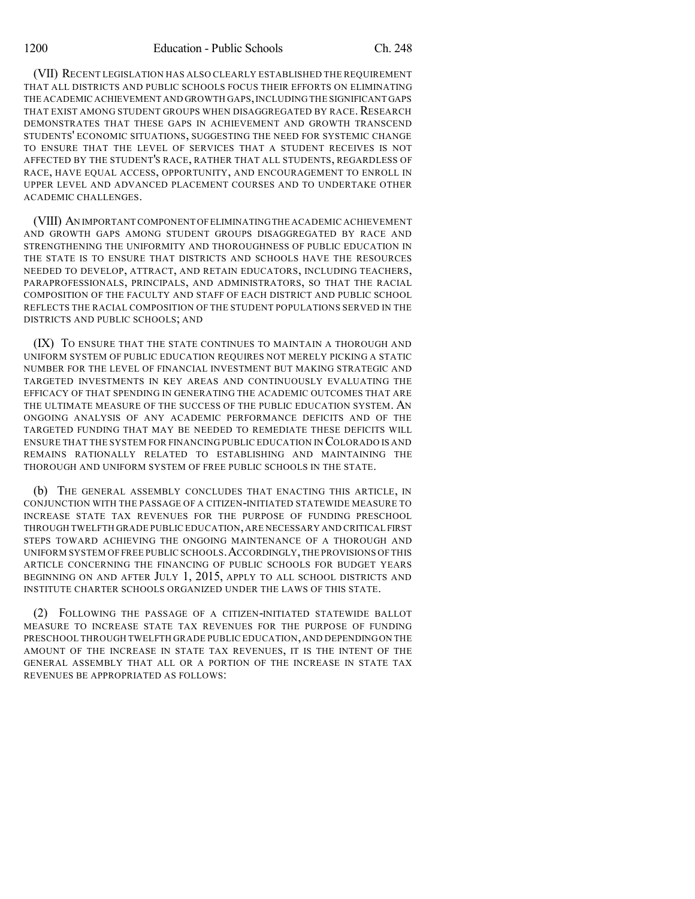(VII) RECENT LEGISLATION HAS ALSO CLEARLY ESTABLISHED THE REQUIREMENT THAT ALL DISTRICTS AND PUBLIC SCHOOLS FOCUS THEIR EFFORTS ON ELIMINATING THE ACADEMIC ACHIEVEMENT AND GROWTH GAPS, INCLUDING THE SIGNIFICANT GAPS THAT EXIST AMONG STUDENT GROUPS WHEN DISAGGREGATED BY RACE. RESEARCH DEMONSTRATES THAT THESE GAPS IN ACHIEVEMENT AND GROWTH TRANSCEND STUDENTS' ECONOMIC SITUATIONS, SUGGESTING THE NEED FOR SYSTEMIC CHANGE TO ENSURE THAT THE LEVEL OF SERVICES THAT A STUDENT RECEIVES IS NOT AFFECTED BY THE STUDENT'S RACE, RATHER THAT ALL STUDENTS, REGARDLESS OF RACE, HAVE EQUAL ACCESS, OPPORTUNITY, AND ENCOURAGEMENT TO ENROLL IN UPPER LEVEL AND ADVANCED PLACEMENT COURSES AND TO UNDERTAKE OTHER ACADEMIC CHALLENGES.

(VIII) AN IMPORTANT COMPONENT OF ELIMINATING THE ACADEMIC ACHIEVEMENT AND GROWTH GAPS AMONG STUDENT GROUPS DISAGGREGATED BY RACE AND STRENGTHENING THE UNIFORMITY AND THOROUGHNESS OF PUBLIC EDUCATION IN THE STATE IS TO ENSURE THAT DISTRICTS AND SCHOOLS HAVE THE RESOURCES NEEDED TO DEVELOP, ATTRACT, AND RETAIN EDUCATORS, INCLUDING TEACHERS, PARAPROFESSIONALS, PRINCIPALS, AND ADMINISTRATORS, SO THAT THE RACIAL COMPOSITION OF THE FACULTY AND STAFF OF EACH DISTRICT AND PUBLIC SCHOOL REFLECTS THE RACIAL COMPOSITION OF THE STUDENT POPULATIONS SERVED IN THE DISTRICTS AND PUBLIC SCHOOLS; AND

(IX) TO ENSURE THAT THE STATE CONTINUES TO MAINTAIN A THOROUGH AND UNIFORM SYSTEM OF PUBLIC EDUCATION REQUIRES NOT MERELY PICKING A STATIC NUMBER FOR THE LEVEL OF FINANCIAL INVESTMENT BUT MAKING STRATEGIC AND TARGETED INVESTMENTS IN KEY AREAS AND CONTINUOUSLY EVALUATING THE EFFICACY OF THAT SPENDING IN GENERATING THE ACADEMIC OUTCOMES THAT ARE THE ULTIMATE MEASURE OF THE SUCCESS OF THE PUBLIC EDUCATION SYSTEM. AN ONGOING ANALYSIS OF ANY ACADEMIC PERFORMANCE DEFICITS AND OF THE TARGETED FUNDING THAT MAY BE NEEDED TO REMEDIATE THESE DEFICITS WILL ENSURE THAT THE SYSTEM FOR FINANCING PUBLIC EDUCATION IN COLORADO IS AND REMAINS RATIONALLY RELATED TO ESTABLISHING AND MAINTAINING THE THOROUGH AND UNIFORM SYSTEM OF FREE PUBLIC SCHOOLS IN THE STATE.

(b) THE GENERAL ASSEMBLY CONCLUDES THAT ENACTING THIS ARTICLE, IN CONJUNCTION WITH THE PASSAGE OF A CITIZEN-INITIATED STATEWIDE MEASURE TO INCREASE STATE TAX REVENUES FOR THE PURPOSE OF FUNDING PRESCHOOL THROUGH TWELFTH GRADE PUBLIC EDUCATION, ARE NECESSARY AND CRITICAL FIRST STEPS TOWARD ACHIEVING THE ONGOING MAINTENANCE OF A THOROUGH AND UNIFORM SYSTEM OF FREE PUBLIC SCHOOLS. ACCORDINGLY, THE PROVISIONS OF THIS ARTICLE CONCERNING THE FINANCING OF PUBLIC SCHOOLS FOR BUDGET YEARS BEGINNING ON AND AFTER JULY 1, 2015, APPLY TO ALL SCHOOL DISTRICTS AND INSTITUTE CHARTER SCHOOLS ORGANIZED UNDER THE LAWS OF THIS STATE.

(2) FOLLOWING THE PASSAGE OF A CITIZEN-INITIATED STATEWIDE BALLOT MEASURE TO INCREASE STATE TAX REVENUES FOR THE PURPOSE OF FUNDING PRESCHOOL THROUGH TWELFTH GRADE PUBLIC EDUCATION, AND DEPENDING ON THE AMOUNT OF THE INCREASE IN STATE TAX REVENUES, IT IS THE INTENT OF THE GENERAL ASSEMBLY THAT ALL OR A PORTION OF THE INCREASE IN STATE TAX REVENUES BE APPROPRIATED AS FOLLOWS: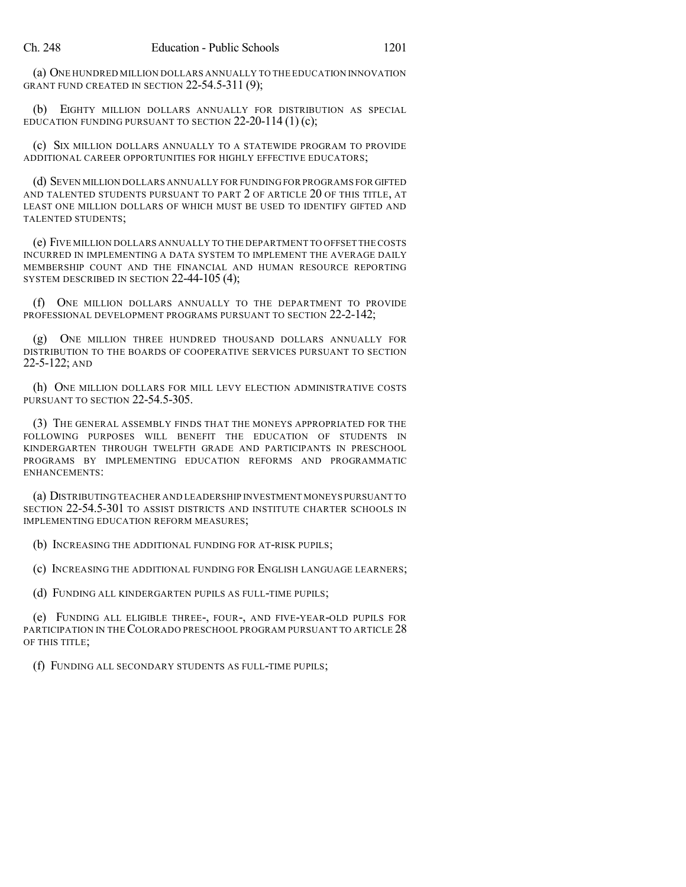(a) ONE HUNDRED MILLION DOLLARS ANNUALLY TO THE EDUCATION INNOVATION GRANT FUND CREATED IN SECTION 22-54.5-311 (9);

(b) EIGHTY MILLION DOLLARS ANNUALLY FOR DISTRIBUTION AS SPECIAL EDUCATION FUNDING PURSUANT TO SECTION 22-20-114 (1) (c);

(c) SIX MILLION DOLLARS ANNUALLY TO A STATEWIDE PROGRAM TO PROVIDE ADDITIONAL CAREER OPPORTUNITIES FOR HIGHLY EFFECTIVE EDUCATORS;

(d) SEVEN MILLION DOLLARS ANNUALLY FOR FUNDING FOR PROGRAMS FOR GIFTED AND TALENTED STUDENTS PURSUANT TO PART 2 OF ARTICLE 20 OF THIS TITLE, AT LEAST ONE MILLION DOLLARS OF WHICH MUST BE USED TO IDENTIFY GIFTED AND TALENTED STUDENTS;

(e) FIVE MILLION DOLLARS ANNUALLY TO THE DEPARTMENT TO OFFSET THE COSTS INCURRED IN IMPLEMENTING A DATA SYSTEM TO IMPLEMENT THE AVERAGE DAILY MEMBERSHIP COUNT AND THE FINANCIAL AND HUMAN RESOURCE REPORTING SYSTEM DESCRIBED IN SECTION 22-44-105 (4);

(f) ONE MILLION DOLLARS ANNUALLY TO THE DEPARTMENT TO PROVIDE PROFESSIONAL DEVELOPMENT PROGRAMS PURSUANT TO SECTION 22-2-142;

(g) ONE MILLION THREE HUNDRED THOUSAND DOLLARS ANNUALLY FOR DISTRIBUTION TO THE BOARDS OF COOPERATIVE SERVICES PURSUANT TO SECTION 22-5-122; AND

(h) ONE MILLION DOLLARS FOR MILL LEVY ELECTION ADMINISTRATIVE COSTS PURSUANT TO SECTION 22-54.5-305.

(3) THE GENERAL ASSEMBLY FINDS THAT THE MONEYS APPROPRIATED FOR THE FOLLOWING PURPOSES WILL BENEFIT THE EDUCATION OF STUDENTS IN KINDERGARTEN THROUGH TWELFTH GRADE AND PARTICIPANTS IN PRESCHOOL PROGRAMS BY IMPLEMENTING EDUCATION REFORMS AND PROGRAMMATIC ENHANCEMENTS:

(a) DISTRIBUTING TEACHER AND LEADERSHIP INVESTMENT MONEYS PURSUANT TO SECTION 22-54.5-301 TO ASSIST DISTRICTS AND INSTITUTE CHARTER SCHOOLS IN IMPLEMENTING EDUCATION REFORM MEASURES;

(b) INCREASING THE ADDITIONAL FUNDING FOR AT-RISK PUPILS;

(c) INCREASING THE ADDITIONAL FUNDING FOR ENGLISH LANGUAGE LEARNERS;

(d) FUNDING ALL KINDERGARTEN PUPILS AS FULL-TIME PUPILS;

(e) FUNDING ALL ELIGIBLE THREE-, FOUR-, AND FIVE-YEAR-OLD PUPILS FOR PARTICIPATION IN THE COLORADO PRESCHOOL PROGRAM PURSUANT TO ARTICLE 28 OF THIS TITLE;

(f) FUNDING ALL SECONDARY STUDENTS AS FULL-TIME PUPILS;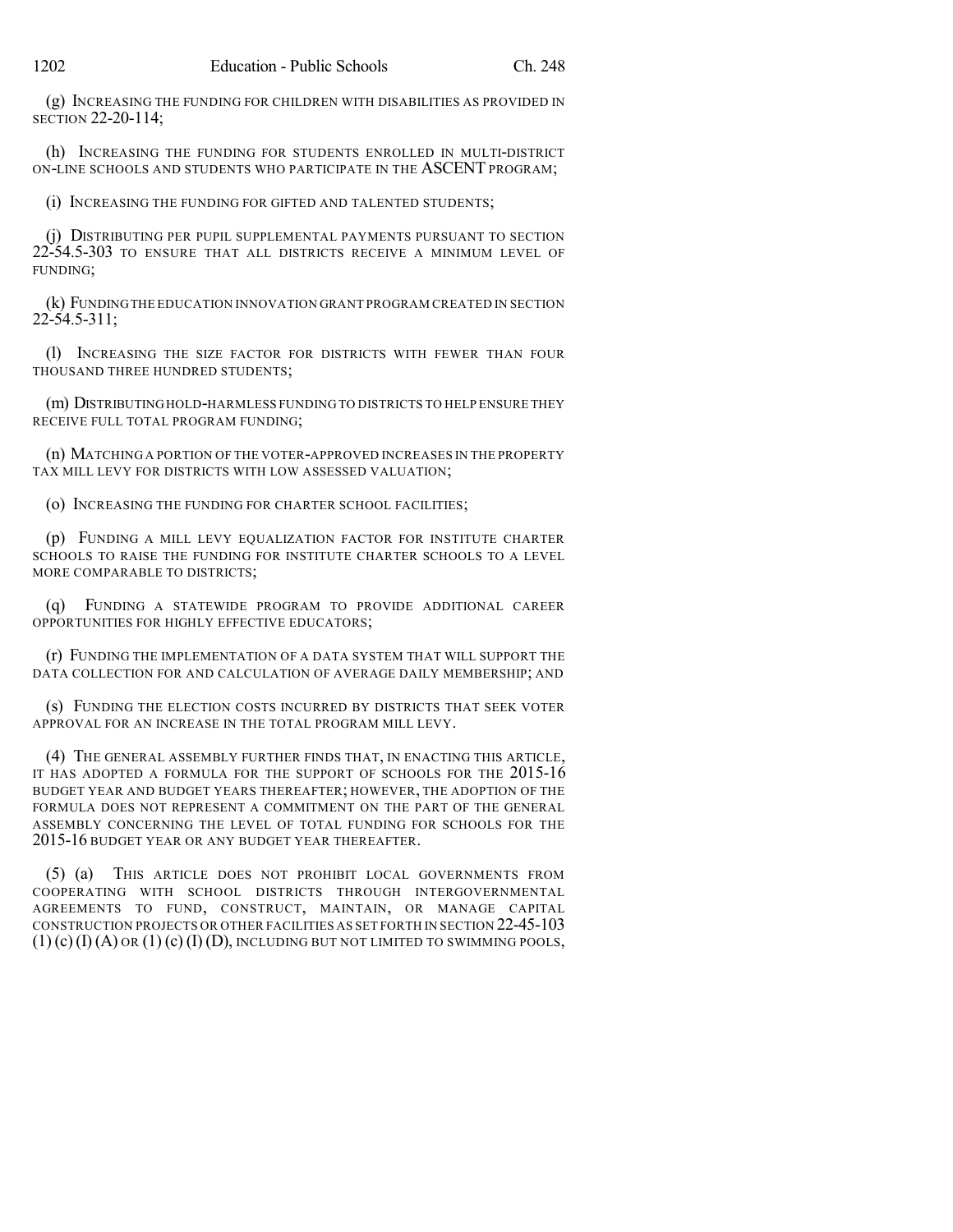(g) INCREASING THE FUNDING FOR CHILDREN WITH DISABILITIES AS PROVIDED IN SECTION 22-20-114;

(h) INCREASING THE FUNDING FOR STUDENTS ENROLLED IN MULTI-DISTRICT ON-LINE SCHOOLS AND STUDENTS WHO PARTICIPATE IN THE ASCENT PROGRAM;

(i) INCREASING THE FUNDING FOR GIFTED AND TALENTED STUDENTS;

(j) DISTRIBUTING PER PUPIL SUPPLEMENTAL PAYMENTS PURSUANT TO SECTION 22-54.5-303 TO ENSURE THAT ALL DISTRICTS RECEIVE A MINIMUM LEVEL OF FUNDING;

(k) FUNDING THE EDUCATION INNOVATION GRANT PROGRAM CREATED IN SECTION 22-54.5-311;

(l) INCREASING THE SIZE FACTOR FOR DISTRICTS WITH FEWER THAN FOUR THOUSAND THREE HUNDRED STUDENTS;

(m) DISTRIBUTING HOLD-HARMLESS FUNDING TO DISTRICTS TO HELP ENSURE THEY RECEIVE FULL TOTAL PROGRAM FUNDING;

(n) MATCHING A PORTION OF THE VOTER-APPROVED INCREASES IN THE PROPERTY TAX MILL LEVY FOR DISTRICTS WITH LOW ASSESSED VALUATION;

(o) INCREASING THE FUNDING FOR CHARTER SCHOOL FACILITIES;

(p) FUNDING A MILL LEVY EQUALIZATION FACTOR FOR INSTITUTE CHARTER SCHOOLS TO RAISE THE FUNDING FOR INSTITUTE CHARTER SCHOOLS TO A LEVEL MORE COMPARABLE TO DISTRICTS;

(q) FUNDING A STATEWIDE PROGRAM TO PROVIDE ADDITIONAL CAREER OPPORTUNITIES FOR HIGHLY EFFECTIVE EDUCATORS;

(r) FUNDING THE IMPLEMENTATION OF A DATA SYSTEM THAT WILL SUPPORT THE DATA COLLECTION FOR AND CALCULATION OF AVERAGE DAILY MEMBERSHIP; AND

(s) FUNDING THE ELECTION COSTS INCURRED BY DISTRICTS THAT SEEK VOTER APPROVAL FOR AN INCREASE IN THE TOTAL PROGRAM MILL LEVY.

(4) THE GENERAL ASSEMBLY FURTHER FINDS THAT, IN ENACTING THIS ARTICLE, IT HAS ADOPTED A FORMULA FOR THE SUPPORT OF SCHOOLS FOR THE 2015-16 BUDGET YEAR AND BUDGET YEARS THEREAFTER; HOWEVER, THE ADOPTION OF THE FORMULA DOES NOT REPRESENT A COMMITMENT ON THE PART OF THE GENERAL ASSEMBLY CONCERNING THE LEVEL OF TOTAL FUNDING FOR SCHOOLS FOR THE 2015-16 BUDGET YEAR OR ANY BUDGET YEAR THEREAFTER.

(5) (a) THIS ARTICLE DOES NOT PROHIBIT LOCAL GOVERNMENTS FROM COOPERATING WITH SCHOOL DISTRICTS THROUGH INTERGOVERNMENTAL AGREEMENTS TO FUND, CONSTRUCT, MAINTAIN, OR MANAGE CAPITAL CONSTRUCTION PROJECTS OR OTHER FACILITIES AS SET FORTH IN SECTION 22-45-103 (1) (c) (I) (A) OR (1) (c) (I) (D), INCLUDING BUT NOT LIMITED TO SWIMMING POOLS,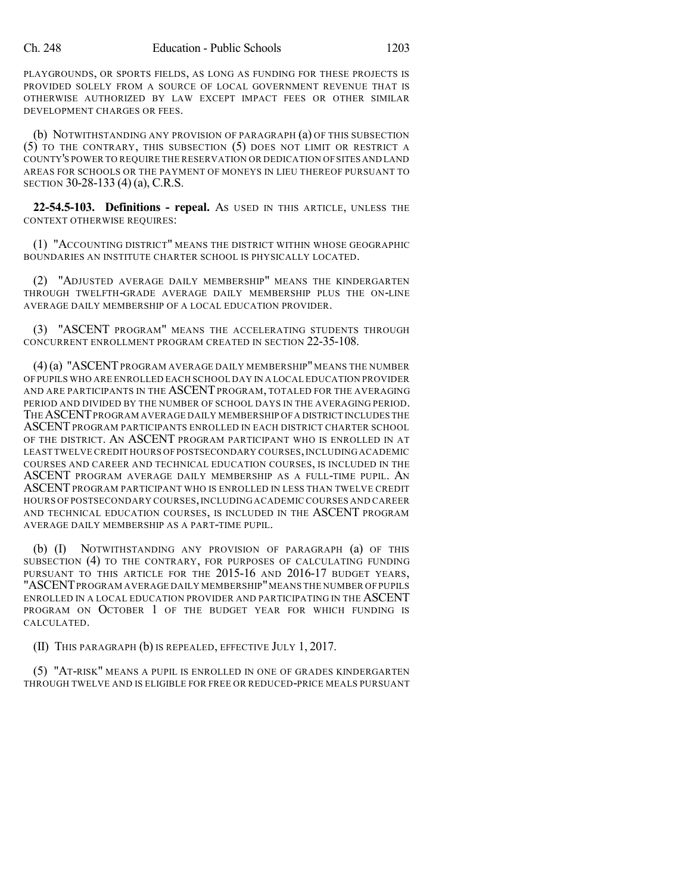PLAYGROUNDS, OR SPORTS FIELDS, AS LONG AS FUNDING FOR THESE PROJECTS IS PROVIDED SOLELY FROM A SOURCE OF LOCAL GOVERNMENT REVENUE THAT IS OTHERWISE AUTHORIZED BY LAW EXCEPT IMPACT FEES OR OTHER SIMILAR DEVELOPMENT CHARGES OR FEES.

(b) NOTWITHSTANDING ANY PROVISION OF PARAGRAPH (a) OF THIS SUBSECTION (5) TO THE CONTRARY, THIS SUBSECTION (5) DOES NOT LIMIT OR RESTRICT A COUNTY'S POWER TO REQUIRE THE RESERVATION OR DEDICATION OF SITES AND LAND AREAS FOR SCHOOLS OR THE PAYMENT OF MONEYS IN LIEU THEREOF PURSUANT TO SECTION 30-28-133 (4) (a), C.R.S.

**22-54.5-103. Definitions - repeal.** AS USED IN THIS ARTICLE, UNLESS THE CONTEXT OTHERWISE REQUIRES:

(1) "ACCOUNTING DISTRICT" MEANS THE DISTRICT WITHIN WHOSE GEOGRAPHIC BOUNDARIES AN INSTITUTE CHARTER SCHOOL IS PHYSICALLY LOCATED.

(2) "ADJUSTED AVERAGE DAILY MEMBERSHIP" MEANS THE KINDERGARTEN THROUGH TWELFTH-GRADE AVERAGE DAILY MEMBERSHIP PLUS THE ON-LINE AVERAGE DAILY MEMBERSHIP OF A LOCAL EDUCATION PROVIDER.

(3) "ASCENT PROGRAM" MEANS THE ACCELERATING STUDENTS THROUGH CONCURRENT ENROLLMENT PROGRAM CREATED IN SECTION 22-35-108.

(4) (a) "ASCENT PROGRAM AVERAGE DAILY MEMBERSHIP" MEANS THE NUMBER OF PUPILS WHO ARE ENROLLED EACH SCHOOL DAY IN A LOCAL EDUCATION PROVIDER AND ARE PARTICIPANTS IN THE ASCENT PROGRAM, TOTALED FOR THE AVERAGING PERIOD AND DIVIDED BY THE NUMBER OF SCHOOL DAYS IN THE AVERAGING PERIOD. THE ASCENT PROGRAM AVERAGE DAILY MEMBERSHIP OF A DISTRICT INCLUDES THE ASCENT PROGRAM PARTICIPANTS ENROLLED IN EACH DISTRICT CHARTER SCHOOL OF THE DISTRICT. AN ASCENT PROGRAM PARTICIPANT WHO IS ENROLLED IN AT LEAST TWELVE CREDIT HOURS OF POSTSECONDARY COURSES, INCLUDING ACADEMIC COURSES AND CAREER AND TECHNICAL EDUCATION COURSES, IS INCLUDED IN THE ASCENT PROGRAM AVERAGE DAILY MEMBERSHIP AS A FULL-TIME PUPIL. AN ASCENT PROGRAM PARTICIPANT WHO IS ENROLLED IN LESS THAN TWELVE CREDIT HOURS OF POSTSECONDARY COURSES, INCLUDING ACADEMIC COURSES AND CAREER AND TECHNICAL EDUCATION COURSES, IS INCLUDED IN THE ASCENT PROGRAM AVERAGE DAILY MEMBERSHIP AS A PART-TIME PUPIL.

(b) (I) NOTWITHSTANDING ANY PROVISION OF PARAGRAPH (a) OF THIS SUBSECTION (4) TO THE CONTRARY, FOR PURPOSES OF CALCULATING FUNDING PURSUANT TO THIS ARTICLE FOR THE 2015-16 AND 2016-17 BUDGET YEARS, "ASCENT PROGRAM AVERAGE DAILY MEMBERSHIP" MEANS THE NUMBER OF PUPILS ENROLLED IN A LOCAL EDUCATION PROVIDER AND PARTICIPATING IN THE ASCENT PROGRAM ON OCTOBER 1 OF THE BUDGET YEAR FOR WHICH FUNDING IS CALCULATED.

(II) THIS PARAGRAPH (b) IS REPEALED, EFFECTIVE JULY 1, 2017.

(5) "AT-RISK" MEANS A PUPIL IS ENROLLED IN ONE OF GRADES KINDERGARTEN THROUGH TWELVE AND IS ELIGIBLE FOR FREE OR REDUCED-PRICE MEALS PURSUANT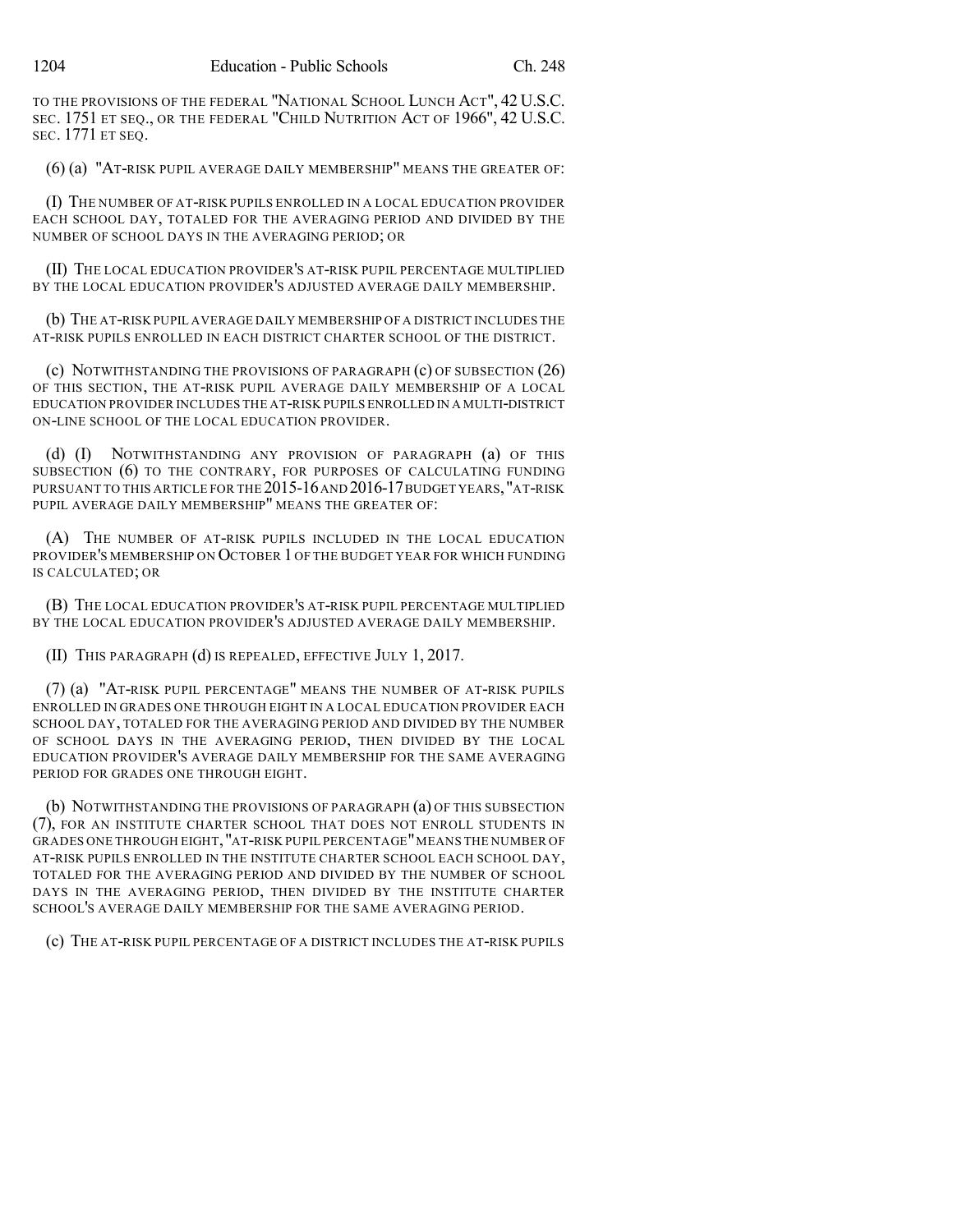TO THE PROVISIONS OF THE FEDERAL "NATIONAL SCHOOL LUNCH ACT", 42 U.S.C. SEC. 1751 ET SEQ., OR THE FEDERAL "CHILD NUTRITION ACT OF 1966", 42 U.S.C. SEC. 1771 ET SEQ.

(6) (a) "AT-RISK PUPIL AVERAGE DAILY MEMBERSHIP" MEANS THE GREATER OF:

(I) THE NUMBER OF AT-RISK PUPILS ENROLLED IN A LOCAL EDUCATION PROVIDER EACH SCHOOL DAY, TOTALED FOR THE AVERAGING PERIOD AND DIVIDED BY THE NUMBER OF SCHOOL DAYS IN THE AVERAGING PERIOD; OR

(II) THE LOCAL EDUCATION PROVIDER'S AT-RISK PUPIL PERCENTAGE MULTIPLIED BY THE LOCAL EDUCATION PROVIDER'S ADJUSTED AVERAGE DAILY MEMBERSHIP.

(b) THE AT-RISK PUPIL AVERAGE DAILY MEMBERSHIP OF A DISTRICT INCLUDES THE AT-RISK PUPILS ENROLLED IN EACH DISTRICT CHARTER SCHOOL OF THE DISTRICT.

(c) NOTWITHSTANDING THE PROVISIONS OF PARAGRAPH (c) OF SUBSECTION (26) OF THIS SECTION, THE AT-RISK PUPIL AVERAGE DAILY MEMBERSHIP OF A LOCAL EDUCATION PROVIDER INCLUDES THE AT-RISK PUPILS ENROLLED IN A MULTI-DISTRICT ON-LINE SCHOOL OF THE LOCAL EDUCATION PROVIDER.

(d) (I) NOTWITHSTANDING ANY PROVISION OF PARAGRAPH (a) OF THIS SUBSECTION (6) TO THE CONTRARY, FOR PURPOSES OF CALCULATING FUNDING PURSUANT TO THIS ARTICLE FOR THE 2015-16 AND 2016-17 BUDGET YEARS, "AT-RISK PUPIL AVERAGE DAILY MEMBERSHIP" MEANS THE GREATER OF:

(A) THE NUMBER OF AT-RISK PUPILS INCLUDED IN THE LOCAL EDUCATION PROVIDER'S MEMBERSHIP ON OCTOBER 1 OF THE BUDGET YEAR FOR WHICH FUNDING IS CALCULATED; OR

(B) THE LOCAL EDUCATION PROVIDER'S AT-RISK PUPIL PERCENTAGE MULTIPLIED BY THE LOCAL EDUCATION PROVIDER'S ADJUSTED AVERAGE DAILY MEMBERSHIP.

(II) THIS PARAGRAPH (d) IS REPEALED, EFFECTIVE JULY 1, 2017.

(7) (a) "AT-RISK PUPIL PERCENTAGE" MEANS THE NUMBER OF AT-RISK PUPILS ENROLLED IN GRADES ONE THROUGH EIGHT IN A LOCAL EDUCATION PROVIDER EACH SCHOOL DAY, TOTALED FOR THE AVERAGING PERIOD AND DIVIDED BY THE NUMBER OF SCHOOL DAYS IN THE AVERAGING PERIOD, THEN DIVIDED BY THE LOCAL EDUCATION PROVIDER'S AVERAGE DAILY MEMBERSHIP FOR THE SAME AVERAGING PERIOD FOR GRADES ONE THROUGH EIGHT.

(b) NOTWITHSTANDING THE PROVISIONS OF PARAGRAPH (a) OF THIS SUBSECTION (7), FOR AN INSTITUTE CHARTER SCHOOL THAT DOES NOT ENROLL STUDENTS IN GRADES ONE THROUGH EIGHT, "AT-RISK PUPIL PERCENTAGE" MEANS THE NUMBER OF AT-RISK PUPILS ENROLLED IN THE INSTITUTE CHARTER SCHOOL EACH SCHOOL DAY, TOTALED FOR THE AVERAGING PERIOD AND DIVIDED BY THE NUMBER OF SCHOOL DAYS IN THE AVERAGING PERIOD, THEN DIVIDED BY THE INSTITUTE CHARTER SCHOOL'S AVERAGE DAILY MEMBERSHIP FOR THE SAME AVERAGING PERIOD.

(c) THE AT-RISK PUPIL PERCENTAGE OF A DISTRICT INCLUDES THE AT-RISK PUPILS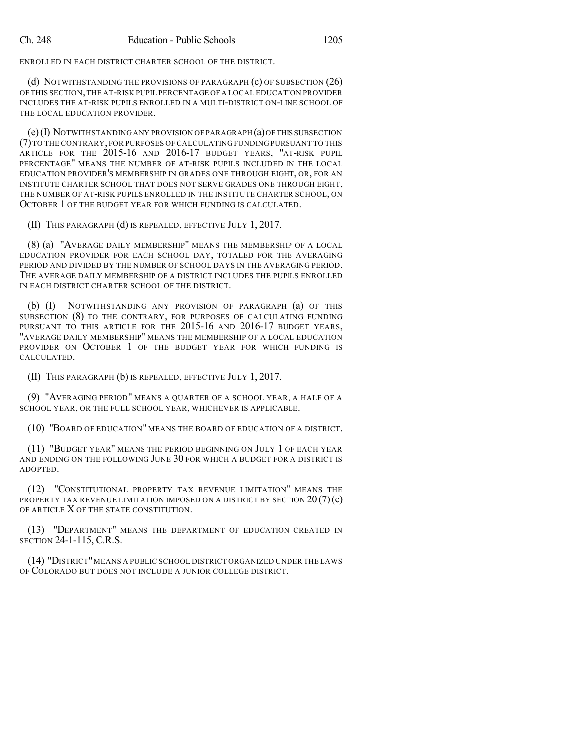ENROLLED IN EACH DISTRICT CHARTER SCHOOL OF THE DISTRICT.

(d) NOTWITHSTANDING THE PROVISIONS OF PARAGRAPH (c) OF SUBSECTION (26) OF THIS SECTION, THE AT-RISK PUPIL PERCENTAGE OF A LOCAL EDUCATION PROVIDER INCLUDES THE AT-RISK PUPILS ENROLLED IN A MULTI-DISTRICT ON-LINE SCHOOL OF THE LOCAL EDUCATION PROVIDER.

(e) (I) NOTWITHSTANDING ANY PROVISION OF PARAGRAPH (a) OF THIS SUBSECTION (7) TO THE CONTRARY, FOR PURPOSES OF CALCULATING FUNDING PURSUANT TO THIS ARTICLE FOR THE 2015-16 AND 2016-17 BUDGET YEARS, "AT-RISK PUPIL PERCENTAGE" MEANS THE NUMBER OF AT-RISK PUPILS INCLUDED IN THE LOCAL EDUCATION PROVIDER'S MEMBERSHIP IN GRADES ONE THROUGH EIGHT, OR, FOR AN INSTITUTE CHARTER SCHOOL THAT DOES NOT SERVE GRADES ONE THROUGH EIGHT, THE NUMBER OF AT-RISK PUPILS ENROLLED IN THE INSTITUTE CHARTER SCHOOL, ON OCTOBER 1 OF THE BUDGET YEAR FOR WHICH FUNDING IS CALCULATED.

(II) THIS PARAGRAPH (d) IS REPEALED, EFFECTIVE JULY 1, 2017.

(8) (a) "AVERAGE DAILY MEMBERSHIP" MEANS THE MEMBERSHIP OF A LOCAL EDUCATION PROVIDER FOR EACH SCHOOL DAY, TOTALED FOR THE AVERAGING PERIOD AND DIVIDED BY THE NUMBER OF SCHOOL DAYS IN THE AVERAGING PERIOD. THE AVERAGE DAILY MEMBERSHIP OF A DISTRICT INCLUDES THE PUPILS ENROLLED IN EACH DISTRICT CHARTER SCHOOL OF THE DISTRICT.

(b) (I) NOTWITHSTANDING ANY PROVISION OF PARAGRAPH (a) OF THIS SUBSECTION (8) TO THE CONTRARY, FOR PURPOSES OF CALCULATING FUNDING PURSUANT TO THIS ARTICLE FOR THE 2015-16 AND 2016-17 BUDGET YEARS, "AVERAGE DAILY MEMBERSHIP" MEANS THE MEMBERSHIP OF A LOCAL EDUCATION PROVIDER ON OCTOBER 1 OF THE BUDGET YEAR FOR WHICH FUNDING IS CALCULATED.

(II) THIS PARAGRAPH (b) IS REPEALED, EFFECTIVE JULY 1, 2017.

(9) "AVERAGING PERIOD" MEANS A QUARTER OF A SCHOOL YEAR, A HALF OF A SCHOOL YEAR, OR THE FULL SCHOOL YEAR, WHICHEVER IS APPLICABLE.

(10) "BOARD OF EDUCATION" MEANS THE BOARD OF EDUCATION OF A DISTRICT.

(11) "BUDGET YEAR" MEANS THE PERIOD BEGINNING ON JULY 1 OF EACH YEAR AND ENDING ON THE FOLLOWING JUNE 30 FOR WHICH A BUDGET FOR A DISTRICT IS ADOPTED.

(12) "CONSTITUTIONAL PROPERTY TAX REVENUE LIMITATION" MEANS THE PROPERTY TAX REVENUE LIMITATION IMPOSED ON A DISTRICT BY SECTION 20 (7) (c) OF ARTICLE X OF THE STATE CONSTITUTION.

(13) "DEPARTMENT" MEANS THE DEPARTMENT OF EDUCATION CREATED IN SECTION 24-1-115, C.R.S.

(14) "DISTRICT" MEANS A PUBLIC SCHOOL DISTRICT ORGANIZED UNDER THE LAWS OF COLORADO BUT DOES NOT INCLUDE A JUNIOR COLLEGE DISTRICT.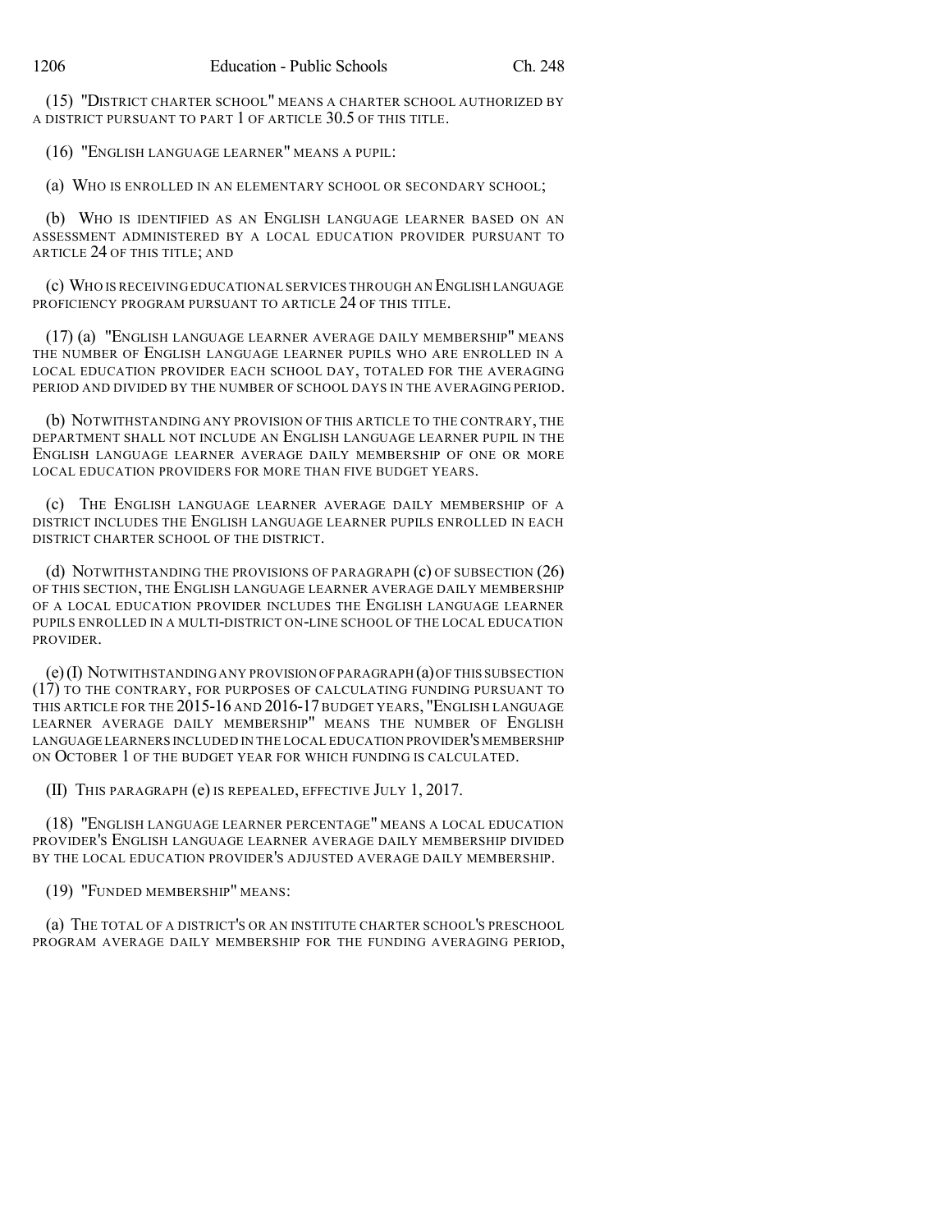(15) "DISTRICT CHARTER SCHOOL" MEANS A CHARTER SCHOOL AUTHORIZED BY A DISTRICT PURSUANT TO PART 1 OF ARTICLE 30.5 OF THIS TITLE.

(16) "ENGLISH LANGUAGE LEARNER" MEANS A PUPIL:

(a) WHO IS ENROLLED IN AN ELEMENTARY SCHOOL OR SECONDARY SCHOOL;

(b) WHO IS IDENTIFIED AS AN ENGLISH LANGUAGE LEARNER BASED ON AN ASSESSMENT ADMINISTERED BY A LOCAL EDUCATION PROVIDER PURSUANT TO ARTICLE 24 OF THIS TITLE; AND

(c) WHO IS RECEIVING EDUCATIONAL SERVICES THROUGH AN ENGLISH LANGUAGE PROFICIENCY PROGRAM PURSUANT TO ARTICLE 24 OF THIS TITLE.

(17) (a) "ENGLISH LANGUAGE LEARNER AVERAGE DAILY MEMBERSHIP" MEANS THE NUMBER OF ENGLISH LANGUAGE LEARNER PUPILS WHO ARE ENROLLED IN A LOCAL EDUCATION PROVIDER EACH SCHOOL DAY, TOTALED FOR THE AVERAGING PERIOD AND DIVIDED BY THE NUMBER OF SCHOOL DAYS IN THE AVERAGING PERIOD.

(b) NOTWITHSTANDING ANY PROVISION OF THIS ARTICLE TO THE CONTRARY, THE DEPARTMENT SHALL NOT INCLUDE AN ENGLISH LANGUAGE LEARNER PUPIL IN THE ENGLISH LANGUAGE LEARNER AVERAGE DAILY MEMBERSHIP OF ONE OR MORE LOCAL EDUCATION PROVIDERS FOR MORE THAN FIVE BUDGET YEARS.

(c) THE ENGLISH LANGUAGE LEARNER AVERAGE DAILY MEMBERSHIP OF A DISTRICT INCLUDES THE ENGLISH LANGUAGE LEARNER PUPILS ENROLLED IN EACH DISTRICT CHARTER SCHOOL OF THE DISTRICT.

(d) NOTWITHSTANDING THE PROVISIONS OF PARAGRAPH (c) OF SUBSECTION (26) OF THIS SECTION, THE ENGLISH LANGUAGE LEARNER AVERAGE DAILY MEMBERSHIP OF A LOCAL EDUCATION PROVIDER INCLUDES THE ENGLISH LANGUAGE LEARNER PUPILS ENROLLED IN A MULTI-DISTRICT ON-LINE SCHOOL OF THE LOCAL EDUCATION PROVIDER.

(e) (I) NOTWITHSTANDING ANY PROVISION OF PARAGRAPH (a) OF THIS SUBSECTION (17) TO THE CONTRARY, FOR PURPOSES OF CALCULATING FUNDING PURSUANT TO THIS ARTICLE FOR THE 2015-16 AND 2016-17 BUDGET YEARS, "ENGLISH LANGUAGE LEARNER AVERAGE DAILY MEMBERSHIP" MEANS THE NUMBER OF ENGLISH LANGUAGE LEARNERS INCLUDED IN THE LOCAL EDUCATION PROVIDER'S MEMBERSHIP ON OCTOBER 1 OF THE BUDGET YEAR FOR WHICH FUNDING IS CALCULATED.

(II) THIS PARAGRAPH (e) IS REPEALED, EFFECTIVE JULY 1, 2017.

(18) "ENGLISH LANGUAGE LEARNER PERCENTAGE" MEANS A LOCAL EDUCATION PROVIDER'S ENGLISH LANGUAGE LEARNER AVERAGE DAILY MEMBERSHIP DIVIDED BY THE LOCAL EDUCATION PROVIDER'S ADJUSTED AVERAGE DAILY MEMBERSHIP.

(19) "FUNDED MEMBERSHIP" MEANS:

(a) THE TOTAL OF A DISTRICT'S OR AN INSTITUTE CHARTER SCHOOL'S PRESCHOOL PROGRAM AVERAGE DAILY MEMBERSHIP FOR THE FUNDING AVERAGING PERIOD,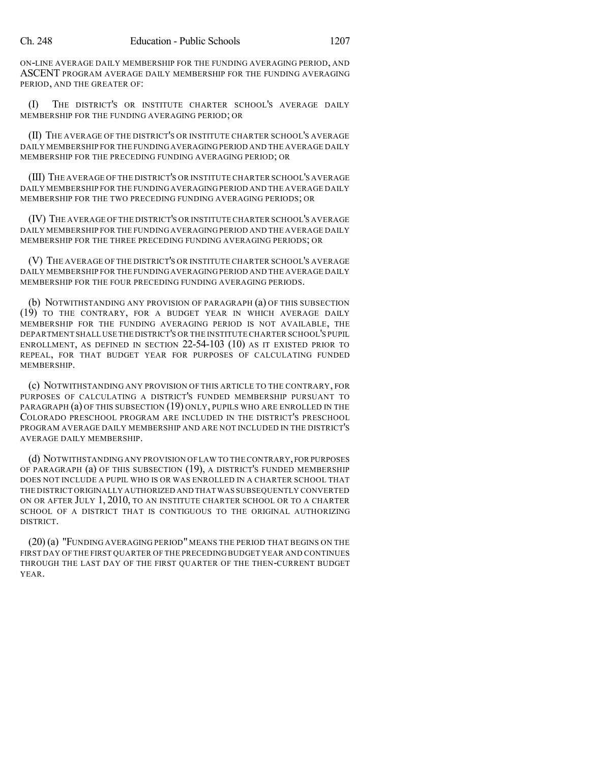ON-LINE AVERAGE DAILY MEMBERSHIP FOR THE FUNDING AVERAGING PERIOD, AND ASCENT PROGRAM AVERAGE DAILY MEMBERSHIP FOR THE FUNDING AVERAGING PERIOD, AND THE GREATER OF:

(I) THE DISTRICT'S OR INSTITUTE CHARTER SCHOOL'S AVERAGE DAILY MEMBERSHIP FOR THE FUNDING AVERAGING PERIOD; OR

(II) THE AVERAGE OF THE DISTRICT'S OR INSTITUTE CHARTER SCHOOL'S AVERAGE DAILY MEMBERSHIP FOR THE FUNDING AVERAGING PERIOD AND THE AVERAGE DAILY MEMBERSHIP FOR THE PRECEDING FUNDING AVERAGING PERIOD; OR

(III) THE AVERAGE OF THE DISTRICT'S OR INSTITUTE CHARTER SCHOOL'S AVERAGE DAILY MEMBERSHIP FOR THE FUNDING AVERAGING PERIOD AND THE AVERAGE DAILY MEMBERSHIP FOR THE TWO PRECEDING FUNDING AVERAGING PERIODS; OR

(IV) THE AVERAGE OF THE DISTRICT'S OR INSTITUTE CHARTER SCHOOL'S AVERAGE DAILY MEMBERSHIP FOR THE FUNDING AVERAGING PERIOD AND THE AVERAGE DAILY MEMBERSHIP FOR THE THREE PRECEDING FUNDING AVERAGING PERIODS; OR

(V) THE AVERAGE OF THE DISTRICT'S OR INSTITUTE CHARTER SCHOOL'S AVERAGE DAILY MEMBERSHIP FOR THE FUNDING AVERAGING PERIOD AND THE AVERAGE DAILY MEMBERSHIP FOR THE FOUR PRECEDING FUNDING AVERAGING PERIODS.

(b) NOTWITHSTANDING ANY PROVISION OF PARAGRAPH (a) OF THIS SUBSECTION (19) TO THE CONTRARY, FOR A BUDGET YEAR IN WHICH AVERAGE DAILY MEMBERSHIP FOR THE FUNDING AVERAGING PERIOD IS NOT AVAILABLE, THE DEPARTMENT SHALL USE THE DISTRICT'S OR THE INSTITUTE CHARTER SCHOOL'S PUPIL ENROLLMENT, AS DEFINED IN SECTION 22-54-103 (10) AS IT EXISTED PRIOR TO REPEAL, FOR THAT BUDGET YEAR FOR PURPOSES OF CALCULATING FUNDED MEMBERSHIP.

(c) NOTWITHSTANDING ANY PROVISION OF THIS ARTICLE TO THE CONTRARY, FOR PURPOSES OF CALCULATING A DISTRICT'S FUNDED MEMBERSHIP PURSUANT TO PARAGRAPH (a) OF THIS SUBSECTION (19) ONLY, PUPILS WHO ARE ENROLLED IN THE COLORADO PRESCHOOL PROGRAM ARE INCLUDED IN THE DISTRICT'S PRESCHOOL PROGRAM AVERAGE DAILY MEMBERSHIP AND ARE NOT INCLUDED IN THE DISTRICT'S AVERAGE DAILY MEMBERSHIP.

(d) NOTWITHSTANDING ANY PROVISION OF LAW TO THE CONTRARY, FOR PURPOSES OF PARAGRAPH (a) OF THIS SUBSECTION (19), A DISTRICT'S FUNDED MEMBERSHIP DOES NOT INCLUDE A PUPIL WHO IS OR WAS ENROLLED IN A CHARTER SCHOOL THAT THE DISTRICT ORIGINALLY AUTHORIZED AND THAT WAS SUBSEQUENTLY CONVERTED ON OR AFTER JULY 1, 2010, TO AN INSTITUTE CHARTER SCHOOL OR TO A CHARTER SCHOOL OF A DISTRICT THAT IS CONTIGUOUS TO THE ORIGINAL AUTHORIZING DISTRICT.

(20) (a) "FUNDING AVERAGING PERIOD" MEANS THE PERIOD THAT BEGINS ON THE FIRST DAY OF THE FIRST QUARTER OF THE PRECEDING BUDGET YEAR AND CONTINUES THROUGH THE LAST DAY OF THE FIRST QUARTER OF THE THEN-CURRENT BUDGET YEAR.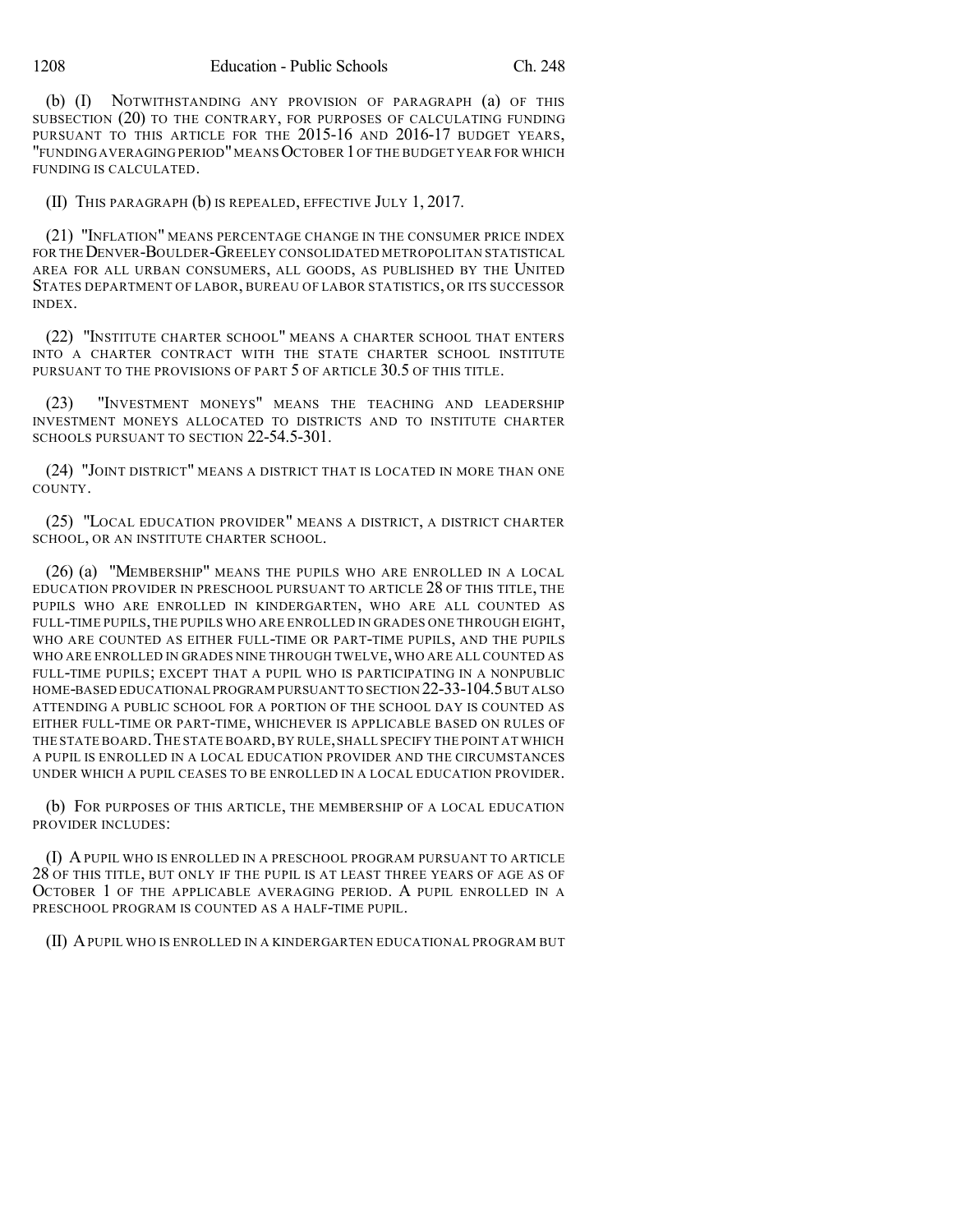(b) (I) NOTWITHSTANDING ANY PROVISION OF PARAGRAPH (a) OF THIS SUBSECTION (20) TO THE CONTRARY, FOR PURPOSES OF CALCULATING FUNDING PURSUANT TO THIS ARTICLE FOR THE 2015-16 AND 2016-17 BUDGET YEARS, "FUNDING AVERAGING PERIOD" MEANS OCTOBER 1 OF THE BUDGET YEAR FOR WHICH FUNDING IS CALCULATED.

(II) THIS PARAGRAPH (b) IS REPEALED, EFFECTIVE JULY 1, 2017.

(21) "INFLATION" MEANS PERCENTAGE CHANGE IN THE CONSUMER PRICE INDEX FOR THE DENVER-BOULDER-GREELEY CONSOLIDATED METROPOLITAN STATISTICAL AREA FOR ALL URBAN CONSUMERS, ALL GOODS, AS PUBLISHED BY THE UNITED STATES DEPARTMENT OF LABOR, BUREAU OF LABOR STATISTICS, OR ITS SUCCESSOR INDEX.

(22) "INSTITUTE CHARTER SCHOOL" MEANS A CHARTER SCHOOL THAT ENTERS INTO A CHARTER CONTRACT WITH THE STATE CHARTER SCHOOL INSTITUTE PURSUANT TO THE PROVISIONS OF PART 5 OF ARTICLE 30.5 OF THIS TITLE.

(23) "INVESTMENT MONEYS" MEANS THE TEACHING AND LEADERSHIP INVESTMENT MONEYS ALLOCATED TO DISTRICTS AND TO INSTITUTE CHARTER SCHOOLS PURSUANT TO SECTION 22-54.5-301.

(24) "JOINT DISTRICT" MEANS A DISTRICT THAT IS LOCATED IN MORE THAN ONE COUNTY.

(25) "LOCAL EDUCATION PROVIDER" MEANS A DISTRICT, A DISTRICT CHARTER SCHOOL, OR AN INSTITUTE CHARTER SCHOOL.

(26) (a) "MEMBERSHIP" MEANS THE PUPILS WHO ARE ENROLLED IN A LOCAL EDUCATION PROVIDER IN PRESCHOOL PURSUANT TO ARTICLE 28 OF THIS TITLE, THE PUPILS WHO ARE ENROLLED IN KINDERGARTEN, WHO ARE ALL COUNTED AS FULL-TIME PUPILS, THE PUPILS WHO ARE ENROLLED IN GRADES ONE THROUGH EIGHT, WHO ARE COUNTED AS EITHER FULL-TIME OR PART-TIME PUPILS, AND THE PUPILS WHO ARE ENROLLED IN GRADES NINE THROUGH TWELVE, WHO ARE ALL COUNTED AS FULL-TIME PUPILS; EXCEPT THAT A PUPIL WHO IS PARTICIPATING IN A NONPUBLIC HOME-BASED EDUCATIONAL PROGRAM PURSUANT TO SECTION 22-33-104.5 BUT ALSO ATTENDING A PUBLIC SCHOOL FOR A PORTION OF THE SCHOOL DAY IS COUNTED AS EITHER FULL-TIME OR PART-TIME, WHICHEVER IS APPLICABLE BASED ON RULES OF THE STATE BOARD. THE STATE BOARD, BY RULE, SHALL SPECIFY THE POINT AT WHICH A PUPIL IS ENROLLED IN A LOCAL EDUCATION PROVIDER AND THE CIRCUMSTANCES UNDER WHICH A PUPIL CEASES TO BE ENROLLED IN A LOCAL EDUCATION PROVIDER.

(b) FOR PURPOSES OF THIS ARTICLE, THE MEMBERSHIP OF A LOCAL EDUCATION PROVIDER INCLUDES:

(I) A PUPIL WHO IS ENROLLED IN A PRESCHOOL PROGRAM PURSUANT TO ARTICLE 28 OF THIS TITLE, BUT ONLY IF THE PUPIL IS AT LEAST THREE YEARS OF AGE AS OF OCTOBER 1 OF THE APPLICABLE AVERAGING PERIOD. A PUPIL ENROLLED IN A PRESCHOOL PROGRAM IS COUNTED AS A HALF-TIME PUPIL.

(II) A PUPIL WHO IS ENROLLED IN A KINDERGARTEN EDUCATIONAL PROGRAM BUT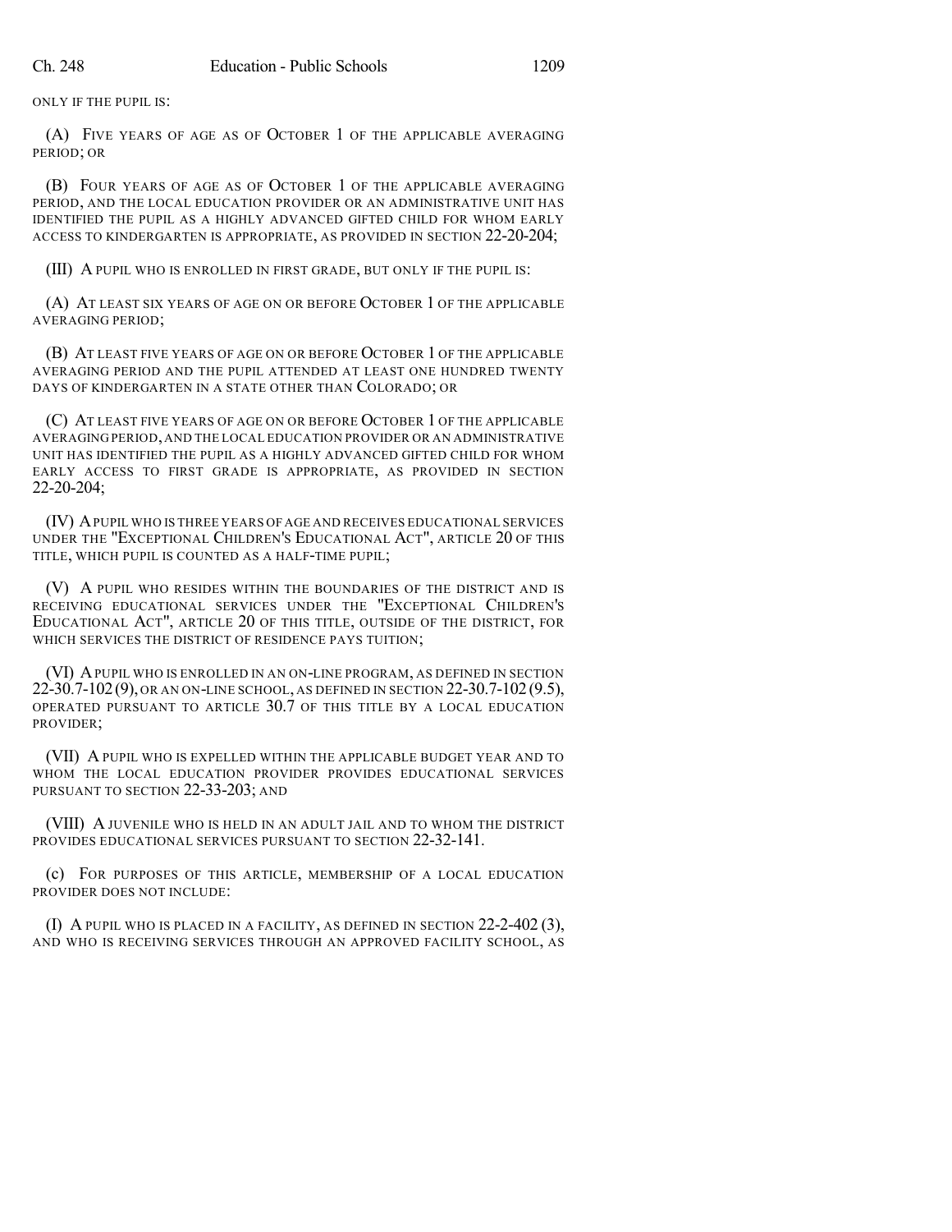ONLY IF THE PUPIL IS:

(A) FIVE YEARS OF AGE AS OF OCTOBER 1 OF THE APPLICABLE AVERAGING PERIOD; OR

(B) FOUR YEARS OF AGE AS OF OCTOBER 1 OF THE APPLICABLE AVERAGING PERIOD, AND THE LOCAL EDUCATION PROVIDER OR AN ADMINISTRATIVE UNIT HAS IDENTIFIED THE PUPIL AS A HIGHLY ADVANCED GIFTED CHILD FOR WHOM EARLY ACCESS TO KINDERGARTEN IS APPROPRIATE, AS PROVIDED IN SECTION 22-20-204;

(III) A PUPIL WHO IS ENROLLED IN FIRST GRADE, BUT ONLY IF THE PUPIL IS:

(A) AT LEAST SIX YEARS OF AGE ON OR BEFORE OCTOBER 1 OF THE APPLICABLE AVERAGING PERIOD;

(B) AT LEAST FIVE YEARS OF AGE ON OR BEFORE OCTOBER 1 OF THE APPLICABLE AVERAGING PERIOD AND THE PUPIL ATTENDED AT LEAST ONE HUNDRED TWENTY DAYS OF KINDERGARTEN IN A STATE OTHER THAN COLORADO; OR

(C) AT LEAST FIVE YEARS OF AGE ON OR BEFORE OCTOBER 1 OF THE APPLICABLE AVERAGING PERIOD, AND THE LOCAL EDUCATION PROVIDER OR AN ADMINISTRATIVE UNIT HAS IDENTIFIED THE PUPIL AS A HIGHLY ADVANCED GIFTED CHILD FOR WHOM EARLY ACCESS TO FIRST GRADE IS APPROPRIATE, AS PROVIDED IN SECTION 22-20-204;

(IV) A PUPIL WHO IS THREE YEARS OF AGE AND RECEIVES EDUCATIONAL SERVICES UNDER THE "EXCEPTIONAL CHILDREN'S EDUCATIONAL ACT", ARTICLE 20 OF THIS TITLE, WHICH PUPIL IS COUNTED AS A HALF-TIME PUPIL;

(V) A PUPIL WHO RESIDES WITHIN THE BOUNDARIES OF THE DISTRICT AND IS RECEIVING EDUCATIONAL SERVICES UNDER THE "EXCEPTIONAL CHILDREN'S EDUCATIONAL ACT", ARTICLE 20 OF THIS TITLE, OUTSIDE OF THE DISTRICT, FOR WHICH SERVICES THE DISTRICT OF RESIDENCE PAYS TUITION;

(VI) A PUPIL WHO IS ENROLLED IN AN ON-LINE PROGRAM, AS DEFINED IN SECTION 22-30.7-102 (9), OR AN ON-LINE SCHOOL, AS DEFINED IN SECTION 22-30.7-102 (9.5), OPERATED PURSUANT TO ARTICLE 30.7 OF THIS TITLE BY A LOCAL EDUCATION PROVIDER;

(VII) A PUPIL WHO IS EXPELLED WITHIN THE APPLICABLE BUDGET YEAR AND TO WHOM THE LOCAL EDUCATION PROVIDER PROVIDES EDUCATIONAL SERVICES PURSUANT TO SECTION 22-33-203; AND

(VIII) A JUVENILE WHO IS HELD IN AN ADULT JAIL AND TO WHOM THE DISTRICT PROVIDES EDUCATIONAL SERVICES PURSUANT TO SECTION 22-32-141.

(c) FOR PURPOSES OF THIS ARTICLE, MEMBERSHIP OF A LOCAL EDUCATION PROVIDER DOES NOT INCLUDE:

(I) A PUPIL WHO IS PLACED IN A FACILITY, AS DEFINED IN SECTION 22-2-402 (3), AND WHO IS RECEIVING SERVICES THROUGH AN APPROVED FACILITY SCHOOL, AS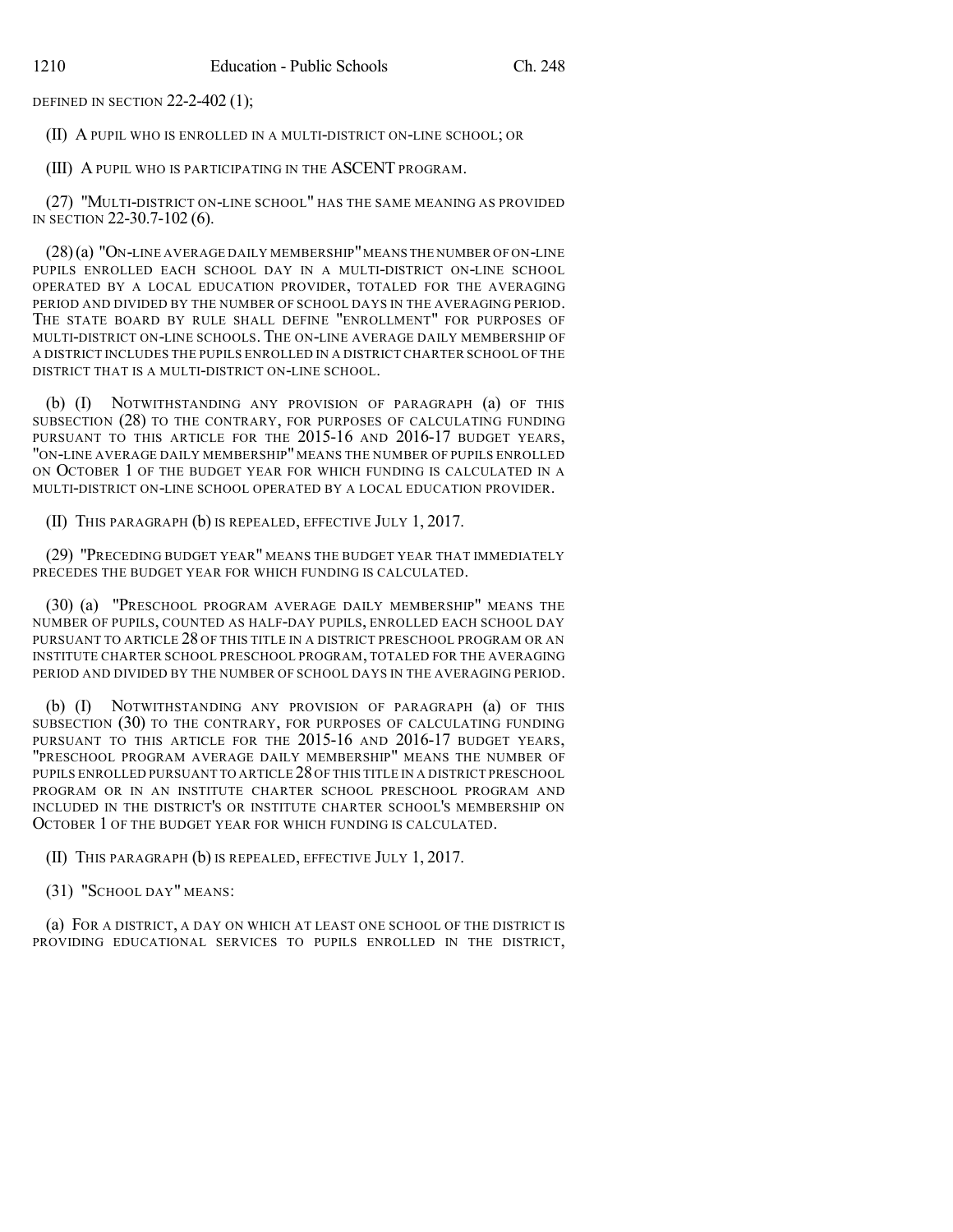DEFINED IN SECTION 22-2-402 (1);

(II) A PUPIL WHO IS ENROLLED IN A MULTI-DISTRICT ON-LINE SCHOOL; OR

(III) A PUPIL WHO IS PARTICIPATING IN THE ASCENT PROGRAM.

(27) "MULTI-DISTRICT ON-LINE SCHOOL" HAS THE SAME MEANING AS PROVIDED IN SECTION 22-30.7-102 (6).

(28) (a) "ON-LINE AVERAGE DAILY MEMBERSHIP" MEANS THE NUMBER OF ON-LINE PUPILS ENROLLED EACH SCHOOL DAY IN A MULTI-DISTRICT ON-LINE SCHOOL OPERATED BY A LOCAL EDUCATION PROVIDER, TOTALED FOR THE AVERAGING PERIOD AND DIVIDED BY THE NUMBER OF SCHOOL DAYS IN THE AVERAGING PERIOD. THE STATE BOARD BY RULE SHALL DEFINE "ENROLLMENT" FOR PURPOSES OF MULTI-DISTRICT ON-LINE SCHOOLS. THE ON-LINE AVERAGE DAILY MEMBERSHIP OF A DISTRICT INCLUDES THE PUPILS ENROLLED IN A DISTRICT CHARTER SCHOOL OF THE DISTRICT THAT IS A MULTI-DISTRICT ON-LINE SCHOOL.

(b) (I) NOTWITHSTANDING ANY PROVISION OF PARAGRAPH (a) OF THIS SUBSECTION (28) TO THE CONTRARY, FOR PURPOSES OF CALCULATING FUNDING PURSUANT TO THIS ARTICLE FOR THE 2015-16 AND 2016-17 BUDGET YEARS, "ON-LINE AVERAGE DAILY MEMBERSHIP" MEANS THE NUMBER OF PUPILS ENROLLED ON OCTOBER 1 OF THE BUDGET YEAR FOR WHICH FUNDING IS CALCULATED IN A MULTI-DISTRICT ON-LINE SCHOOL OPERATED BY A LOCAL EDUCATION PROVIDER.

(II) THIS PARAGRAPH (b) IS REPEALED, EFFECTIVE JULY 1, 2017.

(29) "PRECEDING BUDGET YEAR" MEANS THE BUDGET YEAR THAT IMMEDIATELY PRECEDES THE BUDGET YEAR FOR WHICH FUNDING IS CALCULATED.

(30) (a) "PRESCHOOL PROGRAM AVERAGE DAILY MEMBERSHIP" MEANS THE NUMBER OF PUPILS, COUNTED AS HALF-DAY PUPILS, ENROLLED EACH SCHOOL DAY PURSUANT TO ARTICLE 28 OF THIS TITLE IN A DISTRICT PRESCHOOL PROGRAM OR AN INSTITUTE CHARTER SCHOOL PRESCHOOL PROGRAM, TOTALED FOR THE AVERAGING PERIOD AND DIVIDED BY THE NUMBER OF SCHOOL DAYS IN THE AVERAGING PERIOD.

(b) (I) NOTWITHSTANDING ANY PROVISION OF PARAGRAPH (a) OF THIS SUBSECTION (30) TO THE CONTRARY, FOR PURPOSES OF CALCULATING FUNDING PURSUANT TO THIS ARTICLE FOR THE 2015-16 AND 2016-17 BUDGET YEARS, "PRESCHOOL PROGRAM AVERAGE DAILY MEMBERSHIP" MEANS THE NUMBER OF PUPILS ENROLLED PURSUANT TO ARTICLE 28 OF THIS TITLE IN A DISTRICT PRESCHOOL PROGRAM OR IN AN INSTITUTE CHARTER SCHOOL PRESCHOOL PROGRAM AND INCLUDED IN THE DISTRICT'S OR INSTITUTE CHARTER SCHOOL'S MEMBERSHIP ON OCTOBER 1 OF THE BUDGET YEAR FOR WHICH FUNDING IS CALCULATED.

(II) THIS PARAGRAPH (b) IS REPEALED, EFFECTIVE JULY 1, 2017.

(31) "SCHOOL DAY" MEANS:

(a) FOR A DISTRICT, A DAY ON WHICH AT LEAST ONE SCHOOL OF THE DISTRICT IS PROVIDING EDUCATIONAL SERVICES TO PUPILS ENROLLED IN THE DISTRICT,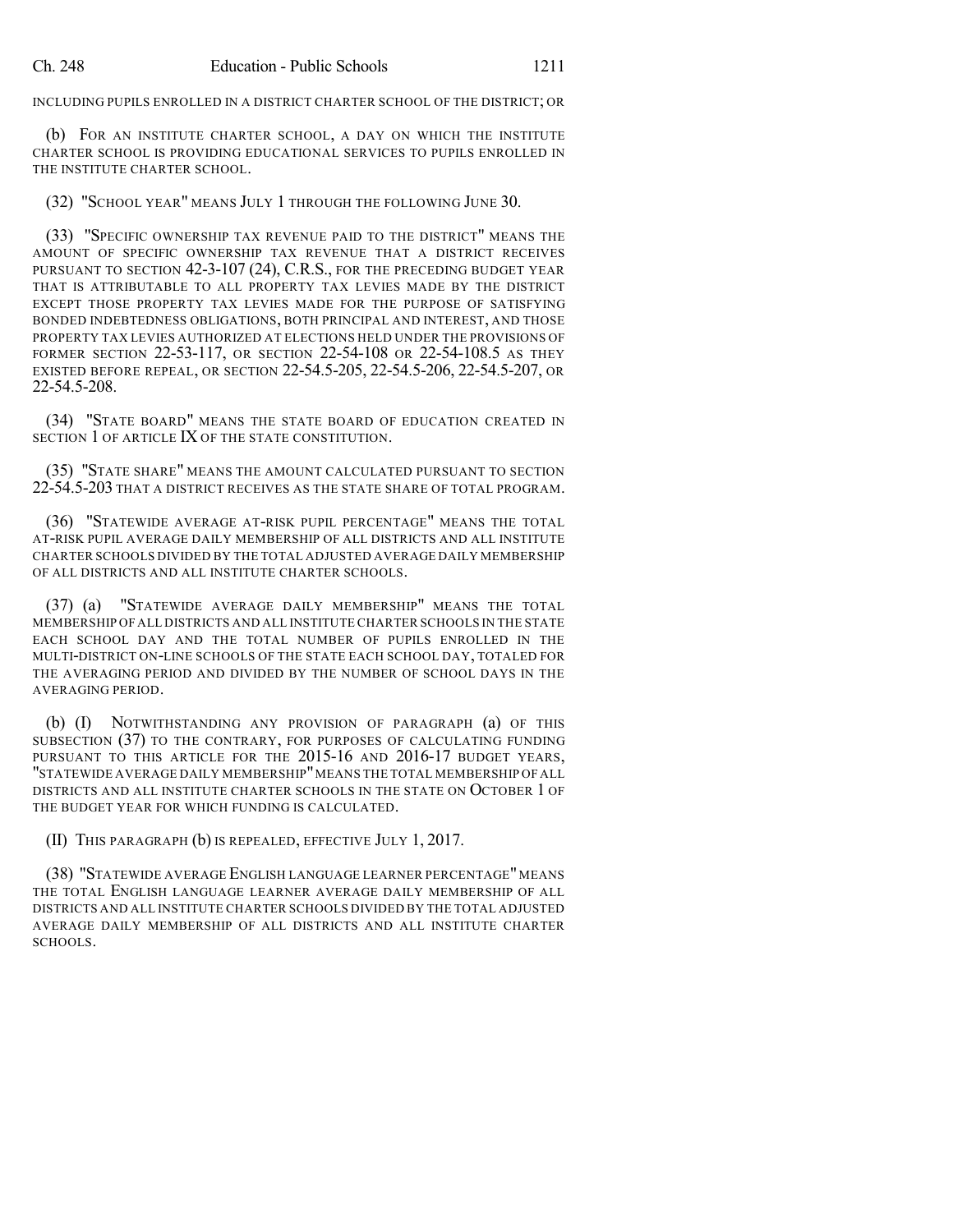INCLUDING PUPILS ENROLLED IN A DISTRICT CHARTER SCHOOL OF THE DISTRICT; OR

(b) FOR AN INSTITUTE CHARTER SCHOOL, A DAY ON WHICH THE INSTITUTE CHARTER SCHOOL IS PROVIDING EDUCATIONAL SERVICES TO PUPILS ENROLLED IN THE INSTITUTE CHARTER SCHOOL.

(32) "SCHOOL YEAR" MEANS JULY 1 THROUGH THE FOLLOWING JUNE 30.

(33) "SPECIFIC OWNERSHIP TAX REVENUE PAID TO THE DISTRICT" MEANS THE AMOUNT OF SPECIFIC OWNERSHIP TAX REVENUE THAT A DISTRICT RECEIVES PURSUANT TO SECTION 42-3-107 (24), C.R.S., FOR THE PRECEDING BUDGET YEAR THAT IS ATTRIBUTABLE TO ALL PROPERTY TAX LEVIES MADE BY THE DISTRICT EXCEPT THOSE PROPERTY TAX LEVIES MADE FOR THE PURPOSE OF SATISFYING BONDED INDEBTEDNESS OBLIGATIONS, BOTH PRINCIPAL AND INTEREST, AND THOSE PROPERTY TAX LEVIES AUTHORIZED AT ELECTIONS HELD UNDER THE PROVISIONS OF FORMER SECTION 22-53-117, OR SECTION 22-54-108 OR 22-54-108.5 AS THEY EXISTED BEFORE REPEAL, OR SECTION 22-54.5-205, 22-54.5-206, 22-54.5-207, OR 22-54.5-208.

(34) "STATE BOARD" MEANS THE STATE BOARD OF EDUCATION CREATED IN SECTION 1 OF ARTICLE IX OF THE STATE CONSTITUTION.

(35) "STATE SHARE" MEANS THE AMOUNT CALCULATED PURSUANT TO SECTION 22-54.5-203 THAT A DISTRICT RECEIVES AS THE STATE SHARE OF TOTAL PROGRAM.

(36) "STATEWIDE AVERAGE AT-RISK PUPIL PERCENTAGE" MEANS THE TOTAL AT-RISK PUPIL AVERAGE DAILY MEMBERSHIP OF ALL DISTRICTS AND ALL INSTITUTE CHARTER SCHOOLS DIVIDED BY THE TOTAL ADJUSTED AVERAGE DAILY MEMBERSHIP OF ALL DISTRICTS AND ALL INSTITUTE CHARTER SCHOOLS.

(37) (a) "STATEWIDE AVERAGE DAILY MEMBERSHIP" MEANS THE TOTAL MEMBERSHIP OF ALL DISTRICTS AND ALL INSTITUTE CHARTER SCHOOLS IN THE STATE EACH SCHOOL DAY AND THE TOTAL NUMBER OF PUPILS ENROLLED IN THE MULTI-DISTRICT ON-LINE SCHOOLS OF THE STATE EACH SCHOOL DAY, TOTALED FOR THE AVERAGING PERIOD AND DIVIDED BY THE NUMBER OF SCHOOL DAYS IN THE AVERAGING PERIOD.

(b) (I) NOTWITHSTANDING ANY PROVISION OF PARAGRAPH (a) OF THIS SUBSECTION (37) TO THE CONTRARY, FOR PURPOSES OF CALCULATING FUNDING PURSUANT TO THIS ARTICLE FOR THE 2015-16 AND 2016-17 BUDGET YEARS, "STATEWIDE AVERAGE DAILY MEMBERSHIP" MEANS THE TOTAL MEMBERSHIP OF ALL DISTRICTS AND ALL INSTITUTE CHARTER SCHOOLS IN THE STATE ON OCTOBER 1 OF THE BUDGET YEAR FOR WHICH FUNDING IS CALCULATED.

(II) THIS PARAGRAPH (b) IS REPEALED, EFFECTIVE JULY 1, 2017.

(38) "STATEWIDE AVERAGE ENGLISH LANGUAGE LEARNER PERCENTAGE" MEANS THE TOTAL ENGLISH LANGUAGE LEARNER AVERAGE DAILY MEMBERSHIP OF ALL DISTRICTS AND ALL INSTITUTE CHARTER SCHOOLS DIVIDED BY THE TOTAL ADJUSTED AVERAGE DAILY MEMBERSHIP OF ALL DISTRICTS AND ALL INSTITUTE CHARTER SCHOOLS.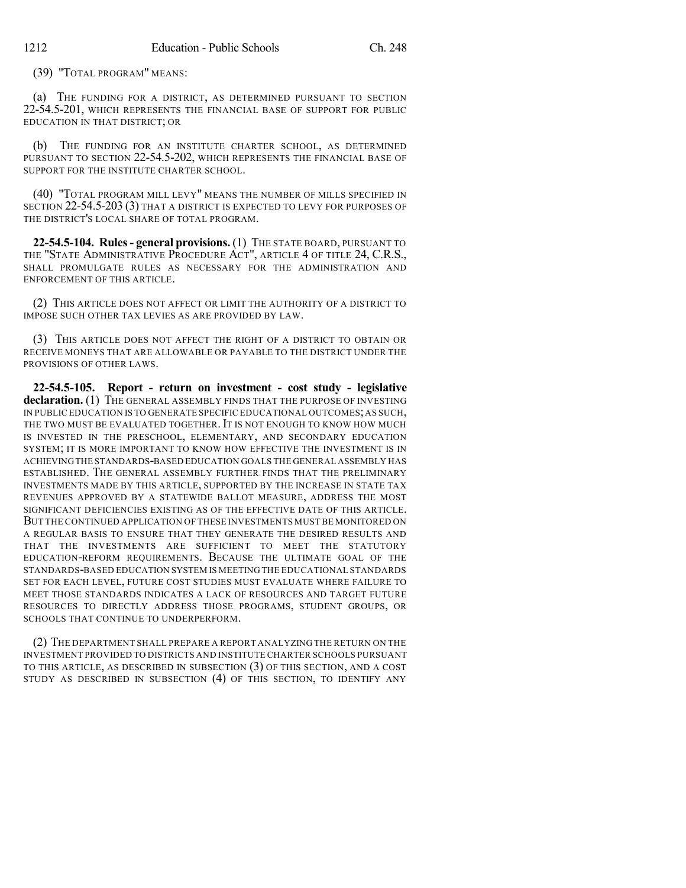(39) "TOTAL PROGRAM" MEANS:

(a) THE FUNDING FOR A DISTRICT, AS DETERMINED PURSUANT TO SECTION 22-54.5-201, WHICH REPRESENTS THE FINANCIAL BASE OF SUPPORT FOR PUBLIC EDUCATION IN THAT DISTRICT; OR

(b) THE FUNDING FOR AN INSTITUTE CHARTER SCHOOL, AS DETERMINED PURSUANT TO SECTION 22-54.5-202, WHICH REPRESENTS THE FINANCIAL BASE OF SUPPORT FOR THE INSTITUTE CHARTER SCHOOL.

(40) "TOTAL PROGRAM MILL LEVY" MEANS THE NUMBER OF MILLS SPECIFIED IN SECTION 22-54.5-203 (3) THAT A DISTRICT IS EXPECTED TO LEVY FOR PURPOSES OF THE DISTRICT'S LOCAL SHARE OF TOTAL PROGRAM.

**22-54.5-104. Rules - general provisions.** (1) THE STATE BOARD, PURSUANT TO THE "STATE ADMINISTRATIVE PROCEDURE ACT", ARTICLE 4 OF TITLE 24, C.R.S., SHALL PROMULGATE RULES AS NECESSARY FOR THE ADMINISTRATION AND ENFORCEMENT OF THIS ARTICLE.

(2) THIS ARTICLE DOES NOT AFFECT OR LIMIT THE AUTHORITY OF A DISTRICT TO IMPOSE SUCH OTHER TAX LEVIES AS ARE PROVIDED BY LAW.

(3) THIS ARTICLE DOES NOT AFFECT THE RIGHT OF A DISTRICT TO OBTAIN OR RECEIVE MONEYS THAT ARE ALLOWABLE OR PAYABLE TO THE DISTRICT UNDER THE PROVISIONS OF OTHER LAWS.

**22-54.5-105. Report - return on investment - cost study - legislative declaration.** (1) THE GENERAL ASSEMBLY FINDS THAT THE PURPOSE OF INVESTING IN PUBLIC EDUCATION IS TO GENERATE SPECIFIC EDUCATIONAL OUTCOMES; AS SUCH, THE TWO MUST BE EVALUATED TOGETHER. IT IS NOT ENOUGH TO KNOW HOW MUCH IS INVESTED IN THE PRESCHOOL, ELEMENTARY, AND SECONDARY EDUCATION SYSTEM; IT IS MORE IMPORTANT TO KNOW HOW EFFECTIVE THE INVESTMENT IS IN ACHIEVING THE STANDARDS-BASED EDUCATION GOALS THE GENERAL ASSEMBLY HAS ESTABLISHED. THE GENERAL ASSEMBLY FURTHER FINDS THAT THE PRELIMINARY INVESTMENTS MADE BY THIS ARTICLE, SUPPORTED BY THE INCREASE IN STATE TAX REVENUES APPROVED BY A STATEWIDE BALLOT MEASURE, ADDRESS THE MOST SIGNIFICANT DEFICIENCIES EXISTING AS OF THE EFFECTIVE DATE OF THIS ARTICLE. BUT THE CONTINUED APPLICATION OF THESE INVESTMENTS MUST BE MONITORED ON A REGULAR BASIS TO ENSURE THAT THEY GENERATE THE DESIRED RESULTS AND THAT THE INVESTMENTS ARE SUFFICIENT TO MEET THE STATUTORY EDUCATION-REFORM REQUIREMENTS. BECAUSE THE ULTIMATE GOAL OF THE STANDARDS-BASED EDUCATION SYSTEM IS MEETING THE EDUCATIONAL STANDARDS SET FOR EACH LEVEL, FUTURE COST STUDIES MUST EVALUATE WHERE FAILURE TO MEET THOSE STANDARDS INDICATES A LACK OF RESOURCES AND TARGET FUTURE RESOURCES TO DIRECTLY ADDRESS THOSE PROGRAMS, STUDENT GROUPS, OR SCHOOLS THAT CONTINUE TO UNDERPERFORM.

(2) THE DEPARTMENT SHALL PREPARE A REPORT ANALYZING THE RETURN ON THE INVESTMENT PROVIDED TO DISTRICTS AND INSTITUTE CHARTER SCHOOLS PURSUANT TO THIS ARTICLE, AS DESCRIBED IN SUBSECTION (3) OF THIS SECTION, AND A COST STUDY AS DESCRIBED IN SUBSECTION (4) OF THIS SECTION, TO IDENTIFY ANY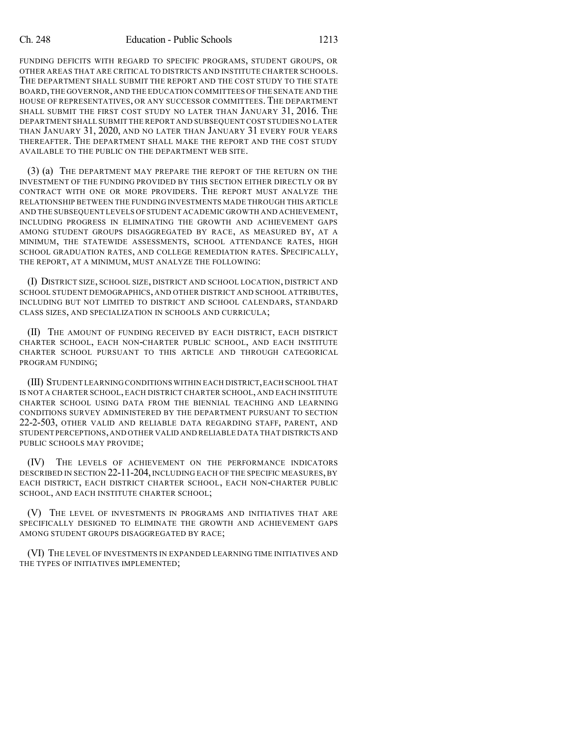FUNDING DEFICITS WITH REGARD TO SPECIFIC PROGRAMS, STUDENT GROUPS, OR OTHER AREAS THAT ARE CRITICAL TO DISTRICTS AND INSTITUTE CHARTER SCHOOLS. THE DEPARTMENT SHALL SUBMIT THE REPORT AND THE COST STUDY TO THE STATE BOARD, THE GOVERNOR, AND THE EDUCATION COMMITTEES OF THE SENATE AND THE HOUSE OF REPRESENTATIVES, OR ANY SUCCESSOR COMMITTEES. THE DEPARTMENT SHALL SUBMIT THE FIRST COST STUDY NO LATER THAN JANUARY 31, 2016. THE DEPARTMENT SHALL SUBMIT THE REPORT AND SUBSEQUENT COST STUDIES NO LATER THAN JANUARY 31, 2020, AND NO LATER THAN JANUARY 31 EVERY FOUR YEARS THEREAFTER. THE DEPARTMENT SHALL MAKE THE REPORT AND THE COST STUDY AVAILABLE TO THE PUBLIC ON THE DEPARTMENT WEB SITE.

(3) (a) THE DEPARTMENT MAY PREPARE THE REPORT OF THE RETURN ON THE INVESTMENT OF THE FUNDING PROVIDED BY THIS SECTION EITHER DIRECTLY OR BY CONTRACT WITH ONE OR MORE PROVIDERS. THE REPORT MUST ANALYZE THE RELATIONSHIP BETWEEN THE FUNDING INVESTMENTS MADE THROUGH THIS ARTICLE AND THE SUBSEQUENT LEVELS OF STUDENT ACADEMIC GROWTH AND ACHIEVEMENT, INCLUDING PROGRESS IN ELIMINATING THE GROWTH AND ACHIEVEMENT GAPS AMONG STUDENT GROUPS DISAGGREGATED BY RACE, AS MEASURED BY, AT A MINIMUM, THE STATEWIDE ASSESSMENTS, SCHOOL ATTENDANCE RATES, HIGH SCHOOL GRADUATION RATES, AND COLLEGE REMEDIATION RATES. SPECIFICALLY, THE REPORT, AT A MINIMUM, MUST ANALYZE THE FOLLOWING:

(I) DISTRICT SIZE, SCHOOL SIZE, DISTRICT AND SCHOOL LOCATION, DISTRICT AND SCHOOL STUDENT DEMOGRAPHICS, AND OTHER DISTRICT AND SCHOOL ATTRIBUTES, INCLUDING BUT NOT LIMITED TO DISTRICT AND SCHOOL CALENDARS, STANDARD CLASS SIZES, AND SPECIALIZATION IN SCHOOLS AND CURRICULA;

(II) THE AMOUNT OF FUNDING RECEIVED BY EACH DISTRICT, EACH DISTRICT CHARTER SCHOOL, EACH NON-CHARTER PUBLIC SCHOOL, AND EACH INSTITUTE CHARTER SCHOOL PURSUANT TO THIS ARTICLE AND THROUGH CATEGORICAL PROGRAM FUNDING;

(III) STUDENT LEARNING CONDITIONS WITHIN EACH DISTRICT, EACH SCHOOL THAT IS NOT A CHARTER SCHOOL, EACH DISTRICT CHARTER SCHOOL, AND EACH INSTITUTE CHARTER SCHOOL USING DATA FROM THE BIENNIAL TEACHING AND LEARNING CONDITIONS SURVEY ADMINISTERED BY THE DEPARTMENT PURSUANT TO SECTION 22-2-503, OTHER VALID AND RELIABLE DATA REGARDING STAFF, PARENT, AND STUDENT PERCEPTIONS, AND OTHER VALID AND RELIABLE DATA THAT DISTRICTS AND PUBLIC SCHOOLS MAY PROVIDE;

(IV) THE LEVELS OF ACHIEVEMENT ON THE PERFORMANCE INDICATORS DESCRIBED IN SECTION 22-11-204, INCLUDING EACH OF THE SPECIFIC MEASURES, BY EACH DISTRICT, EACH DISTRICT CHARTER SCHOOL, EACH NON-CHARTER PUBLIC SCHOOL, AND EACH INSTITUTE CHARTER SCHOOL;

(V) THE LEVEL OF INVESTMENTS IN PROGRAMS AND INITIATIVES THAT ARE SPECIFICALLY DESIGNED TO ELIMINATE THE GROWTH AND ACHIEVEMENT GAPS AMONG STUDENT GROUPS DISAGGREGATED BY RACE;

(VI) THE LEVEL OF INVESTMENTS IN EXPANDED LEARNING TIME INITIATIVES AND THE TYPES OF INITIATIVES IMPLEMENTED;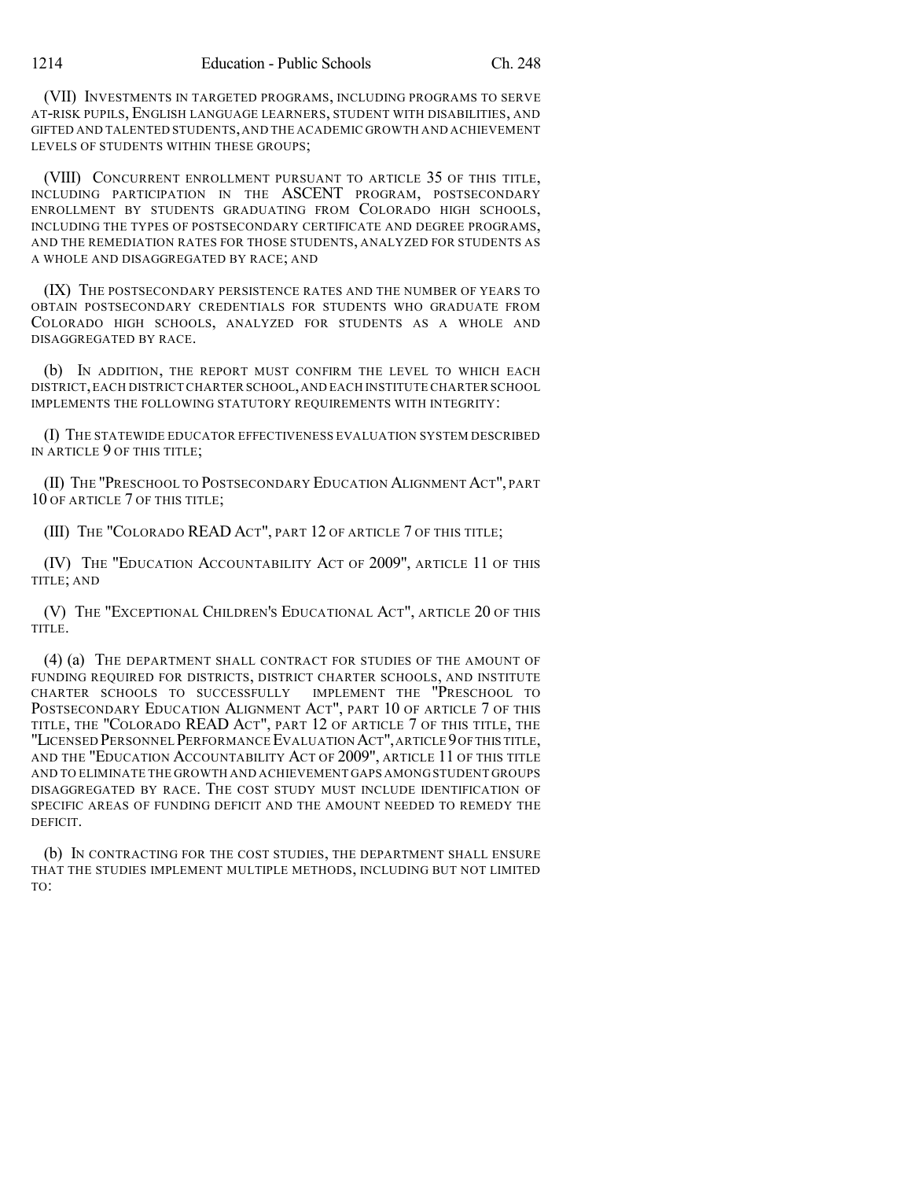(VII) INVESTMENTS IN TARGETED PROGRAMS, INCLUDING PROGRAMS TO SERVE AT-RISK PUPILS, ENGLISH LANGUAGE LEARNERS, STUDENT WITH DISABILITIES, AND GIFTED AND TALENTED STUDENTS, AND THE ACADEMIC GROWTH AND ACHIEVEMENT LEVELS OF STUDENTS WITHIN THESE GROUPS;

(VIII) CONCURRENT ENROLLMENT PURSUANT TO ARTICLE 35 OF THIS TITLE, INCLUDING PARTICIPATION IN THE ASCENT PROGRAM, POSTSECONDARY ENROLLMENT BY STUDENTS GRADUATING FROM COLORADO HIGH SCHOOLS, INCLUDING THE TYPES OF POSTSECONDARY CERTIFICATE AND DEGREE PROGRAMS, AND THE REMEDIATION RATES FOR THOSE STUDENTS, ANALYZED FOR STUDENTS AS A WHOLE AND DISAGGREGATED BY RACE; AND

(IX) THE POSTSECONDARY PERSISTENCE RATES AND THE NUMBER OF YEARS TO OBTAIN POSTSECONDARY CREDENTIALS FOR STUDENTS WHO GRADUATE FROM COLORADO HIGH SCHOOLS, ANALYZED FOR STUDENTS AS A WHOLE AND DISAGGREGATED BY RACE.

(b) IN ADDITION, THE REPORT MUST CONFIRM THE LEVEL TO WHICH EACH DISTRICT, EACH DISTRICT CHARTER SCHOOL, AND EACH INSTITUTE CHARTER SCHOOL IMPLEMENTS THE FOLLOWING STATUTORY REQUIREMENTS WITH INTEGRITY:

(I) THE STATEWIDE EDUCATOR EFFECTIVENESS EVALUATION SYSTEM DESCRIBED IN ARTICLE 9 OF THIS TITLE;

(II) THE "PRESCHOOL TO POSTSECONDARY EDUCATION ALIGNMENT ACT", PART 10 OF ARTICLE 7 OF THIS TITLE;

(III) THE "COLORADO READ ACT", PART 12 OF ARTICLE 7 OF THIS TITLE;

(IV) THE "EDUCATION ACCOUNTABILITY ACT OF 2009", ARTICLE 11 OF THIS TITLE; AND

(V) THE "EXCEPTIONAL CHILDREN'S EDUCATIONAL ACT", ARTICLE 20 OF THIS TITLE.

(4) (a) THE DEPARTMENT SHALL CONTRACT FOR STUDIES OF THE AMOUNT OF FUNDING REQUIRED FOR DISTRICTS, DISTRICT CHARTER SCHOOLS, AND INSTITUTE CHARTER SCHOOLS TO SUCCESSFULLY IMPLEMENT THE "PRESCHOOL TO POSTSECONDARY EDUCATION ALIGNMENT ACT", PART 10 OF ARTICLE 7 OF THIS TITLE, THE "COLORADO READ ACT", PART 12 OF ARTICLE 7 OF THIS TITLE, THE "LICENSED PERSONNEL PERFORMANCE EVALUATION ACT", ARTICLE 9 OF THIS TITLE, AND THE "EDUCATION ACCOUNTABILITY ACT OF 2009", ARTICLE 11 OF THIS TITLE AND TO ELIMINATE THE GROWTH AND ACHIEVEMENT GAPS AMONG STUDENT GROUPS DISAGGREGATED BY RACE. THE COST STUDY MUST INCLUDE IDENTIFICATION OF SPECIFIC AREAS OF FUNDING DEFICIT AND THE AMOUNT NEEDED TO REMEDY THE DEFICIT.

(b) IN CONTRACTING FOR THE COST STUDIES, THE DEPARTMENT SHALL ENSURE THAT THE STUDIES IMPLEMENT MULTIPLE METHODS, INCLUDING BUT NOT LIMITED TO: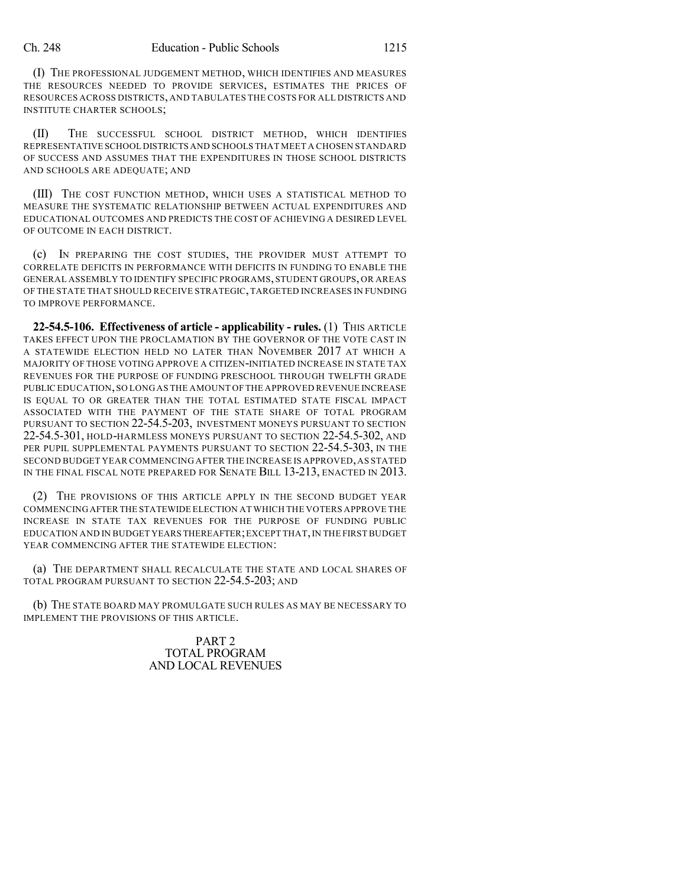(I) THE PROFESSIONAL JUDGEMENT METHOD, WHICH IDENTIFIES AND MEASURES THE RESOURCES NEEDED TO PROVIDE SERVICES, ESTIMATES THE PRICES OF RESOURCES ACROSS DISTRICTS, AND TABULATES THE COSTS FOR ALL DISTRICTS AND INSTITUTE CHARTER SCHOOLS;

(II) THE SUCCESSFUL SCHOOL DISTRICT METHOD, WHICH IDENTIFIES REPRESENTATIVE SCHOOL DISTRICTS AND SCHOOLS THAT MEET A CHOSEN STANDARD OF SUCCESS AND ASSUMES THAT THE EXPENDITURES IN THOSE SCHOOL DISTRICTS AND SCHOOLS ARE ADEQUATE; AND

(III) THE COST FUNCTION METHOD, WHICH USES A STATISTICAL METHOD TO MEASURE THE SYSTEMATIC RELATIONSHIP BETWEEN ACTUAL EXPENDITURES AND EDUCATIONAL OUTCOMES AND PREDICTS THE COST OF ACHIEVING A DESIRED LEVEL OF OUTCOME IN EACH DISTRICT.

(c) IN PREPARING THE COST STUDIES, THE PROVIDER MUST ATTEMPT TO CORRELATE DEFICITS IN PERFORMANCE WITH DEFICITS IN FUNDING TO ENABLE THE GENERAL ASSEMBLY TO IDENTIFY SPECIFIC PROGRAMS, STUDENT GROUPS, OR AREAS OF THE STATE THAT SHOULD RECEIVE STRATEGIC, TARGETED INCREASES IN FUNDING TO IMPROVE PERFORMANCE.

**22-54.5-106. Effectiveness of article - applicability - rules.** (1) THIS ARTICLE TAKES EFFECT UPON THE PROCLAMATION BY THE GOVERNOR OF THE VOTE CAST IN A STATEWIDE ELECTION HELD NO LATER THAN NOVEMBER 2017 AT WHICH A MAJORITY OF THOSE VOTING APPROVE A CITIZEN-INITIATED INCREASE IN STATE TAX REVENUES FOR THE PURPOSE OF FUNDING PRESCHOOL THROUGH TWELFTH GRADE PUBLIC EDUCATION, SO LONG AS THE AMOUNT OF THE APPROVED REVENUE INCREASE IS EQUAL TO OR GREATER THAN THE TOTAL ESTIMATED STATE FISCAL IMPACT ASSOCIATED WITH THE PAYMENT OF THE STATE SHARE OF TOTAL PROGRAM PURSUANT TO SECTION 22-54.5-203, INVESTMENT MONEYS PURSUANT TO SECTION 22-54.5-301, HOLD-HARMLESS MONEYS PURSUANT TO SECTION 22-54.5-302, AND PER PUPIL SUPPLEMENTAL PAYMENTS PURSUANT TO SECTION 22-54.5-303, IN THE SECOND BUDGET YEAR COMMENCING AFTER THE INCREASE IS APPROVED, AS STATED IN THE FINAL FISCAL NOTE PREPARED FOR SENATE BILL 13-213, ENACTED IN 2013.

(2) THE PROVISIONS OF THIS ARTICLE APPLY IN THE SECOND BUDGET YEAR COMMENCING AFTER THE STATEWIDE ELECTION AT WHICH THE VOTERS APPROVE THE INCREASE IN STATE TAX REVENUES FOR THE PURPOSE OF FUNDING PUBLIC EDUCATION AND IN BUDGET YEARS THEREAFTER; EXCEPT THAT, IN THE FIRST BUDGET YEAR COMMENCING AFTER THE STATEWIDE ELECTION:

(a) THE DEPARTMENT SHALL RECALCULATE THE STATE AND LOCAL SHARES OF TOTAL PROGRAM PURSUANT TO SECTION 22-54.5-203; AND

(b) THE STATE BOARD MAY PROMULGATE SUCH RULES AS MAY BE NECESSARY TO IMPLEMENT THE PROVISIONS OF THIS ARTICLE.

## PART 2
## TOTAL PROGRAM AND LOCAL REVENUES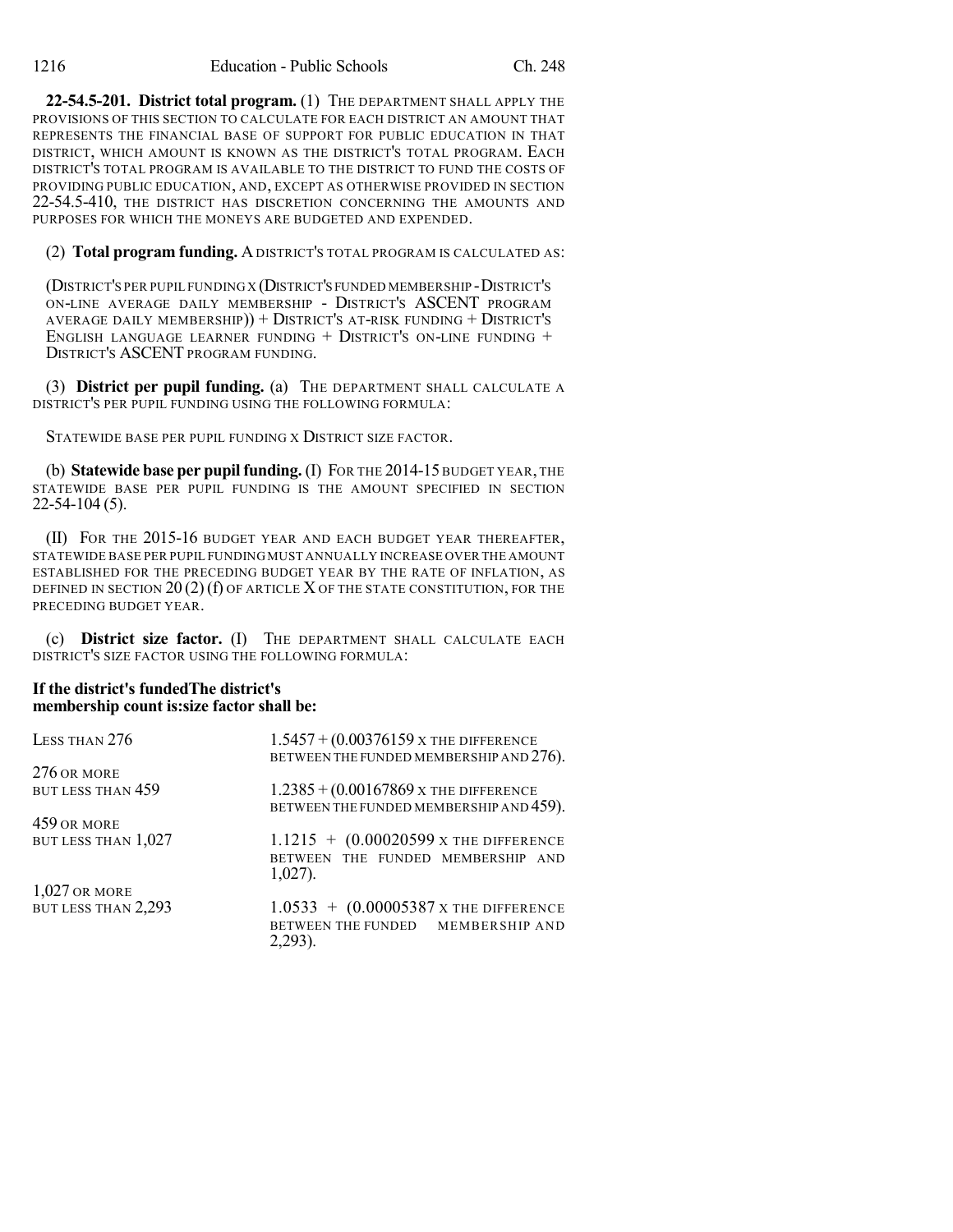**22-54.5-201. District total program.** (1) THE DEPARTMENT SHALL APPLY THE PROVISIONS OF THIS SECTION TO CALCULATE FOR EACH DISTRICT AN AMOUNT THAT REPRESENTS THE FINANCIAL BASE OF SUPPORT FOR PUBLIC EDUCATION IN THAT DISTRICT, WHICH AMOUNT IS KNOWN AS THE DISTRICT'S TOTAL PROGRAM. EACH DISTRICT'S TOTAL PROGRAM IS AVAILABLE TO THE DISTRICT TO FUND THE COSTS OF PROVIDING PUBLIC EDUCATION, AND, EXCEPT AS OTHERWISE PROVIDED IN SECTION 22-54.5-410, THE DISTRICT HAS DISCRETION CONCERNING THE AMOUNTS AND PURPOSES FOR WHICH THE MONEYS ARE BUDGETED AND EXPENDED.

(2) **Total program funding.** A DISTRICT'S TOTAL PROGRAM IS CALCULATED AS:

(DISTRICT'S PER PUPIL FUNDING X (DISTRICT'S FUNDED MEMBERSHIP - DISTRICT'S ON-LINE AVERAGE DAILY MEMBERSHIP - DISTRICT'S ASCENT PROGRAM AVERAGE DAILY MEMBERSHIP)) + DISTRICT'S AT-RISK FUNDING + DISTRICT'S ENGLISH LANGUAGE LEARNER FUNDING + DISTRICT'S ON-LINE FUNDING + DISTRICT'S ASCENT PROGRAM FUNDING.

(3) **District per pupil funding.** (a) THE DEPARTMENT SHALL CALCULATE A DISTRICT'S PER PUPIL FUNDING USING THE FOLLOWING FORMULA:

STATEWIDE BASE PER PUPIL FUNDING X DISTRICT SIZE FACTOR.

(b) **Statewide base per pupil funding.** (I) FOR THE 2014-15 BUDGET YEAR, THE STATEWIDE BASE PER PUPIL FUNDING IS THE AMOUNT SPECIFIED IN SECTION 22-54-104 (5).

(II) FOR THE 2015-16 BUDGET YEAR AND EACH BUDGET YEAR THEREAFTER, STATEWIDE BASE PER PUPIL FUNDING MUST ANNUALLY INCREASE OVER THE AMOUNT ESTABLISHED FOR THE PRECEDING BUDGET YEAR BY THE RATE OF INFLATION, AS DEFINED IN SECTION 20 (2) (f) OF ARTICLE X OF THE STATE CONSTITUTION, FOR THE PRECEDING BUDGET YEAR.

(c) **District size factor.** (I) THE DEPARTMENT SHALL CALCULATE EACH DISTRICT'S SIZE FACTOR USING THE FOLLOWING FORMULA:

| **If the district's funded membership count is:** | **The district's size factor shall be:** |
|---|---|
| LESS THAN 276 | 1.5457 + (0.00376159 X THE DIFFERENCE BETWEEN THE FUNDED MEMBERSHIP AND 276). |
| 276 OR MORE BUT LESS THAN 459 | 1.2385 + (0.00167869 X THE DIFFERENCE BETWEEN THE FUNDED MEMBERSHIP AND 459). |
| 459 OR MORE BUT LESS THAN 1,027 | 1.1215 + (0.00020599 X THE DIFFERENCE BETWEEN THE FUNDED MEMBERSHIP AND 1,027). |
| 1,027 OR MORE BUT LESS THAN 2,293 | 1.0533 + (0.00005387 X THE DIFFERENCE BETWEEN THE FUNDED MEMBERSHIP AND 2,293). |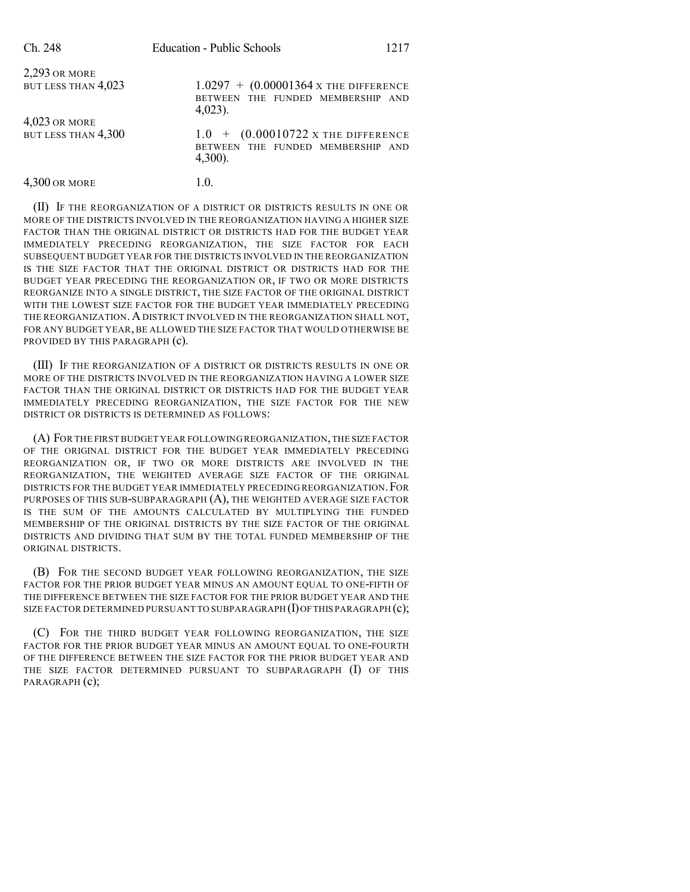| | |
|---|---|
| 2,293 OR MORE BUT LESS THAN 4,023 | 1.0297 + (0.00001364 X THE DIFFERENCE BETWEEN THE FUNDED MEMBERSHIP AND 4,023). |
| 4,023 OR MORE BUT LESS THAN 4,300 | 1.0 + (0.00010722 X THE DIFFERENCE BETWEEN THE FUNDED MEMBERSHIP AND 4,300). |
| 4,300 OR MORE | 1.0. |

(II) IF THE REORGANIZATION OF A DISTRICT OR DISTRICTS RESULTS IN ONE OR MORE OF THE DISTRICTS INVOLVED IN THE REORGANIZATION HAVING A HIGHER SIZE FACTOR THAN THE ORIGINAL DISTRICT OR DISTRICTS HAD FOR THE BUDGET YEAR IMMEDIATELY PRECEDING REORGANIZATION, THE SIZE FACTOR FOR EACH SUBSEQUENT BUDGET YEAR FOR THE DISTRICTS INVOLVED IN THE REORGANIZATION IS THE SIZE FACTOR THAT THE ORIGINAL DISTRICT OR DISTRICTS HAD FOR THE BUDGET YEAR PRECEDING THE REORGANIZATION OR, IF TWO OR MORE DISTRICTS REORGANIZE INTO A SINGLE DISTRICT, THE SIZE FACTOR OF THE ORIGINAL DISTRICT WITH THE LOWEST SIZE FACTOR FOR THE BUDGET YEAR IMMEDIATELY PRECEDING THE REORGANIZATION. A DISTRICT INVOLVED IN THE REORGANIZATION SHALL NOT, FOR ANY BUDGET YEAR, BE ALLOWED THE SIZE FACTOR THAT WOULD OTHERWISE BE PROVIDED BY THIS PARAGRAPH (c).

(III) IF THE REORGANIZATION OF A DISTRICT OR DISTRICTS RESULTS IN ONE OR MORE OF THE DISTRICTS INVOLVED IN THE REORGANIZATION HAVING A LOWER SIZE FACTOR THAN THE ORIGINAL DISTRICT OR DISTRICTS HAD FOR THE BUDGET YEAR IMMEDIATELY PRECEDING REORGANIZATION, THE SIZE FACTOR FOR THE NEW DISTRICT OR DISTRICTS IS DETERMINED AS FOLLOWS:

(A) FOR THE FIRST BUDGET YEAR FOLLOWING REORGANIZATION, THE SIZE FACTOR OF THE ORIGINAL DISTRICT FOR THE BUDGET YEAR IMMEDIATELY PRECEDING REORGANIZATION OR, IF TWO OR MORE DISTRICTS ARE INVOLVED IN THE REORGANIZATION, THE WEIGHTED AVERAGE SIZE FACTOR OF THE ORIGINAL DISTRICTS FOR THE BUDGET YEAR IMMEDIATELY PRECEDING REORGANIZATION. FOR PURPOSES OF THIS SUB-SUBPARAGRAPH (A), THE WEIGHTED AVERAGE SIZE FACTOR IS THE SUM OF THE AMOUNTS CALCULATED BY MULTIPLYING THE FUNDED MEMBERSHIP OF THE ORIGINAL DISTRICTS BY THE SIZE FACTOR OF THE ORIGINAL DISTRICTS AND DIVIDING THAT SUM BY THE TOTAL FUNDED MEMBERSHIP OF THE ORIGINAL DISTRICTS.

(B) FOR THE SECOND BUDGET YEAR FOLLOWING REORGANIZATION, THE SIZE FACTOR FOR THE PRIOR BUDGET YEAR MINUS AN AMOUNT EQUAL TO ONE-FIFTH OF THE DIFFERENCE BETWEEN THE SIZE FACTOR FOR THE PRIOR BUDGET YEAR AND THE SIZE FACTOR DETERMINED PURSUANT TO SUBPARAGRAPH (I) OF THIS PARAGRAPH (c);

(C) FOR THE THIRD BUDGET YEAR FOLLOWING REORGANIZATION, THE SIZE FACTOR FOR THE PRIOR BUDGET YEAR MINUS AN AMOUNT EQUAL TO ONE-FOURTH OF THE DIFFERENCE BETWEEN THE SIZE FACTOR FOR THE PRIOR BUDGET YEAR AND THE SIZE FACTOR DETERMINED PURSUANT TO SUBPARAGRAPH (I) OF THIS PARAGRAPH (c);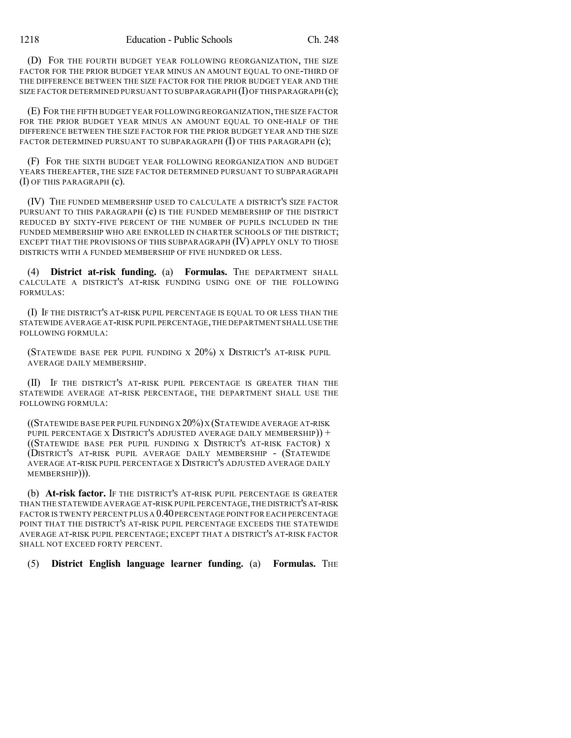(D) FOR THE FOURTH BUDGET YEAR FOLLOWING REORGANIZATION, THE SIZE FACTOR FOR THE PRIOR BUDGET YEAR MINUS AN AMOUNT EQUAL TO ONE-THIRD OF THE DIFFERENCE BETWEEN THE SIZE FACTOR FOR THE PRIOR BUDGET YEAR AND THE SIZE FACTOR DETERMINED PURSUANT TO SUBPARAGRAPH (I) OF THIS PARAGRAPH (c);

(E) FOR THE FIFTH BUDGET YEAR FOLLOWING REORGANIZATION, THE SIZE FACTOR FOR THE PRIOR BUDGET YEAR MINUS AN AMOUNT EQUAL TO ONE-HALF OF THE DIFFERENCE BETWEEN THE SIZE FACTOR FOR THE PRIOR BUDGET YEAR AND THE SIZE FACTOR DETERMINED PURSUANT TO SUBPARAGRAPH (I) OF THIS PARAGRAPH (c);

(F) FOR THE SIXTH BUDGET YEAR FOLLOWING REORGANIZATION AND BUDGET YEARS THEREAFTER, THE SIZE FACTOR DETERMINED PURSUANT TO SUBPARAGRAPH (I) OF THIS PARAGRAPH (c).

(IV) THE FUNDED MEMBERSHIP USED TO CALCULATE A DISTRICT'S SIZE FACTOR PURSUANT TO THIS PARAGRAPH (c) IS THE FUNDED MEMBERSHIP OF THE DISTRICT REDUCED BY SIXTY-FIVE PERCENT OF THE NUMBER OF PUPILS INCLUDED IN THE FUNDED MEMBERSHIP WHO ARE ENROLLED IN CHARTER SCHOOLS OF THE DISTRICT; EXCEPT THAT THE PROVISIONS OF THIS SUBPARAGRAPH (IV) APPLY ONLY TO THOSE DISTRICTS WITH A FUNDED MEMBERSHIP OF FIVE HUNDRED OR LESS.

(4) **District at-risk funding.** (a) **Formulas.** THE DEPARTMENT SHALL CALCULATE A DISTRICT'S AT-RISK FUNDING USING ONE OF THE FOLLOWING FORMULAS:

(I) IF THE DISTRICT'S AT-RISK PUPIL PERCENTAGE IS EQUAL TO OR LESS THAN THE STATEWIDE AVERAGE AT-RISK PUPIL PERCENTAGE, THE DEPARTMENT SHALL USE THE FOLLOWING FORMULA:

(STATEWIDE BASE PER PUPIL FUNDING X 20%) X DISTRICT'S AT-RISK PUPIL AVERAGE DAILY MEMBERSHIP.

(II) IF THE DISTRICT'S AT-RISK PUPIL PERCENTAGE IS GREATER THAN THE STATEWIDE AVERAGE AT-RISK PERCENTAGE, THE DEPARTMENT SHALL USE THE FOLLOWING FORMULA:

((STATEWIDE BASE PER PUPIL FUNDING X 20%) X (STATEWIDE AVERAGE AT-RISK PUPIL PERCENTAGE X DISTRICT'S ADJUSTED AVERAGE DAILY MEMBERSHIP)) + ((STATEWIDE BASE PER PUPIL FUNDING X DISTRICT'S AT-RISK FACTOR) X (DISTRICT'S AT-RISK PUPIL AVERAGE DAILY MEMBERSHIP - (STATEWIDE AVERAGE AT-RISK PUPIL PERCENTAGE X DISTRICT'S ADJUSTED AVERAGE DAILY MEMBERSHIP))).

(b) **At-risk factor.** IF THE DISTRICT'S AT-RISK PUPIL PERCENTAGE IS GREATER THAN THE STATEWIDE AVERAGE AT-RISK PUPIL PERCENTAGE, THE DISTRICT'S AT-RISK FACTOR IS TWENTY PERCENT PLUS A 0.40 PERCENTAGE POINT FOR EACH PERCENTAGE POINT THAT THE DISTRICT'S AT-RISK PUPIL PERCENTAGE EXCEEDS THE STATEWIDE AVERAGE AT-RISK PUPIL PERCENTAGE; EXCEPT THAT A DISTRICT'S AT-RISK FACTOR SHALL NOT EXCEED FORTY PERCENT.

(5) **District English language learner funding.** (a) **Formulas.** THE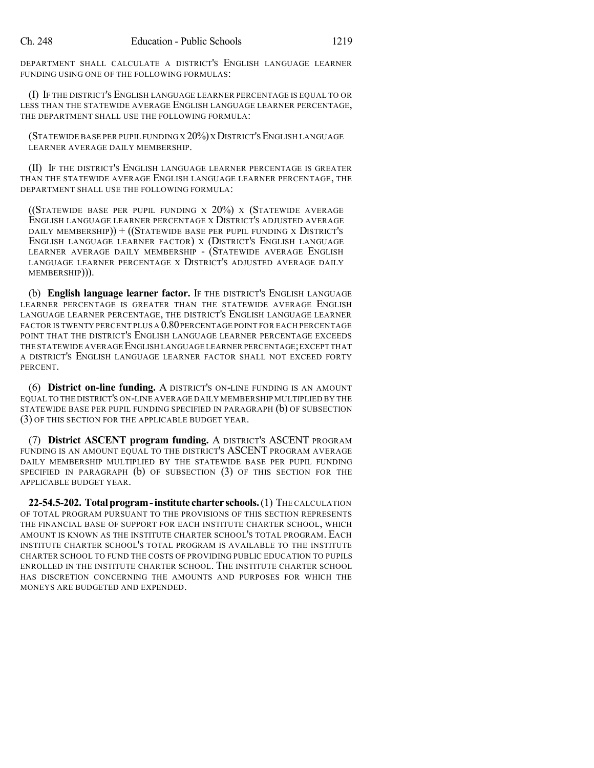DEPARTMENT SHALL CALCULATE A DISTRICT'S ENGLISH LANGUAGE LEARNER FUNDING USING ONE OF THE FOLLOWING FORMULAS:

(I) IF THE DISTRICT'S ENGLISH LANGUAGE LEARNER PERCENTAGE IS EQUAL TO OR LESS THAN THE STATEWIDE AVERAGE ENGLISH LANGUAGE LEARNER PERCENTAGE, THE DEPARTMENT SHALL USE THE FOLLOWING FORMULA:

(STATEWIDE BASE PER PUPIL FUNDING X 20%) X DISTRICT'S ENGLISH LANGUAGE LEARNER AVERAGE DAILY MEMBERSHIP.

(II) IF THE DISTRICT'S ENGLISH LANGUAGE LEARNER PERCENTAGE IS GREATER THAN THE STATEWIDE AVERAGE ENGLISH LANGUAGE LEARNER PERCENTAGE, THE DEPARTMENT SHALL USE THE FOLLOWING FORMULA:

((STATEWIDE BASE PER PUPIL FUNDING X 20%) X (STATEWIDE AVERAGE ENGLISH LANGUAGE LEARNER PERCENTAGE X DISTRICT'S ADJUSTED AVERAGE DAILY MEMBERSHIP)) + ((STATEWIDE BASE PER PUPIL FUNDING X DISTRICT'S ENGLISH LANGUAGE LEARNER FACTOR) X (DISTRICT'S ENGLISH LANGUAGE LEARNER AVERAGE DAILY MEMBERSHIP - (STATEWIDE AVERAGE ENGLISH LANGUAGE LEARNER PERCENTAGE X DISTRICT'S ADJUSTED AVERAGE DAILY MEMBERSHIP))).

(b) **English language learner factor.** IF THE DISTRICT'S ENGLISH LANGUAGE LEARNER PERCENTAGE IS GREATER THAN THE STATEWIDE AVERAGE ENGLISH LANGUAGE LEARNER PERCENTAGE, THE DISTRICT'S ENGLISH LANGUAGE LEARNER FACTOR IS TWENTY PERCENT PLUS A 0.80 PERCENTAGE POINT FOR EACH PERCENTAGE POINT THAT THE DISTRICT'S ENGLISH LANGUAGE LEARNER PERCENTAGE EXCEEDS THE STATEWIDE AVERAGE ENGLISH LANGUAGE LEARNER PERCENTAGE; EXCEPT THAT A DISTRICT'S ENGLISH LANGUAGE LEARNER FACTOR SHALL NOT EXCEED FORTY PERCENT.

(6) **District on-line funding.** A DISTRICT'S ON-LINE FUNDING IS AN AMOUNT EQUAL TO THE DISTRICT'S ON-LINE AVERAGE DAILY MEMBERSHIP MULTIPLIED BY THE STATEWIDE BASE PER PUPIL FUNDING SPECIFIED IN PARAGRAPH (b) OF SUBSECTION (3) OF THIS SECTION FOR THE APPLICABLE BUDGET YEAR.

(7) **District ASCENT program funding.** A DISTRICT'S ASCENT PROGRAM FUNDING IS AN AMOUNT EQUAL TO THE DISTRICT'S ASCENT PROGRAM AVERAGE DAILY MEMBERSHIP MULTIPLIED BY THE STATEWIDE BASE PER PUPIL FUNDING SPECIFIED IN PARAGRAPH (b) OF SUBSECTION (3) OF THIS SECTION FOR THE APPLICABLE BUDGET YEAR.

**22-54.5-202. Total program - institute charter schools.** (1) THE CALCULATION OF TOTAL PROGRAM PURSUANT TO THE PROVISIONS OF THIS SECTION REPRESENTS THE FINANCIAL BASE OF SUPPORT FOR EACH INSTITUTE CHARTER SCHOOL, WHICH AMOUNT IS KNOWN AS THE INSTITUTE CHARTER SCHOOL'S TOTAL PROGRAM. EACH INSTITUTE CHARTER SCHOOL'S TOTAL PROGRAM IS AVAILABLE TO THE INSTITUTE CHARTER SCHOOL TO FUND THE COSTS OF PROVIDING PUBLIC EDUCATION TO PUPILS ENROLLED IN THE INSTITUTE CHARTER SCHOOL. THE INSTITUTE CHARTER SCHOOL HAS DISCRETION CONCERNING THE AMOUNTS AND PURPOSES FOR WHICH THE MONEYS ARE BUDGETED AND EXPENDED.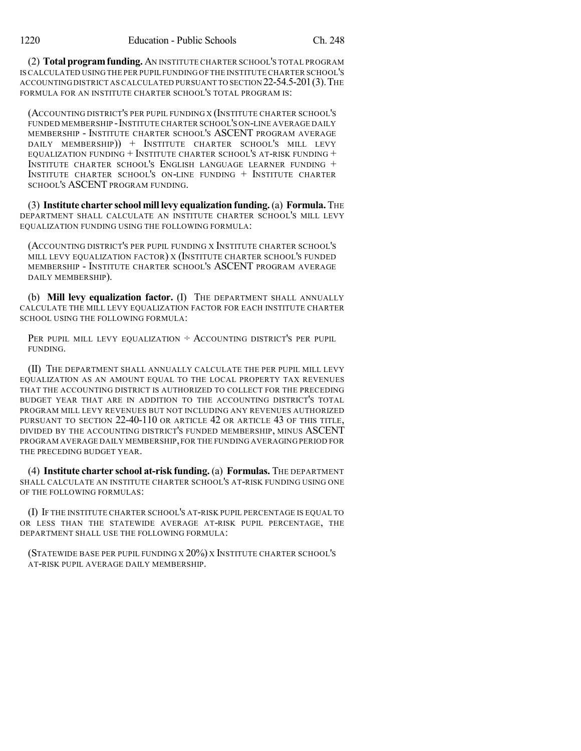(2) **Total program funding.** AN INSTITUTE CHARTER SCHOOL'S TOTAL PROGRAM IS CALCULATED USING THE PER PUPIL FUNDING OF THE INSTITUTE CHARTER SCHOOL'S ACCOUNTING DISTRICT AS CALCULATED PURSUANT TO SECTION 22-54.5-201 (3). THE FORMULA FOR AN INSTITUTE CHARTER SCHOOL'S TOTAL PROGRAM IS:

(ACCOUNTING DISTRICT'S PER PUPIL FUNDING X (INSTITUTE CHARTER SCHOOL'S FUNDED MEMBERSHIP - INSTITUTE CHARTER SCHOOL'S ON-LINE AVERAGE DAILY MEMBERSHIP - INSTITUTE CHARTER SCHOOL'S ASCENT PROGRAM AVERAGE DAILY MEMBERSHIP)) + INSTITUTE CHARTER SCHOOL'S MILL LEVY EQUALIZATION FUNDING + INSTITUTE CHARTER SCHOOL'S AT-RISK FUNDING + INSTITUTE CHARTER SCHOOL'S ENGLISH LANGUAGE LEARNER FUNDING + INSTITUTE CHARTER SCHOOL'S ON-LINE FUNDING + INSTITUTE CHARTER SCHOOL'S ASCENT PROGRAM FUNDING.

(3) **Institute charter school mill levy equalization funding.** (a) **Formula.** THE DEPARTMENT SHALL CALCULATE AN INSTITUTE CHARTER SCHOOL'S MILL LEVY EQUALIZATION FUNDING USING THE FOLLOWING FORMULA:

(ACCOUNTING DISTRICT'S PER PUPIL FUNDING X INSTITUTE CHARTER SCHOOL'S MILL LEVY EQUALIZATION FACTOR) X (INSTITUTE CHARTER SCHOOL'S FUNDED MEMBERSHIP - INSTITUTE CHARTER SCHOOL'S ASCENT PROGRAM AVERAGE DAILY MEMBERSHIP).

(b) **Mill levy equalization factor.** (I) THE DEPARTMENT SHALL ANNUALLY CALCULATE THE MILL LEVY EQUALIZATION FACTOR FOR EACH INSTITUTE CHARTER SCHOOL USING THE FOLLOWING FORMULA:

PER PUPIL MILL LEVY EQUALIZATION ÷ ACCOUNTING DISTRICT'S PER PUPIL FUNDING.

(II) THE DEPARTMENT SHALL ANNUALLY CALCULATE THE PER PUPIL MILL LEVY EQUALIZATION AS AN AMOUNT EQUAL TO THE LOCAL PROPERTY TAX REVENUES THAT THE ACCOUNTING DISTRICT IS AUTHORIZED TO COLLECT FOR THE PRECEDING BUDGET YEAR THAT ARE IN ADDITION TO THE ACCOUNTING DISTRICT'S TOTAL PROGRAM MILL LEVY REVENUES BUT NOT INCLUDING ANY REVENUES AUTHORIZED PURSUANT TO SECTION 22-40-110 OR ARTICLE 42 OR ARTICLE 43 OF THIS TITLE, DIVIDED BY THE ACCOUNTING DISTRICT'S FUNDED MEMBERSHIP, MINUS ASCENT PROGRAM AVERAGE DAILY MEMBERSHIP, FOR THE FUNDING AVERAGING PERIOD FOR THE PRECEDING BUDGET YEAR.

(4) **Institute charter school at-risk funding.** (a) **Formulas.** THE DEPARTMENT SHALL CALCULATE AN INSTITUTE CHARTER SCHOOL'S AT-RISK FUNDING USING ONE OF THE FOLLOWING FORMULAS:

(I) IF THE INSTITUTE CHARTER SCHOOL'S AT-RISK PUPIL PERCENTAGE IS EQUAL TO OR LESS THAN THE STATEWIDE AVERAGE AT-RISK PUPIL PERCENTAGE, THE DEPARTMENT SHALL USE THE FOLLOWING FORMULA:

(STATEWIDE BASE PER PUPIL FUNDING X 20%) X INSTITUTE CHARTER SCHOOL'S AT-RISK PUPIL AVERAGE DAILY MEMBERSHIP.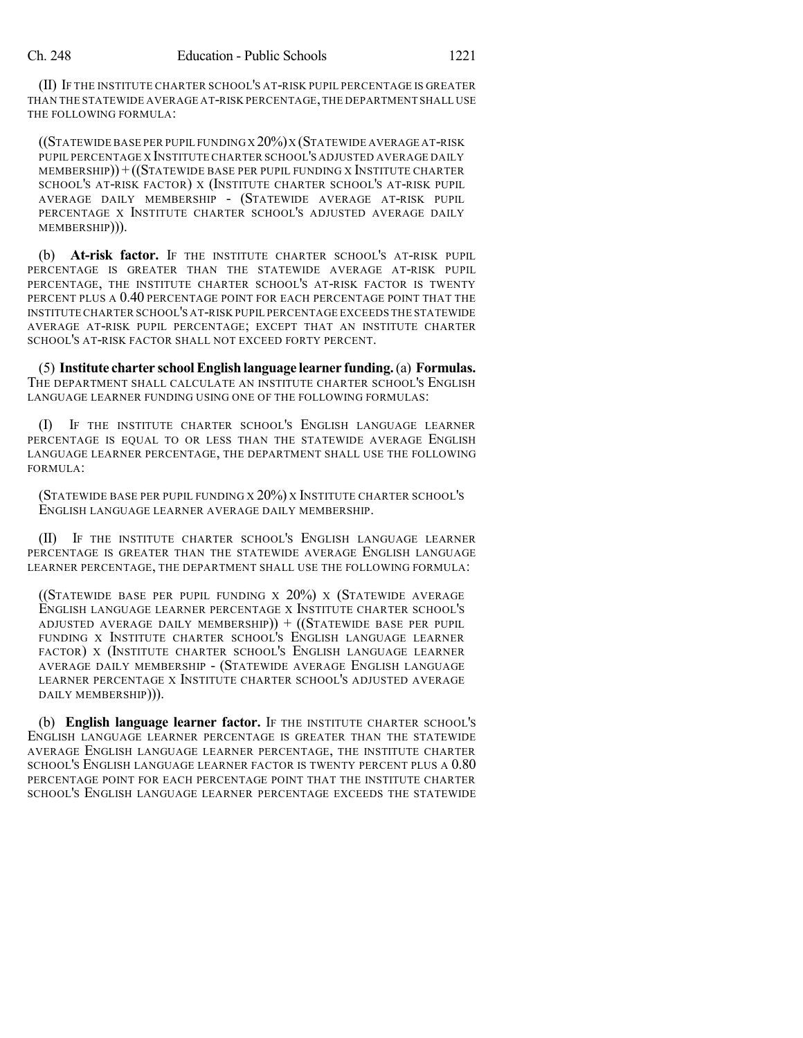(II) IF THE INSTITUTE CHARTER SCHOOL'S AT-RISK PUPIL PERCENTAGE IS GREATER THAN THE STATEWIDE AVERAGE AT-RISK PERCENTAGE, THE DEPARTMENT SHALL USE THE FOLLOWING FORMULA:

((STATEWIDE BASE PER PUPIL FUNDING X 20%) X (STATEWIDE AVERAGE AT-RISK PUPIL PERCENTAGE X INSTITUTE CHARTER SCHOOL'S ADJUSTED AVERAGE DAILY MEMBERSHIP)) + ((STATEWIDE BASE PER PUPIL FUNDING X INSTITUTE CHARTER SCHOOL'S AT-RISK FACTOR) X (INSTITUTE CHARTER SCHOOL'S AT-RISK PUPIL AVERAGE DAILY MEMBERSHIP - (STATEWIDE AVERAGE AT-RISK PUPIL PERCENTAGE X INSTITUTE CHARTER SCHOOL'S ADJUSTED AVERAGE DAILY MEMBERSHIP))).

(b) **At-risk factor.** IF THE INSTITUTE CHARTER SCHOOL'S AT-RISK PUPIL PERCENTAGE IS GREATER THAN THE STATEWIDE AVERAGE AT-RISK PUPIL PERCENTAGE, THE INSTITUTE CHARTER SCHOOL'S AT-RISK FACTOR IS TWENTY PERCENT PLUS A 0.40 PERCENTAGE POINT FOR EACH PERCENTAGE POINT THAT THE INSTITUTE CHARTER SCHOOL'S AT-RISK PUPIL PERCENTAGE EXCEEDS THE STATEWIDE AVERAGE AT-RISK PUPIL PERCENTAGE; EXCEPT THAT AN INSTITUTE CHARTER SCHOOL'S AT-RISK FACTOR SHALL NOT EXCEED FORTY PERCENT.

(5) **Institute charter school English language learner funding.** (a) **Formulas.** THE DEPARTMENT SHALL CALCULATE AN INSTITUTE CHARTER SCHOOL'S ENGLISH LANGUAGE LEARNER FUNDING USING ONE OF THE FOLLOWING FORMULAS:

(I) IF THE INSTITUTE CHARTER SCHOOL'S ENGLISH LANGUAGE LEARNER PERCENTAGE IS EQUAL TO OR LESS THAN THE STATEWIDE AVERAGE ENGLISH LANGUAGE LEARNER PERCENTAGE, THE DEPARTMENT SHALL USE THE FOLLOWING FORMULA:

(STATEWIDE BASE PER PUPIL FUNDING X 20%) X INSTITUTE CHARTER SCHOOL'S ENGLISH LANGUAGE LEARNER AVERAGE DAILY MEMBERSHIP.

(II) IF THE INSTITUTE CHARTER SCHOOL'S ENGLISH LANGUAGE LEARNER PERCENTAGE IS GREATER THAN THE STATEWIDE AVERAGE ENGLISH LANGUAGE LEARNER PERCENTAGE, THE DEPARTMENT SHALL USE THE FOLLOWING FORMULA:

((STATEWIDE BASE PER PUPIL FUNDING X 20%) X (STATEWIDE AVERAGE ENGLISH LANGUAGE LEARNER PERCENTAGE X INSTITUTE CHARTER SCHOOL'S ADJUSTED AVERAGE DAILY MEMBERSHIP)) + ((STATEWIDE BASE PER PUPIL FUNDING X INSTITUTE CHARTER SCHOOL'S ENGLISH LANGUAGE LEARNER FACTOR) X (INSTITUTE CHARTER SCHOOL'S ENGLISH LANGUAGE LEARNER AVERAGE DAILY MEMBERSHIP - (STATEWIDE AVERAGE ENGLISH LANGUAGE LEARNER PERCENTAGE X INSTITUTE CHARTER SCHOOL'S ADJUSTED AVERAGE DAILY MEMBERSHIP))).

(b) **English language learner factor.** IF THE INSTITUTE CHARTER SCHOOL'S ENGLISH LANGUAGE LEARNER PERCENTAGE IS GREATER THAN THE STATEWIDE AVERAGE ENGLISH LANGUAGE LEARNER PERCENTAGE, THE INSTITUTE CHARTER SCHOOL'S ENGLISH LANGUAGE LEARNER FACTOR IS TWENTY PERCENT PLUS A 0.80 PERCENTAGE POINT FOR EACH PERCENTAGE POINT THAT THE INSTITUTE CHARTER SCHOOL'S ENGLISH LANGUAGE LEARNER PERCENTAGE EXCEEDS THE STATEWIDE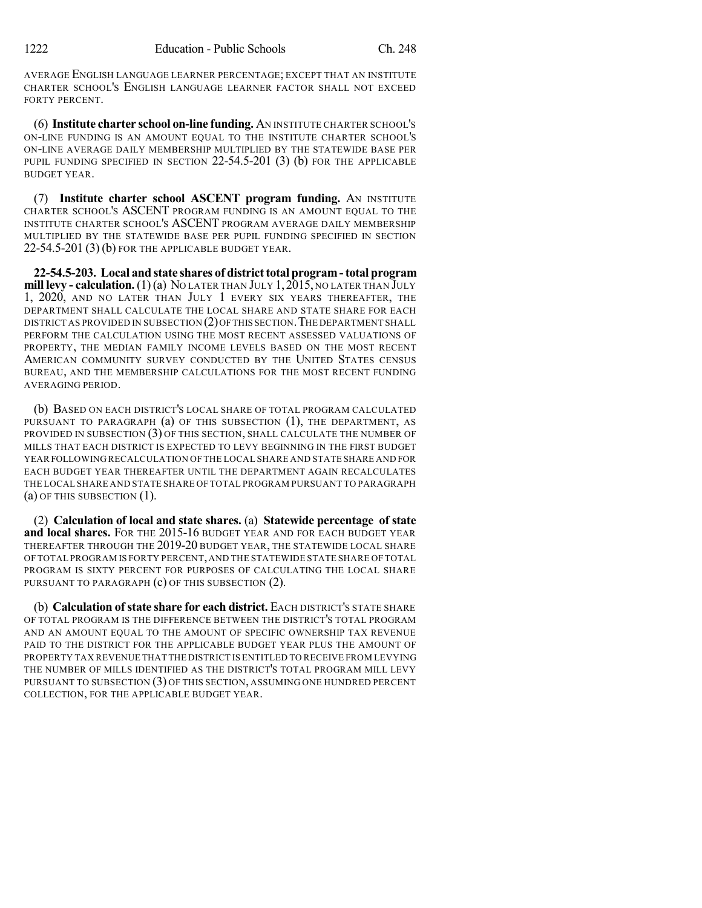AVERAGE ENGLISH LANGUAGE LEARNER PERCENTAGE; EXCEPT THAT AN INSTITUTE CHARTER SCHOOL'S ENGLISH LANGUAGE LEARNER FACTOR SHALL NOT EXCEED FORTY PERCENT.

(6) **Institute charter school on-line funding.** AN INSTITUTE CHARTER SCHOOL'S ON-LINE FUNDING IS AN AMOUNT EQUAL TO THE INSTITUTE CHARTER SCHOOL'S ON-LINE AVERAGE DAILY MEMBERSHIP MULTIPLIED BY THE STATEWIDE BASE PER PUPIL FUNDING SPECIFIED IN SECTION 22-54.5-201 (3) (b) FOR THE APPLICABLE BUDGET YEAR.

(7) **Institute charter school ASCENT program funding.** AN INSTITUTE CHARTER SCHOOL'S ASCENT PROGRAM FUNDING IS AN AMOUNT EQUAL TO THE INSTITUTE CHARTER SCHOOL'S ASCENT PROGRAM AVERAGE DAILY MEMBERSHIP MULTIPLIED BY THE STATEWIDE BASE PER PUPIL FUNDING SPECIFIED IN SECTION 22-54.5-201 (3) (b) FOR THE APPLICABLE BUDGET YEAR.

**22-54.5-203. Local and state shares of district total program - total program mill levy - calculation.** (1) (a) NO LATER THAN JULY 1, 2015, NO LATER THAN JULY 1, 2020, AND NO LATER THAN JULY 1 EVERY SIX YEARS THEREAFTER, THE DEPARTMENT SHALL CALCULATE THE LOCAL SHARE AND STATE SHARE FOR EACH DISTRICT AS PROVIDED IN SUBSECTION (2) OF THIS SECTION. THE DEPARTMENT SHALL PERFORM THE CALCULATION USING THE MOST RECENT ASSESSED VALUATIONS OF PROPERTY, THE MEDIAN FAMILY INCOME LEVELS BASED ON THE MOST RECENT AMERICAN COMMUNITY SURVEY CONDUCTED BY THE UNITED STATES CENSUS BUREAU, AND THE MEMBERSHIP CALCULATIONS FOR THE MOST RECENT FUNDING AVERAGING PERIOD.

(b) BASED ON EACH DISTRICT'S LOCAL SHARE OF TOTAL PROGRAM CALCULATED PURSUANT TO PARAGRAPH (a) OF THIS SUBSECTION (1), THE DEPARTMENT, AS PROVIDED IN SUBSECTION (3) OF THIS SECTION, SHALL CALCULATE THE NUMBER OF MILLS THAT EACH DISTRICT IS EXPECTED TO LEVY BEGINNING IN THE FIRST BUDGET YEAR FOLLOWING RECALCULATION OF THE LOCAL SHARE AND STATE SHARE AND FOR EACH BUDGET YEAR THEREAFTER UNTIL THE DEPARTMENT AGAIN RECALCULATES THE LOCAL SHARE AND STATE SHARE OF TOTAL PROGRAM PURSUANT TO PARAGRAPH (a) OF THIS SUBSECTION (1).

(2) **Calculation of local and state shares.** (a) **Statewide percentage of state and local shares.** FOR THE 2015-16 BUDGET YEAR AND FOR EACH BUDGET YEAR THEREAFTER THROUGH THE 2019-20 BUDGET YEAR, THE STATEWIDE LOCAL SHARE OF TOTAL PROGRAM IS FORTY PERCENT, AND THE STATEWIDE STATE SHARE OF TOTAL PROGRAM IS SIXTY PERCENT FOR PURPOSES OF CALCULATING THE LOCAL SHARE PURSUANT TO PARAGRAPH (c) OF THIS SUBSECTION (2).

(b) **Calculation of state share for each district.** EACH DISTRICT'S STATE SHARE OF TOTAL PROGRAM IS THE DIFFERENCE BETWEEN THE DISTRICT'S TOTAL PROGRAM AND AN AMOUNT EQUAL TO THE AMOUNT OF SPECIFIC OWNERSHIP TAX REVENUE PAID TO THE DISTRICT FOR THE APPLICABLE BUDGET YEAR PLUS THE AMOUNT OF PROPERTY TAX REVENUE THAT THE DISTRICT IS ENTITLED TO RECEIVE FROM LEVYING THE NUMBER OF MILLS IDENTIFIED AS THE DISTRICT'S TOTAL PROGRAM MILL LEVY PURSUANT TO SUBSECTION (3) OF THIS SECTION, ASSUMING ONE HUNDRED PERCENT COLLECTION, FOR THE APPLICABLE BUDGET YEAR.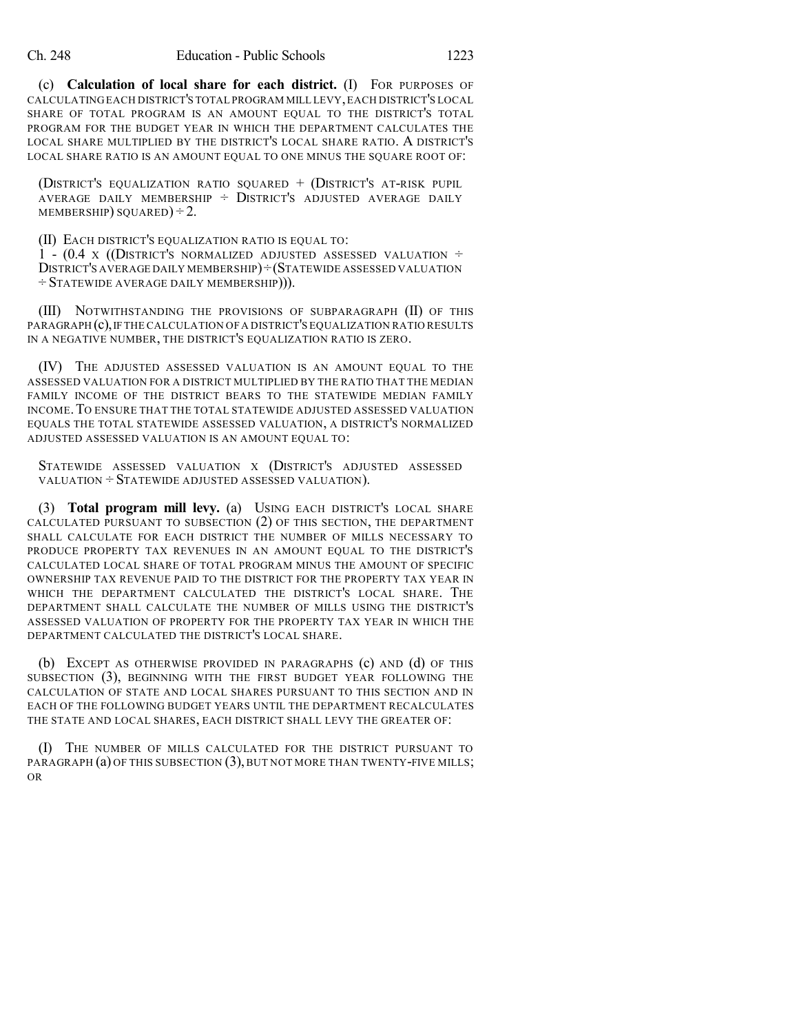(c) **Calculation of local share for each district.** (I) FOR PURPOSES OF CALCULATING EACH DISTRICT'S TOTAL PROGRAM MILL LEVY, EACH DISTRICT'S LOCAL SHARE OF TOTAL PROGRAM IS AN AMOUNT EQUAL TO THE DISTRICT'S TOTAL PROGRAM FOR THE BUDGET YEAR IN WHICH THE DEPARTMENT CALCULATES THE LOCAL SHARE MULTIPLIED BY THE DISTRICT'S LOCAL SHARE RATIO. A DISTRICT'S LOCAL SHARE RATIO IS AN AMOUNT EQUAL TO ONE MINUS THE SQUARE ROOT OF:

(DISTRICT'S EQUALIZATION RATIO SQUARED + (DISTRICT'S AT-RISK PUPIL AVERAGE DAILY MEMBERSHIP ÷ DISTRICT'S ADJUSTED AVERAGE DAILY MEMBERSHIP) SQUARED) ÷ 2.

(II) EACH DISTRICT'S EQUALIZATION RATIO IS EQUAL TO:
1 - (0.4 X ((DISTRICT'S NORMALIZED ADJUSTED ASSESSED VALUATION ÷ DISTRICT'S AVERAGE DAILY MEMBERSHIP) ÷ (STATEWIDE ASSESSED VALUATION ÷ STATEWIDE AVERAGE DAILY MEMBERSHIP))).

(III) NOTWITHSTANDING THE PROVISIONS OF SUBPARAGRAPH (II) OF THIS PARAGRAPH (c), IF THE CALCULATION OF A DISTRICT'S EQUALIZATION RATIO RESULTS IN A NEGATIVE NUMBER, THE DISTRICT'S EQUALIZATION RATIO IS ZERO.

(IV) THE ADJUSTED ASSESSED VALUATION IS AN AMOUNT EQUAL TO THE ASSESSED VALUATION FOR A DISTRICT MULTIPLIED BY THE RATIO THAT THE MEDIAN FAMILY INCOME OF THE DISTRICT BEARS TO THE STATEWIDE MEDIAN FAMILY INCOME. TO ENSURE THAT THE TOTAL STATEWIDE ADJUSTED ASSESSED VALUATION EQUALS THE TOTAL STATEWIDE ASSESSED VALUATION, A DISTRICT'S NORMALIZED ADJUSTED ASSESSED VALUATION IS AN AMOUNT EQUAL TO:

STATEWIDE ASSESSED VALUATION X (DISTRICT'S ADJUSTED ASSESSED VALUATION ÷ STATEWIDE ADJUSTED ASSESSED VALUATION).

(3) **Total program mill levy.** (a) USING EACH DISTRICT'S LOCAL SHARE CALCULATED PURSUANT TO SUBSECTION (2) OF THIS SECTION, THE DEPARTMENT SHALL CALCULATE FOR EACH DISTRICT THE NUMBER OF MILLS NECESSARY TO PRODUCE PROPERTY TAX REVENUES IN AN AMOUNT EQUAL TO THE DISTRICT'S CALCULATED LOCAL SHARE OF TOTAL PROGRAM MINUS THE AMOUNT OF SPECIFIC OWNERSHIP TAX REVENUE PAID TO THE DISTRICT FOR THE PROPERTY TAX YEAR IN WHICH THE DEPARTMENT CALCULATED THE DISTRICT'S LOCAL SHARE. THE DEPARTMENT SHALL CALCULATE THE NUMBER OF MILLS USING THE DISTRICT'S ASSESSED VALUATION OF PROPERTY FOR THE PROPERTY TAX YEAR IN WHICH THE DEPARTMENT CALCULATED THE DISTRICT'S LOCAL SHARE.

(b) EXCEPT AS OTHERWISE PROVIDED IN PARAGRAPHS (c) AND (d) OF THIS SUBSECTION (3), BEGINNING WITH THE FIRST BUDGET YEAR FOLLOWING THE CALCULATION OF STATE AND LOCAL SHARES PURSUANT TO THIS SECTION AND IN EACH OF THE FOLLOWING BUDGET YEARS UNTIL THE DEPARTMENT RECALCULATES THE STATE AND LOCAL SHARES, EACH DISTRICT SHALL LEVY THE GREATER OF:

(I) THE NUMBER OF MILLS CALCULATED FOR THE DISTRICT PURSUANT TO PARAGRAPH (a) OF THIS SUBSECTION (3), BUT NOT MORE THAN TWENTY-FIVE MILLS; OR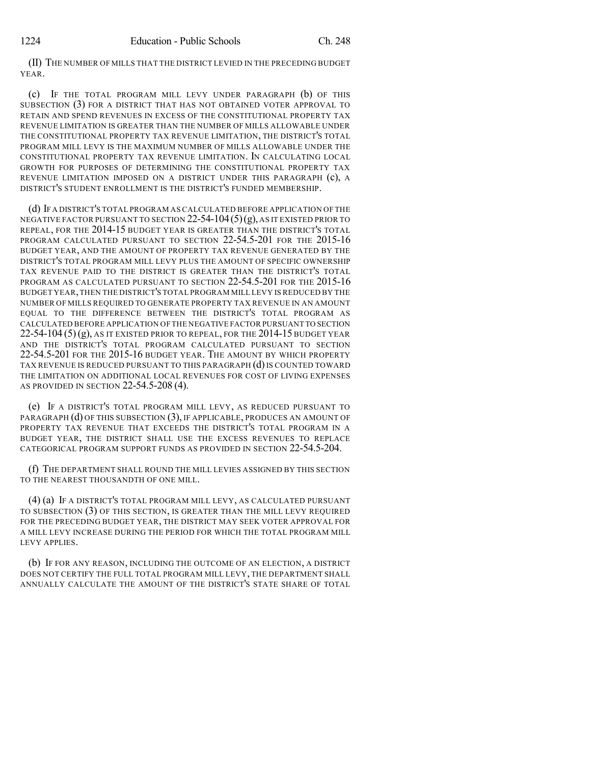(II) THE NUMBER OF MILLS THAT THE DISTRICT LEVIED IN THE PRECEDING BUDGET YEAR.

(c) IF THE TOTAL PROGRAM MILL LEVY UNDER PARAGRAPH (b) OF THIS SUBSECTION (3) FOR A DISTRICT THAT HAS NOT OBTAINED VOTER APPROVAL TO RETAIN AND SPEND REVENUES IN EXCESS OF THE CONSTITUTIONAL PROPERTY TAX REVENUE LIMITATION IS GREATER THAN THE NUMBER OF MILLS ALLOWABLE UNDER THE CONSTITUTIONAL PROPERTY TAX REVENUE LIMITATION, THE DISTRICT'S TOTAL PROGRAM MILL LEVY IS THE MAXIMUM NUMBER OF MILLS ALLOWABLE UNDER THE CONSTITUTIONAL PROPERTY TAX REVENUE LIMITATION. IN CALCULATING LOCAL GROWTH FOR PURPOSES OF DETERMINING THE CONSTITUTIONAL PROPERTY TAX REVENUE LIMITATION IMPOSED ON A DISTRICT UNDER THIS PARAGRAPH (c), A DISTRICT'S STUDENT ENROLLMENT IS THE DISTRICT'S FUNDED MEMBERSHIP.

(d) IF A DISTRICT'S TOTAL PROGRAM AS CALCULATED BEFORE APPLICATION OF THE NEGATIVE FACTOR PURSUANT TO SECTION 22-54-104 (5)(g), AS IT EXISTED PRIOR TO REPEAL, FOR THE 2014-15 BUDGET YEAR IS GREATER THAN THE DISTRICT'S TOTAL PROGRAM CALCULATED PURSUANT TO SECTION 22-54.5-201 FOR THE 2015-16 BUDGET YEAR, AND THE AMOUNT OF PROPERTY TAX REVENUE GENERATED BY THE DISTRICT'S TOTAL PROGRAM MILL LEVY PLUS THE AMOUNT OF SPECIFIC OWNERSHIP TAX REVENUE PAID TO THE DISTRICT IS GREATER THAN THE DISTRICT'S TOTAL PROGRAM AS CALCULATED PURSUANT TO SECTION 22-54.5-201 FOR THE 2015-16 BUDGET YEAR, THEN THE DISTRICT'S TOTAL PROGRAM MILL LEVY IS REDUCED BY THE NUMBER OF MILLS REQUIRED TO GENERATE PROPERTY TAX REVENUE IN AN AMOUNT EQUAL TO THE DIFFERENCE BETWEEN THE DISTRICT'S TOTAL PROGRAM AS CALCULATED BEFORE APPLICATION OF THE NEGATIVE FACTOR PURSUANT TO SECTION 22-54-104 (5)(g), AS IT EXISTED PRIOR TO REPEAL, FOR THE 2014-15 BUDGET YEAR AND THE DISTRICT'S TOTAL PROGRAM CALCULATED PURSUANT TO SECTION 22-54.5-201 FOR THE 2015-16 BUDGET YEAR. THE AMOUNT BY WHICH PROPERTY TAX REVENUE IS REDUCED PURSUANT TO THIS PARAGRAPH (d) IS COUNTED TOWARD THE LIMITATION ON ADDITIONAL LOCAL REVENUES FOR COST OF LIVING EXPENSES AS PROVIDED IN SECTION 22-54.5-208 (4).

(e) IF A DISTRICT'S TOTAL PROGRAM MILL LEVY, AS REDUCED PURSUANT TO PARAGRAPH (d) OF THIS SUBSECTION (3), IF APPLICABLE, PRODUCES AN AMOUNT OF PROPERTY TAX REVENUE THAT EXCEEDS THE DISTRICT'S TOTAL PROGRAM IN A BUDGET YEAR, THE DISTRICT SHALL USE THE EXCESS REVENUES TO REPLACE CATEGORICAL PROGRAM SUPPORT FUNDS AS PROVIDED IN SECTION 22-54.5-204.

(f) THE DEPARTMENT SHALL ROUND THE MILL LEVIES ASSIGNED BY THIS SECTION TO THE NEAREST THOUSANDTH OF ONE MILL.

(4) (a) IF A DISTRICT'S TOTAL PROGRAM MILL LEVY, AS CALCULATED PURSUANT TO SUBSECTION (3) OF THIS SECTION, IS GREATER THAN THE MILL LEVY REQUIRED FOR THE PRECEDING BUDGET YEAR, THE DISTRICT MAY SEEK VOTER APPROVAL FOR A MILL LEVY INCREASE DURING THE PERIOD FOR WHICH THE TOTAL PROGRAM MILL LEVY APPLIES.

(b) IF FOR ANY REASON, INCLUDING THE OUTCOME OF AN ELECTION, A DISTRICT DOES NOT CERTIFY THE FULL TOTAL PROGRAM MILL LEVY, THE DEPARTMENT SHALL ANNUALLY CALCULATE THE AMOUNT OF THE DISTRICT'S STATE SHARE OF TOTAL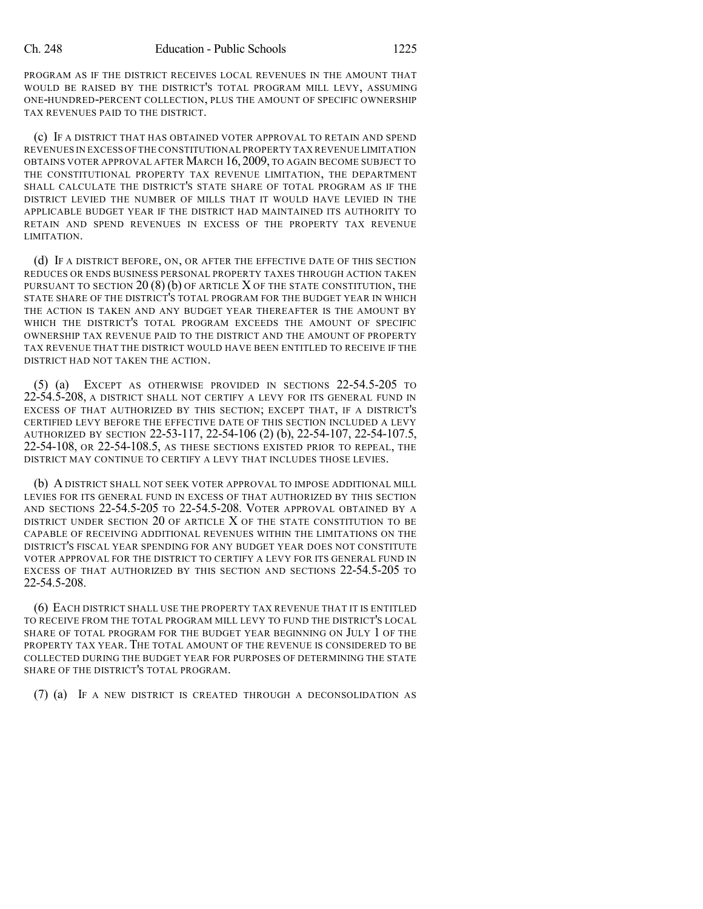PROGRAM AS IF THE DISTRICT RECEIVES LOCAL REVENUES IN THE AMOUNT THAT WOULD BE RAISED BY THE DISTRICT'S TOTAL PROGRAM MILL LEVY, ASSUMING ONE-HUNDRED-PERCENT COLLECTION, PLUS THE AMOUNT OF SPECIFIC OWNERSHIP TAX REVENUES PAID TO THE DISTRICT.

(c) IF A DISTRICT THAT HAS OBTAINED VOTER APPROVAL TO RETAIN AND SPEND REVENUES IN EXCESS OF THE CONSTITUTIONAL PROPERTY TAX REVENUE LIMITATION OBTAINS VOTER APPROVAL AFTER MARCH 16, 2009, TO AGAIN BECOME SUBJECT TO THE CONSTITUTIONAL PROPERTY TAX REVENUE LIMITATION, THE DEPARTMENT SHALL CALCULATE THE DISTRICT'S STATE SHARE OF TOTAL PROGRAM AS IF THE DISTRICT LEVIED THE NUMBER OF MILLS THAT IT WOULD HAVE LEVIED IN THE APPLICABLE BUDGET YEAR IF THE DISTRICT HAD MAINTAINED ITS AUTHORITY TO RETAIN AND SPEND REVENUES IN EXCESS OF THE PROPERTY TAX REVENUE LIMITATION.

(d) IF A DISTRICT BEFORE, ON, OR AFTER THE EFFECTIVE DATE OF THIS SECTION REDUCES OR ENDS BUSINESS PERSONAL PROPERTY TAXES THROUGH ACTION TAKEN PURSUANT TO SECTION 20 (8) (b) OF ARTICLE X OF THE STATE CONSTITUTION, THE STATE SHARE OF THE DISTRICT'S TOTAL PROGRAM FOR THE BUDGET YEAR IN WHICH THE ACTION IS TAKEN AND ANY BUDGET YEAR THEREAFTER IS THE AMOUNT BY WHICH THE DISTRICT'S TOTAL PROGRAM EXCEEDS THE AMOUNT OF SPECIFIC OWNERSHIP TAX REVENUE PAID TO THE DISTRICT AND THE AMOUNT OF PROPERTY TAX REVENUE THAT THE DISTRICT WOULD HAVE BEEN ENTITLED TO RECEIVE IF THE DISTRICT HAD NOT TAKEN THE ACTION.

(5) (a) EXCEPT AS OTHERWISE PROVIDED IN SECTIONS 22-54.5-205 TO 22-54.5-208, A DISTRICT SHALL NOT CERTIFY A LEVY FOR ITS GENERAL FUND IN EXCESS OF THAT AUTHORIZED BY THIS SECTION; EXCEPT THAT, IF A DISTRICT'S CERTIFIED LEVY BEFORE THE EFFECTIVE DATE OF THIS SECTION INCLUDED A LEVY AUTHORIZED BY SECTION 22-53-117, 22-54-106 (2) (b), 22-54-107, 22-54-107.5, 22-54-108, OR 22-54-108.5, AS THESE SECTIONS EXISTED PRIOR TO REPEAL, THE DISTRICT MAY CONTINUE TO CERTIFY A LEVY THAT INCLUDES THOSE LEVIES.

(b) A DISTRICT SHALL NOT SEEK VOTER APPROVAL TO IMPOSE ADDITIONAL MILL LEVIES FOR ITS GENERAL FUND IN EXCESS OF THAT AUTHORIZED BY THIS SECTION AND SECTIONS 22-54.5-205 TO 22-54.5-208. VOTER APPROVAL OBTAINED BY A DISTRICT UNDER SECTION 20 OF ARTICLE X OF THE STATE CONSTITUTION TO BE CAPABLE OF RECEIVING ADDITIONAL REVENUES WITHIN THE LIMITATIONS ON THE DISTRICT'S FISCAL YEAR SPENDING FOR ANY BUDGET YEAR DOES NOT CONSTITUTE VOTER APPROVAL FOR THE DISTRICT TO CERTIFY A LEVY FOR ITS GENERAL FUND IN EXCESS OF THAT AUTHORIZED BY THIS SECTION AND SECTIONS 22-54.5-205 TO 22-54.5-208.

(6) EACH DISTRICT SHALL USE THE PROPERTY TAX REVENUE THAT IT IS ENTITLED TO RECEIVE FROM THE TOTAL PROGRAM MILL LEVY TO FUND THE DISTRICT'S LOCAL SHARE OF TOTAL PROGRAM FOR THE BUDGET YEAR BEGINNING ON JULY 1 OF THE PROPERTY TAX YEAR. THE TOTAL AMOUNT OF THE REVENUE IS CONSIDERED TO BE COLLECTED DURING THE BUDGET YEAR FOR PURPOSES OF DETERMINING THE STATE SHARE OF THE DISTRICT'S TOTAL PROGRAM.

(7) (a) IF A NEW DISTRICT IS CREATED THROUGH A DECONSOLIDATION AS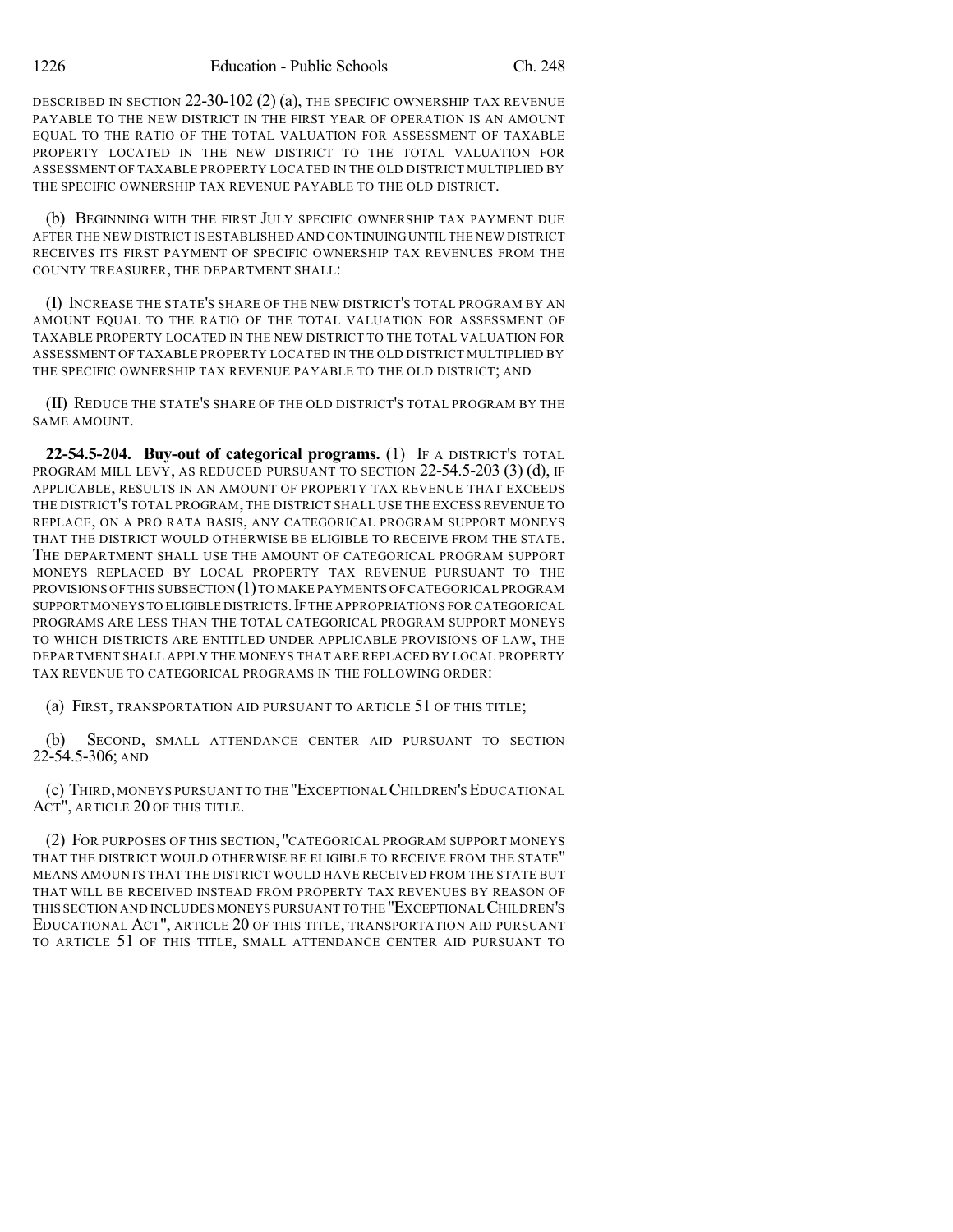DESCRIBED IN SECTION 22-30-102 (2) (a), THE SPECIFIC OWNERSHIP TAX REVENUE PAYABLE TO THE NEW DISTRICT IN THE FIRST YEAR OF OPERATION IS AN AMOUNT EQUAL TO THE RATIO OF THE TOTAL VALUATION FOR ASSESSMENT OF TAXABLE PROPERTY LOCATED IN THE NEW DISTRICT TO THE TOTAL VALUATION FOR ASSESSMENT OF TAXABLE PROPERTY LOCATED IN THE OLD DISTRICT MULTIPLIED BY THE SPECIFIC OWNERSHIP TAX REVENUE PAYABLE TO THE OLD DISTRICT.

(b) BEGINNING WITH THE FIRST JULY SPECIFIC OWNERSHIP TAX PAYMENT DUE AFTER THE NEW DISTRICT IS ESTABLISHED AND CONTINUING UNTIL THE NEW DISTRICT RECEIVES ITS FIRST PAYMENT OF SPECIFIC OWNERSHIP TAX REVENUES FROM THE COUNTY TREASURER, THE DEPARTMENT SHALL:

(I) INCREASE THE STATE'S SHARE OF THE NEW DISTRICT'S TOTAL PROGRAM BY AN AMOUNT EQUAL TO THE RATIO OF THE TOTAL VALUATION FOR ASSESSMENT OF TAXABLE PROPERTY LOCATED IN THE NEW DISTRICT TO THE TOTAL VALUATION FOR ASSESSMENT OF TAXABLE PROPERTY LOCATED IN THE OLD DISTRICT MULTIPLIED BY THE SPECIFIC OWNERSHIP TAX REVENUE PAYABLE TO THE OLD DISTRICT; AND

(II) REDUCE THE STATE'S SHARE OF THE OLD DISTRICT'S TOTAL PROGRAM BY THE SAME AMOUNT.

**22-54.5-204. Buy-out of categorical programs.** (1) IF A DISTRICT'S TOTAL PROGRAM MILL LEVY, AS REDUCED PURSUANT TO SECTION 22-54.5-203 (3) (d), IF APPLICABLE, RESULTS IN AN AMOUNT OF PROPERTY TAX REVENUE THAT EXCEEDS THE DISTRICT'S TOTAL PROGRAM, THE DISTRICT SHALL USE THE EXCESS REVENUE TO REPLACE, ON A PRO RATA BASIS, ANY CATEGORICAL PROGRAM SUPPORT MONEYS THAT THE DISTRICT WOULD OTHERWISE BE ELIGIBLE TO RECEIVE FROM THE STATE. THE DEPARTMENT SHALL USE THE AMOUNT OF CATEGORICAL PROGRAM SUPPORT MONEYS REPLACED BY LOCAL PROPERTY TAX REVENUE PURSUANT TO THE PROVISIONS OF THIS SUBSECTION (1) TO MAKE PAYMENTS OF CATEGORICAL PROGRAM SUPPORT MONEYS TO ELIGIBLE DISTRICTS. IF THE APPROPRIATIONS FOR CATEGORICAL PROGRAMS ARE LESS THAN THE TOTAL CATEGORICAL PROGRAM SUPPORT MONEYS TO WHICH DISTRICTS ARE ENTITLED UNDER APPLICABLE PROVISIONS OF LAW, THE DEPARTMENT SHALL APPLY THE MONEYS THAT ARE REPLACED BY LOCAL PROPERTY TAX REVENUE TO CATEGORICAL PROGRAMS IN THE FOLLOWING ORDER:

(a) FIRST, TRANSPORTATION AID PURSUANT TO ARTICLE 51 OF THIS TITLE;

(b) SECOND, SMALL ATTENDANCE CENTER AID PURSUANT TO SECTION 22-54.5-306; AND

(c) THIRD, MONEYS PURSUANT TO THE "EXCEPTIONAL CHILDREN'S EDUCATIONAL ACT", ARTICLE 20 OF THIS TITLE.

(2) FOR PURPOSES OF THIS SECTION, "CATEGORICAL PROGRAM SUPPORT MONEYS THAT THE DISTRICT WOULD OTHERWISE BE ELIGIBLE TO RECEIVE FROM THE STATE" MEANS AMOUNTS THAT THE DISTRICT WOULD HAVE RECEIVED FROM THE STATE BUT THAT WILL BE RECEIVED INSTEAD FROM PROPERTY TAX REVENUES BY REASON OF THIS SECTION AND INCLUDES MONEYS PURSUANT TO THE "EXCEPTIONAL CHILDREN'S EDUCATIONAL ACT", ARTICLE 20 OF THIS TITLE, TRANSPORTATION AID PURSUANT TO ARTICLE 51 OF THIS TITLE, SMALL ATTENDANCE CENTER AID PURSUANT TO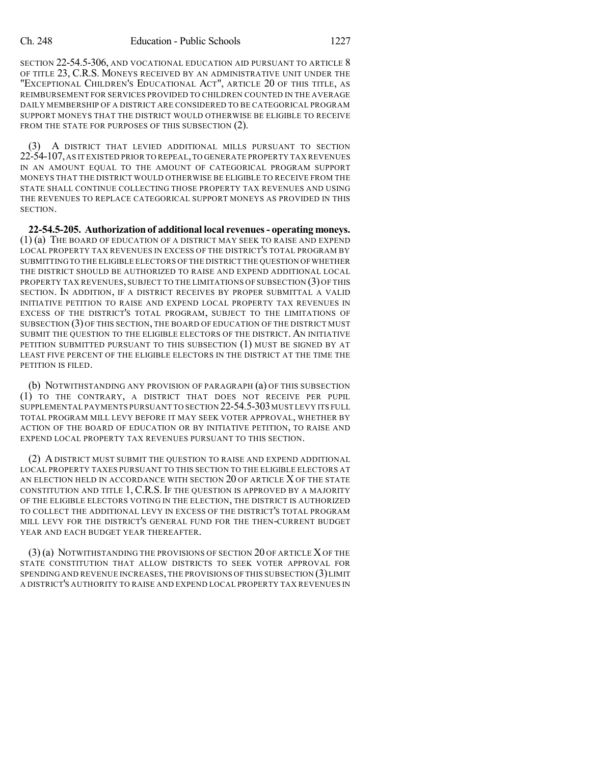SECTION 22-54.5-306, AND VOCATIONAL EDUCATION AID PURSUANT TO ARTICLE 8 OF TITLE 23, C.R.S. MONEYS RECEIVED BY AN ADMINISTRATIVE UNIT UNDER THE "EXCEPTIONAL CHILDREN'S EDUCATIONAL ACT", ARTICLE 20 OF THIS TITLE, AS REIMBURSEMENT FOR SERVICES PROVIDED TO CHILDREN COUNTED IN THE AVERAGE DAILY MEMBERSHIP OF A DISTRICT ARE CONSIDERED TO BE CATEGORICAL PROGRAM SUPPORT MONEYS THAT THE DISTRICT WOULD OTHERWISE BE ELIGIBLE TO RECEIVE FROM THE STATE FOR PURPOSES OF THIS SUBSECTION (2).

(3) A DISTRICT THAT LEVIED ADDITIONAL MILLS PURSUANT TO SECTION 22-54-107, AS IT EXISTED PRIOR TO REPEAL, TO GENERATE PROPERTY TAX REVENUES IN AN AMOUNT EQUAL TO THE AMOUNT OF CATEGORICAL PROGRAM SUPPORT MONEYS THAT THE DISTRICT WOULD OTHERWISE BE ELIGIBLE TO RECEIVE FROM THE STATE SHALL CONTINUE COLLECTING THOSE PROPERTY TAX REVENUES AND USING THE REVENUES TO REPLACE CATEGORICAL SUPPORT MONEYS AS PROVIDED IN THIS SECTION.

**22-54.5-205. Authorization of additional local revenues - operating moneys.** (1) (a) THE BOARD OF EDUCATION OF A DISTRICT MAY SEEK TO RAISE AND EXPEND LOCAL PROPERTY TAX REVENUES IN EXCESS OF THE DISTRICT'S TOTAL PROGRAM BY SUBMITTING TO THE ELIGIBLE ELECTORS OF THE DISTRICT THE QUESTION OF WHETHER THE DISTRICT SHOULD BE AUTHORIZED TO RAISE AND EXPEND ADDITIONAL LOCAL PROPERTY TAX REVENUES, SUBJECT TO THE LIMITATIONS OF SUBSECTION (3) OF THIS SECTION. IN ADDITION, IF A DISTRICT RECEIVES BY PROPER SUBMITTAL A VALID INITIATIVE PETITION TO RAISE AND EXPEND LOCAL PROPERTY TAX REVENUES IN EXCESS OF THE DISTRICT'S TOTAL PROGRAM, SUBJECT TO THE LIMITATIONS OF SUBSECTION (3) OF THIS SECTION, THE BOARD OF EDUCATION OF THE DISTRICT MUST SUBMIT THE QUESTION TO THE ELIGIBLE ELECTORS OF THE DISTRICT. AN INITIATIVE PETITION SUBMITTED PURSUANT TO THIS SUBSECTION (1) MUST BE SIGNED BY AT LEAST FIVE PERCENT OF THE ELIGIBLE ELECTORS IN THE DISTRICT AT THE TIME THE PETITION IS FILED.

(b) NOTWITHSTANDING ANY PROVISION OF PARAGRAPH (a) OF THIS SUBSECTION (1) TO THE CONTRARY, A DISTRICT THAT DOES NOT RECEIVE PER PUPIL SUPPLEMENTAL PAYMENTS PURSUANT TO SECTION 22-54.5-303 MUST LEVY ITS FULL TOTAL PROGRAM MILL LEVY BEFORE IT MAY SEEK VOTER APPROVAL, WHETHER BY ACTION OF THE BOARD OF EDUCATION OR BY INITIATIVE PETITION, TO RAISE AND EXPEND LOCAL PROPERTY TAX REVENUES PURSUANT TO THIS SECTION.

(2) A DISTRICT MUST SUBMIT THE QUESTION TO RAISE AND EXPEND ADDITIONAL LOCAL PROPERTY TAXES PURSUANT TO THIS SECTION TO THE ELIGIBLE ELECTORS AT AN ELECTION HELD IN ACCORDANCE WITH SECTION 20 OF ARTICLE X OF THE STATE CONSTITUTION AND TITLE 1, C.R.S. IF THE QUESTION IS APPROVED BY A MAJORITY OF THE ELIGIBLE ELECTORS VOTING IN THE ELECTION, THE DISTRICT IS AUTHORIZED TO COLLECT THE ADDITIONAL LEVY IN EXCESS OF THE DISTRICT'S TOTAL PROGRAM MILL LEVY FOR THE DISTRICT'S GENERAL FUND FOR THE THEN-CURRENT BUDGET YEAR AND EACH BUDGET YEAR THEREAFTER.

(3) (a) NOTWITHSTANDING THE PROVISIONS OF SECTION 20 OF ARTICLE X OF THE STATE CONSTITUTION THAT ALLOW DISTRICTS TO SEEK VOTER APPROVAL FOR SPENDING AND REVENUE INCREASES, THE PROVISIONS OF THIS SUBSECTION (3) LIMIT A DISTRICT'S AUTHORITY TO RAISE AND EXPEND LOCAL PROPERTY TAX REVENUES IN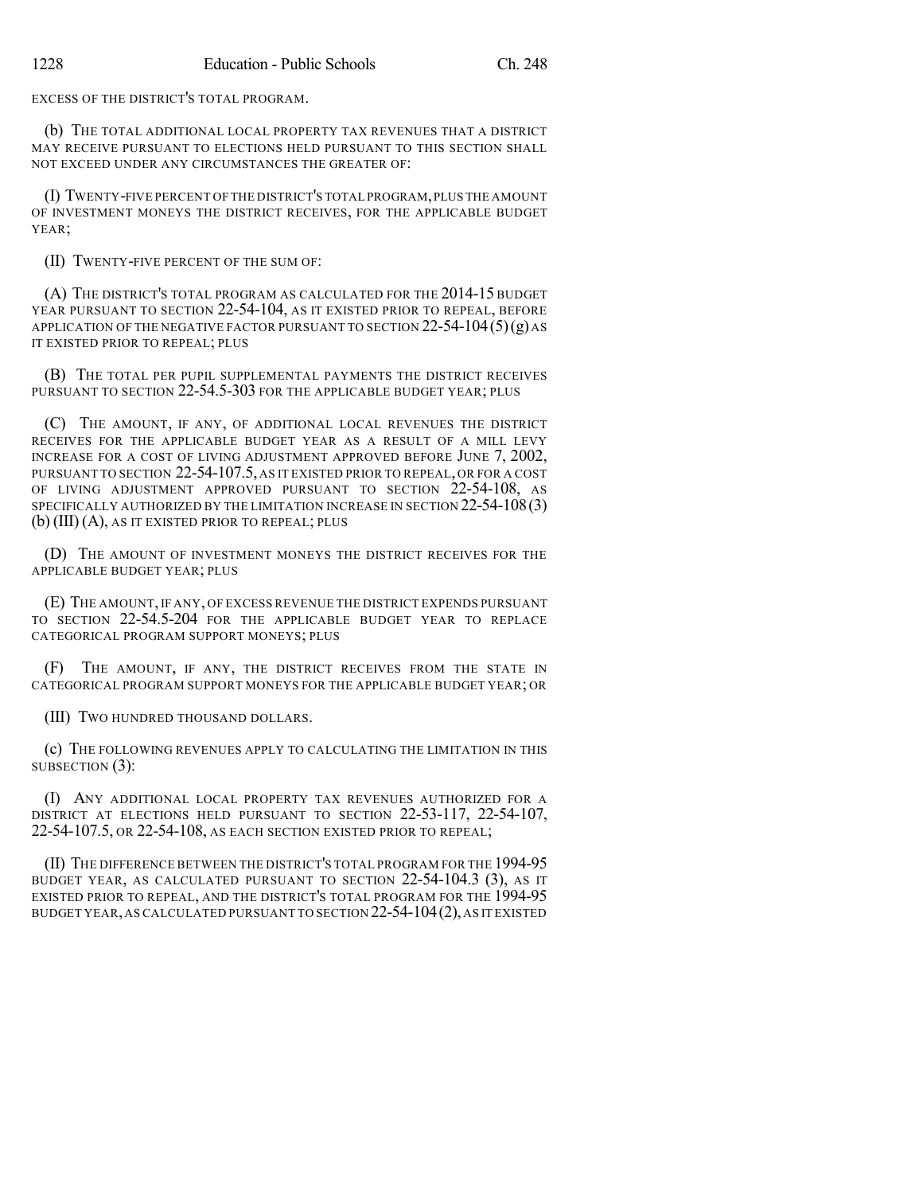EXCESS OF THE DISTRICT'S TOTAL PROGRAM.

(b) THE TOTAL ADDITIONAL LOCAL PROPERTY TAX REVENUES THAT A DISTRICT MAY RECEIVE PURSUANT TO ELECTIONS HELD PURSUANT TO THIS SECTION SHALL NOT EXCEED UNDER ANY CIRCUMSTANCES THE GREATER OF:

(I) TWENTY-FIVE PERCENT OF THE DISTRICT'S TOTAL PROGRAM, PLUS THE AMOUNT OF INVESTMENT MONEYS THE DISTRICT RECEIVES, FOR THE APPLICABLE BUDGET YEAR;

(II) TWENTY-FIVE PERCENT OF THE SUM OF:

(A) THE DISTRICT'S TOTAL PROGRAM AS CALCULATED FOR THE 2014-15 BUDGET YEAR PURSUANT TO SECTION 22-54-104, AS IT EXISTED PRIOR TO REPEAL, BEFORE APPLICATION OF THE NEGATIVE FACTOR PURSUANT TO SECTION 22-54-104 (5)(g) AS IT EXISTED PRIOR TO REPEAL; PLUS

(B) THE TOTAL PER PUPIL SUPPLEMENTAL PAYMENTS THE DISTRICT RECEIVES PURSUANT TO SECTION 22-54.5-303 FOR THE APPLICABLE BUDGET YEAR; PLUS

(C) THE AMOUNT, IF ANY, OF ADDITIONAL LOCAL REVENUES THE DISTRICT RECEIVES FOR THE APPLICABLE BUDGET YEAR AS A RESULT OF A MILL LEVY INCREASE FOR A COST OF LIVING ADJUSTMENT APPROVED BEFORE JUNE 7, 2002, PURSUANT TO SECTION 22-54-107.5, AS IT EXISTED PRIOR TO REPEAL, OR FOR A COST OF LIVING ADJUSTMENT APPROVED PURSUANT TO SECTION 22-54-108, AS SPECIFICALLY AUTHORIZED BY THE LIMITATION INCREASE IN SECTION 22-54-108 (3)(b)(III)(A), AS IT EXISTED PRIOR TO REPEAL; PLUS

(D) THE AMOUNT OF INVESTMENT MONEYS THE DISTRICT RECEIVES FOR THE APPLICABLE BUDGET YEAR; PLUS

(E) THE AMOUNT, IF ANY, OF EXCESS REVENUE THE DISTRICT EXPENDS PURSUANT TO SECTION 22-54.5-204 FOR THE APPLICABLE BUDGET YEAR TO REPLACE CATEGORICAL PROGRAM SUPPORT MONEYS; PLUS

(F) THE AMOUNT, IF ANY, THE DISTRICT RECEIVES FROM THE STATE IN CATEGORICAL PROGRAM SUPPORT MONEYS FOR THE APPLICABLE BUDGET YEAR; OR

(III) TWO HUNDRED THOUSAND DOLLARS.

(c) THE FOLLOWING REVENUES APPLY TO CALCULATING THE LIMITATION IN THIS SUBSECTION (3):

(I) ANY ADDITIONAL LOCAL PROPERTY TAX REVENUES AUTHORIZED FOR A DISTRICT AT ELECTIONS HELD PURSUANT TO SECTION 22-53-117, 22-54-107, 22-54-107.5, OR 22-54-108, AS EACH SECTION EXISTED PRIOR TO REPEAL;

(II) THE DIFFERENCE BETWEEN THE DISTRICT'S TOTAL PROGRAM FOR THE 1994-95 BUDGET YEAR, AS CALCULATED PURSUANT TO SECTION 22-54-104.3 (3), AS IT EXISTED PRIOR TO REPEAL, AND THE DISTRICT'S TOTAL PROGRAM FOR THE 1994-95 BUDGET YEAR, AS CALCULATED PURSUANT TO SECTION 22-54-104 (2), AS IT EXISTED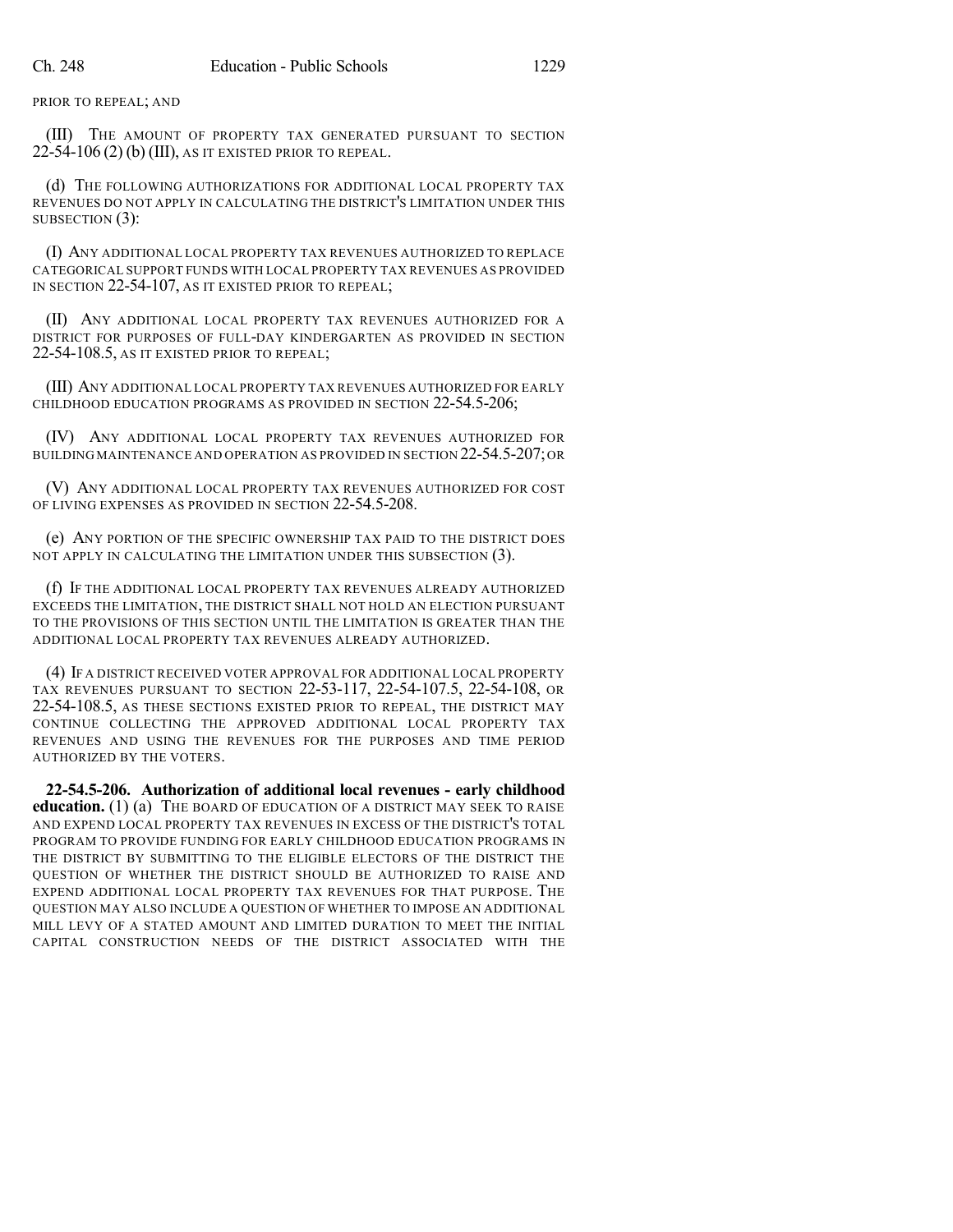PRIOR TO REPEAL; AND

(III) THE AMOUNT OF PROPERTY TAX GENERATED PURSUANT TO SECTION 22-54-106 (2) (b) (III), AS IT EXISTED PRIOR TO REPEAL.

(d) THE FOLLOWING AUTHORIZATIONS FOR ADDITIONAL LOCAL PROPERTY TAX REVENUES DO NOT APPLY IN CALCULATING THE DISTRICT'S LIMITATION UNDER THIS SUBSECTION (3):

(I) ANY ADDITIONAL LOCAL PROPERTY TAX REVENUES AUTHORIZED TO REPLACE CATEGORICAL SUPPORT FUNDS WITH LOCAL PROPERTY TAX REVENUES AS PROVIDED IN SECTION 22-54-107, AS IT EXISTED PRIOR TO REPEAL;

(II) ANY ADDITIONAL LOCAL PROPERTY TAX REVENUES AUTHORIZED FOR A DISTRICT FOR PURPOSES OF FULL-DAY KINDERGARTEN AS PROVIDED IN SECTION 22-54-108.5, AS IT EXISTED PRIOR TO REPEAL;

(III) ANY ADDITIONAL LOCAL PROPERTY TAX REVENUES AUTHORIZED FOR EARLY CHILDHOOD EDUCATION PROGRAMS AS PROVIDED IN SECTION 22-54.5-206;

(IV) ANY ADDITIONAL LOCAL PROPERTY TAX REVENUES AUTHORIZED FOR BUILDING MAINTENANCE AND OPERATION AS PROVIDED IN SECTION 22-54.5-207; OR

(V) ANY ADDITIONAL LOCAL PROPERTY TAX REVENUES AUTHORIZED FOR COST OF LIVING EXPENSES AS PROVIDED IN SECTION 22-54.5-208.

(e) ANY PORTION OF THE SPECIFIC OWNERSHIP TAX PAID TO THE DISTRICT DOES NOT APPLY IN CALCULATING THE LIMITATION UNDER THIS SUBSECTION (3).

(f) IF THE ADDITIONAL LOCAL PROPERTY TAX REVENUES ALREADY AUTHORIZED EXCEEDS THE LIMITATION, THE DISTRICT SHALL NOT HOLD AN ELECTION PURSUANT TO THE PROVISIONS OF THIS SECTION UNTIL THE LIMITATION IS GREATER THAN THE ADDITIONAL LOCAL PROPERTY TAX REVENUES ALREADY AUTHORIZED.

(4) IF A DISTRICT RECEIVED VOTER APPROVAL FOR ADDITIONAL LOCAL PROPERTY TAX REVENUES PURSUANT TO SECTION 22-53-117, 22-54-107.5, 22-54-108, OR 22-54-108.5, AS THESE SECTIONS EXISTED PRIOR TO REPEAL, THE DISTRICT MAY CONTINUE COLLECTING THE APPROVED ADDITIONAL LOCAL PROPERTY TAX REVENUES AND USING THE REVENUES FOR THE PURPOSES AND TIME PERIOD AUTHORIZED BY THE VOTERS.

**22-54.5-206. Authorization of additional local revenues - early childhood education.** (1) (a) THE BOARD OF EDUCATION OF A DISTRICT MAY SEEK TO RAISE AND EXPEND LOCAL PROPERTY TAX REVENUES IN EXCESS OF THE DISTRICT'S TOTAL PROGRAM TO PROVIDE FUNDING FOR EARLY CHILDHOOD EDUCATION PROGRAMS IN THE DISTRICT BY SUBMITTING TO THE ELIGIBLE ELECTORS OF THE DISTRICT THE QUESTION OF WHETHER THE DISTRICT SHOULD BE AUTHORIZED TO RAISE AND EXPEND ADDITIONAL LOCAL PROPERTY TAX REVENUES FOR THAT PURPOSE. THE QUESTION MAY ALSO INCLUDE A QUESTION OF WHETHER TO IMPOSE AN ADDITIONAL MILL LEVY OF A STATED AMOUNT AND LIMITED DURATION TO MEET THE INITIAL CAPITAL CONSTRUCTION NEEDS OF THE DISTRICT ASSOCIATED WITH THE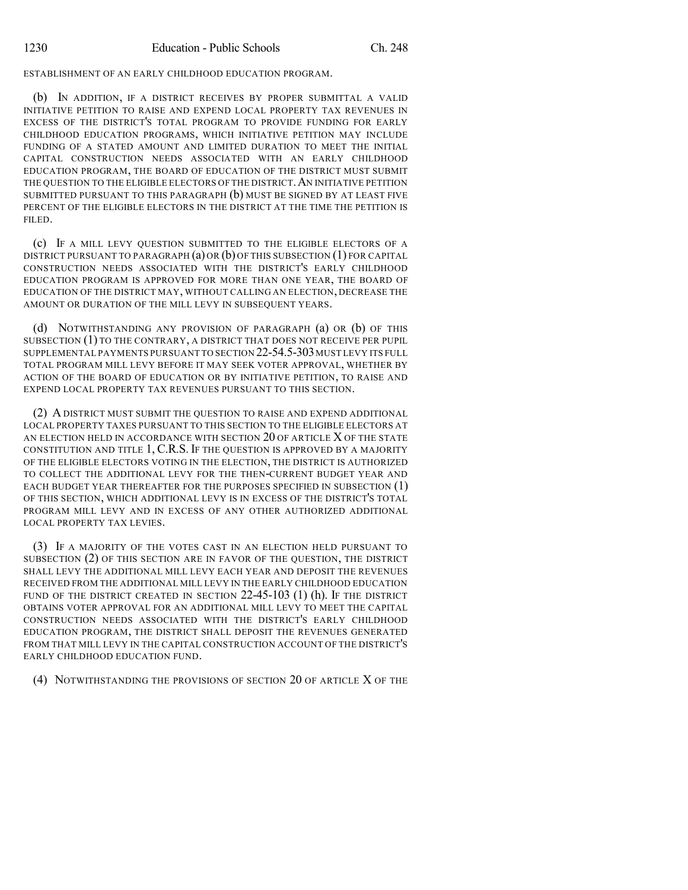ESTABLISHMENT OF AN EARLY CHILDHOOD EDUCATION PROGRAM.

(b) IN ADDITION, IF A DISTRICT RECEIVES BY PROPER SUBMITTAL A VALID INITIATIVE PETITION TO RAISE AND EXPEND LOCAL PROPERTY TAX REVENUES IN EXCESS OF THE DISTRICT'S TOTAL PROGRAM TO PROVIDE FUNDING FOR EARLY CHILDHOOD EDUCATION PROGRAMS, WHICH INITIATIVE PETITION MAY INCLUDE FUNDING OF A STATED AMOUNT AND LIMITED DURATION TO MEET THE INITIAL CAPITAL CONSTRUCTION NEEDS ASSOCIATED WITH AN EARLY CHILDHOOD EDUCATION PROGRAM, THE BOARD OF EDUCATION OF THE DISTRICT MUST SUBMIT THE QUESTION TO THE ELIGIBLE ELECTORS OF THE DISTRICT. AN INITIATIVE PETITION SUBMITTED PURSUANT TO THIS PARAGRAPH (b) MUST BE SIGNED BY AT LEAST FIVE PERCENT OF THE ELIGIBLE ELECTORS IN THE DISTRICT AT THE TIME THE PETITION IS FILED.

(c) IF A MILL LEVY QUESTION SUBMITTED TO THE ELIGIBLE ELECTORS OF A DISTRICT PURSUANT TO PARAGRAPH (a) OR (b) OF THIS SUBSECTION (1) FOR CAPITAL CONSTRUCTION NEEDS ASSOCIATED WITH THE DISTRICT'S EARLY CHILDHOOD EDUCATION PROGRAM IS APPROVED FOR MORE THAN ONE YEAR, THE BOARD OF EDUCATION OF THE DISTRICT MAY, WITHOUT CALLING AN ELECTION, DECREASE THE AMOUNT OR DURATION OF THE MILL LEVY IN SUBSEQUENT YEARS.

(d) NOTWITHSTANDING ANY PROVISION OF PARAGRAPH (a) OR (b) OF THIS SUBSECTION (1) TO THE CONTRARY, A DISTRICT THAT DOES NOT RECEIVE PER PUPIL SUPPLEMENTAL PAYMENTS PURSUANT TO SECTION 22-54.5-303 MUST LEVY ITS FULL TOTAL PROGRAM MILL LEVY BEFORE IT MAY SEEK VOTER APPROVAL, WHETHER BY ACTION OF THE BOARD OF EDUCATION OR BY INITIATIVE PETITION, TO RAISE AND EXPEND LOCAL PROPERTY TAX REVENUES PURSUANT TO THIS SECTION.

(2) A DISTRICT MUST SUBMIT THE QUESTION TO RAISE AND EXPEND ADDITIONAL LOCAL PROPERTY TAXES PURSUANT TO THIS SECTION TO THE ELIGIBLE ELECTORS AT AN ELECTION HELD IN ACCORDANCE WITH SECTION 20 OF ARTICLE X OF THE STATE CONSTITUTION AND TITLE 1, C.R.S. IF THE QUESTION IS APPROVED BY A MAJORITY OF THE ELIGIBLE ELECTORS VOTING IN THE ELECTION, THE DISTRICT IS AUTHORIZED TO COLLECT THE ADDITIONAL LEVY FOR THE THEN-CURRENT BUDGET YEAR AND EACH BUDGET YEAR THEREAFTER FOR THE PURPOSES SPECIFIED IN SUBSECTION (1) OF THIS SECTION, WHICH ADDITIONAL LEVY IS IN EXCESS OF THE DISTRICT'S TOTAL PROGRAM MILL LEVY AND IN EXCESS OF ANY OTHER AUTHORIZED ADDITIONAL LOCAL PROPERTY TAX LEVIES.

(3) IF A MAJORITY OF THE VOTES CAST IN AN ELECTION HELD PURSUANT TO SUBSECTION (2) OF THIS SECTION ARE IN FAVOR OF THE QUESTION, THE DISTRICT SHALL LEVY THE ADDITIONAL MILL LEVY EACH YEAR AND DEPOSIT THE REVENUES RECEIVED FROM THE ADDITIONAL MILL LEVY IN THE EARLY CHILDHOOD EDUCATION FUND OF THE DISTRICT CREATED IN SECTION 22-45-103 (1) (h). IF THE DISTRICT OBTAINS VOTER APPROVAL FOR AN ADDITIONAL MILL LEVY TO MEET THE CAPITAL CONSTRUCTION NEEDS ASSOCIATED WITH THE DISTRICT'S EARLY CHILDHOOD EDUCATION PROGRAM, THE DISTRICT SHALL DEPOSIT THE REVENUES GENERATED FROM THAT MILL LEVY IN THE CAPITAL CONSTRUCTION ACCOUNT OF THE DISTRICT'S EARLY CHILDHOOD EDUCATION FUND.

(4) NOTWITHSTANDING THE PROVISIONS OF SECTION 20 OF ARTICLE X OF THE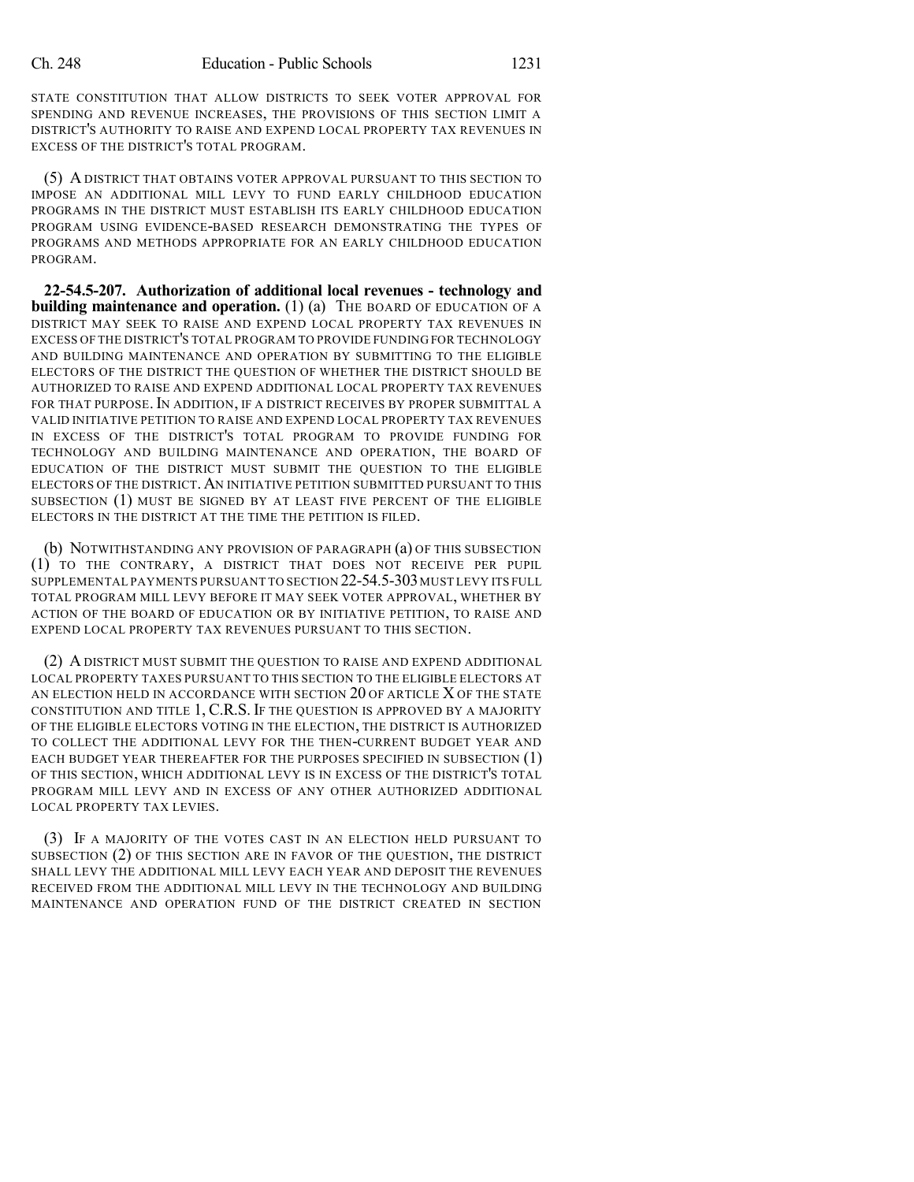STATE CONSTITUTION THAT ALLOW DISTRICTS TO SEEK VOTER APPROVAL FOR SPENDING AND REVENUE INCREASES, THE PROVISIONS OF THIS SECTION LIMIT A DISTRICT'S AUTHORITY TO RAISE AND EXPEND LOCAL PROPERTY TAX REVENUES IN EXCESS OF THE DISTRICT'S TOTAL PROGRAM.

(5) A DISTRICT THAT OBTAINS VOTER APPROVAL PURSUANT TO THIS SECTION TO IMPOSE AN ADDITIONAL MILL LEVY TO FUND EARLY CHILDHOOD EDUCATION PROGRAMS IN THE DISTRICT MUST ESTABLISH ITS EARLY CHILDHOOD EDUCATION PROGRAM USING EVIDENCE-BASED RESEARCH DEMONSTRATING THE TYPES OF PROGRAMS AND METHODS APPROPRIATE FOR AN EARLY CHILDHOOD EDUCATION PROGRAM.

**22-54.5-207. Authorization of additional local revenues - technology and building maintenance and operation.** (1) (a) THE BOARD OF EDUCATION OF A DISTRICT MAY SEEK TO RAISE AND EXPEND LOCAL PROPERTY TAX REVENUES IN EXCESS OF THE DISTRICT'S TOTAL PROGRAM TO PROVIDE FUNDING FOR TECHNOLOGY AND BUILDING MAINTENANCE AND OPERATION BY SUBMITTING TO THE ELIGIBLE ELECTORS OF THE DISTRICT THE QUESTION OF WHETHER THE DISTRICT SHOULD BE AUTHORIZED TO RAISE AND EXPEND ADDITIONAL LOCAL PROPERTY TAX REVENUES FOR THAT PURPOSE. IN ADDITION, IF A DISTRICT RECEIVES BY PROPER SUBMITTAL A VALID INITIATIVE PETITION TO RAISE AND EXPEND LOCAL PROPERTY TAX REVENUES IN EXCESS OF THE DISTRICT'S TOTAL PROGRAM TO PROVIDE FUNDING FOR TECHNOLOGY AND BUILDING MAINTENANCE AND OPERATION, THE BOARD OF EDUCATION OF THE DISTRICT MUST SUBMIT THE QUESTION TO THE ELIGIBLE ELECTORS OF THE DISTRICT. AN INITIATIVE PETITION SUBMITTED PURSUANT TO THIS SUBSECTION (1) MUST BE SIGNED BY AT LEAST FIVE PERCENT OF THE ELIGIBLE ELECTORS IN THE DISTRICT AT THE TIME THE PETITION IS FILED.

(b) NOTWITHSTANDING ANY PROVISION OF PARAGRAPH (a) OF THIS SUBSECTION (1) TO THE CONTRARY, A DISTRICT THAT DOES NOT RECEIVE PER PUPIL SUPPLEMENTAL PAYMENTS PURSUANT TO SECTION 22-54.5-303 MUST LEVY ITS FULL TOTAL PROGRAM MILL LEVY BEFORE IT MAY SEEK VOTER APPROVAL, WHETHER BY ACTION OF THE BOARD OF EDUCATION OR BY INITIATIVE PETITION, TO RAISE AND EXPEND LOCAL PROPERTY TAX REVENUES PURSUANT TO THIS SECTION.

(2) A DISTRICT MUST SUBMIT THE QUESTION TO RAISE AND EXPEND ADDITIONAL LOCAL PROPERTY TAXES PURSUANT TO THIS SECTION TO THE ELIGIBLE ELECTORS AT AN ELECTION HELD IN ACCORDANCE WITH SECTION 20 OF ARTICLE X OF THE STATE CONSTITUTION AND TITLE 1, C.R.S. IF THE QUESTION IS APPROVED BY A MAJORITY OF THE ELIGIBLE ELECTORS VOTING IN THE ELECTION, THE DISTRICT IS AUTHORIZED TO COLLECT THE ADDITIONAL LEVY FOR THE THEN-CURRENT BUDGET YEAR AND EACH BUDGET YEAR THEREAFTER FOR THE PURPOSES SPECIFIED IN SUBSECTION (1) OF THIS SECTION, WHICH ADDITIONAL LEVY IS IN EXCESS OF THE DISTRICT'S TOTAL PROGRAM MILL LEVY AND IN EXCESS OF ANY OTHER AUTHORIZED ADDITIONAL LOCAL PROPERTY TAX LEVIES.

(3) IF A MAJORITY OF THE VOTES CAST IN AN ELECTION HELD PURSUANT TO SUBSECTION (2) OF THIS SECTION ARE IN FAVOR OF THE QUESTION, THE DISTRICT SHALL LEVY THE ADDITIONAL MILL LEVY EACH YEAR AND DEPOSIT THE REVENUES RECEIVED FROM THE ADDITIONAL MILL LEVY IN THE TECHNOLOGY AND BUILDING MAINTENANCE AND OPERATION FUND OF THE DISTRICT CREATED IN SECTION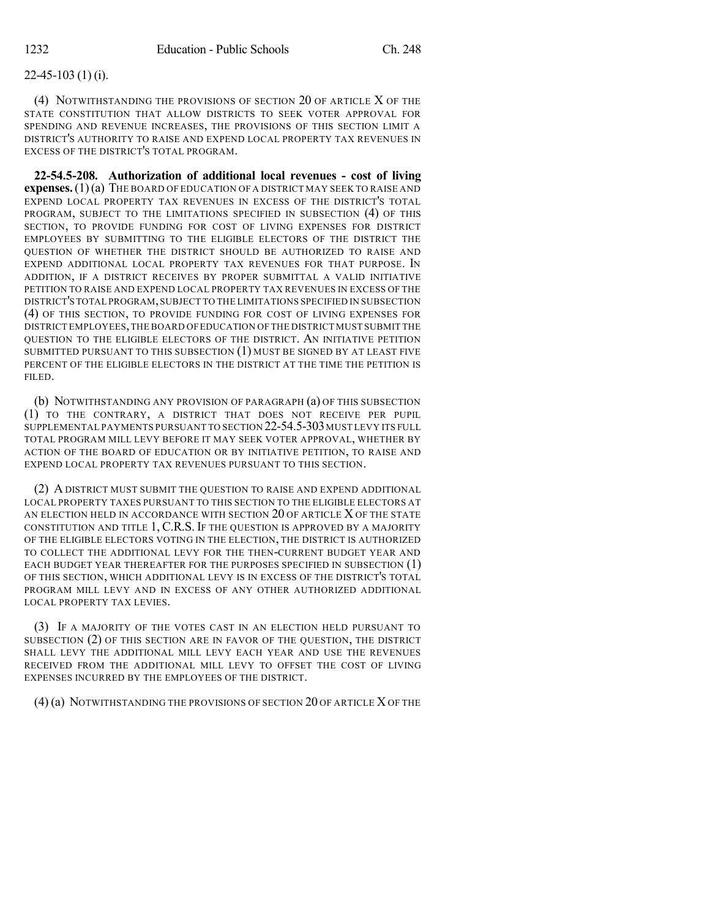22-45-103 (1) (i).

(4) NOTWITHSTANDING THE PROVISIONS OF SECTION 20 OF ARTICLE X OF THE STATE CONSTITUTION THAT ALLOW DISTRICTS TO SEEK VOTER APPROVAL FOR SPENDING AND REVENUE INCREASES, THE PROVISIONS OF THIS SECTION LIMIT A DISTRICT'S AUTHORITY TO RAISE AND EXPEND LOCAL PROPERTY TAX REVENUES IN EXCESS OF THE DISTRICT'S TOTAL PROGRAM.

**22-54.5-208. Authorization of additional local revenues - cost of living expenses.** (1) (a) THE BOARD OF EDUCATION OF A DISTRICT MAY SEEK TO RAISE AND EXPEND LOCAL PROPERTY TAX REVENUES IN EXCESS OF THE DISTRICT'S TOTAL PROGRAM, SUBJECT TO THE LIMITATIONS SPECIFIED IN SUBSECTION (4) OF THIS SECTION, TO PROVIDE FUNDING FOR COST OF LIVING EXPENSES FOR DISTRICT EMPLOYEES BY SUBMITTING TO THE ELIGIBLE ELECTORS OF THE DISTRICT THE QUESTION OF WHETHER THE DISTRICT SHOULD BE AUTHORIZED TO RAISE AND EXPEND ADDITIONAL LOCAL PROPERTY TAX REVENUES FOR THAT PURPOSE. IN ADDITION, IF A DISTRICT RECEIVES BY PROPER SUBMITTAL A VALID INITIATIVE PETITION TO RAISE AND EXPEND LOCAL PROPERTY TAX REVENUES IN EXCESS OF THE DISTRICT'S TOTAL PROGRAM, SUBJECT TO THE LIMITATIONS SPECIFIED IN SUBSECTION (4) OF THIS SECTION, TO PROVIDE FUNDING FOR COST OF LIVING EXPENSES FOR DISTRICT EMPLOYEES, THE BOARD OF EDUCATION OF THE DISTRICT MUST SUBMIT THE QUESTION TO THE ELIGIBLE ELECTORS OF THE DISTRICT. AN INITIATIVE PETITION SUBMITTED PURSUANT TO THIS SUBSECTION (1) MUST BE SIGNED BY AT LEAST FIVE PERCENT OF THE ELIGIBLE ELECTORS IN THE DISTRICT AT THE TIME THE PETITION IS FILED.

(b) NOTWITHSTANDING ANY PROVISION OF PARAGRAPH (a) OF THIS SUBSECTION (1) TO THE CONTRARY, A DISTRICT THAT DOES NOT RECEIVE PER PUPIL SUPPLEMENTAL PAYMENTS PURSUANT TO SECTION 22-54.5-303 MUST LEVY ITS FULL TOTAL PROGRAM MILL LEVY BEFORE IT MAY SEEK VOTER APPROVAL, WHETHER BY ACTION OF THE BOARD OF EDUCATION OR BY INITIATIVE PETITION, TO RAISE AND EXPEND LOCAL PROPERTY TAX REVENUES PURSUANT TO THIS SECTION.

(2) A DISTRICT MUST SUBMIT THE QUESTION TO RAISE AND EXPEND ADDITIONAL LOCAL PROPERTY TAXES PURSUANT TO THIS SECTION TO THE ELIGIBLE ELECTORS AT AN ELECTION HELD IN ACCORDANCE WITH SECTION 20 OF ARTICLE X OF THE STATE CONSTITUTION AND TITLE 1, C.R.S. IF THE QUESTION IS APPROVED BY A MAJORITY OF THE ELIGIBLE ELECTORS VOTING IN THE ELECTION, THE DISTRICT IS AUTHORIZED TO COLLECT THE ADDITIONAL LEVY FOR THE THEN-CURRENT BUDGET YEAR AND EACH BUDGET YEAR THEREAFTER FOR THE PURPOSES SPECIFIED IN SUBSECTION (1) OF THIS SECTION, WHICH ADDITIONAL LEVY IS IN EXCESS OF THE DISTRICT'S TOTAL PROGRAM MILL LEVY AND IN EXCESS OF ANY OTHER AUTHORIZED ADDITIONAL LOCAL PROPERTY TAX LEVIES.

(3) IF A MAJORITY OF THE VOTES CAST IN AN ELECTION HELD PURSUANT TO SUBSECTION (2) OF THIS SECTION ARE IN FAVOR OF THE QUESTION, THE DISTRICT SHALL LEVY THE ADDITIONAL MILL LEVY EACH YEAR AND USE THE REVENUES RECEIVED FROM THE ADDITIONAL MILL LEVY TO OFFSET THE COST OF LIVING EXPENSES INCURRED BY THE EMPLOYEES OF THE DISTRICT.

(4) (a) NOTWITHSTANDING THE PROVISIONS OF SECTION 20 OF ARTICLE X OF THE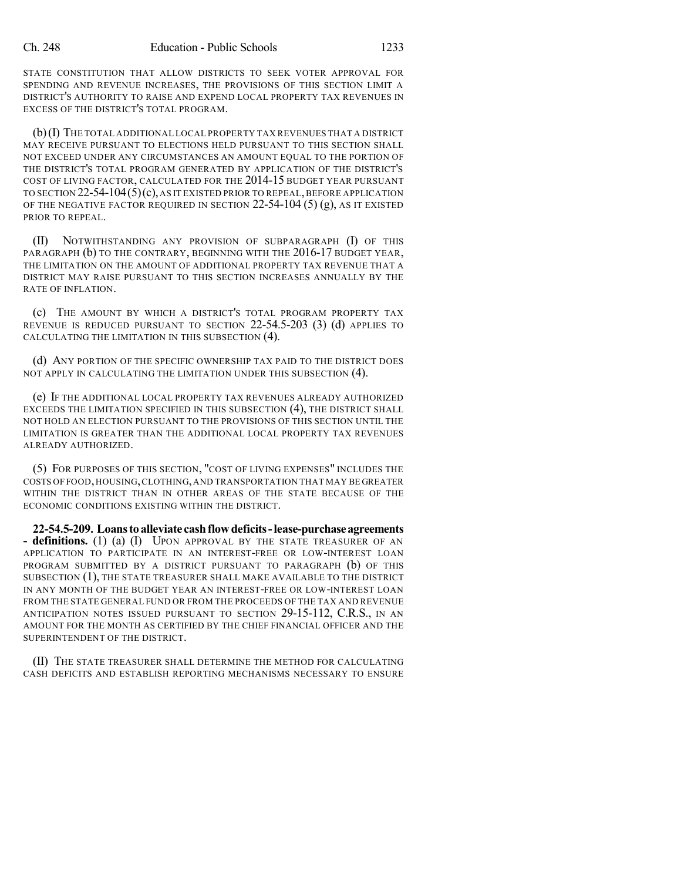STATE CONSTITUTION THAT ALLOW DISTRICTS TO SEEK VOTER APPROVAL FOR SPENDING AND REVENUE INCREASES, THE PROVISIONS OF THIS SECTION LIMIT A DISTRICT'S AUTHORITY TO RAISE AND EXPEND LOCAL PROPERTY TAX REVENUES IN EXCESS OF THE DISTRICT'S TOTAL PROGRAM.

(b) (I) THE TOTAL ADDITIONAL LOCAL PROPERTY TAX REVENUES THAT A DISTRICT MAY RECEIVE PURSUANT TO ELECTIONS HELD PURSUANT TO THIS SECTION SHALL NOT EXCEED UNDER ANY CIRCUMSTANCES AN AMOUNT EQUAL TO THE PORTION OF THE DISTRICT'S TOTAL PROGRAM GENERATED BY APPLICATION OF THE DISTRICT'S COST OF LIVING FACTOR, CALCULATED FOR THE 2014-15 BUDGET YEAR PURSUANT TO SECTION 22-54-104 (5) (c), AS IT EXISTED PRIOR TO REPEAL, BEFORE APPLICATION OF THE NEGATIVE FACTOR REQUIRED IN SECTION 22-54-104 (5) (g), AS IT EXISTED PRIOR TO REPEAL.

(II) NOTWITHSTANDING ANY PROVISION OF SUBPARAGRAPH (I) OF THIS PARAGRAPH (b) TO THE CONTRARY, BEGINNING WITH THE 2016-17 BUDGET YEAR, THE LIMITATION ON THE AMOUNT OF ADDITIONAL PROPERTY TAX REVENUE THAT A DISTRICT MAY RAISE PURSUANT TO THIS SECTION INCREASES ANNUALLY BY THE RATE OF INFLATION.

(c) THE AMOUNT BY WHICH A DISTRICT'S TOTAL PROGRAM PROPERTY TAX REVENUE IS REDUCED PURSUANT TO SECTION 22-54.5-203 (3) (d) APPLIES TO CALCULATING THE LIMITATION IN THIS SUBSECTION (4).

(d) ANY PORTION OF THE SPECIFIC OWNERSHIP TAX PAID TO THE DISTRICT DOES NOT APPLY IN CALCULATING THE LIMITATION UNDER THIS SUBSECTION (4).

(e) IF THE ADDITIONAL LOCAL PROPERTY TAX REVENUES ALREADY AUTHORIZED EXCEEDS THE LIMITATION SPECIFIED IN THIS SUBSECTION (4), THE DISTRICT SHALL NOT HOLD AN ELECTION PURSUANT TO THE PROVISIONS OF THIS SECTION UNTIL THE LIMITATION IS GREATER THAN THE ADDITIONAL LOCAL PROPERTY TAX REVENUES ALREADY AUTHORIZED.

(5) FOR PURPOSES OF THIS SECTION, "COST OF LIVING EXPENSES" INCLUDES THE COSTS OF FOOD, HOUSING, CLOTHING, AND TRANSPORTATION THAT MAY BE GREATER WITHIN THE DISTRICT THAN IN OTHER AREAS OF THE STATE BECAUSE OF THE ECONOMIC CONDITIONS EXISTING WITHIN THE DISTRICT.

**22-54.5-209. Loans to alleviate cash flow deficits - lease-purchase agreements - definitions.** (1) (a) (I) UPON APPROVAL BY THE STATE TREASURER OF AN APPLICATION TO PARTICIPATE IN AN INTEREST-FREE OR LOW-INTEREST LOAN PROGRAM SUBMITTED BY A DISTRICT PURSUANT TO PARAGRAPH (b) OF THIS SUBSECTION (1), THE STATE TREASURER SHALL MAKE AVAILABLE TO THE DISTRICT IN ANY MONTH OF THE BUDGET YEAR AN INTEREST-FREE OR LOW-INTEREST LOAN FROM THE STATE GENERAL FUND OR FROM THE PROCEEDS OF THE TAX AND REVENUE ANTICIPATION NOTES ISSUED PURSUANT TO SECTION 29-15-112, C.R.S., IN AN AMOUNT FOR THE MONTH AS CERTIFIED BY THE CHIEF FINANCIAL OFFICER AND THE SUPERINTENDENT OF THE DISTRICT.

(II) THE STATE TREASURER SHALL DETERMINE THE METHOD FOR CALCULATING CASH DEFICITS AND ESTABLISH REPORTING MECHANISMS NECESSARY TO ENSURE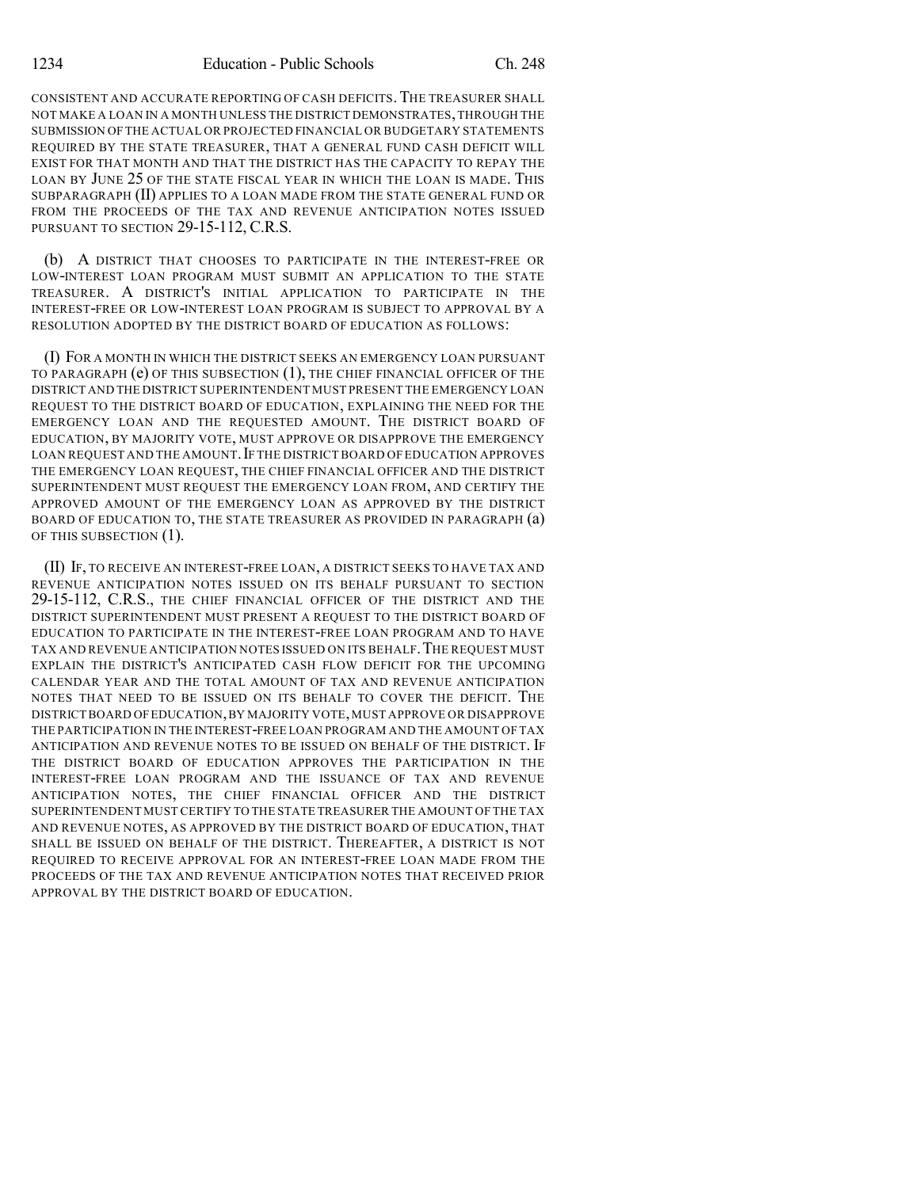CONSISTENT AND ACCURATE REPORTING OF CASH DEFICITS. THE TREASURER SHALL NOT MAKE A LOAN IN A MONTH UNLESS THE DISTRICT DEMONSTRATES, THROUGH THE SUBMISSION OF THE ACTUAL OR PROJECTED FINANCIAL OR BUDGETARY STATEMENTS REQUIRED BY THE STATE TREASURER, THAT A GENERAL FUND CASH DEFICIT WILL EXIST FOR THAT MONTH AND THAT THE DISTRICT HAS THE CAPACITY TO REPAY THE LOAN BY JUNE 25 OF THE STATE FISCAL YEAR IN WHICH THE LOAN IS MADE. THIS SUBPARAGRAPH (II) APPLIES TO A LOAN MADE FROM THE STATE GENERAL FUND OR FROM THE PROCEEDS OF THE TAX AND REVENUE ANTICIPATION NOTES ISSUED PURSUANT TO SECTION 29-15-112, C.R.S.

(b) A DISTRICT THAT CHOOSES TO PARTICIPATE IN THE INTEREST-FREE OR LOW-INTEREST LOAN PROGRAM MUST SUBMIT AN APPLICATION TO THE STATE TREASURER. A DISTRICT'S INITIAL APPLICATION TO PARTICIPATE IN THE INTEREST-FREE OR LOW-INTEREST LOAN PROGRAM IS SUBJECT TO APPROVAL BY A RESOLUTION ADOPTED BY THE DISTRICT BOARD OF EDUCATION AS FOLLOWS:

(I) FOR A MONTH IN WHICH THE DISTRICT SEEKS AN EMERGENCY LOAN PURSUANT TO PARAGRAPH (e) OF THIS SUBSECTION (1), THE CHIEF FINANCIAL OFFICER OF THE DISTRICT AND THE DISTRICT SUPERINTENDENT MUST PRESENT THE EMERGENCY LOAN REQUEST TO THE DISTRICT BOARD OF EDUCATION, EXPLAINING THE NEED FOR THE EMERGENCY LOAN AND THE REQUESTED AMOUNT. THE DISTRICT BOARD OF EDUCATION, BY MAJORITY VOTE, MUST APPROVE OR DISAPPROVE THE EMERGENCY LOAN REQUEST AND THE AMOUNT. IF THE DISTRICT BOARD OF EDUCATION APPROVES THE EMERGENCY LOAN REQUEST, THE CHIEF FINANCIAL OFFICER AND THE DISTRICT SUPERINTENDENT MUST REQUEST THE EMERGENCY LOAN FROM, AND CERTIFY THE APPROVED AMOUNT OF THE EMERGENCY LOAN AS APPROVED BY THE DISTRICT BOARD OF EDUCATION TO, THE STATE TREASURER AS PROVIDED IN PARAGRAPH (a) OF THIS SUBSECTION (1).

(II) IF, TO RECEIVE AN INTEREST-FREE LOAN, A DISTRICT SEEKS TO HAVE TAX AND REVENUE ANTICIPATION NOTES ISSUED ON ITS BEHALF PURSUANT TO SECTION 29-15-112, C.R.S., THE CHIEF FINANCIAL OFFICER OF THE DISTRICT AND THE DISTRICT SUPERINTENDENT MUST PRESENT A REQUEST TO THE DISTRICT BOARD OF EDUCATION TO PARTICIPATE IN THE INTEREST-FREE LOAN PROGRAM AND TO HAVE TAX AND REVENUE ANTICIPATION NOTES ISSUED ON ITS BEHALF. THE REQUEST MUST EXPLAIN THE DISTRICT'S ANTICIPATED CASH FLOW DEFICIT FOR THE UPCOMING CALENDAR YEAR AND THE TOTAL AMOUNT OF TAX AND REVENUE ANTICIPATION NOTES THAT NEED TO BE ISSUED ON ITS BEHALF TO COVER THE DEFICIT. THE DISTRICT BOARD OF EDUCATION, BY MAJORITY VOTE, MUST APPROVE OR DISAPPROVE THE PARTICIPATION IN THE INTEREST-FREE LOAN PROGRAM AND THE AMOUNT OF TAX ANTICIPATION AND REVENUE NOTES TO BE ISSUED ON BEHALF OF THE DISTRICT. IF THE DISTRICT BOARD OF EDUCATION APPROVES THE PARTICIPATION IN THE INTEREST-FREE LOAN PROGRAM AND THE ISSUANCE OF TAX AND REVENUE ANTICIPATION NOTES, THE CHIEF FINANCIAL OFFICER AND THE DISTRICT SUPERINTENDENT MUST CERTIFY TO THE STATE TREASURER THE AMOUNT OF THE TAX AND REVENUE NOTES, AS APPROVED BY THE DISTRICT BOARD OF EDUCATION, THAT SHALL BE ISSUED ON BEHALF OF THE DISTRICT. THEREAFTER, A DISTRICT IS NOT REQUIRED TO RECEIVE APPROVAL FOR AN INTEREST-FREE LOAN MADE FROM THE PROCEEDS OF THE TAX AND REVENUE ANTICIPATION NOTES THAT RECEIVED PRIOR APPROVAL BY THE DISTRICT BOARD OF EDUCATION.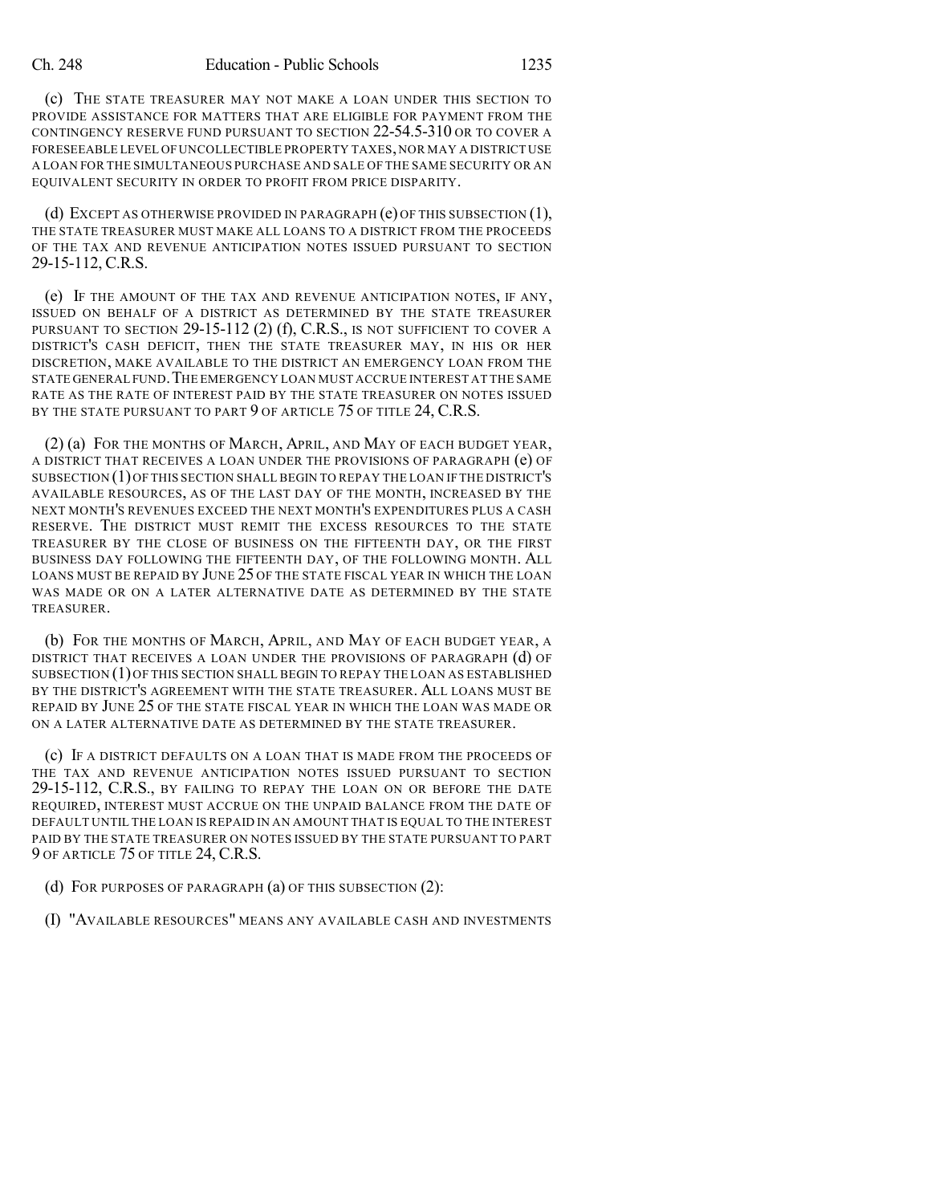(c) THE STATE TREASURER MAY NOT MAKE A LOAN UNDER THIS SECTION TO PROVIDE ASSISTANCE FOR MATTERS THAT ARE ELIGIBLE FOR PAYMENT FROM THE CONTINGENCY RESERVE FUND PURSUANT TO SECTION 22-54.5-310 OR TO COVER A FORESEEABLE LEVEL OF UNCOLLECTIBLE PROPERTY TAXES, NOR MAY A DISTRICT USE A LOAN FOR THE SIMULTANEOUS PURCHASE AND SALE OF THE SAME SECURITY OR AN EQUIVALENT SECURITY IN ORDER TO PROFIT FROM PRICE DISPARITY.

(d) EXCEPT AS OTHERWISE PROVIDED IN PARAGRAPH (e) OF THIS SUBSECTION (1), THE STATE TREASURER MUST MAKE ALL LOANS TO A DISTRICT FROM THE PROCEEDS OF THE TAX AND REVENUE ANTICIPATION NOTES ISSUED PURSUANT TO SECTION 29-15-112, C.R.S.

(e) IF THE AMOUNT OF THE TAX AND REVENUE ANTICIPATION NOTES, IF ANY, ISSUED ON BEHALF OF A DISTRICT AS DETERMINED BY THE STATE TREASURER PURSUANT TO SECTION 29-15-112 (2) (f), C.R.S., IS NOT SUFFICIENT TO COVER A DISTRICT'S CASH DEFICIT, THEN THE STATE TREASURER MAY, IN HIS OR HER DISCRETION, MAKE AVAILABLE TO THE DISTRICT AN EMERGENCY LOAN FROM THE STATE GENERAL FUND. THE EMERGENCY LOAN MUST ACCRUE INTEREST AT THE SAME RATE AS THE RATE OF INTEREST PAID BY THE STATE TREASURER ON NOTES ISSUED BY THE STATE PURSUANT TO PART 9 OF ARTICLE 75 OF TITLE 24, C.R.S.

(2) (a) FOR THE MONTHS OF MARCH, APRIL, AND MAY OF EACH BUDGET YEAR, A DISTRICT THAT RECEIVES A LOAN UNDER THE PROVISIONS OF PARAGRAPH (e) OF SUBSECTION (1) OF THIS SECTION SHALL BEGIN TO REPAY THE LOAN IF THE DISTRICT'S AVAILABLE RESOURCES, AS OF THE LAST DAY OF THE MONTH, INCREASED BY THE NEXT MONTH'S REVENUES EXCEED THE NEXT MONTH'S EXPENDITURES PLUS A CASH RESERVE. THE DISTRICT MUST REMIT THE EXCESS RESOURCES TO THE STATE TREASURER BY THE CLOSE OF BUSINESS ON THE FIFTEENTH DAY, OR THE FIRST BUSINESS DAY FOLLOWING THE FIFTEENTH DAY, OF THE FOLLOWING MONTH. ALL LOANS MUST BE REPAID BY JUNE 25 OF THE STATE FISCAL YEAR IN WHICH THE LOAN WAS MADE OR ON A LATER ALTERNATIVE DATE AS DETERMINED BY THE STATE TREASURER.

(b) FOR THE MONTHS OF MARCH, APRIL, AND MAY OF EACH BUDGET YEAR, A DISTRICT THAT RECEIVES A LOAN UNDER THE PROVISIONS OF PARAGRAPH (d) OF SUBSECTION (1) OF THIS SECTION SHALL BEGIN TO REPAY THE LOAN AS ESTABLISHED BY THE DISTRICT'S AGREEMENT WITH THE STATE TREASURER. ALL LOANS MUST BE REPAID BY JUNE 25 OF THE STATE FISCAL YEAR IN WHICH THE LOAN WAS MADE OR ON A LATER ALTERNATIVE DATE AS DETERMINED BY THE STATE TREASURER.

(c) IF A DISTRICT DEFAULTS ON A LOAN THAT IS MADE FROM THE PROCEEDS OF THE TAX AND REVENUE ANTICIPATION NOTES ISSUED PURSUANT TO SECTION 29-15-112, C.R.S., BY FAILING TO REPAY THE LOAN ON OR BEFORE THE DATE REQUIRED, INTEREST MUST ACCRUE ON THE UNPAID BALANCE FROM THE DATE OF DEFAULT UNTIL THE LOAN IS REPAID IN AN AMOUNT THAT IS EQUAL TO THE INTEREST PAID BY THE STATE TREASURER ON NOTES ISSUED BY THE STATE PURSUANT TO PART 9 OF ARTICLE 75 OF TITLE 24, C.R.S.

(d) FOR PURPOSES OF PARAGRAPH (a) OF THIS SUBSECTION (2):

(I) "AVAILABLE RESOURCES" MEANS ANY AVAILABLE CASH AND INVESTMENTS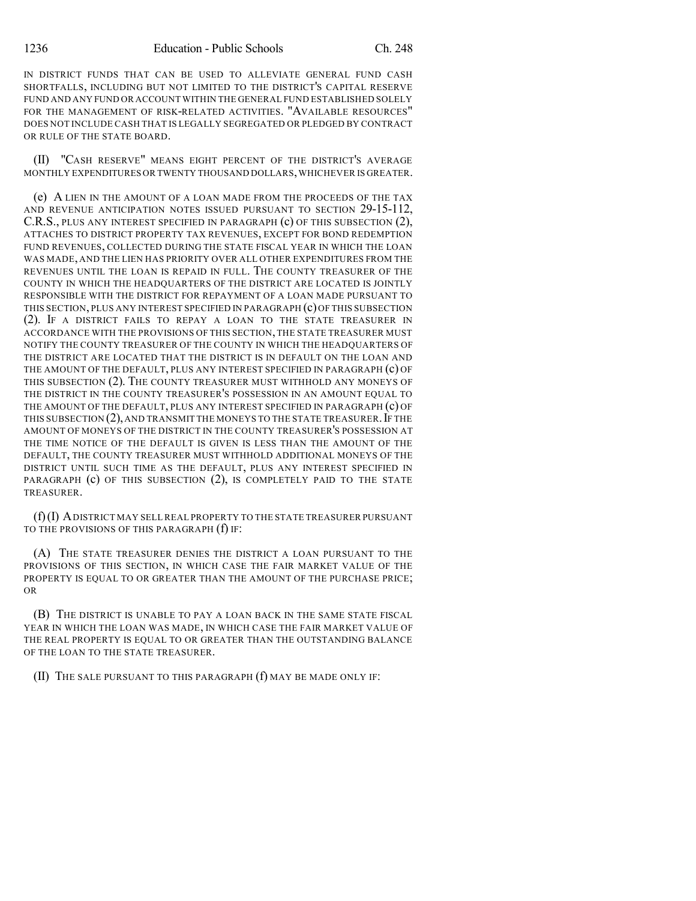IN DISTRICT FUNDS THAT CAN BE USED TO ALLEVIATE GENERAL FUND CASH SHORTFALLS, INCLUDING BUT NOT LIMITED TO THE DISTRICT'S CAPITAL RESERVE FUND AND ANY FUND OR ACCOUNT WITHIN THE GENERAL FUND ESTABLISHED SOLELY FOR THE MANAGEMENT OF RISK-RELATED ACTIVITIES. "AVAILABLE RESOURCES" DOES NOT INCLUDE CASH THAT IS LEGALLY SEGREGATED OR PLEDGED BY CONTRACT OR RULE OF THE STATE BOARD.

(II) "CASH RESERVE" MEANS EIGHT PERCENT OF THE DISTRICT'S AVERAGE MONTHLY EXPENDITURES OR TWENTY THOUSAND DOLLARS, WHICHEVER IS GREATER.

(e) A LIEN IN THE AMOUNT OF A LOAN MADE FROM THE PROCEEDS OF THE TAX AND REVENUE ANTICIPATION NOTES ISSUED PURSUANT TO SECTION 29-15-112, C.R.S., PLUS ANY INTEREST SPECIFIED IN PARAGRAPH (c) OF THIS SUBSECTION (2), ATTACHES TO DISTRICT PROPERTY TAX REVENUES, EXCEPT FOR BOND REDEMPTION FUND REVENUES, COLLECTED DURING THE STATE FISCAL YEAR IN WHICH THE LOAN WAS MADE, AND THE LIEN HAS PRIORITY OVER ALL OTHER EXPENDITURES FROM THE REVENUES UNTIL THE LOAN IS REPAID IN FULL. THE COUNTY TREASURER OF THE COUNTY IN WHICH THE HEADQUARTERS OF THE DISTRICT ARE LOCATED IS JOINTLY RESPONSIBLE WITH THE DISTRICT FOR REPAYMENT OF A LOAN MADE PURSUANT TO THIS SECTION, PLUS ANY INTEREST SPECIFIED IN PARAGRAPH (c) OF THIS SUBSECTION (2). IF A DISTRICT FAILS TO REPAY A LOAN TO THE STATE TREASURER IN ACCORDANCE WITH THE PROVISIONS OF THIS SECTION, THE STATE TREASURER MUST NOTIFY THE COUNTY TREASURER OF THE COUNTY IN WHICH THE HEADQUARTERS OF THE DISTRICT ARE LOCATED THAT THE DISTRICT IS IN DEFAULT ON THE LOAN AND THE AMOUNT OF THE DEFAULT, PLUS ANY INTEREST SPECIFIED IN PARAGRAPH (c) OF THIS SUBSECTION (2). THE COUNTY TREASURER MUST WITHHOLD ANY MONEYS OF THE DISTRICT IN THE COUNTY TREASURER'S POSSESSION IN AN AMOUNT EQUAL TO THE AMOUNT OF THE DEFAULT, PLUS ANY INTEREST SPECIFIED IN PARAGRAPH (c) OF THIS SUBSECTION (2), AND TRANSMIT THE MONEYS TO THE STATE TREASURER. IF THE AMOUNT OF MONEYS OF THE DISTRICT IN THE COUNTY TREASURER'S POSSESSION AT THE TIME NOTICE OF THE DEFAULT IS GIVEN IS LESS THAN THE AMOUNT OF THE DEFAULT, THE COUNTY TREASURER MUST WITHHOLD ADDITIONAL MONEYS OF THE DISTRICT UNTIL SUCH TIME AS THE DEFAULT, PLUS ANY INTEREST SPECIFIED IN PARAGRAPH (c) OF THIS SUBSECTION (2), IS COMPLETELY PAID TO THE STATE TREASURER.

(f) (I) A DISTRICT MAY SELL REAL PROPERTY TO THE STATE TREASURER PURSUANT TO THE PROVISIONS OF THIS PARAGRAPH (f) IF:

(A) THE STATE TREASURER DENIES THE DISTRICT A LOAN PURSUANT TO THE PROVISIONS OF THIS SECTION, IN WHICH CASE THE FAIR MARKET VALUE OF THE PROPERTY IS EQUAL TO OR GREATER THAN THE AMOUNT OF THE PURCHASE PRICE; OR

(B) THE DISTRICT IS UNABLE TO PAY A LOAN BACK IN THE SAME STATE FISCAL YEAR IN WHICH THE LOAN WAS MADE, IN WHICH CASE THE FAIR MARKET VALUE OF THE REAL PROPERTY IS EQUAL TO OR GREATER THAN THE OUTSTANDING BALANCE OF THE LOAN TO THE STATE TREASURER.

(II) THE SALE PURSUANT TO THIS PARAGRAPH (f) MAY BE MADE ONLY IF: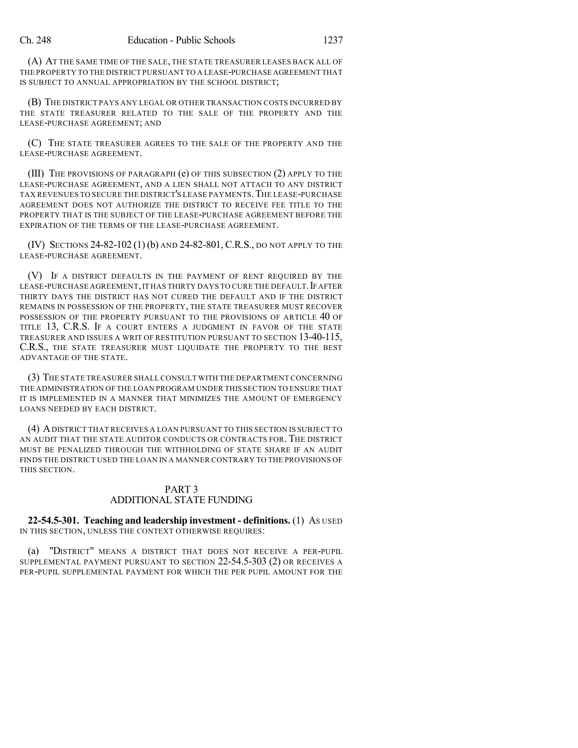(A) AT THE SAME TIME OF THE SALE, THE STATE TREASURER LEASES BACK ALL OF THE PROPERTY TO THE DISTRICT PURSUANT TO A LEASE-PURCHASE AGREEMENT THAT IS SUBJECT TO ANNUAL APPROPRIATION BY THE SCHOOL DISTRICT;

(B) THE DISTRICT PAYS ANY LEGAL OR OTHER TRANSACTION COSTS INCURRED BY THE STATE TREASURER RELATED TO THE SALE OF THE PROPERTY AND THE LEASE-PURCHASE AGREEMENT; AND

(C) THE STATE TREASURER AGREES TO THE SALE OF THE PROPERTY AND THE LEASE-PURCHASE AGREEMENT.

(III) THE PROVISIONS OF PARAGRAPH (e) OF THIS SUBSECTION (2) APPLY TO THE LEASE-PURCHASE AGREEMENT, AND A LIEN SHALL NOT ATTACH TO ANY DISTRICT TAX REVENUES TO SECURE THE DISTRICT'S LEASE PAYMENTS. THE LEASE-PURCHASE AGREEMENT DOES NOT AUTHORIZE THE DISTRICT TO RECEIVE FEE TITLE TO THE PROPERTY THAT IS THE SUBJECT OF THE LEASE-PURCHASE AGREEMENT BEFORE THE EXPIRATION OF THE TERMS OF THE LEASE-PURCHASE AGREEMENT.

(IV) SECTIONS 24-82-102 (1) (b) AND 24-82-801, C.R.S., DO NOT APPLY TO THE LEASE-PURCHASE AGREEMENT.

(V) IF A DISTRICT DEFAULTS IN THE PAYMENT OF RENT REQUIRED BY THE LEASE-PURCHASE AGREEMENT, IT HAS THIRTY DAYS TO CURE THE DEFAULT. IF AFTER THIRTY DAYS THE DISTRICT HAS NOT CURED THE DEFAULT AND IF THE DISTRICT REMAINS IN POSSESSION OF THE PROPERTY, THE STATE TREASURER MUST RECOVER POSSESSION OF THE PROPERTY PURSUANT TO THE PROVISIONS OF ARTICLE 40 OF TITLE 13, C.R.S. IF A COURT ENTERS A JUDGMENT IN FAVOR OF THE STATE TREASURER AND ISSUES A WRIT OF RESTITUTION PURSUANT TO SECTION 13-40-115, C.R.S., THE STATE TREASURER MUST LIQUIDATE THE PROPERTY TO THE BEST ADVANTAGE OF THE STATE.

(3) THE STATE TREASURER SHALL CONSULT WITH THE DEPARTMENT CONCERNING THE ADMINISTRATION OF THE LOAN PROGRAM UNDER THIS SECTION TO ENSURE THAT IT IS IMPLEMENTED IN A MANNER THAT MINIMIZES THE AMOUNT OF EMERGENCY LOANS NEEDED BY EACH DISTRICT.

(4) A DISTRICT THAT RECEIVES A LOAN PURSUANT TO THIS SECTION IS SUBJECT TO AN AUDIT THAT THE STATE AUDITOR CONDUCTS OR CONTRACTS FOR. THE DISTRICT MUST BE PENALIZED THROUGH THE WITHHOLDING OF STATE SHARE IF AN AUDIT FINDS THE DISTRICT USED THE LOAN IN A MANNER CONTRARY TO THE PROVISIONS OF THIS SECTION.

## PART 3
## ADDITIONAL STATE FUNDING

**22-54.5-301. Teaching and leadership investment - definitions.** (1) AS USED IN THIS SECTION, UNLESS THE CONTEXT OTHERWISE REQUIRES:

(a) "DISTRICT" MEANS A DISTRICT THAT DOES NOT RECEIVE A PER-PUPIL SUPPLEMENTAL PAYMENT PURSUANT TO SECTION 22-54.5-303 (2) OR RECEIVES A PER-PUPIL SUPPLEMENTAL PAYMENT FOR WHICH THE PER PUPIL AMOUNT FOR THE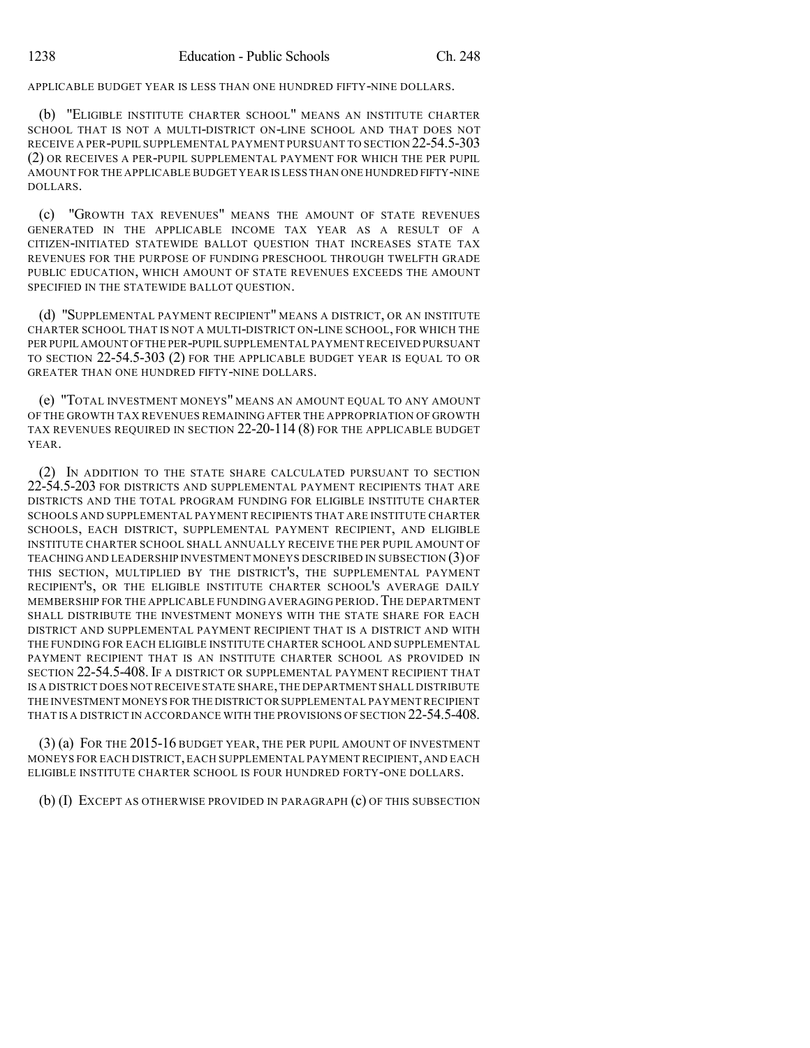APPLICABLE BUDGET YEAR IS LESS THAN ONE HUNDRED FIFTY-NINE DOLLARS.

(b) "ELIGIBLE INSTITUTE CHARTER SCHOOL" MEANS AN INSTITUTE CHARTER SCHOOL THAT IS NOT A MULTI-DISTRICT ON-LINE SCHOOL AND THAT DOES NOT RECEIVE A PER-PUPIL SUPPLEMENTAL PAYMENT PURSUANT TO SECTION 22-54.5-303 (2) OR RECEIVES A PER-PUPIL SUPPLEMENTAL PAYMENT FOR WHICH THE PER PUPIL AMOUNT FOR THE APPLICABLE BUDGET YEAR IS LESS THAN ONE HUNDRED FIFTY-NINE DOLLARS.

(c) "GROWTH TAX REVENUES" MEANS THE AMOUNT OF STATE REVENUES GENERATED IN THE APPLICABLE INCOME TAX YEAR AS A RESULT OF A CITIZEN-INITIATED STATEWIDE BALLOT QUESTION THAT INCREASES STATE TAX REVENUES FOR THE PURPOSE OF FUNDING PRESCHOOL THROUGH TWELFTH GRADE PUBLIC EDUCATION, WHICH AMOUNT OF STATE REVENUES EXCEEDS THE AMOUNT SPECIFIED IN THE STATEWIDE BALLOT QUESTION.

(d) "SUPPLEMENTAL PAYMENT RECIPIENT" MEANS A DISTRICT, OR AN INSTITUTE CHARTER SCHOOL THAT IS NOT A MULTI-DISTRICT ON-LINE SCHOOL, FOR WHICH THE PER PUPIL AMOUNT OF THE PER-PUPIL SUPPLEMENTAL PAYMENT RECEIVED PURSUANT TO SECTION 22-54.5-303 (2) FOR THE APPLICABLE BUDGET YEAR IS EQUAL TO OR GREATER THAN ONE HUNDRED FIFTY-NINE DOLLARS.

(e) "TOTAL INVESTMENT MONEYS" MEANS AN AMOUNT EQUAL TO ANY AMOUNT OF THE GROWTH TAX REVENUES REMAINING AFTER THE APPROPRIATION OF GROWTH TAX REVENUES REQUIRED IN SECTION 22-20-114 (8) FOR THE APPLICABLE BUDGET YEAR.

(2) IN ADDITION TO THE STATE SHARE CALCULATED PURSUANT TO SECTION 22-54.5-203 FOR DISTRICTS AND SUPPLEMENTAL PAYMENT RECIPIENTS THAT ARE DISTRICTS AND THE TOTAL PROGRAM FUNDING FOR ELIGIBLE INSTITUTE CHARTER SCHOOLS AND SUPPLEMENTAL PAYMENT RECIPIENTS THAT ARE INSTITUTE CHARTER SCHOOLS, EACH DISTRICT, SUPPLEMENTAL PAYMENT RECIPIENT, AND ELIGIBLE INSTITUTE CHARTER SCHOOL SHALL ANNUALLY RECEIVE THE PER PUPIL AMOUNT OF TEACHING AND LEADERSHIP INVESTMENT MONEYS DESCRIBED IN SUBSECTION (3) OF THIS SECTION, MULTIPLIED BY THE DISTRICT'S, THE SUPPLEMENTAL PAYMENT RECIPIENT'S, OR THE ELIGIBLE INSTITUTE CHARTER SCHOOL'S AVERAGE DAILY MEMBERSHIP FOR THE APPLICABLE FUNDING AVERAGING PERIOD. THE DEPARTMENT SHALL DISTRIBUTE THE INVESTMENT MONEYS WITH THE STATE SHARE FOR EACH DISTRICT AND SUPPLEMENTAL PAYMENT RECIPIENT THAT IS A DISTRICT AND WITH THE FUNDING FOR EACH ELIGIBLE INSTITUTE CHARTER SCHOOL AND SUPPLEMENTAL PAYMENT RECIPIENT THAT IS AN INSTITUTE CHARTER SCHOOL AS PROVIDED IN SECTION 22-54.5-408. IF A DISTRICT OR SUPPLEMENTAL PAYMENT RECIPIENT THAT IS A DISTRICT DOES NOT RECEIVE STATE SHARE, THE DEPARTMENT SHALL DISTRIBUTE THE INVESTMENT MONEYS FOR THE DISTRICT OR SUPPLEMENTAL PAYMENT RECIPIENT THAT IS A DISTRICT IN ACCORDANCE WITH THE PROVISIONS OF SECTION 22-54.5-408.

(3) (a) FOR THE 2015-16 BUDGET YEAR, THE PER PUPIL AMOUNT OF INVESTMENT MONEYS FOR EACH DISTRICT, EACH SUPPLEMENTAL PAYMENT RECIPIENT, AND EACH ELIGIBLE INSTITUTE CHARTER SCHOOL IS FOUR HUNDRED FORTY-ONE DOLLARS.

(b) (I) EXCEPT AS OTHERWISE PROVIDED IN PARAGRAPH (c) OF THIS SUBSECTION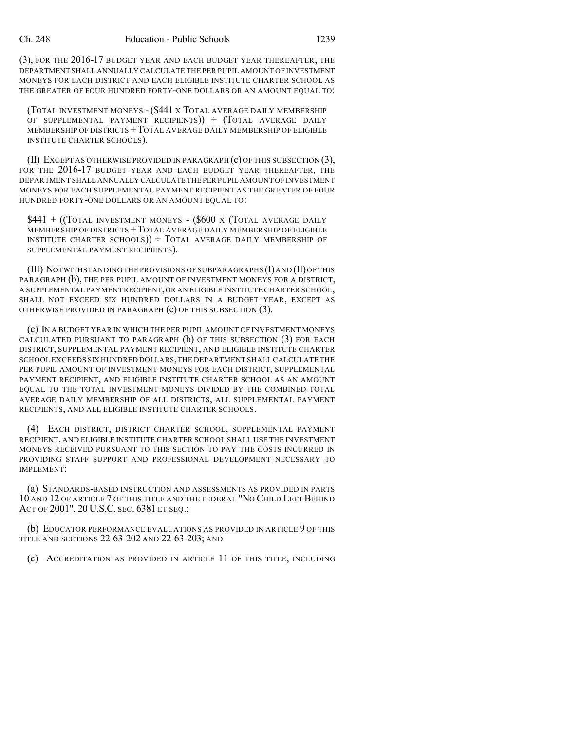(3), FOR THE 2016-17 BUDGET YEAR AND EACH BUDGET YEAR THEREAFTER, THE DEPARTMENT SHALL ANNUALLY CALCULATE THE PER PUPIL AMOUNT OF INVESTMENT MONEYS FOR EACH DISTRICT AND EACH ELIGIBLE INSTITUTE CHARTER SCHOOL AS THE GREATER OF FOUR HUNDRED FORTY-ONE DOLLARS OR AN AMOUNT EQUAL TO:

(TOTAL INVESTMENT MONEYS - ($441 X TOTAL AVERAGE DAILY MEMBERSHIP OF SUPPLEMENTAL PAYMENT RECIPIENTS)) ÷ (TOTAL AVERAGE DAILY MEMBERSHIP OF DISTRICTS + TOTAL AVERAGE DAILY MEMBERSHIP OF ELIGIBLE INSTITUTE CHARTER SCHOOLS).

(II) EXCEPT AS OTHERWISE PROVIDED IN PARAGRAPH (c) OF THIS SUBSECTION (3), FOR THE 2016-17 BUDGET YEAR AND EACH BUDGET YEAR THEREAFTER, THE DEPARTMENT SHALL ANNUALLY CALCULATE THE PER PUPIL AMOUNT OF INVESTMENT MONEYS FOR EACH SUPPLEMENTAL PAYMENT RECIPIENT AS THE GREATER OF FOUR HUNDRED FORTY-ONE DOLLARS OR AN AMOUNT EQUAL TO:

$441 + ((TOTAL INVESTMENT MONEYS - ($600 X (TOTAL AVERAGE DAILY MEMBERSHIP OF DISTRICTS + TOTAL AVERAGE DAILY MEMBERSHIP OF ELIGIBLE INSTITUTE CHARTER SCHOOLS)) ÷ TOTAL AVERAGE DAILY MEMBERSHIP OF SUPPLEMENTAL PAYMENT RECIPIENTS).

(III) NOTWITHSTANDING THE PROVISIONS OF SUBPARAGRAPHS (I) AND (II) OF THIS PARAGRAPH (b), THE PER PUPIL AMOUNT OF INVESTMENT MONEYS FOR A DISTRICT, A SUPPLEMENTAL PAYMENT RECIPIENT, OR AN ELIGIBLE INSTITUTE CHARTER SCHOOL, SHALL NOT EXCEED SIX HUNDRED DOLLARS IN A BUDGET YEAR, EXCEPT AS OTHERWISE PROVIDED IN PARAGRAPH (c) OF THIS SUBSECTION (3).

(c) IN A BUDGET YEAR IN WHICH THE PER PUPIL AMOUNT OF INVESTMENT MONEYS CALCULATED PURSUANT TO PARAGRAPH (b) OF THIS SUBSECTION (3) FOR EACH DISTRICT, SUPPLEMENTAL PAYMENT RECIPIENT, AND ELIGIBLE INSTITUTE CHARTER SCHOOL EXCEEDS SIX HUNDRED DOLLARS, THE DEPARTMENT SHALL CALCULATE THE PER PUPIL AMOUNT OF INVESTMENT MONEYS FOR EACH DISTRICT, SUPPLEMENTAL PAYMENT RECIPIENT, AND ELIGIBLE INSTITUTE CHARTER SCHOOL AS AN AMOUNT EQUAL TO THE TOTAL INVESTMENT MONEYS DIVIDED BY THE COMBINED TOTAL AVERAGE DAILY MEMBERSHIP OF ALL DISTRICTS, ALL SUPPLEMENTAL PAYMENT RECIPIENTS, AND ALL ELIGIBLE INSTITUTE CHARTER SCHOOLS.

(4) EACH DISTRICT, DISTRICT CHARTER SCHOOL, SUPPLEMENTAL PAYMENT RECIPIENT, AND ELIGIBLE INSTITUTE CHARTER SCHOOL SHALL USE THE INVESTMENT MONEYS RECEIVED PURSUANT TO THIS SECTION TO PAY THE COSTS INCURRED IN PROVIDING STAFF SUPPORT AND PROFESSIONAL DEVELOPMENT NECESSARY TO IMPLEMENT:

(a) STANDARDS-BASED INSTRUCTION AND ASSESSMENTS AS PROVIDED IN PARTS 10 AND 12 OF ARTICLE 7 OF THIS TITLE AND THE FEDERAL "NO CHILD LEFT BEHIND ACT OF 2001", 20 U.S.C. SEC. 6381 ET SEQ.;

(b) EDUCATOR PERFORMANCE EVALUATIONS AS PROVIDED IN ARTICLE 9 OF THIS TITLE AND SECTIONS 22-63-202 AND 22-63-203; AND

(c) ACCREDITATION AS PROVIDED IN ARTICLE 11 OF THIS TITLE, INCLUDING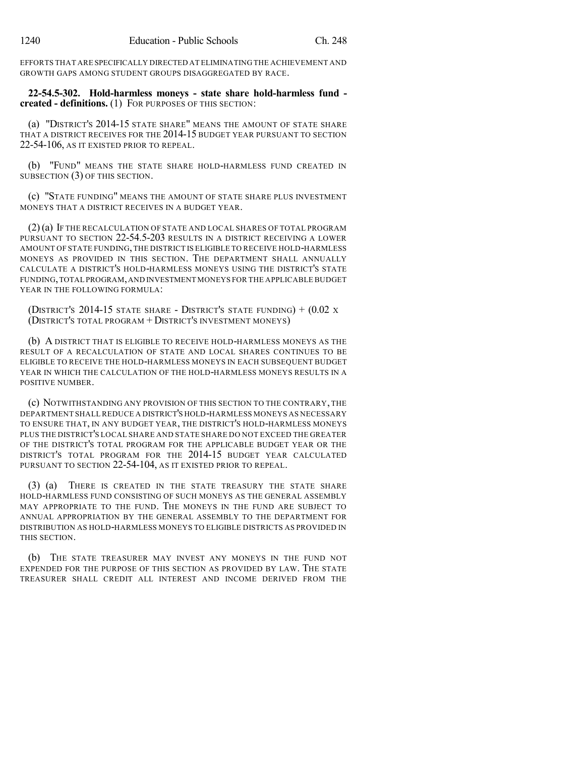EFFORTS THAT ARE SPECIFICALLY DIRECTED AT ELIMINATING THE ACHIEVEMENT AND GROWTH GAPS AMONG STUDENT GROUPS DISAGGREGATED BY RACE.

**22-54.5-302. Hold-harmless moneys - state share hold-harmless fund - created - definitions.** (1) FOR PURPOSES OF THIS SECTION:

(a) "DISTRICT'S 2014-15 STATE SHARE" MEANS THE AMOUNT OF STATE SHARE THAT A DISTRICT RECEIVES FOR THE 2014-15 BUDGET YEAR PURSUANT TO SECTION 22-54-106, AS IT EXISTED PRIOR TO REPEAL.

(b) "FUND" MEANS THE STATE SHARE HOLD-HARMLESS FUND CREATED IN SUBSECTION (3) OF THIS SECTION.

(c) "STATE FUNDING" MEANS THE AMOUNT OF STATE SHARE PLUS INVESTMENT MONEYS THAT A DISTRICT RECEIVES IN A BUDGET YEAR.

(2) (a) IF THE RECALCULATION OF STATE AND LOCAL SHARES OF TOTAL PROGRAM PURSUANT TO SECTION 22-54.5-203 RESULTS IN A DISTRICT RECEIVING A LOWER AMOUNT OF STATE FUNDING, THE DISTRICT IS ELIGIBLE TO RECEIVE HOLD-HARMLESS MONEYS AS PROVIDED IN THIS SECTION. THE DEPARTMENT SHALL ANNUALLY CALCULATE A DISTRICT'S HOLD-HARMLESS MONEYS USING THE DISTRICT'S STATE FUNDING, TOTAL PROGRAM, AND INVESTMENT MONEYS FOR THE APPLICABLE BUDGET YEAR IN THE FOLLOWING FORMULA:

(DISTRICT'S 2014-15 STATE SHARE - DISTRICT'S STATE FUNDING) + (0.02 X (DISTRICT'S TOTAL PROGRAM + DISTRICT'S INVESTMENT MONEYS)

(b) A DISTRICT THAT IS ELIGIBLE TO RECEIVE HOLD-HARMLESS MONEYS AS THE RESULT OF A RECALCULATION OF STATE AND LOCAL SHARES CONTINUES TO BE ELIGIBLE TO RECEIVE THE HOLD-HARMLESS MONEYS IN EACH SUBSEQUENT BUDGET YEAR IN WHICH THE CALCULATION OF THE HOLD-HARMLESS MONEYS RESULTS IN A POSITIVE NUMBER.

(c) NOTWITHSTANDING ANY PROVISION OF THIS SECTION TO THE CONTRARY, THE DEPARTMENT SHALL REDUCE A DISTRICT'S HOLD-HARMLESS MONEYS AS NECESSARY TO ENSURE THAT, IN ANY BUDGET YEAR, THE DISTRICT'S HOLD-HARMLESS MONEYS PLUS THE DISTRICT'S LOCAL SHARE AND STATE SHARE DO NOT EXCEED THE GREATER OF THE DISTRICT'S TOTAL PROGRAM FOR THE APPLICABLE BUDGET YEAR OR THE DISTRICT'S TOTAL PROGRAM FOR THE 2014-15 BUDGET YEAR CALCULATED PURSUANT TO SECTION 22-54-104, AS IT EXISTED PRIOR TO REPEAL.

(3) (a) THERE IS CREATED IN THE STATE TREASURY THE STATE SHARE HOLD-HARMLESS FUND CONSISTING OF SUCH MONEYS AS THE GENERAL ASSEMBLY MAY APPROPRIATE TO THE FUND. THE MONEYS IN THE FUND ARE SUBJECT TO ANNUAL APPROPRIATION BY THE GENERAL ASSEMBLY TO THE DEPARTMENT FOR DISTRIBUTION AS HOLD-HARMLESS MONEYS TO ELIGIBLE DISTRICTS AS PROVIDED IN THIS SECTION.

(b) THE STATE TREASURER MAY INVEST ANY MONEYS IN THE FUND NOT EXPENDED FOR THE PURPOSE OF THIS SECTION AS PROVIDED BY LAW. THE STATE TREASURER SHALL CREDIT ALL INTEREST AND INCOME DERIVED FROM THE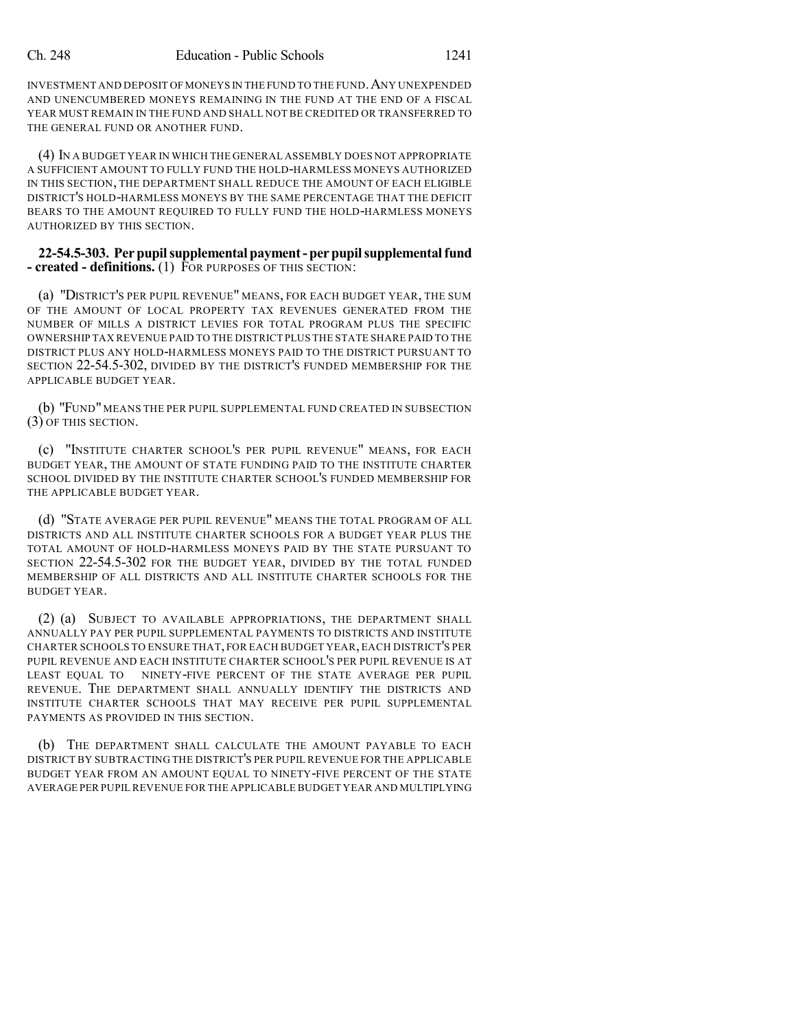INVESTMENT AND DEPOSIT OF MONEYS IN THE FUND TO THE FUND. ANY UNEXPENDED AND UNENCUMBERED MONEYS REMAINING IN THE FUND AT THE END OF A FISCAL YEAR MUST REMAIN IN THE FUND AND SHALL NOT BE CREDITED OR TRANSFERRED TO THE GENERAL FUND OR ANOTHER FUND.

(4) IN A BUDGET YEAR IN WHICH THE GENERAL ASSEMBLY DOES NOT APPROPRIATE A SUFFICIENT AMOUNT TO FULLY FUND THE HOLD-HARMLESS MONEYS AUTHORIZED IN THIS SECTION, THE DEPARTMENT SHALL REDUCE THE AMOUNT OF EACH ELIGIBLE DISTRICT'S HOLD-HARMLESS MONEYS BY THE SAME PERCENTAGE THAT THE DEFICIT BEARS TO THE AMOUNT REQUIRED TO FULLY FUND THE HOLD-HARMLESS MONEYS AUTHORIZED BY THIS SECTION.

**22-54.5-303. Per pupil supplemental payment - per pupil supplemental fund - created - definitions.** (1) FOR PURPOSES OF THIS SECTION:

(a) "DISTRICT'S PER PUPIL REVENUE" MEANS, FOR EACH BUDGET YEAR, THE SUM OF THE AMOUNT OF LOCAL PROPERTY TAX REVENUES GENERATED FROM THE NUMBER OF MILLS A DISTRICT LEVIES FOR TOTAL PROGRAM PLUS THE SPECIFIC OWNERSHIP TAX REVENUE PAID TO THE DISTRICT PLUS THE STATE SHARE PAID TO THE DISTRICT PLUS ANY HOLD-HARMLESS MONEYS PAID TO THE DISTRICT PURSUANT TO SECTION 22-54.5-302, DIVIDED BY THE DISTRICT'S FUNDED MEMBERSHIP FOR THE APPLICABLE BUDGET YEAR.

(b) "FUND" MEANS THE PER PUPIL SUPPLEMENTAL FUND CREATED IN SUBSECTION (3) OF THIS SECTION.

(c) "INSTITUTE CHARTER SCHOOL'S PER PUPIL REVENUE" MEANS, FOR EACH BUDGET YEAR, THE AMOUNT OF STATE FUNDING PAID TO THE INSTITUTE CHARTER SCHOOL DIVIDED BY THE INSTITUTE CHARTER SCHOOL'S FUNDED MEMBERSHIP FOR THE APPLICABLE BUDGET YEAR.

(d) "STATE AVERAGE PER PUPIL REVENUE" MEANS THE TOTAL PROGRAM OF ALL DISTRICTS AND ALL INSTITUTE CHARTER SCHOOLS FOR A BUDGET YEAR PLUS THE TOTAL AMOUNT OF HOLD-HARMLESS MONEYS PAID BY THE STATE PURSUANT TO SECTION 22-54.5-302 FOR THE BUDGET YEAR, DIVIDED BY THE TOTAL FUNDED MEMBERSHIP OF ALL DISTRICTS AND ALL INSTITUTE CHARTER SCHOOLS FOR THE BUDGET YEAR.

(2) (a) SUBJECT TO AVAILABLE APPROPRIATIONS, THE DEPARTMENT SHALL ANNUALLY PAY PER PUPIL SUPPLEMENTAL PAYMENTS TO DISTRICTS AND INSTITUTE CHARTER SCHOOLS TO ENSURE THAT, FOR EACH BUDGET YEAR, EACH DISTRICT'S PER PUPIL REVENUE AND EACH INSTITUTE CHARTER SCHOOL'S PER PUPIL REVENUE IS AT LEAST EQUAL TO NINETY-FIVE PERCENT OF THE STATE AVERAGE PER PUPIL REVENUE. THE DEPARTMENT SHALL ANNUALLY IDENTIFY THE DISTRICTS AND INSTITUTE CHARTER SCHOOLS THAT MAY RECEIVE PER PUPIL SUPPLEMENTAL PAYMENTS AS PROVIDED IN THIS SECTION.

(b) THE DEPARTMENT SHALL CALCULATE THE AMOUNT PAYABLE TO EACH DISTRICT BY SUBTRACTING THE DISTRICT'S PER PUPIL REVENUE FOR THE APPLICABLE BUDGET YEAR FROM AN AMOUNT EQUAL TO NINETY-FIVE PERCENT OF THE STATE AVERAGE PER PUPIL REVENUE FOR THE APPLICABLE BUDGET YEAR AND MULTIPLYING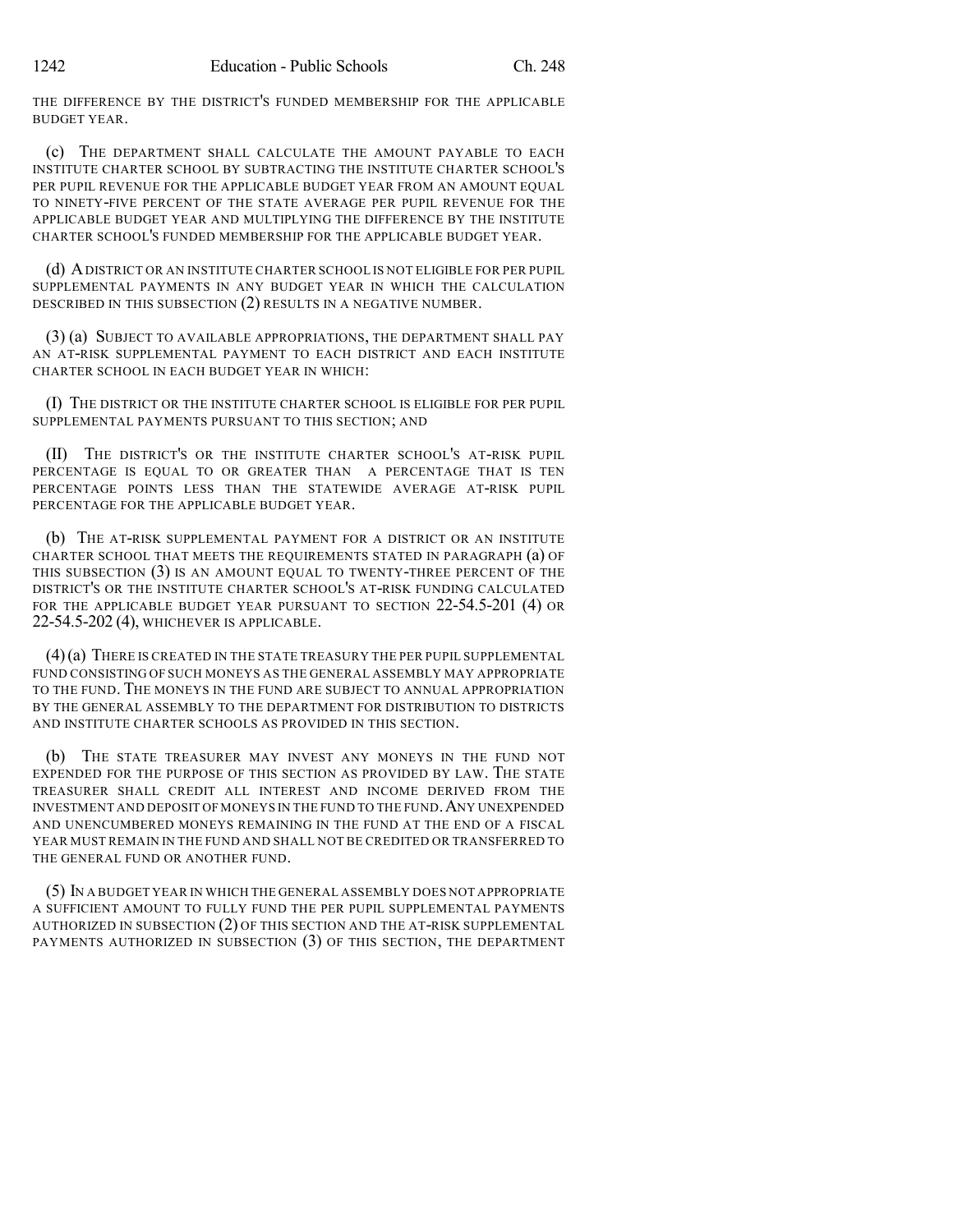THE DIFFERENCE BY THE DISTRICT'S FUNDED MEMBERSHIP FOR THE APPLICABLE BUDGET YEAR.

(c) THE DEPARTMENT SHALL CALCULATE THE AMOUNT PAYABLE TO EACH INSTITUTE CHARTER SCHOOL BY SUBTRACTING THE INSTITUTE CHARTER SCHOOL'S PER PUPIL REVENUE FOR THE APPLICABLE BUDGET YEAR FROM AN AMOUNT EQUAL TO NINETY-FIVE PERCENT OF THE STATE AVERAGE PER PUPIL REVENUE FOR THE APPLICABLE BUDGET YEAR AND MULTIPLYING THE DIFFERENCE BY THE INSTITUTE CHARTER SCHOOL'S FUNDED MEMBERSHIP FOR THE APPLICABLE BUDGET YEAR.

(d) A DISTRICT OR AN INSTITUTE CHARTER SCHOOL IS NOT ELIGIBLE FOR PER PUPIL SUPPLEMENTAL PAYMENTS IN ANY BUDGET YEAR IN WHICH THE CALCULATION DESCRIBED IN THIS SUBSECTION (2) RESULTS IN A NEGATIVE NUMBER.

(3) (a) SUBJECT TO AVAILABLE APPROPRIATIONS, THE DEPARTMENT SHALL PAY AN AT-RISK SUPPLEMENTAL PAYMENT TO EACH DISTRICT AND EACH INSTITUTE CHARTER SCHOOL IN EACH BUDGET YEAR IN WHICH:

(I) THE DISTRICT OR THE INSTITUTE CHARTER SCHOOL IS ELIGIBLE FOR PER PUPIL SUPPLEMENTAL PAYMENTS PURSUANT TO THIS SECTION; AND

(II) THE DISTRICT'S OR THE INSTITUTE CHARTER SCHOOL'S AT-RISK PUPIL PERCENTAGE IS EQUAL TO OR GREATER THAN A PERCENTAGE THAT IS TEN PERCENTAGE POINTS LESS THAN THE STATEWIDE AVERAGE AT-RISK PUPIL PERCENTAGE FOR THE APPLICABLE BUDGET YEAR.

(b) THE AT-RISK SUPPLEMENTAL PAYMENT FOR A DISTRICT OR AN INSTITUTE CHARTER SCHOOL THAT MEETS THE REQUIREMENTS STATED IN PARAGRAPH (a) OF THIS SUBSECTION (3) IS AN AMOUNT EQUAL TO TWENTY-THREE PERCENT OF THE DISTRICT'S OR THE INSTITUTE CHARTER SCHOOL'S AT-RISK FUNDING CALCULATED FOR THE APPLICABLE BUDGET YEAR PURSUANT TO SECTION 22-54.5-201 (4) OR 22-54.5-202 (4), WHICHEVER IS APPLICABLE.

(4) (a) THERE IS CREATED IN THE STATE TREASURY THE PER PUPIL SUPPLEMENTAL FUND CONSISTING OF SUCH MONEYS AS THE GENERAL ASSEMBLY MAY APPROPRIATE TO THE FUND. THE MONEYS IN THE FUND ARE SUBJECT TO ANNUAL APPROPRIATION BY THE GENERAL ASSEMBLY TO THE DEPARTMENT FOR DISTRIBUTION TO DISTRICTS AND INSTITUTE CHARTER SCHOOLS AS PROVIDED IN THIS SECTION.

(b) THE STATE TREASURER MAY INVEST ANY MONEYS IN THE FUND NOT EXPENDED FOR THE PURPOSE OF THIS SECTION AS PROVIDED BY LAW. THE STATE TREASURER SHALL CREDIT ALL INTEREST AND INCOME DERIVED FROM THE INVESTMENT AND DEPOSIT OF MONEYS IN THE FUND TO THE FUND. ANY UNEXPENDED AND UNENCUMBERED MONEYS REMAINING IN THE FUND AT THE END OF A FISCAL YEAR MUST REMAIN IN THE FUND AND SHALL NOT BE CREDITED OR TRANSFERRED TO THE GENERAL FUND OR ANOTHER FUND.

(5) IN A BUDGET YEAR IN WHICH THE GENERAL ASSEMBLY DOES NOT APPROPRIATE A SUFFICIENT AMOUNT TO FULLY FUND THE PER PUPIL SUPPLEMENTAL PAYMENTS AUTHORIZED IN SUBSECTION (2) OF THIS SECTION AND THE AT-RISK SUPPLEMENTAL PAYMENTS AUTHORIZED IN SUBSECTION (3) OF THIS SECTION, THE DEPARTMENT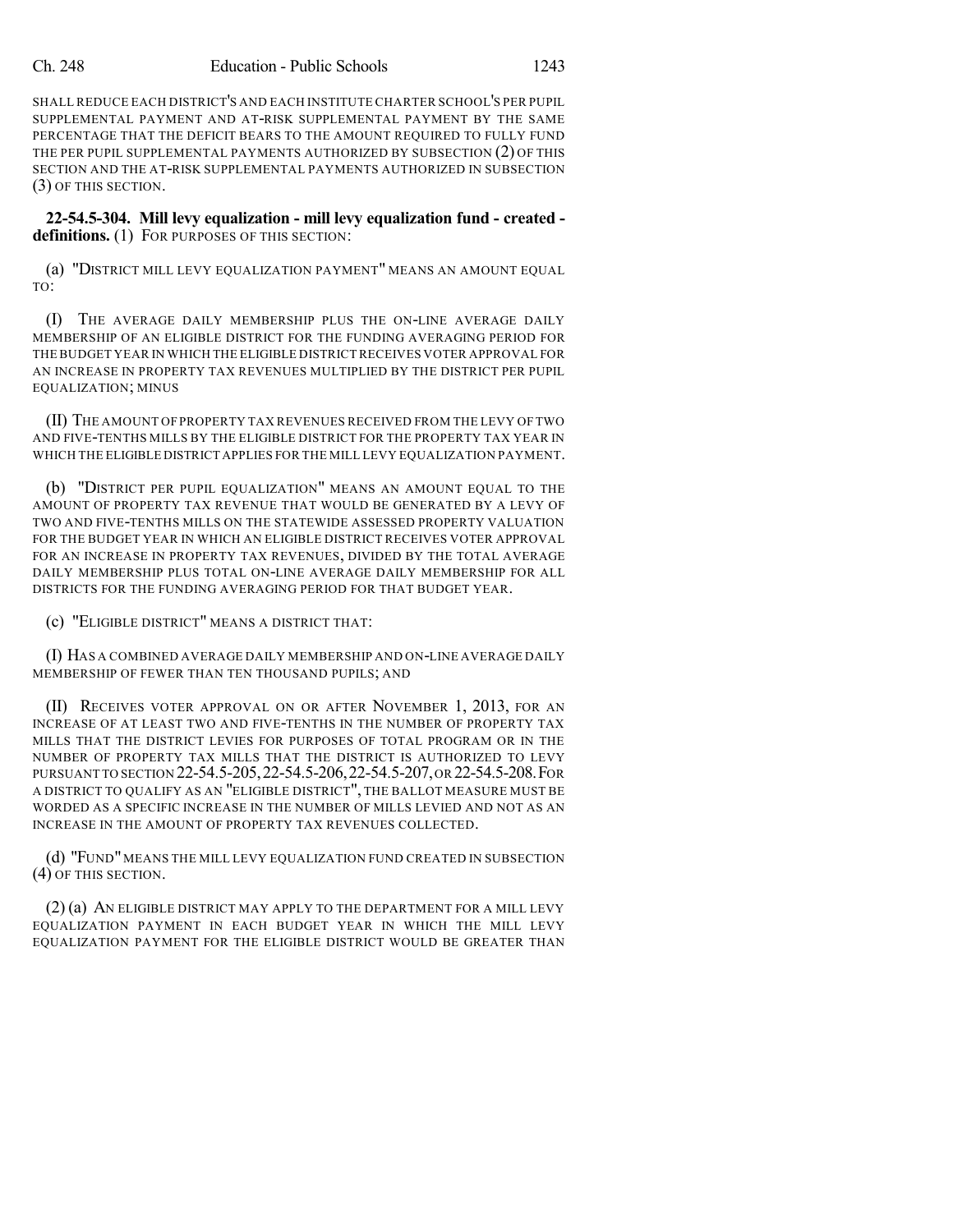SHALL REDUCE EACH DISTRICT'S AND EACH INSTITUTE CHARTER SCHOOL'S PER PUPIL SUPPLEMENTAL PAYMENT AND AT-RISK SUPPLEMENTAL PAYMENT BY THE SAME PERCENTAGE THAT THE DEFICIT BEARS TO THE AMOUNT REQUIRED TO FULLY FUND THE PER PUPIL SUPPLEMENTAL PAYMENTS AUTHORIZED BY SUBSECTION (2) OF THIS SECTION AND THE AT-RISK SUPPLEMENTAL PAYMENTS AUTHORIZED IN SUBSECTION (3) OF THIS SECTION.

**22-54.5-304. Mill levy equalization - mill levy equalization fund - created - definitions.** (1) FOR PURPOSES OF THIS SECTION:

(a) "DISTRICT MILL LEVY EQUALIZATION PAYMENT" MEANS AN AMOUNT EQUAL TO:

(I) THE AVERAGE DAILY MEMBERSHIP PLUS THE ON-LINE AVERAGE DAILY MEMBERSHIP OF AN ELIGIBLE DISTRICT FOR THE FUNDING AVERAGING PERIOD FOR THE BUDGET YEAR IN WHICH THE ELIGIBLE DISTRICT RECEIVES VOTER APPROVAL FOR AN INCREASE IN PROPERTY TAX REVENUES MULTIPLIED BY THE DISTRICT PER PUPIL EQUALIZATION; MINUS

(II) THE AMOUNT OF PROPERTY TAX REVENUES RECEIVED FROM THE LEVY OF TWO AND FIVE-TENTHS MILLS BY THE ELIGIBLE DISTRICT FOR THE PROPERTY TAX YEAR IN WHICH THE ELIGIBLE DISTRICT APPLIES FOR THE MILL LEVY EQUALIZATION PAYMENT.

(b) "DISTRICT PER PUPIL EQUALIZATION" MEANS AN AMOUNT EQUAL TO THE AMOUNT OF PROPERTY TAX REVENUE THAT WOULD BE GENERATED BY A LEVY OF TWO AND FIVE-TENTHS MILLS ON THE STATEWIDE ASSESSED PROPERTY VALUATION FOR THE BUDGET YEAR IN WHICH AN ELIGIBLE DISTRICT RECEIVES VOTER APPROVAL FOR AN INCREASE IN PROPERTY TAX REVENUES, DIVIDED BY THE TOTAL AVERAGE DAILY MEMBERSHIP PLUS TOTAL ON-LINE AVERAGE DAILY MEMBERSHIP FOR ALL DISTRICTS FOR THE FUNDING AVERAGING PERIOD FOR THAT BUDGET YEAR.

(c) "ELIGIBLE DISTRICT" MEANS A DISTRICT THAT:

(I) HAS A COMBINED AVERAGE DAILY MEMBERSHIP AND ON-LINE AVERAGE DAILY MEMBERSHIP OF FEWER THAN TEN THOUSAND PUPILS; AND

(II) RECEIVES VOTER APPROVAL ON OR AFTER NOVEMBER 1, 2013, FOR AN INCREASE OF AT LEAST TWO AND FIVE-TENTHS IN THE NUMBER OF PROPERTY TAX MILLS THAT THE DISTRICT LEVIES FOR PURPOSES OF TOTAL PROGRAM OR IN THE NUMBER OF PROPERTY TAX MILLS THAT THE DISTRICT IS AUTHORIZED TO LEVY PURSUANT TO SECTION 22-54.5-205, 22-54.5-206, 22-54.5-207, OR 22-54.5-208. FOR A DISTRICT TO QUALIFY AS AN "ELIGIBLE DISTRICT", THE BALLOT MEASURE MUST BE WORDED AS A SPECIFIC INCREASE IN THE NUMBER OF MILLS LEVIED AND NOT AS AN INCREASE IN THE AMOUNT OF PROPERTY TAX REVENUES COLLECTED.

(d) "FUND" MEANS THE MILL LEVY EQUALIZATION FUND CREATED IN SUBSECTION (4) OF THIS SECTION.

(2) (a) AN ELIGIBLE DISTRICT MAY APPLY TO THE DEPARTMENT FOR A MILL LEVY EQUALIZATION PAYMENT IN EACH BUDGET YEAR IN WHICH THE MILL LEVY EQUALIZATION PAYMENT FOR THE ELIGIBLE DISTRICT WOULD BE GREATER THAN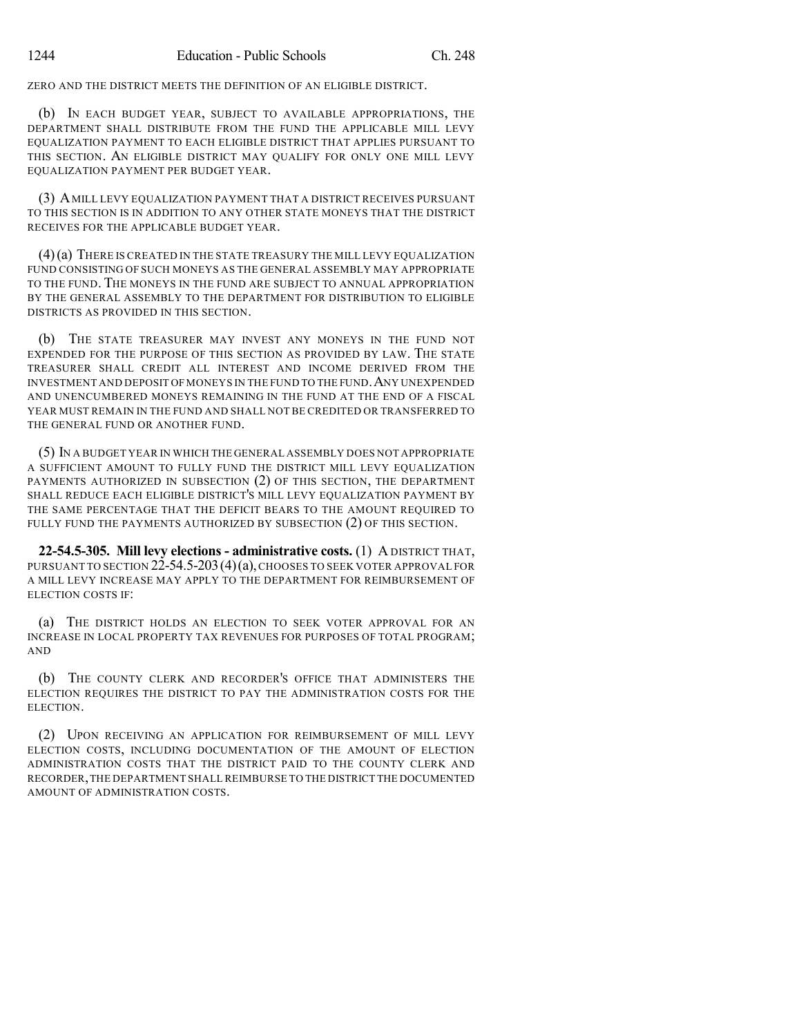ZERO AND THE DISTRICT MEETS THE DEFINITION OF AN ELIGIBLE DISTRICT.

(b) IN EACH BUDGET YEAR, SUBJECT TO AVAILABLE APPROPRIATIONS, THE DEPARTMENT SHALL DISTRIBUTE FROM THE FUND THE APPLICABLE MILL LEVY EQUALIZATION PAYMENT TO EACH ELIGIBLE DISTRICT THAT APPLIES PURSUANT TO THIS SECTION. AN ELIGIBLE DISTRICT MAY QUALIFY FOR ONLY ONE MILL LEVY EQUALIZATION PAYMENT PER BUDGET YEAR.

(3) A MILL LEVY EQUALIZATION PAYMENT THAT A DISTRICT RECEIVES PURSUANT TO THIS SECTION IS IN ADDITION TO ANY OTHER STATE MONEYS THAT THE DISTRICT RECEIVES FOR THE APPLICABLE BUDGET YEAR.

(4) (a) THERE IS CREATED IN THE STATE TREASURY THE MILL LEVY EQUALIZATION FUND CONSISTING OF SUCH MONEYS AS THE GENERAL ASSEMBLY MAY APPROPRIATE TO THE FUND. THE MONEYS IN THE FUND ARE SUBJECT TO ANNUAL APPROPRIATION BY THE GENERAL ASSEMBLY TO THE DEPARTMENT FOR DISTRIBUTION TO ELIGIBLE DISTRICTS AS PROVIDED IN THIS SECTION.

(b) THE STATE TREASURER MAY INVEST ANY MONEYS IN THE FUND NOT EXPENDED FOR THE PURPOSE OF THIS SECTION AS PROVIDED BY LAW. THE STATE TREASURER SHALL CREDIT ALL INTEREST AND INCOME DERIVED FROM THE INVESTMENT AND DEPOSIT OF MONEYS IN THE FUND TO THE FUND. ANY UNEXPENDED AND UNENCUMBERED MONEYS REMAINING IN THE FUND AT THE END OF A FISCAL YEAR MUST REMAIN IN THE FUND AND SHALL NOT BE CREDITED OR TRANSFERRED TO THE GENERAL FUND OR ANOTHER FUND.

(5) IN A BUDGET YEAR IN WHICH THE GENERAL ASSEMBLY DOES NOT APPROPRIATE A SUFFICIENT AMOUNT TO FULLY FUND THE DISTRICT MILL LEVY EQUALIZATION PAYMENTS AUTHORIZED IN SUBSECTION (2) OF THIS SECTION, THE DEPARTMENT SHALL REDUCE EACH ELIGIBLE DISTRICT'S MILL LEVY EQUALIZATION PAYMENT BY THE SAME PERCENTAGE THAT THE DEFICIT BEARS TO THE AMOUNT REQUIRED TO FULLY FUND THE PAYMENTS AUTHORIZED BY SUBSECTION (2) OF THIS SECTION.

**22-54.5-305. Mill levy elections - administrative costs.** (1) A DISTRICT THAT, PURSUANT TO SECTION 22-54.5-203 (4)(a), CHOOSES TO SEEK VOTER APPROVAL FOR A MILL LEVY INCREASE MAY APPLY TO THE DEPARTMENT FOR REIMBURSEMENT OF ELECTION COSTS IF:

(a) THE DISTRICT HOLDS AN ELECTION TO SEEK VOTER APPROVAL FOR AN INCREASE IN LOCAL PROPERTY TAX REVENUES FOR PURPOSES OF TOTAL PROGRAM; AND

(b) THE COUNTY CLERK AND RECORDER'S OFFICE THAT ADMINISTERS THE ELECTION REQUIRES THE DISTRICT TO PAY THE ADMINISTRATION COSTS FOR THE ELECTION.

(2) UPON RECEIVING AN APPLICATION FOR REIMBURSEMENT OF MILL LEVY ELECTION COSTS, INCLUDING DOCUMENTATION OF THE AMOUNT OF ELECTION ADMINISTRATION COSTS THAT THE DISTRICT PAID TO THE COUNTY CLERK AND RECORDER, THE DEPARTMENT SHALL REIMBURSE TO THE DISTRICT THE DOCUMENTED AMOUNT OF ADMINISTRATION COSTS.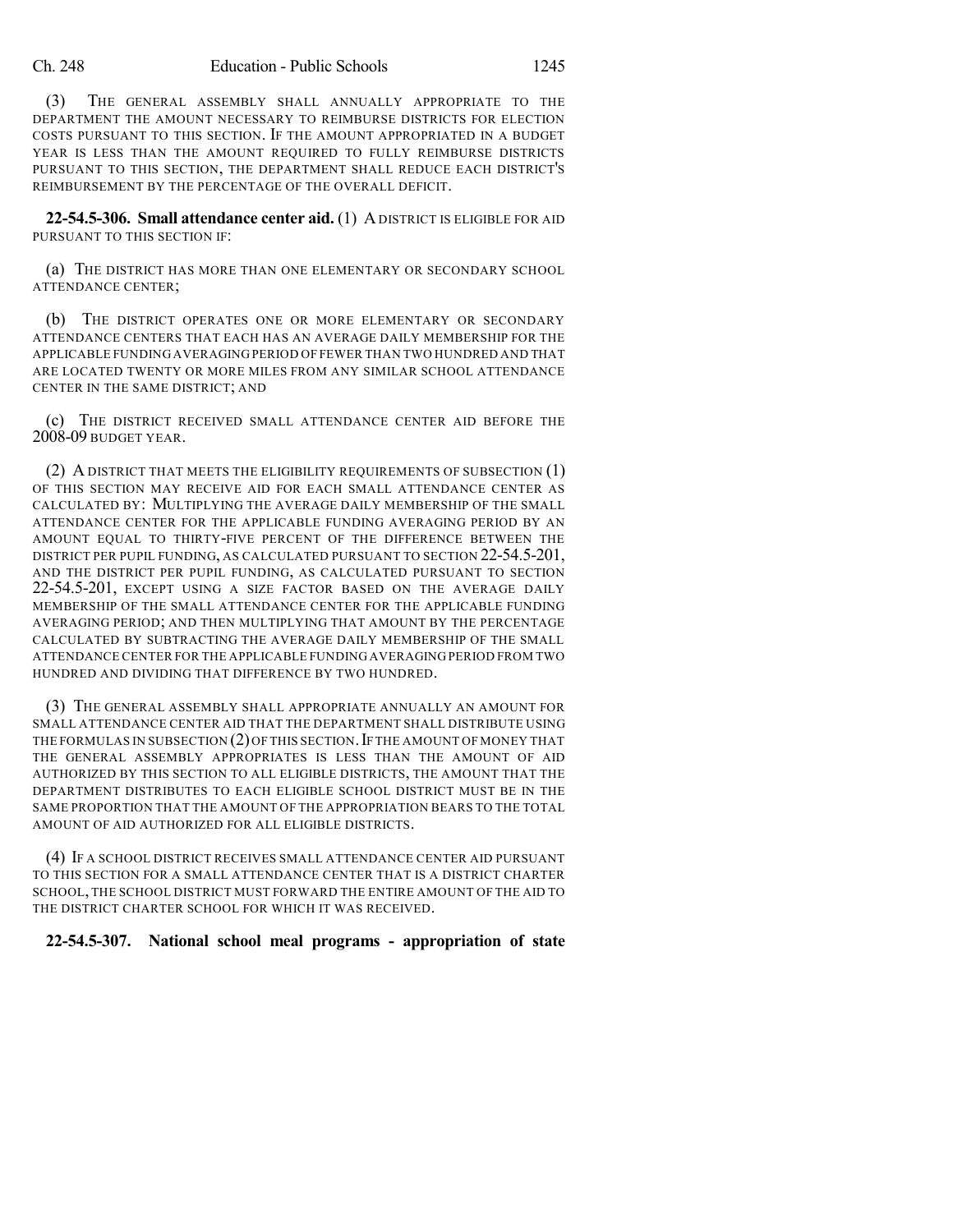(3) THE GENERAL ASSEMBLY SHALL ANNUALLY APPROPRIATE TO THE DEPARTMENT THE AMOUNT NECESSARY TO REIMBURSE DISTRICTS FOR ELECTION COSTS PURSUANT TO THIS SECTION. IF THE AMOUNT APPROPRIATED IN A BUDGET YEAR IS LESS THAN THE AMOUNT REQUIRED TO FULLY REIMBURSE DISTRICTS PURSUANT TO THIS SECTION, THE DEPARTMENT SHALL REDUCE EACH DISTRICT'S REIMBURSEMENT BY THE PERCENTAGE OF THE OVERALL DEFICIT.

**22-54.5-306. Small attendance center aid.** (1) A DISTRICT IS ELIGIBLE FOR AID PURSUANT TO THIS SECTION IF:

(a) THE DISTRICT HAS MORE THAN ONE ELEMENTARY OR SECONDARY SCHOOL ATTENDANCE CENTER;

(b) THE DISTRICT OPERATES ONE OR MORE ELEMENTARY OR SECONDARY ATTENDANCE CENTERS THAT EACH HAS AN AVERAGE DAILY MEMBERSHIP FOR THE APPLICABLE FUNDING AVERAGING PERIOD OF FEWER THAN TWO HUNDRED AND THAT ARE LOCATED TWENTY OR MORE MILES FROM ANY SIMILAR SCHOOL ATTENDANCE CENTER IN THE SAME DISTRICT; AND

(c) THE DISTRICT RECEIVED SMALL ATTENDANCE CENTER AID BEFORE THE 2008-09 BUDGET YEAR.

(2) A DISTRICT THAT MEETS THE ELIGIBILITY REQUIREMENTS OF SUBSECTION (1) OF THIS SECTION MAY RECEIVE AID FOR EACH SMALL ATTENDANCE CENTER AS CALCULATED BY: MULTIPLYING THE AVERAGE DAILY MEMBERSHIP OF THE SMALL ATTENDANCE CENTER FOR THE APPLICABLE FUNDING AVERAGING PERIOD BY AN AMOUNT EQUAL TO THIRTY-FIVE PERCENT OF THE DIFFERENCE BETWEEN THE DISTRICT PER PUPIL FUNDING, AS CALCULATED PURSUANT TO SECTION 22-54.5-201, AND THE DISTRICT PER PUPIL FUNDING, AS CALCULATED PURSUANT TO SECTION 22-54.5-201, EXCEPT USING A SIZE FACTOR BASED ON THE AVERAGE DAILY MEMBERSHIP OF THE SMALL ATTENDANCE CENTER FOR THE APPLICABLE FUNDING AVERAGING PERIOD; AND THEN MULTIPLYING THAT AMOUNT BY THE PERCENTAGE CALCULATED BY SUBTRACTING THE AVERAGE DAILY MEMBERSHIP OF THE SMALL ATTENDANCE CENTER FOR THE APPLICABLE FUNDING AVERAGING PERIOD FROM TWO HUNDRED AND DIVIDING THAT DIFFERENCE BY TWO HUNDRED.

(3) THE GENERAL ASSEMBLY SHALL APPROPRIATE ANNUALLY AN AMOUNT FOR SMALL ATTENDANCE CENTER AID THAT THE DEPARTMENT SHALL DISTRIBUTE USING THE FORMULAS IN SUBSECTION (2) OF THIS SECTION. IF THE AMOUNT OF MONEY THAT THE GENERAL ASSEMBLY APPROPRIATES IS LESS THAN THE AMOUNT OF AID AUTHORIZED BY THIS SECTION TO ALL ELIGIBLE DISTRICTS, THE AMOUNT THAT THE DEPARTMENT DISTRIBUTES TO EACH ELIGIBLE SCHOOL DISTRICT MUST BE IN THE SAME PROPORTION THAT THE AMOUNT OF THE APPROPRIATION BEARS TO THE TOTAL AMOUNT OF AID AUTHORIZED FOR ALL ELIGIBLE DISTRICTS.

(4) IF A SCHOOL DISTRICT RECEIVES SMALL ATTENDANCE CENTER AID PURSUANT TO THIS SECTION FOR A SMALL ATTENDANCE CENTER THAT IS A DISTRICT CHARTER SCHOOL, THE SCHOOL DISTRICT MUST FORWARD THE ENTIRE AMOUNT OF THE AID TO THE DISTRICT CHARTER SCHOOL FOR WHICH IT WAS RECEIVED.

**22-54.5-307. National school meal programs - appropriation of state**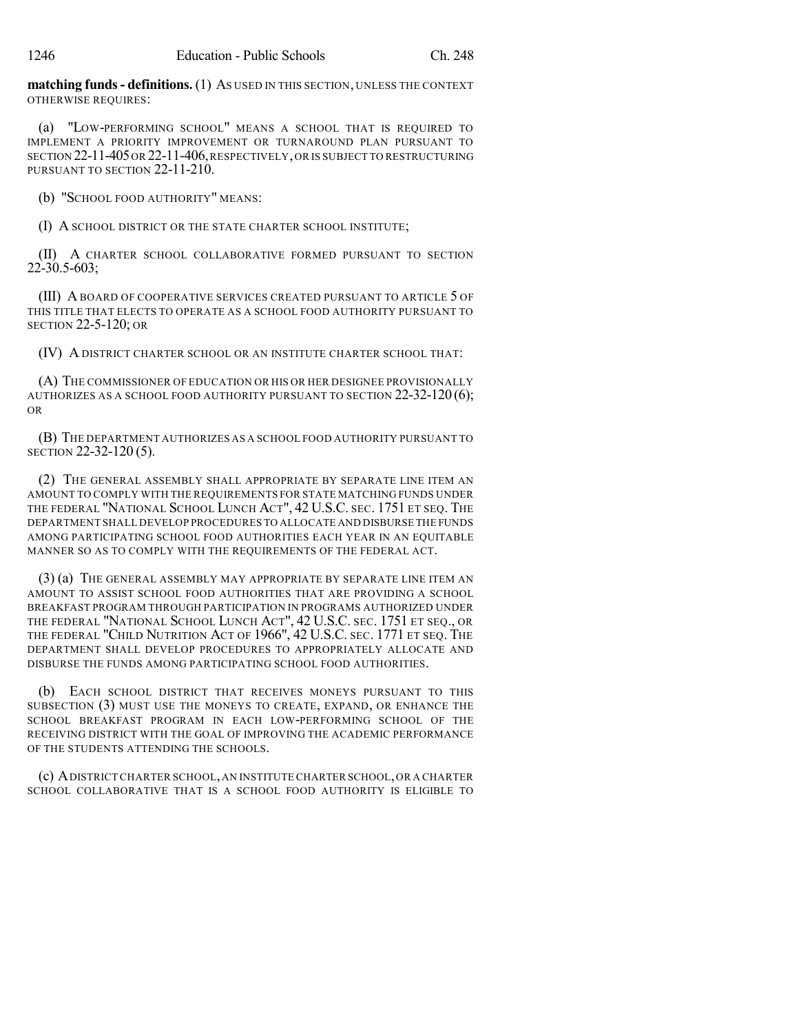**matching funds - definitions.** (1) AS USED IN THIS SECTION, UNLESS THE CONTEXT OTHERWISE REQUIRES:

(a) "LOW-PERFORMING SCHOOL" MEANS A SCHOOL THAT IS REQUIRED TO IMPLEMENT A PRIORITY IMPROVEMENT OR TURNAROUND PLAN PURSUANT TO SECTION 22-11-405 OR 22-11-406, RESPECTIVELY, OR IS SUBJECT TO RESTRUCTURING PURSUANT TO SECTION 22-11-210.

(b) "SCHOOL FOOD AUTHORITY" MEANS:

(I) A SCHOOL DISTRICT OR THE STATE CHARTER SCHOOL INSTITUTE;

(II) A CHARTER SCHOOL COLLABORATIVE FORMED PURSUANT TO SECTION 22-30.5-603;

(III) A BOARD OF COOPERATIVE SERVICES CREATED PURSUANT TO ARTICLE 5 OF THIS TITLE THAT ELECTS TO OPERATE AS A SCHOOL FOOD AUTHORITY PURSUANT TO SECTION 22-5-120; OR

(IV) A DISTRICT CHARTER SCHOOL OR AN INSTITUTE CHARTER SCHOOL THAT:

(A) THE COMMISSIONER OF EDUCATION OR HIS OR HER DESIGNEE PROVISIONALLY AUTHORIZES AS A SCHOOL FOOD AUTHORITY PURSUANT TO SECTION 22-32-120 (6); OR

(B) THE DEPARTMENT AUTHORIZES AS A SCHOOL FOOD AUTHORITY PURSUANT TO SECTION 22-32-120 (5).

(2) THE GENERAL ASSEMBLY SHALL APPROPRIATE BY SEPARATE LINE ITEM AN AMOUNT TO COMPLY WITH THE REQUIREMENTS FOR STATE MATCHING FUNDS UNDER THE FEDERAL "NATIONAL SCHOOL LUNCH ACT", 42 U.S.C. SEC. 1751 ET SEQ. THE DEPARTMENT SHALL DEVELOP PROCEDURES TO ALLOCATE AND DISBURSE THE FUNDS AMONG PARTICIPATING SCHOOL FOOD AUTHORITIES EACH YEAR IN AN EQUITABLE MANNER SO AS TO COMPLY WITH THE REQUIREMENTS OF THE FEDERAL ACT.

(3) (a) THE GENERAL ASSEMBLY MAY APPROPRIATE BY SEPARATE LINE ITEM AN AMOUNT TO ASSIST SCHOOL FOOD AUTHORITIES THAT ARE PROVIDING A SCHOOL BREAKFAST PROGRAM THROUGH PARTICIPATION IN PROGRAMS AUTHORIZED UNDER THE FEDERAL "NATIONAL SCHOOL LUNCH ACT", 42 U.S.C. SEC. 1751 ET SEQ., OR THE FEDERAL "CHILD NUTRITION ACT OF 1966", 42 U.S.C. SEC. 1771 ET SEQ. THE DEPARTMENT SHALL DEVELOP PROCEDURES TO APPROPRIATELY ALLOCATE AND DISBURSE THE FUNDS AMONG PARTICIPATING SCHOOL FOOD AUTHORITIES.

(b) EACH SCHOOL DISTRICT THAT RECEIVES MONEYS PURSUANT TO THIS SUBSECTION (3) MUST USE THE MONEYS TO CREATE, EXPAND, OR ENHANCE THE SCHOOL BREAKFAST PROGRAM IN EACH LOW-PERFORMING SCHOOL OF THE RECEIVING DISTRICT WITH THE GOAL OF IMPROVING THE ACADEMIC PERFORMANCE OF THE STUDENTS ATTENDING THE SCHOOLS.

(c) A DISTRICT CHARTER SCHOOL, AN INSTITUTE CHARTER SCHOOL, OR A CHARTER SCHOOL COLLABORATIVE THAT IS A SCHOOL FOOD AUTHORITY IS ELIGIBLE TO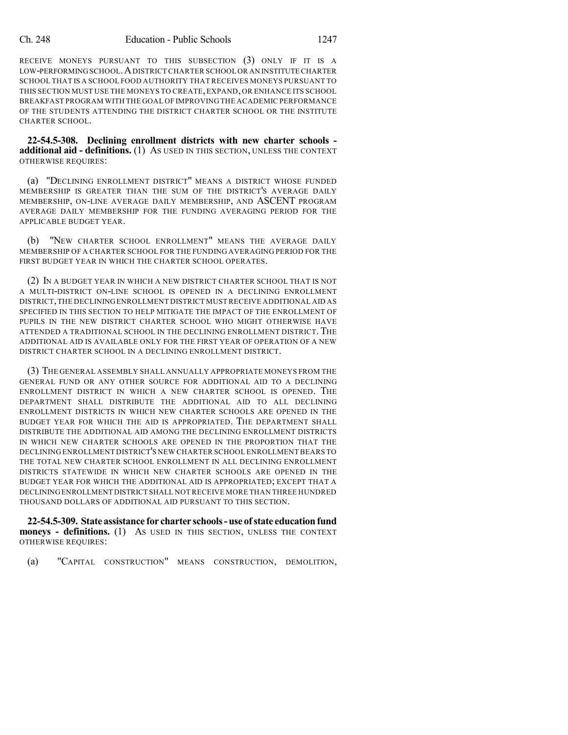RECEIVE MONEYS PURSUANT TO THIS SUBSECTION (3) ONLY IF IT IS A LOW-PERFORMING SCHOOL. A DISTRICT CHARTER SCHOOL OR AN INSTITUTE CHARTER SCHOOL THAT IS A SCHOOL FOOD AUTHORITY THAT RECEIVES MONEYS PURSUANT TO THIS SECTION MUST USE THE MONEYS TO CREATE, EXPAND, OR ENHANCE ITS SCHOOL BREAKFAST PROGRAM WITH THE GOAL OF IMPROVING THE ACADEMIC PERFORMANCE OF THE STUDENTS ATTENDING THE DISTRICT CHARTER SCHOOL OR THE INSTITUTE CHARTER SCHOOL.

**22-54.5-308. Declining enrollment districts with new charter schools - additional aid - definitions.** (1) AS USED IN THIS SECTION, UNLESS THE CONTEXT OTHERWISE REQUIRES:

(a) "DECLINING ENROLLMENT DISTRICT" MEANS A DISTRICT WHOSE FUNDED MEMBERSHIP IS GREATER THAN THE SUM OF THE DISTRICT'S AVERAGE DAILY MEMBERSHIP, ON-LINE AVERAGE DAILY MEMBERSHIP, AND ASCENT PROGRAM AVERAGE DAILY MEMBERSHIP FOR THE FUNDING AVERAGING PERIOD FOR THE APPLICABLE BUDGET YEAR.

(b) "NEW CHARTER SCHOOL ENROLLMENT" MEANS THE AVERAGE DAILY MEMBERSHIP OF A CHARTER SCHOOL FOR THE FUNDING AVERAGING PERIOD FOR THE FIRST BUDGET YEAR IN WHICH THE CHARTER SCHOOL OPERATES.

(2) IN A BUDGET YEAR IN WHICH A NEW DISTRICT CHARTER SCHOOL THAT IS NOT A MULTI-DISTRICT ON-LINE SCHOOL IS OPENED IN A DECLINING ENROLLMENT DISTRICT, THE DECLINING ENROLLMENT DISTRICT MUST RECEIVE ADDITIONAL AID AS SPECIFIED IN THIS SECTION TO HELP MITIGATE THE IMPACT OF THE ENROLLMENT OF PUPILS IN THE NEW DISTRICT CHARTER SCHOOL WHO MIGHT OTHERWISE HAVE ATTENDED A TRADITIONAL SCHOOL IN THE DECLINING ENROLLMENT DISTRICT. THE ADDITIONAL AID IS AVAILABLE ONLY FOR THE FIRST YEAR OF OPERATION OF A NEW DISTRICT CHARTER SCHOOL IN A DECLINING ENROLLMENT DISTRICT.

(3) THE GENERAL ASSEMBLY SHALL ANNUALLY APPROPRIATE MONEYS FROM THE GENERAL FUND OR ANY OTHER SOURCE FOR ADDITIONAL AID TO A DECLINING ENROLLMENT DISTRICT IN WHICH A NEW CHARTER SCHOOL IS OPENED. THE DEPARTMENT SHALL DISTRIBUTE THE ADDITIONAL AID TO ALL DECLINING ENROLLMENT DISTRICTS IN WHICH NEW CHARTER SCHOOLS ARE OPENED IN THE BUDGET YEAR FOR WHICH THE AID IS APPROPRIATED. THE DEPARTMENT SHALL DISTRIBUTE THE ADDITIONAL AID AMONG THE DECLINING ENROLLMENT DISTRICTS IN WHICH NEW CHARTER SCHOOLS ARE OPENED IN THE PROPORTION THAT THE DECLINING ENROLLMENT DISTRICT'S NEW CHARTER SCHOOL ENROLLMENT BEARS TO THE TOTAL NEW CHARTER SCHOOL ENROLLMENT IN ALL DECLINING ENROLLMENT DISTRICTS STATEWIDE IN WHICH NEW CHARTER SCHOOLS ARE OPENED IN THE BUDGET YEAR FOR WHICH THE ADDITIONAL AID IS APPROPRIATED; EXCEPT THAT A DECLINING ENROLLMENT DISTRICT SHALL NOT RECEIVE MORE THAN THREE HUNDRED THOUSAND DOLLARS OF ADDITIONAL AID PURSUANT TO THIS SECTION.

**22-54.5-309. State assistance for charter schools - use of state education fund moneys - definitions.** (1) AS USED IN THIS SECTION, UNLESS THE CONTEXT OTHERWISE REQUIRES:

(a) "CAPITAL CONSTRUCTION" MEANS CONSTRUCTION, DEMOLITION,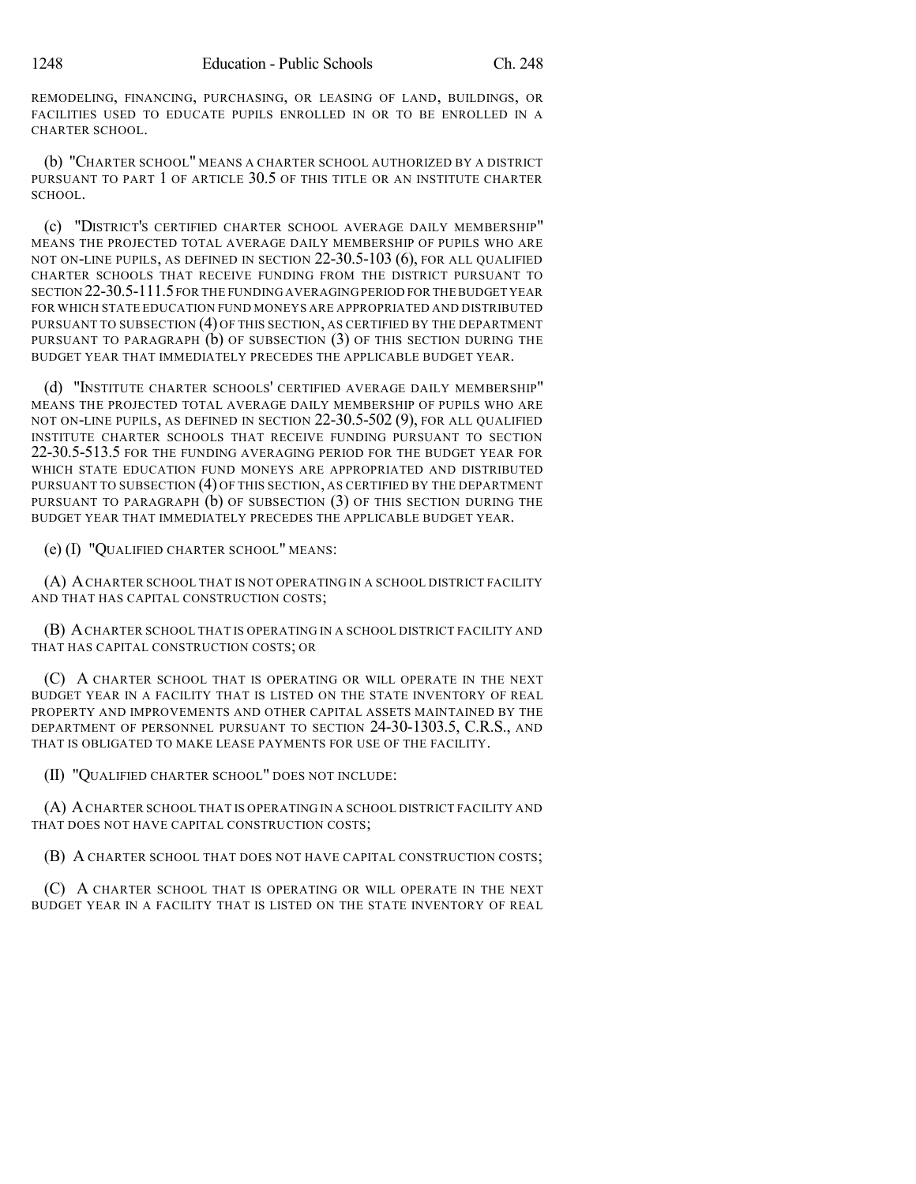REMODELING, FINANCING, PURCHASING, OR LEASING OF LAND, BUILDINGS, OR FACILITIES USED TO EDUCATE PUPILS ENROLLED IN OR TO BE ENROLLED IN A CHARTER SCHOOL.

(b) "CHARTER SCHOOL" MEANS A CHARTER SCHOOL AUTHORIZED BY A DISTRICT PURSUANT TO PART 1 OF ARTICLE 30.5 OF THIS TITLE OR AN INSTITUTE CHARTER SCHOOL.

(c) "DISTRICT'S CERTIFIED CHARTER SCHOOL AVERAGE DAILY MEMBERSHIP" MEANS THE PROJECTED TOTAL AVERAGE DAILY MEMBERSHIP OF PUPILS WHO ARE NOT ON-LINE PUPILS, AS DEFINED IN SECTION 22-30.5-103 (6), FOR ALL QUALIFIED CHARTER SCHOOLS THAT RECEIVE FUNDING FROM THE DISTRICT PURSUANT TO SECTION 22-30.5-111.5 FOR THE FUNDING AVERAGING PERIOD FOR THE BUDGET YEAR FOR WHICH STATE EDUCATION FUND MONEYS ARE APPROPRIATED AND DISTRIBUTED PURSUANT TO SUBSECTION (4) OF THIS SECTION, AS CERTIFIED BY THE DEPARTMENT PURSUANT TO PARAGRAPH (b) OF SUBSECTION (3) OF THIS SECTION DURING THE BUDGET YEAR THAT IMMEDIATELY PRECEDES THE APPLICABLE BUDGET YEAR.

(d) "INSTITUTE CHARTER SCHOOLS' CERTIFIED AVERAGE DAILY MEMBERSHIP" MEANS THE PROJECTED TOTAL AVERAGE DAILY MEMBERSHIP OF PUPILS WHO ARE NOT ON-LINE PUPILS, AS DEFINED IN SECTION 22-30.5-502 (9), FOR ALL QUALIFIED INSTITUTE CHARTER SCHOOLS THAT RECEIVE FUNDING PURSUANT TO SECTION 22-30.5-513.5 FOR THE FUNDING AVERAGING PERIOD FOR THE BUDGET YEAR FOR WHICH STATE EDUCATION FUND MONEYS ARE APPROPRIATED AND DISTRIBUTED PURSUANT TO SUBSECTION (4) OF THIS SECTION, AS CERTIFIED BY THE DEPARTMENT PURSUANT TO PARAGRAPH (b) OF SUBSECTION (3) OF THIS SECTION DURING THE BUDGET YEAR THAT IMMEDIATELY PRECEDES THE APPLICABLE BUDGET YEAR.

(e) (I) "QUALIFIED CHARTER SCHOOL" MEANS:

(A) A CHARTER SCHOOL THAT IS NOT OPERATING IN A SCHOOL DISTRICT FACILITY AND THAT HAS CAPITAL CONSTRUCTION COSTS;

(B) A CHARTER SCHOOL THAT IS OPERATING IN A SCHOOL DISTRICT FACILITY AND THAT HAS CAPITAL CONSTRUCTION COSTS; OR

(C) A CHARTER SCHOOL THAT IS OPERATING OR WILL OPERATE IN THE NEXT BUDGET YEAR IN A FACILITY THAT IS LISTED ON THE STATE INVENTORY OF REAL PROPERTY AND IMPROVEMENTS AND OTHER CAPITAL ASSETS MAINTAINED BY THE DEPARTMENT OF PERSONNEL PURSUANT TO SECTION 24-30-1303.5, C.R.S., AND THAT IS OBLIGATED TO MAKE LEASE PAYMENTS FOR USE OF THE FACILITY.

(II) "QUALIFIED CHARTER SCHOOL" DOES NOT INCLUDE:

(A) A CHARTER SCHOOL THAT IS OPERATING IN A SCHOOL DISTRICT FACILITY AND THAT DOES NOT HAVE CAPITAL CONSTRUCTION COSTS;

(B) A CHARTER SCHOOL THAT DOES NOT HAVE CAPITAL CONSTRUCTION COSTS;

(C) A CHARTER SCHOOL THAT IS OPERATING OR WILL OPERATE IN THE NEXT BUDGET YEAR IN A FACILITY THAT IS LISTED ON THE STATE INVENTORY OF REAL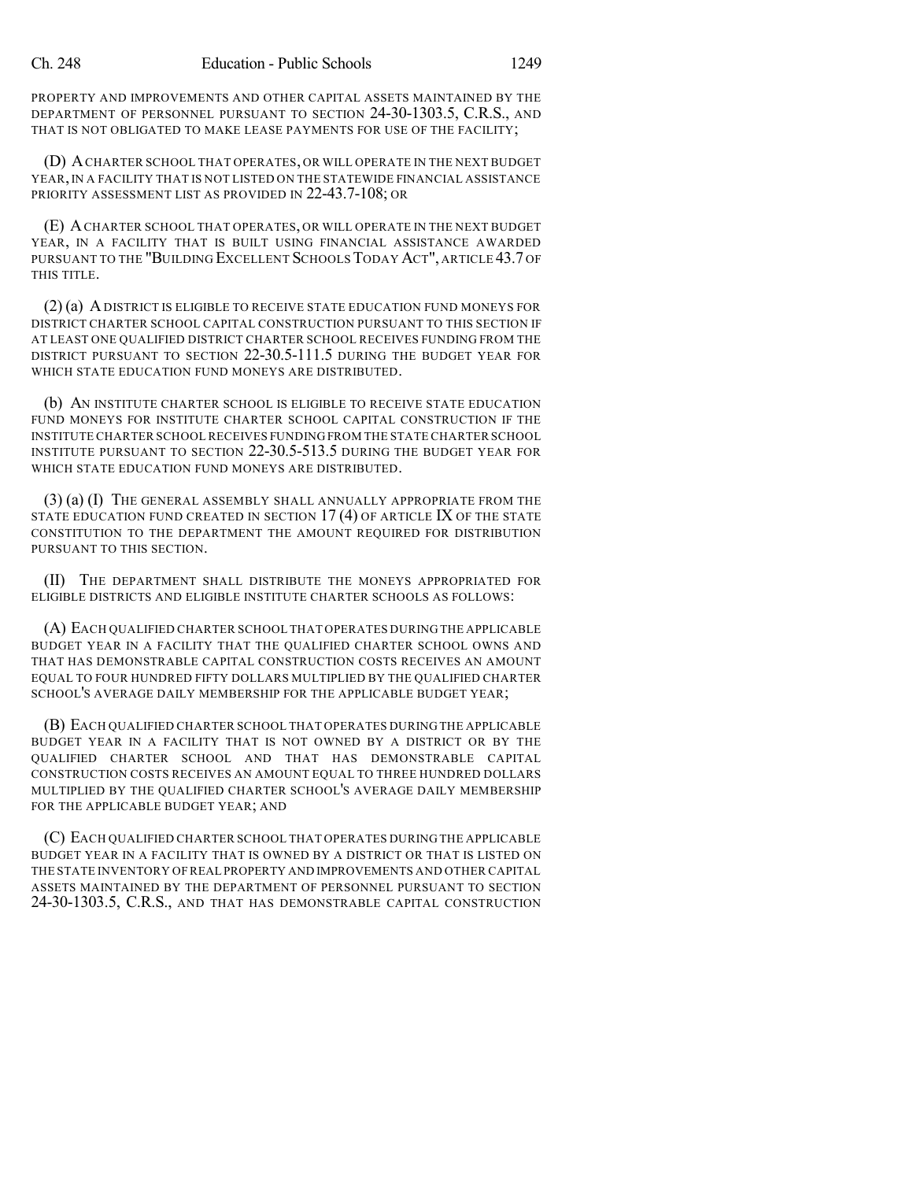PROPERTY AND IMPROVEMENTS AND OTHER CAPITAL ASSETS MAINTAINED BY THE DEPARTMENT OF PERSONNEL PURSUANT TO SECTION 24-30-1303.5, C.R.S., AND THAT IS NOT OBLIGATED TO MAKE LEASE PAYMENTS FOR USE OF THE FACILITY;

(D) A CHARTER SCHOOL THAT OPERATES, OR WILL OPERATE IN THE NEXT BUDGET YEAR, IN A FACILITY THAT IS NOT LISTED ON THE STATEWIDE FINANCIAL ASSISTANCE PRIORITY ASSESSMENT LIST AS PROVIDED IN 22-43.7-108; OR

(E) A CHARTER SCHOOL THAT OPERATES, OR WILL OPERATE IN THE NEXT BUDGET YEAR, IN A FACILITY THAT IS BUILT USING FINANCIAL ASSISTANCE AWARDED PURSUANT TO THE "BUILDING EXCELLENT SCHOOLS TODAY ACT", ARTICLE 43.7 OF THIS TITLE.

(2) (a) A DISTRICT IS ELIGIBLE TO RECEIVE STATE EDUCATION FUND MONEYS FOR DISTRICT CHARTER SCHOOL CAPITAL CONSTRUCTION PURSUANT TO THIS SECTION IF AT LEAST ONE QUALIFIED DISTRICT CHARTER SCHOOL RECEIVES FUNDING FROM THE DISTRICT PURSUANT TO SECTION 22-30.5-111.5 DURING THE BUDGET YEAR FOR WHICH STATE EDUCATION FUND MONEYS ARE DISTRIBUTED.

(b) AN INSTITUTE CHARTER SCHOOL IS ELIGIBLE TO RECEIVE STATE EDUCATION FUND MONEYS FOR INSTITUTE CHARTER SCHOOL CAPITAL CONSTRUCTION IF THE INSTITUTE CHARTER SCHOOL RECEIVES FUNDING FROM THE STATE CHARTER SCHOOL INSTITUTE PURSUANT TO SECTION 22-30.5-513.5 DURING THE BUDGET YEAR FOR WHICH STATE EDUCATION FUND MONEYS ARE DISTRIBUTED.

(3) (a) (I) THE GENERAL ASSEMBLY SHALL ANNUALLY APPROPRIATE FROM THE STATE EDUCATION FUND CREATED IN SECTION 17 (4) OF ARTICLE IX OF THE STATE CONSTITUTION TO THE DEPARTMENT THE AMOUNT REQUIRED FOR DISTRIBUTION PURSUANT TO THIS SECTION.

(II) THE DEPARTMENT SHALL DISTRIBUTE THE MONEYS APPROPRIATED FOR ELIGIBLE DISTRICTS AND ELIGIBLE INSTITUTE CHARTER SCHOOLS AS FOLLOWS:

(A) EACH QUALIFIED CHARTER SCHOOL THAT OPERATES DURING THE APPLICABLE BUDGET YEAR IN A FACILITY THAT THE QUALIFIED CHARTER SCHOOL OWNS AND THAT HAS DEMONSTRABLE CAPITAL CONSTRUCTION COSTS RECEIVES AN AMOUNT EQUAL TO FOUR HUNDRED FIFTY DOLLARS MULTIPLIED BY THE QUALIFIED CHARTER SCHOOL'S AVERAGE DAILY MEMBERSHIP FOR THE APPLICABLE BUDGET YEAR;

(B) EACH QUALIFIED CHARTER SCHOOL THAT OPERATES DURING THE APPLICABLE BUDGET YEAR IN A FACILITY THAT IS NOT OWNED BY A DISTRICT OR BY THE QUALIFIED CHARTER SCHOOL AND THAT HAS DEMONSTRABLE CAPITAL CONSTRUCTION COSTS RECEIVES AN AMOUNT EQUAL TO THREE HUNDRED DOLLARS MULTIPLIED BY THE QUALIFIED CHARTER SCHOOL'S AVERAGE DAILY MEMBERSHIP FOR THE APPLICABLE BUDGET YEAR; AND

(C) EACH QUALIFIED CHARTER SCHOOL THAT OPERATES DURING THE APPLICABLE BUDGET YEAR IN A FACILITY THAT IS OWNED BY A DISTRICT OR THAT IS LISTED ON THE STATE INVENTORY OF REAL PROPERTY AND IMPROVEMENTS AND OTHER CAPITAL ASSETS MAINTAINED BY THE DEPARTMENT OF PERSONNEL PURSUANT TO SECTION 24-30-1303.5, C.R.S., AND THAT HAS DEMONSTRABLE CAPITAL CONSTRUCTION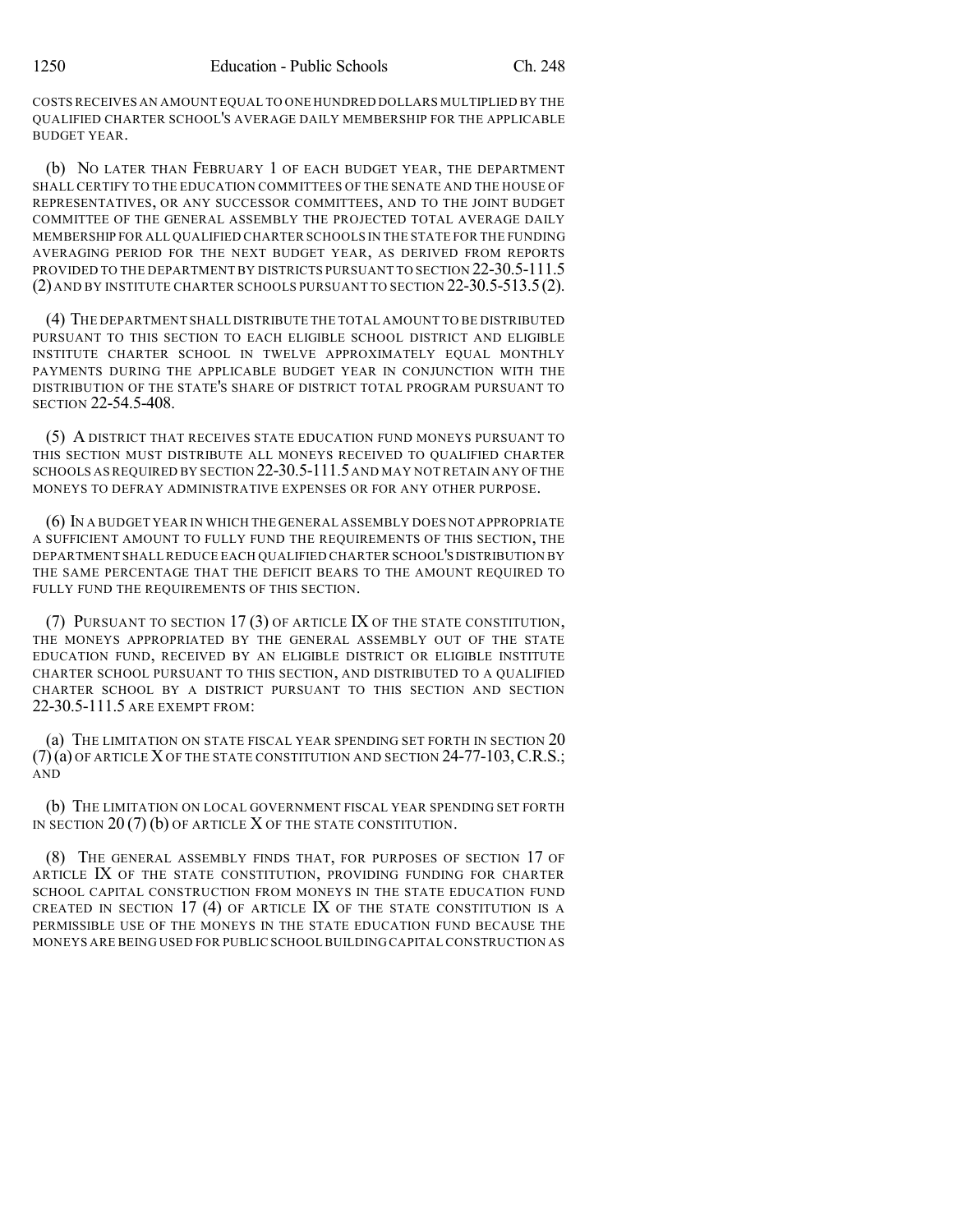COSTS RECEIVES AN AMOUNT EQUAL TO ONE HUNDRED DOLLARS MULTIPLIED BY THE QUALIFIED CHARTER SCHOOL'S AVERAGE DAILY MEMBERSHIP FOR THE APPLICABLE BUDGET YEAR.

(b) NO LATER THAN FEBRUARY 1 OF EACH BUDGET YEAR, THE DEPARTMENT SHALL CERTIFY TO THE EDUCATION COMMITTEES OF THE SENATE AND THE HOUSE OF REPRESENTATIVES, OR ANY SUCCESSOR COMMITTEES, AND TO THE JOINT BUDGET COMMITTEE OF THE GENERAL ASSEMBLY THE PROJECTED TOTAL AVERAGE DAILY MEMBERSHIP FOR ALL QUALIFIED CHARTER SCHOOLS IN THE STATE FOR THE FUNDING AVERAGING PERIOD FOR THE NEXT BUDGET YEAR, AS DERIVED FROM REPORTS PROVIDED TO THE DEPARTMENT BY DISTRICTS PURSUANT TO SECTION 22-30.5-111.5 (2) AND BY INSTITUTE CHARTER SCHOOLS PURSUANT TO SECTION 22-30.5-513.5 (2).

(4) THE DEPARTMENT SHALL DISTRIBUTE THE TOTAL AMOUNT TO BE DISTRIBUTED PURSUANT TO THIS SECTION TO EACH ELIGIBLE SCHOOL DISTRICT AND ELIGIBLE INSTITUTE CHARTER SCHOOL IN TWELVE APPROXIMATELY EQUAL MONTHLY PAYMENTS DURING THE APPLICABLE BUDGET YEAR IN CONJUNCTION WITH THE DISTRIBUTION OF THE STATE'S SHARE OF DISTRICT TOTAL PROGRAM PURSUANT TO SECTION 22-54.5-408.

(5) A DISTRICT THAT RECEIVES STATE EDUCATION FUND MONEYS PURSUANT TO THIS SECTION MUST DISTRIBUTE ALL MONEYS RECEIVED TO QUALIFIED CHARTER SCHOOLS AS REQUIRED BY SECTION 22-30.5-111.5 AND MAY NOT RETAIN ANY OF THE MONEYS TO DEFRAY ADMINISTRATIVE EXPENSES OR FOR ANY OTHER PURPOSE.

(6) IN A BUDGET YEAR IN WHICH THE GENERAL ASSEMBLY DOES NOT APPROPRIATE A SUFFICIENT AMOUNT TO FULLY FUND THE REQUIREMENTS OF THIS SECTION, THE DEPARTMENT SHALL REDUCE EACH QUALIFIED CHARTER SCHOOL'S DISTRIBUTION BY THE SAME PERCENTAGE THAT THE DEFICIT BEARS TO THE AMOUNT REQUIRED TO FULLY FUND THE REQUIREMENTS OF THIS SECTION.

(7) PURSUANT TO SECTION 17 (3) OF ARTICLE IX OF THE STATE CONSTITUTION, THE MONEYS APPROPRIATED BY THE GENERAL ASSEMBLY OUT OF THE STATE EDUCATION FUND, RECEIVED BY AN ELIGIBLE DISTRICT OR ELIGIBLE INSTITUTE CHARTER SCHOOL PURSUANT TO THIS SECTION, AND DISTRIBUTED TO A QUALIFIED CHARTER SCHOOL BY A DISTRICT PURSUANT TO THIS SECTION AND SECTION 22-30.5-111.5 ARE EXEMPT FROM:

(a) THE LIMITATION ON STATE FISCAL YEAR SPENDING SET FORTH IN SECTION 20 (7) (a) OF ARTICLE X OF THE STATE CONSTITUTION AND SECTION 24-77-103, C.R.S.; AND

(b) THE LIMITATION ON LOCAL GOVERNMENT FISCAL YEAR SPENDING SET FORTH IN SECTION 20 (7) (b) OF ARTICLE X OF THE STATE CONSTITUTION.

(8) THE GENERAL ASSEMBLY FINDS THAT, FOR PURPOSES OF SECTION 17 OF ARTICLE IX OF THE STATE CONSTITUTION, PROVIDING FUNDING FOR CHARTER SCHOOL CAPITAL CONSTRUCTION FROM MONEYS IN THE STATE EDUCATION FUND CREATED IN SECTION 17 (4) OF ARTICLE IX OF THE STATE CONSTITUTION IS A PERMISSIBLE USE OF THE MONEYS IN THE STATE EDUCATION FUND BECAUSE THE MONEYS ARE BEING USED FOR PUBLIC SCHOOL BUILDING CAPITAL CONSTRUCTION AS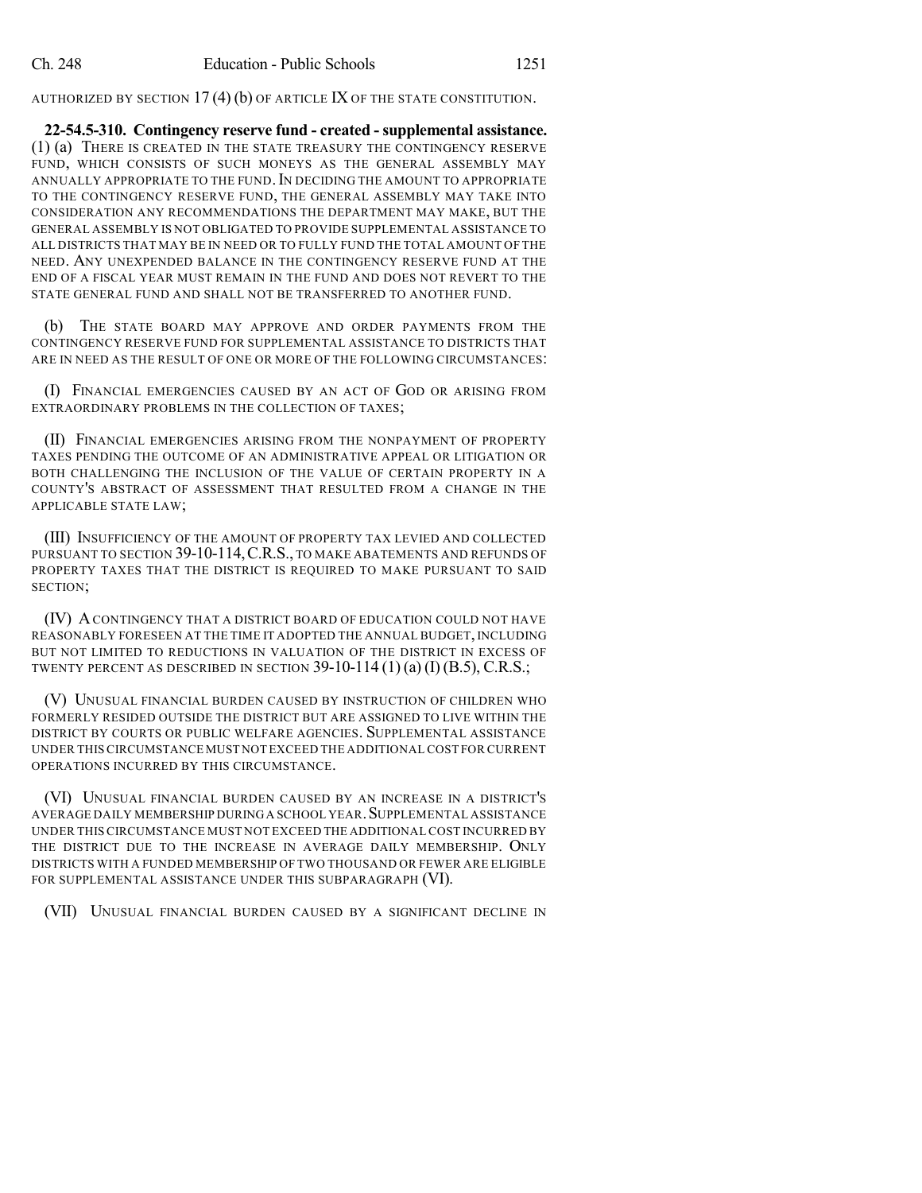AUTHORIZED BY SECTION 17 (4) (b) OF ARTICLE IX OF THE STATE CONSTITUTION.

**22-54.5-310. Contingency reserve fund - created - supplemental assistance.** (1) (a) THERE IS CREATED IN THE STATE TREASURY THE CONTINGENCY RESERVE FUND, WHICH CONSISTS OF SUCH MONEYS AS THE GENERAL ASSEMBLY MAY ANNUALLY APPROPRIATE TO THE FUND. IN DECIDING THE AMOUNT TO APPROPRIATE TO THE CONTINGENCY RESERVE FUND, THE GENERAL ASSEMBLY MAY TAKE INTO CONSIDERATION ANY RECOMMENDATIONS THE DEPARTMENT MAY MAKE, BUT THE GENERAL ASSEMBLY IS NOT OBLIGATED TO PROVIDE SUPPLEMENTAL ASSISTANCE TO ALL DISTRICTS THAT MAY BE IN NEED OR TO FULLY FUND THE TOTAL AMOUNT OF THE NEED. ANY UNEXPENDED BALANCE IN THE CONTINGENCY RESERVE FUND AT THE END OF A FISCAL YEAR MUST REMAIN IN THE FUND AND DOES NOT REVERT TO THE STATE GENERAL FUND AND SHALL NOT BE TRANSFERRED TO ANOTHER FUND.

(b) THE STATE BOARD MAY APPROVE AND ORDER PAYMENTS FROM THE CONTINGENCY RESERVE FUND FOR SUPPLEMENTAL ASSISTANCE TO DISTRICTS THAT ARE IN NEED AS THE RESULT OF ONE OR MORE OF THE FOLLOWING CIRCUMSTANCES:

(I) FINANCIAL EMERGENCIES CAUSED BY AN ACT OF GOD OR ARISING FROM EXTRAORDINARY PROBLEMS IN THE COLLECTION OF TAXES;

(II) FINANCIAL EMERGENCIES ARISING FROM THE NONPAYMENT OF PROPERTY TAXES PENDING THE OUTCOME OF AN ADMINISTRATIVE APPEAL OR LITIGATION OR BOTH CHALLENGING THE INCLUSION OF THE VALUE OF CERTAIN PROPERTY IN A COUNTY'S ABSTRACT OF ASSESSMENT THAT RESULTED FROM A CHANGE IN THE APPLICABLE STATE LAW;

(III) INSUFFICIENCY OF THE AMOUNT OF PROPERTY TAX LEVIED AND COLLECTED PURSUANT TO SECTION 39-10-114, C.R.S., TO MAKE ABATEMENTS AND REFUNDS OF PROPERTY TAXES THAT THE DISTRICT IS REQUIRED TO MAKE PURSUANT TO SAID SECTION;

(IV) A CONTINGENCY THAT A DISTRICT BOARD OF EDUCATION COULD NOT HAVE REASONABLY FORESEEN AT THE TIME IT ADOPTED THE ANNUAL BUDGET, INCLUDING BUT NOT LIMITED TO REDUCTIONS IN VALUATION OF THE DISTRICT IN EXCESS OF TWENTY PERCENT AS DESCRIBED IN SECTION 39-10-114 (1) (a) (I) (B.5), C.R.S.;

(V) UNUSUAL FINANCIAL BURDEN CAUSED BY INSTRUCTION OF CHILDREN WHO FORMERLY RESIDED OUTSIDE THE DISTRICT BUT ARE ASSIGNED TO LIVE WITHIN THE DISTRICT BY COURTS OR PUBLIC WELFARE AGENCIES. SUPPLEMENTAL ASSISTANCE UNDER THIS CIRCUMSTANCE MUST NOT EXCEED THE ADDITIONAL COST FOR CURRENT OPERATIONS INCURRED BY THIS CIRCUMSTANCE.

(VI) UNUSUAL FINANCIAL BURDEN CAUSED BY AN INCREASE IN A DISTRICT'S AVERAGE DAILY MEMBERSHIP DURING A SCHOOL YEAR. SUPPLEMENTAL ASSISTANCE UNDER THIS CIRCUMSTANCE MUST NOT EXCEED THE ADDITIONAL COST INCURRED BY THE DISTRICT DUE TO THE INCREASE IN AVERAGE DAILY MEMBERSHIP. ONLY DISTRICTS WITH A FUNDED MEMBERSHIP OF TWO THOUSAND OR FEWER ARE ELIGIBLE FOR SUPPLEMENTAL ASSISTANCE UNDER THIS SUBPARAGRAPH (VI).

(VII) UNUSUAL FINANCIAL BURDEN CAUSED BY A SIGNIFICANT DECLINE IN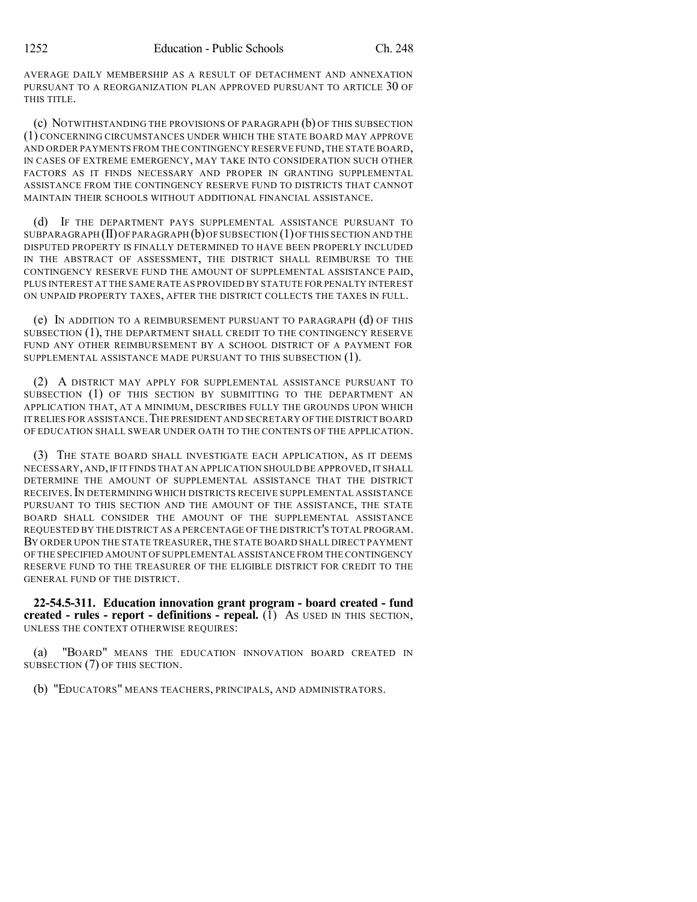AVERAGE DAILY MEMBERSHIP AS A RESULT OF DETACHMENT AND ANNEXATION PURSUANT TO A REORGANIZATION PLAN APPROVED PURSUANT TO ARTICLE 30 OF THIS TITLE.

(c) NOTWITHSTANDING THE PROVISIONS OF PARAGRAPH (b) OF THIS SUBSECTION (1) CONCERNING CIRCUMSTANCES UNDER WHICH THE STATE BOARD MAY APPROVE AND ORDER PAYMENTS FROM THE CONTINGENCY RESERVE FUND, THE STATE BOARD, IN CASES OF EXTREME EMERGENCY, MAY TAKE INTO CONSIDERATION SUCH OTHER FACTORS AS IT FINDS NECESSARY AND PROPER IN GRANTING SUPPLEMENTAL ASSISTANCE FROM THE CONTINGENCY RESERVE FUND TO DISTRICTS THAT CANNOT MAINTAIN THEIR SCHOOLS WITHOUT ADDITIONAL FINANCIAL ASSISTANCE.

(d) IF THE DEPARTMENT PAYS SUPPLEMENTAL ASSISTANCE PURSUANT TO SUBPARAGRAPH (II) OF PARAGRAPH (b) OF SUBSECTION (1) OF THIS SECTION AND THE DISPUTED PROPERTY IS FINALLY DETERMINED TO HAVE BEEN PROPERLY INCLUDED IN THE ABSTRACT OF ASSESSMENT, THE DISTRICT SHALL REIMBURSE TO THE CONTINGENCY RESERVE FUND THE AMOUNT OF SUPPLEMENTAL ASSISTANCE PAID, PLUS INTEREST AT THE SAME RATE AS PROVIDED BY STATUTE FOR PENALTY INTEREST ON UNPAID PROPERTY TAXES, AFTER THE DISTRICT COLLECTS THE TAXES IN FULL.

(e) IN ADDITION TO A REIMBURSEMENT PURSUANT TO PARAGRAPH (d) OF THIS SUBSECTION (1), THE DEPARTMENT SHALL CREDIT TO THE CONTINGENCY RESERVE FUND ANY OTHER REIMBURSEMENT BY A SCHOOL DISTRICT OF A PAYMENT FOR SUPPLEMENTAL ASSISTANCE MADE PURSUANT TO THIS SUBSECTION (1).

(2) A DISTRICT MAY APPLY FOR SUPPLEMENTAL ASSISTANCE PURSUANT TO SUBSECTION (1) OF THIS SECTION BY SUBMITTING TO THE DEPARTMENT AN APPLICATION THAT, AT A MINIMUM, DESCRIBES FULLY THE GROUNDS UPON WHICH IT RELIES FOR ASSISTANCE. THE PRESIDENT AND SECRETARY OF THE DISTRICT BOARD OF EDUCATION SHALL SWEAR UNDER OATH TO THE CONTENTS OF THE APPLICATION.

(3) THE STATE BOARD SHALL INVESTIGATE EACH APPLICATION, AS IT DEEMS NECESSARY, AND, IF IT FINDS THAT AN APPLICATION SHOULD BE APPROVED, IT SHALL DETERMINE THE AMOUNT OF SUPPLEMENTAL ASSISTANCE THAT THE DISTRICT RECEIVES. IN DETERMINING WHICH DISTRICTS RECEIVE SUPPLEMENTAL ASSISTANCE PURSUANT TO THIS SECTION AND THE AMOUNT OF THE ASSISTANCE, THE STATE BOARD SHALL CONSIDER THE AMOUNT OF THE SUPPLEMENTAL ASSISTANCE REQUESTED BY THE DISTRICT AS A PERCENTAGE OF THE DISTRICT'S TOTAL PROGRAM. BY ORDER UPON THE STATE TREASURER, THE STATE BOARD SHALL DIRECT PAYMENT OF THE SPECIFIED AMOUNT OF SUPPLEMENTAL ASSISTANCE FROM THE CONTINGENCY RESERVE FUND TO THE TREASURER OF THE ELIGIBLE DISTRICT FOR CREDIT TO THE GENERAL FUND OF THE DISTRICT.

**22-54.5-311. Education innovation grant program - board created - fund created - rules - report - definitions - repeal.** (1) AS USED IN THIS SECTION, UNLESS THE CONTEXT OTHERWISE REQUIRES:

(a) "BOARD" MEANS THE EDUCATION INNOVATION BOARD CREATED IN SUBSECTION (7) OF THIS SECTION.

(b) "EDUCATORS" MEANS TEACHERS, PRINCIPALS, AND ADMINISTRATORS.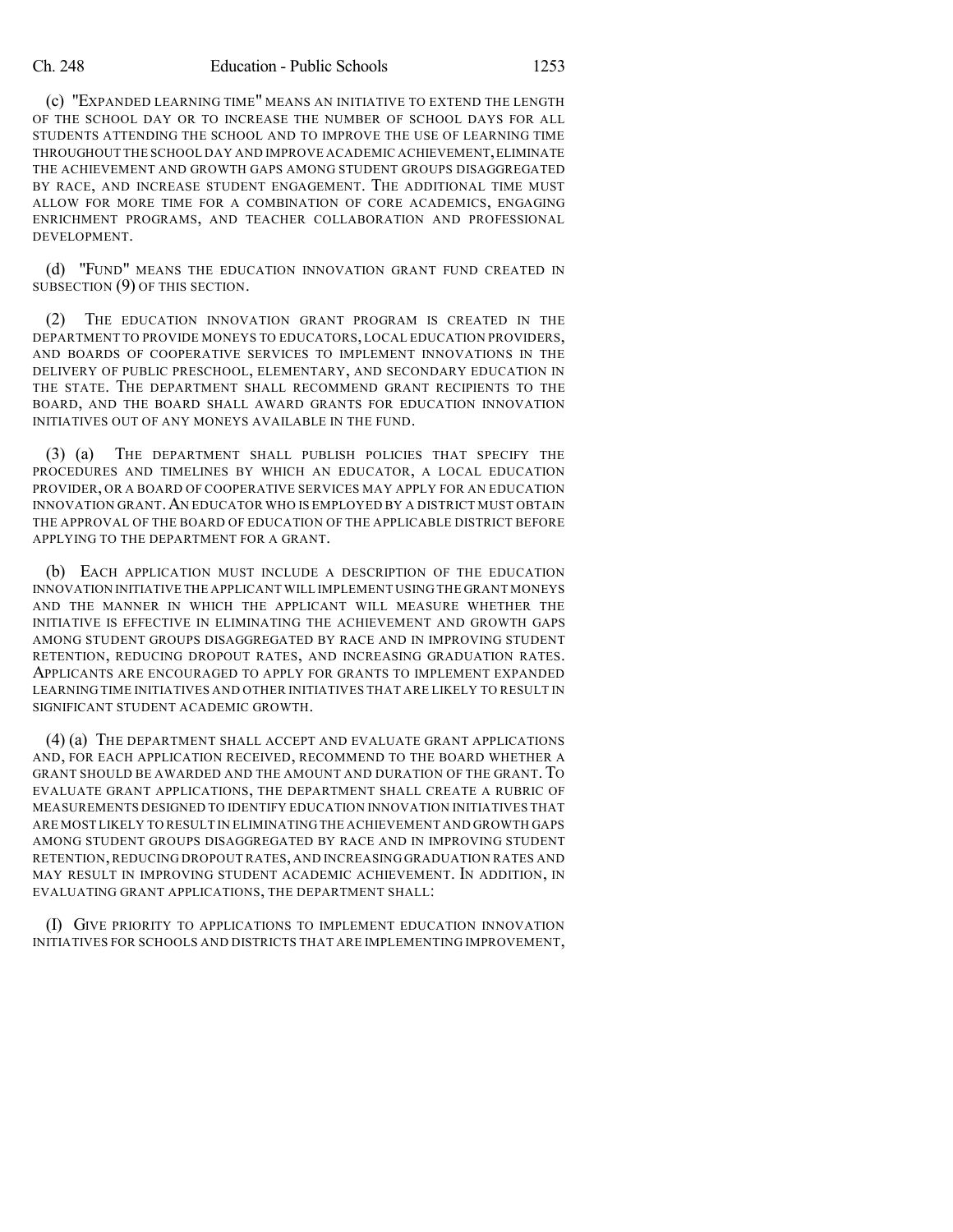(c) "EXPANDED LEARNING TIME" MEANS AN INITIATIVE TO EXTEND THE LENGTH OF THE SCHOOL DAY OR TO INCREASE THE NUMBER OF SCHOOL DAYS FOR ALL STUDENTS ATTENDING THE SCHOOL AND TO IMPROVE THE USE OF LEARNING TIME THROUGHOUT THE SCHOOL DAY AND IMPROVE ACADEMIC ACHIEVEMENT, ELIMINATE THE ACHIEVEMENT AND GROWTH GAPS AMONG STUDENT GROUPS DISAGGREGATED BY RACE, AND INCREASE STUDENT ENGAGEMENT. THE ADDITIONAL TIME MUST ALLOW FOR MORE TIME FOR A COMBINATION OF CORE ACADEMICS, ENGAGING ENRICHMENT PROGRAMS, AND TEACHER COLLABORATION AND PROFESSIONAL DEVELOPMENT.

(d) "FUND" MEANS THE EDUCATION INNOVATION GRANT FUND CREATED IN SUBSECTION (9) OF THIS SECTION.

(2) THE EDUCATION INNOVATION GRANT PROGRAM IS CREATED IN THE DEPARTMENT TO PROVIDE MONEYS TO EDUCATORS, LOCAL EDUCATION PROVIDERS, AND BOARDS OF COOPERATIVE SERVICES TO IMPLEMENT INNOVATIONS IN THE DELIVERY OF PUBLIC PRESCHOOL, ELEMENTARY, AND SECONDARY EDUCATION IN THE STATE. THE DEPARTMENT SHALL RECOMMEND GRANT RECIPIENTS TO THE BOARD, AND THE BOARD SHALL AWARD GRANTS FOR EDUCATION INNOVATION INITIATIVES OUT OF ANY MONEYS AVAILABLE IN THE FUND.

(3) (a) THE DEPARTMENT SHALL PUBLISH POLICIES THAT SPECIFY THE PROCEDURES AND TIMELINES BY WHICH AN EDUCATOR, A LOCAL EDUCATION PROVIDER, OR A BOARD OF COOPERATIVE SERVICES MAY APPLY FOR AN EDUCATION INNOVATION GRANT. AN EDUCATOR WHO IS EMPLOYED BY A DISTRICT MUST OBTAIN THE APPROVAL OF THE BOARD OF EDUCATION OF THE APPLICABLE DISTRICT BEFORE APPLYING TO THE DEPARTMENT FOR A GRANT.

(b) EACH APPLICATION MUST INCLUDE A DESCRIPTION OF THE EDUCATION INNOVATION INITIATIVE THE APPLICANT WILL IMPLEMENT USING THE GRANT MONEYS AND THE MANNER IN WHICH THE APPLICANT WILL MEASURE WHETHER THE INITIATIVE IS EFFECTIVE IN ELIMINATING THE ACHIEVEMENT AND GROWTH GAPS AMONG STUDENT GROUPS DISAGGREGATED BY RACE AND IN IMPROVING STUDENT RETENTION, REDUCING DROPOUT RATES, AND INCREASING GRADUATION RATES. APPLICANTS ARE ENCOURAGED TO APPLY FOR GRANTS TO IMPLEMENT EXPANDED LEARNING TIME INITIATIVES AND OTHER INITIATIVES THAT ARE LIKELY TO RESULT IN SIGNIFICANT STUDENT ACADEMIC GROWTH.

(4) (a) THE DEPARTMENT SHALL ACCEPT AND EVALUATE GRANT APPLICATIONS AND, FOR EACH APPLICATION RECEIVED, RECOMMEND TO THE BOARD WHETHER A GRANT SHOULD BE AWARDED AND THE AMOUNT AND DURATION OF THE GRANT. TO EVALUATE GRANT APPLICATIONS, THE DEPARTMENT SHALL CREATE A RUBRIC OF MEASUREMENTS DESIGNED TO IDENTIFY EDUCATION INNOVATION INITIATIVES THAT ARE MOST LIKELY TO RESULT IN ELIMINATING THE ACHIEVEMENT AND GROWTH GAPS AMONG STUDENT GROUPS DISAGGREGATED BY RACE AND IN IMPROVING STUDENT RETENTION, REDUCING DROPOUT RATES, AND INCREASING GRADUATION RATES AND MAY RESULT IN IMPROVING STUDENT ACADEMIC ACHIEVEMENT. IN ADDITION, IN EVALUATING GRANT APPLICATIONS, THE DEPARTMENT SHALL:

(I) GIVE PRIORITY TO APPLICATIONS TO IMPLEMENT EDUCATION INNOVATION INITIATIVES FOR SCHOOLS AND DISTRICTS THAT ARE IMPLEMENTING IMPROVEMENT,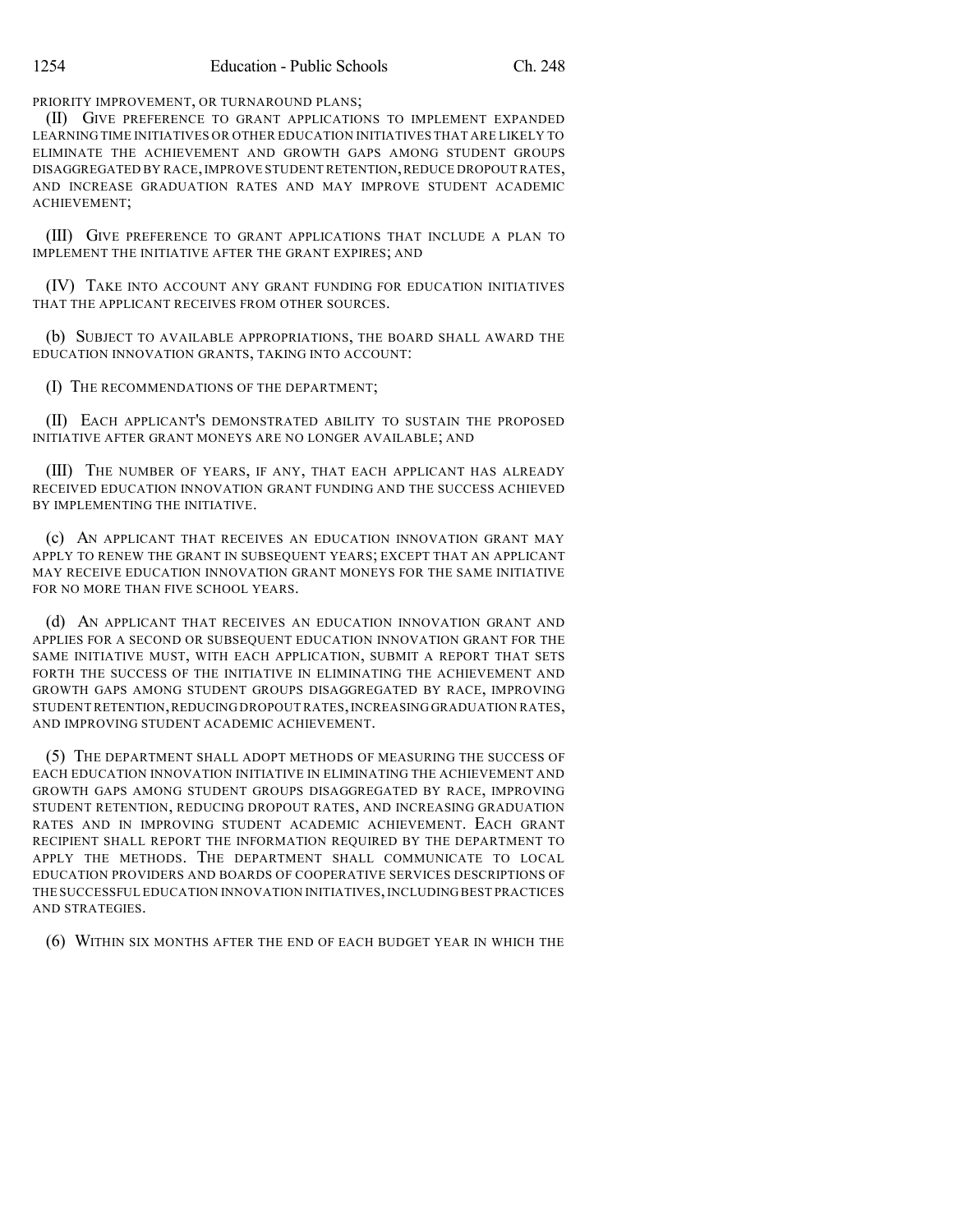PRIORITY IMPROVEMENT, OR TURNAROUND PLANS;

(II) GIVE PREFERENCE TO GRANT APPLICATIONS TO IMPLEMENT EXPANDED LEARNING TIME INITIATIVES OR OTHER EDUCATION INITIATIVES THAT ARE LIKELY TO ELIMINATE THE ACHIEVEMENT AND GROWTH GAPS AMONG STUDENT GROUPS DISAGGREGATED BY RACE, IMPROVE STUDENT RETENTION, REDUCE DROPOUT RATES, AND INCREASE GRADUATION RATES AND MAY IMPROVE STUDENT ACADEMIC ACHIEVEMENT;

(III) GIVE PREFERENCE TO GRANT APPLICATIONS THAT INCLUDE A PLAN TO IMPLEMENT THE INITIATIVE AFTER THE GRANT EXPIRES; AND

(IV) TAKE INTO ACCOUNT ANY GRANT FUNDING FOR EDUCATION INITIATIVES THAT THE APPLICANT RECEIVES FROM OTHER SOURCES.

(b) SUBJECT TO AVAILABLE APPROPRIATIONS, THE BOARD SHALL AWARD THE EDUCATION INNOVATION GRANTS, TAKING INTO ACCOUNT:

(I) THE RECOMMENDATIONS OF THE DEPARTMENT;

(II) EACH APPLICANT'S DEMONSTRATED ABILITY TO SUSTAIN THE PROPOSED INITIATIVE AFTER GRANT MONEYS ARE NO LONGER AVAILABLE; AND

(III) THE NUMBER OF YEARS, IF ANY, THAT EACH APPLICANT HAS ALREADY RECEIVED EDUCATION INNOVATION GRANT FUNDING AND THE SUCCESS ACHIEVED BY IMPLEMENTING THE INITIATIVE.

(c) AN APPLICANT THAT RECEIVES AN EDUCATION INNOVATION GRANT MAY APPLY TO RENEW THE GRANT IN SUBSEQUENT YEARS; EXCEPT THAT AN APPLICANT MAY RECEIVE EDUCATION INNOVATION GRANT MONEYS FOR THE SAME INITIATIVE FOR NO MORE THAN FIVE SCHOOL YEARS.

(d) AN APPLICANT THAT RECEIVES AN EDUCATION INNOVATION GRANT AND APPLIES FOR A SECOND OR SUBSEQUENT EDUCATION INNOVATION GRANT FOR THE SAME INITIATIVE MUST, WITH EACH APPLICATION, SUBMIT A REPORT THAT SETS FORTH THE SUCCESS OF THE INITIATIVE IN ELIMINATING THE ACHIEVEMENT AND GROWTH GAPS AMONG STUDENT GROUPS DISAGGREGATED BY RACE, IMPROVING STUDENT RETENTION, REDUCING DROPOUT RATES, INCREASING GRADUATION RATES, AND IMPROVING STUDENT ACADEMIC ACHIEVEMENT.

(5) THE DEPARTMENT SHALL ADOPT METHODS OF MEASURING THE SUCCESS OF EACH EDUCATION INNOVATION INITIATIVE IN ELIMINATING THE ACHIEVEMENT AND GROWTH GAPS AMONG STUDENT GROUPS DISAGGREGATED BY RACE, IMPROVING STUDENT RETENTION, REDUCING DROPOUT RATES, AND INCREASING GRADUATION RATES AND IN IMPROVING STUDENT ACADEMIC ACHIEVEMENT. EACH GRANT RECIPIENT SHALL REPORT THE INFORMATION REQUIRED BY THE DEPARTMENT TO APPLY THE METHODS. THE DEPARTMENT SHALL COMMUNICATE TO LOCAL EDUCATION PROVIDERS AND BOARDS OF COOPERATIVE SERVICES DESCRIPTIONS OF THE SUCCESSFUL EDUCATION INNOVATION INITIATIVES, INCLUDING BEST PRACTICES AND STRATEGIES.

(6) WITHIN SIX MONTHS AFTER THE END OF EACH BUDGET YEAR IN WHICH THE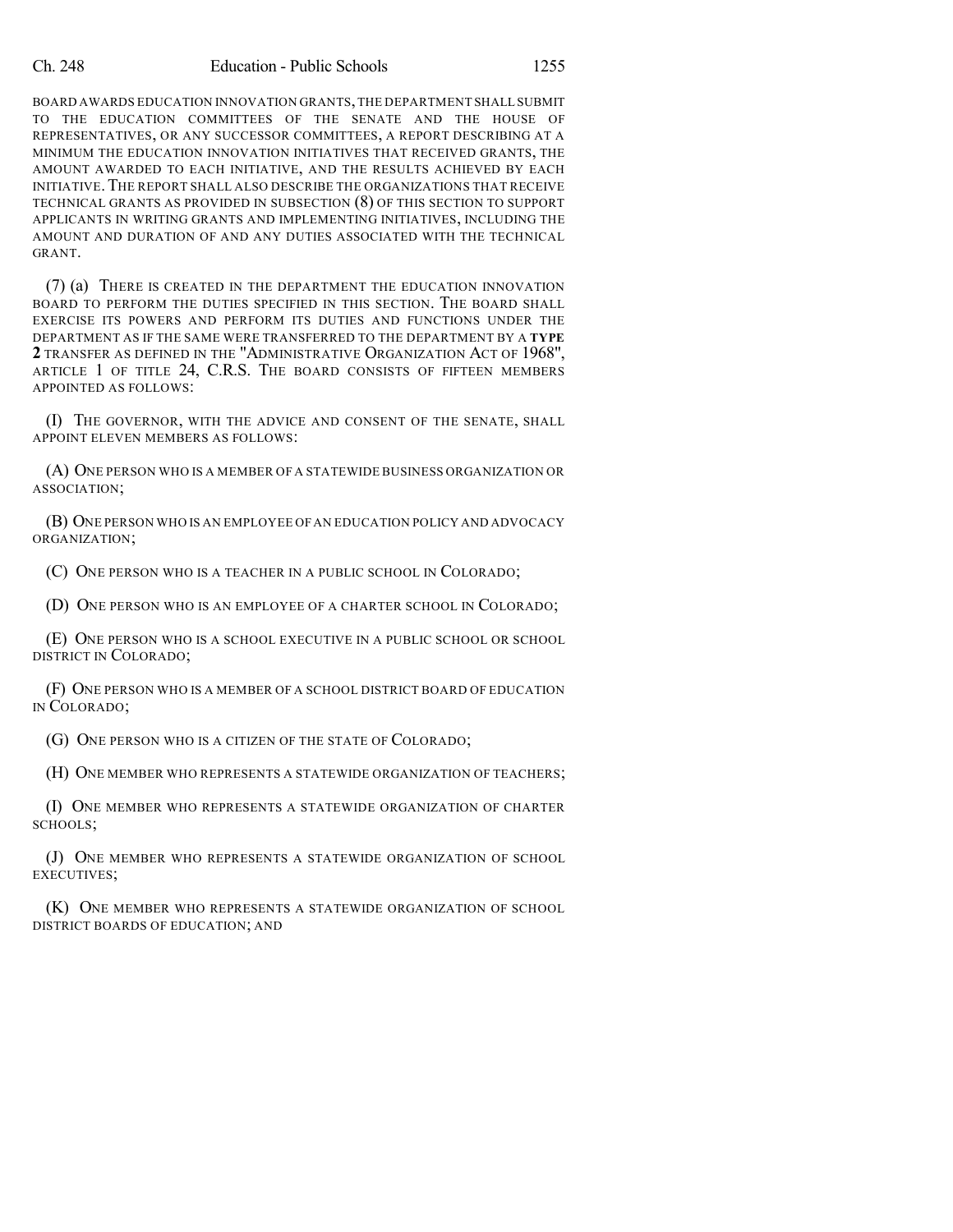BOARD AWARDS EDUCATION INNOVATION GRANTS, THE DEPARTMENT SHALL SUBMIT TO THE EDUCATION COMMITTEES OF THE SENATE AND THE HOUSE OF REPRESENTATIVES, OR ANY SUCCESSOR COMMITTEES, A REPORT DESCRIBING AT A MINIMUM THE EDUCATION INNOVATION INITIATIVES THAT RECEIVED GRANTS, THE AMOUNT AWARDED TO EACH INITIATIVE, AND THE RESULTS ACHIEVED BY EACH INITIATIVE. THE REPORT SHALL ALSO DESCRIBE THE ORGANIZATIONS THAT RECEIVE TECHNICAL GRANTS AS PROVIDED IN SUBSECTION (8) OF THIS SECTION TO SUPPORT APPLICANTS IN WRITING GRANTS AND IMPLEMENTING INITIATIVES, INCLUDING THE AMOUNT AND DURATION OF AND ANY DUTIES ASSOCIATED WITH THE TECHNICAL GRANT.

(7) (a) THERE IS CREATED IN THE DEPARTMENT THE EDUCATION INNOVATION BOARD TO PERFORM THE DUTIES SPECIFIED IN THIS SECTION. THE BOARD SHALL EXERCISE ITS POWERS AND PERFORM ITS DUTIES AND FUNCTIONS UNDER THE DEPARTMENT AS IF THE SAME WERE TRANSFERRED TO THE DEPARTMENT BY A **TYPE 2** TRANSFER AS DEFINED IN THE "ADMINISTRATIVE ORGANIZATION ACT OF 1968", ARTICLE 1 OF TITLE 24, C.R.S. THE BOARD CONSISTS OF FIFTEEN MEMBERS APPOINTED AS FOLLOWS:

(I) THE GOVERNOR, WITH THE ADVICE AND CONSENT OF THE SENATE, SHALL APPOINT ELEVEN MEMBERS AS FOLLOWS:

(A) ONE PERSON WHO IS A MEMBER OF A STATEWIDE BUSINESS ORGANIZATION OR ASSOCIATION;

(B) ONE PERSON WHO IS AN EMPLOYEE OF AN EDUCATION POLICY AND ADVOCACY ORGANIZATION;

(C) ONE PERSON WHO IS A TEACHER IN A PUBLIC SCHOOL IN COLORADO;

(D) ONE PERSON WHO IS AN EMPLOYEE OF A CHARTER SCHOOL IN COLORADO;

(E) ONE PERSON WHO IS A SCHOOL EXECUTIVE IN A PUBLIC SCHOOL OR SCHOOL DISTRICT IN COLORADO;

(F) ONE PERSON WHO IS A MEMBER OF A SCHOOL DISTRICT BOARD OF EDUCATION IN COLORADO;

(G) ONE PERSON WHO IS A CITIZEN OF THE STATE OF COLORADO;

(H) ONE MEMBER WHO REPRESENTS A STATEWIDE ORGANIZATION OF TEACHERS;

(I) ONE MEMBER WHO REPRESENTS A STATEWIDE ORGANIZATION OF CHARTER SCHOOLS;

(J) ONE MEMBER WHO REPRESENTS A STATEWIDE ORGANIZATION OF SCHOOL EXECUTIVES;

(K) ONE MEMBER WHO REPRESENTS A STATEWIDE ORGANIZATION OF SCHOOL DISTRICT BOARDS OF EDUCATION; AND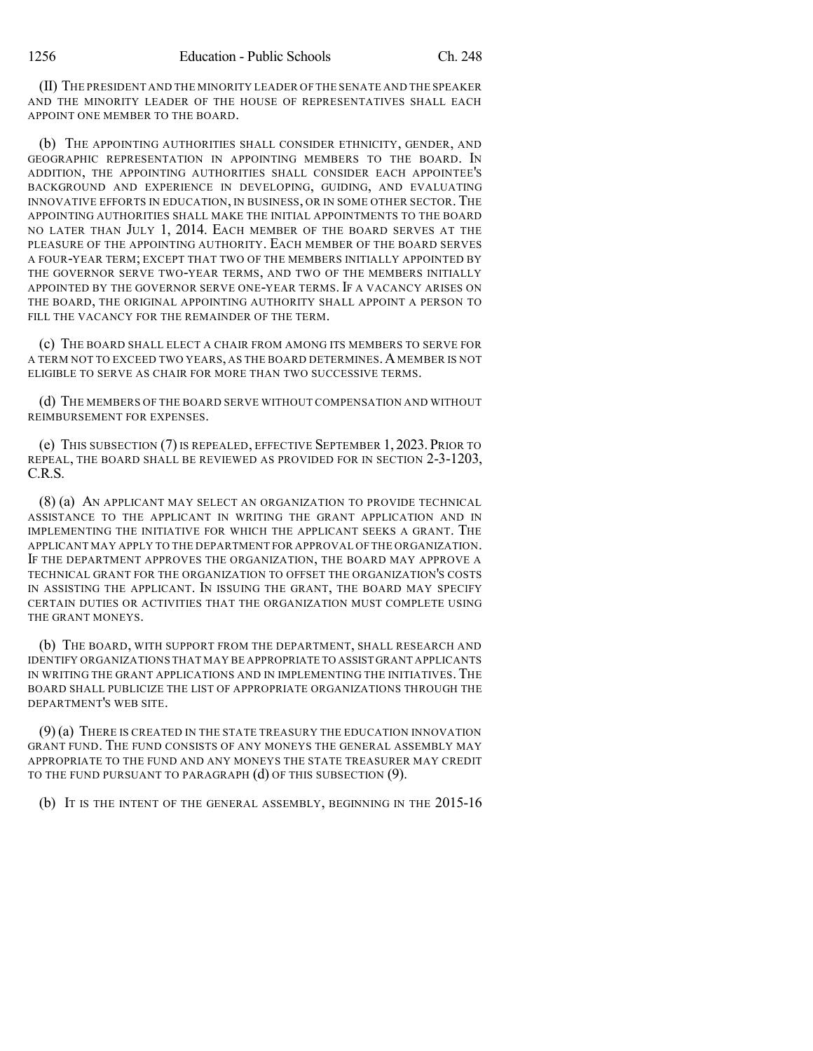(II) THE PRESIDENT AND THE MINORITY LEADER OF THE SENATE AND THE SPEAKER AND THE MINORITY LEADER OF THE HOUSE OF REPRESENTATIVES SHALL EACH APPOINT ONE MEMBER TO THE BOARD.

(b) THE APPOINTING AUTHORITIES SHALL CONSIDER ETHNICITY, GENDER, AND GEOGRAPHIC REPRESENTATION IN APPOINTING MEMBERS TO THE BOARD. IN ADDITION, THE APPOINTING AUTHORITIES SHALL CONSIDER EACH APPOINTEE'S BACKGROUND AND EXPERIENCE IN DEVELOPING, GUIDING, AND EVALUATING INNOVATIVE EFFORTS IN EDUCATION, IN BUSINESS, OR IN SOME OTHER SECTOR. THE APPOINTING AUTHORITIES SHALL MAKE THE INITIAL APPOINTMENTS TO THE BOARD NO LATER THAN JULY 1, 2014. EACH MEMBER OF THE BOARD SERVES AT THE PLEASURE OF THE APPOINTING AUTHORITY. EACH MEMBER OF THE BOARD SERVES A FOUR-YEAR TERM; EXCEPT THAT TWO OF THE MEMBERS INITIALLY APPOINTED BY THE GOVERNOR SERVE TWO-YEAR TERMS, AND TWO OF THE MEMBERS INITIALLY APPOINTED BY THE GOVERNOR SERVE ONE-YEAR TERMS. IF A VACANCY ARISES ON THE BOARD, THE ORIGINAL APPOINTING AUTHORITY SHALL APPOINT A PERSON TO FILL THE VACANCY FOR THE REMAINDER OF THE TERM.

(c) THE BOARD SHALL ELECT A CHAIR FROM AMONG ITS MEMBERS TO SERVE FOR A TERM NOT TO EXCEED TWO YEARS, AS THE BOARD DETERMINES. A MEMBER IS NOT ELIGIBLE TO SERVE AS CHAIR FOR MORE THAN TWO SUCCESSIVE TERMS.

(d) THE MEMBERS OF THE BOARD SERVE WITHOUT COMPENSATION AND WITHOUT REIMBURSEMENT FOR EXPENSES.

(e) THIS SUBSECTION (7) IS REPEALED, EFFECTIVE SEPTEMBER 1, 2023. PRIOR TO REPEAL, THE BOARD SHALL BE REVIEWED AS PROVIDED FOR IN SECTION 2-3-1203, C.R.S.

(8) (a) AN APPLICANT MAY SELECT AN ORGANIZATION TO PROVIDE TECHNICAL ASSISTANCE TO THE APPLICANT IN WRITING THE GRANT APPLICATION AND IN IMPLEMENTING THE INITIATIVE FOR WHICH THE APPLICANT SEEKS A GRANT. THE APPLICANT MAY APPLY TO THE DEPARTMENT FOR APPROVAL OF THE ORGANIZATION. IF THE DEPARTMENT APPROVES THE ORGANIZATION, THE BOARD MAY APPROVE A TECHNICAL GRANT FOR THE ORGANIZATION TO OFFSET THE ORGANIZATION'S COSTS IN ASSISTING THE APPLICANT. IN ISSUING THE GRANT, THE BOARD MAY SPECIFY CERTAIN DUTIES OR ACTIVITIES THAT THE ORGANIZATION MUST COMPLETE USING THE GRANT MONEYS.

(b) THE BOARD, WITH SUPPORT FROM THE DEPARTMENT, SHALL RESEARCH AND IDENTIFY ORGANIZATIONS THAT MAY BE APPROPRIATE TO ASSIST GRANT APPLICANTS IN WRITING THE GRANT APPLICATIONS AND IN IMPLEMENTING THE INITIATIVES. THE BOARD SHALL PUBLICIZE THE LIST OF APPROPRIATE ORGANIZATIONS THROUGH THE DEPARTMENT'S WEB SITE.

(9) (a) THERE IS CREATED IN THE STATE TREASURY THE EDUCATION INNOVATION GRANT FUND. THE FUND CONSISTS OF ANY MONEYS THE GENERAL ASSEMBLY MAY APPROPRIATE TO THE FUND AND ANY MONEYS THE STATE TREASURER MAY CREDIT TO THE FUND PURSUANT TO PARAGRAPH (d) OF THIS SUBSECTION (9).

(b) IT IS THE INTENT OF THE GENERAL ASSEMBLY, BEGINNING IN THE 2015-16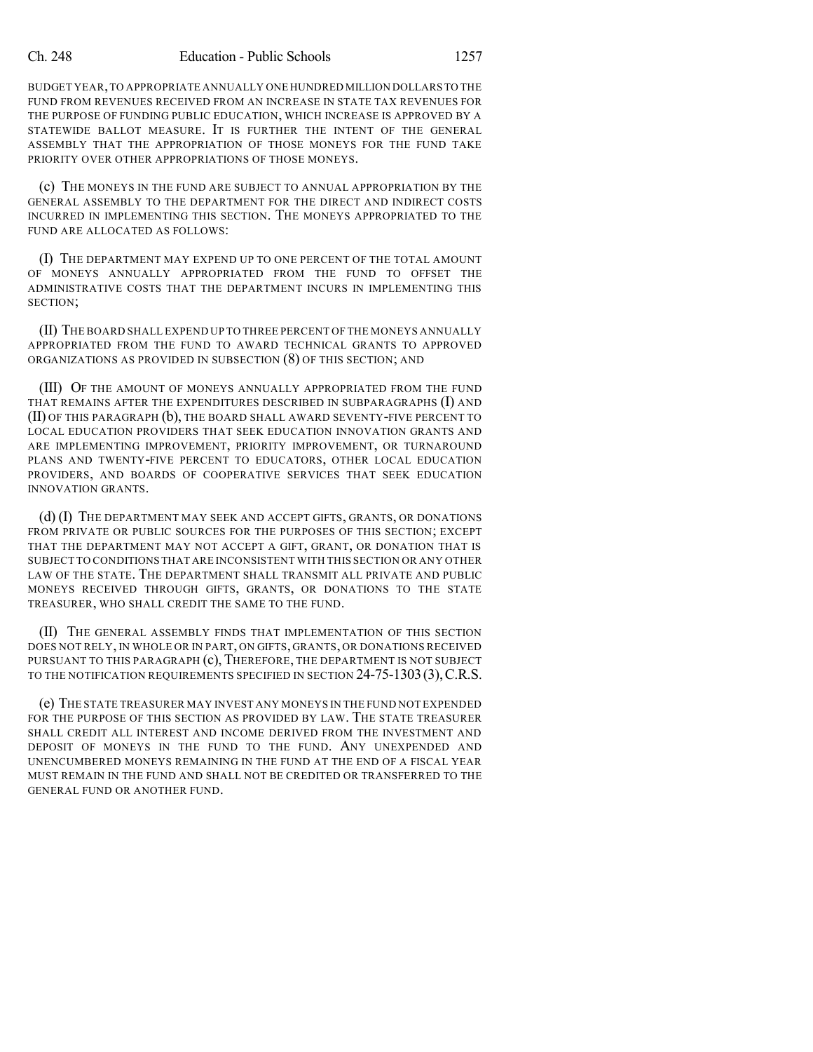BUDGET YEAR, TO APPROPRIATE ANNUALLY ONE HUNDRED MILLION DOLLARS TO THE FUND FROM REVENUES RECEIVED FROM AN INCREASE IN STATE TAX REVENUES FOR THE PURPOSE OF FUNDING PUBLIC EDUCATION, WHICH INCREASE IS APPROVED BY A STATEWIDE BALLOT MEASURE. IT IS FURTHER THE INTENT OF THE GENERAL ASSEMBLY THAT THE APPROPRIATION OF THOSE MONEYS FOR THE FUND TAKE PRIORITY OVER OTHER APPROPRIATIONS OF THOSE MONEYS.

(c) THE MONEYS IN THE FUND ARE SUBJECT TO ANNUAL APPROPRIATION BY THE GENERAL ASSEMBLY TO THE DEPARTMENT FOR THE DIRECT AND INDIRECT COSTS INCURRED IN IMPLEMENTING THIS SECTION. THE MONEYS APPROPRIATED TO THE FUND ARE ALLOCATED AS FOLLOWS:

(I) THE DEPARTMENT MAY EXPEND UP TO ONE PERCENT OF THE TOTAL AMOUNT OF MONEYS ANNUALLY APPROPRIATED FROM THE FUND TO OFFSET THE ADMINISTRATIVE COSTS THAT THE DEPARTMENT INCURS IN IMPLEMENTING THIS SECTION;

(II) THE BOARD SHALL EXPEND UP TO THREE PERCENT OF THE MONEYS ANNUALLY APPROPRIATED FROM THE FUND TO AWARD TECHNICAL GRANTS TO APPROVED ORGANIZATIONS AS PROVIDED IN SUBSECTION (8) OF THIS SECTION; AND

(III) OF THE AMOUNT OF MONEYS ANNUALLY APPROPRIATED FROM THE FUND THAT REMAINS AFTER THE EXPENDITURES DESCRIBED IN SUBPARAGRAPHS (I) AND (II) OF THIS PARAGRAPH (b), THE BOARD SHALL AWARD SEVENTY-FIVE PERCENT TO LOCAL EDUCATION PROVIDERS THAT SEEK EDUCATION INNOVATION GRANTS AND ARE IMPLEMENTING IMPROVEMENT, PRIORITY IMPROVEMENT, OR TURNAROUND PLANS AND TWENTY-FIVE PERCENT TO EDUCATORS, OTHER LOCAL EDUCATION PROVIDERS, AND BOARDS OF COOPERATIVE SERVICES THAT SEEK EDUCATION INNOVATION GRANTS.

(d) (I) THE DEPARTMENT MAY SEEK AND ACCEPT GIFTS, GRANTS, OR DONATIONS FROM PRIVATE OR PUBLIC SOURCES FOR THE PURPOSES OF THIS SECTION; EXCEPT THAT THE DEPARTMENT MAY NOT ACCEPT A GIFT, GRANT, OR DONATION THAT IS SUBJECT TO CONDITIONS THAT ARE INCONSISTENT WITH THIS SECTION OR ANY OTHER LAW OF THE STATE. THE DEPARTMENT SHALL TRANSMIT ALL PRIVATE AND PUBLIC MONEYS RECEIVED THROUGH GIFTS, GRANTS, OR DONATIONS TO THE STATE TREASURER, WHO SHALL CREDIT THE SAME TO THE FUND.

(II) THE GENERAL ASSEMBLY FINDS THAT IMPLEMENTATION OF THIS SECTION DOES NOT RELY, IN WHOLE OR IN PART, ON GIFTS, GRANTS, OR DONATIONS RECEIVED PURSUANT TO THIS PARAGRAPH (c), THEREFORE, THE DEPARTMENT IS NOT SUBJECT TO THE NOTIFICATION REQUIREMENTS SPECIFIED IN SECTION 24-75-1303 (3), C.R.S.

(e) THE STATE TREASURER MAY INVEST ANY MONEYS IN THE FUND NOT EXPENDED FOR THE PURPOSE OF THIS SECTION AS PROVIDED BY LAW. THE STATE TREASURER SHALL CREDIT ALL INTEREST AND INCOME DERIVED FROM THE INVESTMENT AND DEPOSIT OF MONEYS IN THE FUND TO THE FUND. ANY UNEXPENDED AND UNENCUMBERED MONEYS REMAINING IN THE FUND AT THE END OF A FISCAL YEAR MUST REMAIN IN THE FUND AND SHALL NOT BE CREDITED OR TRANSFERRED TO THE GENERAL FUND OR ANOTHER FUND.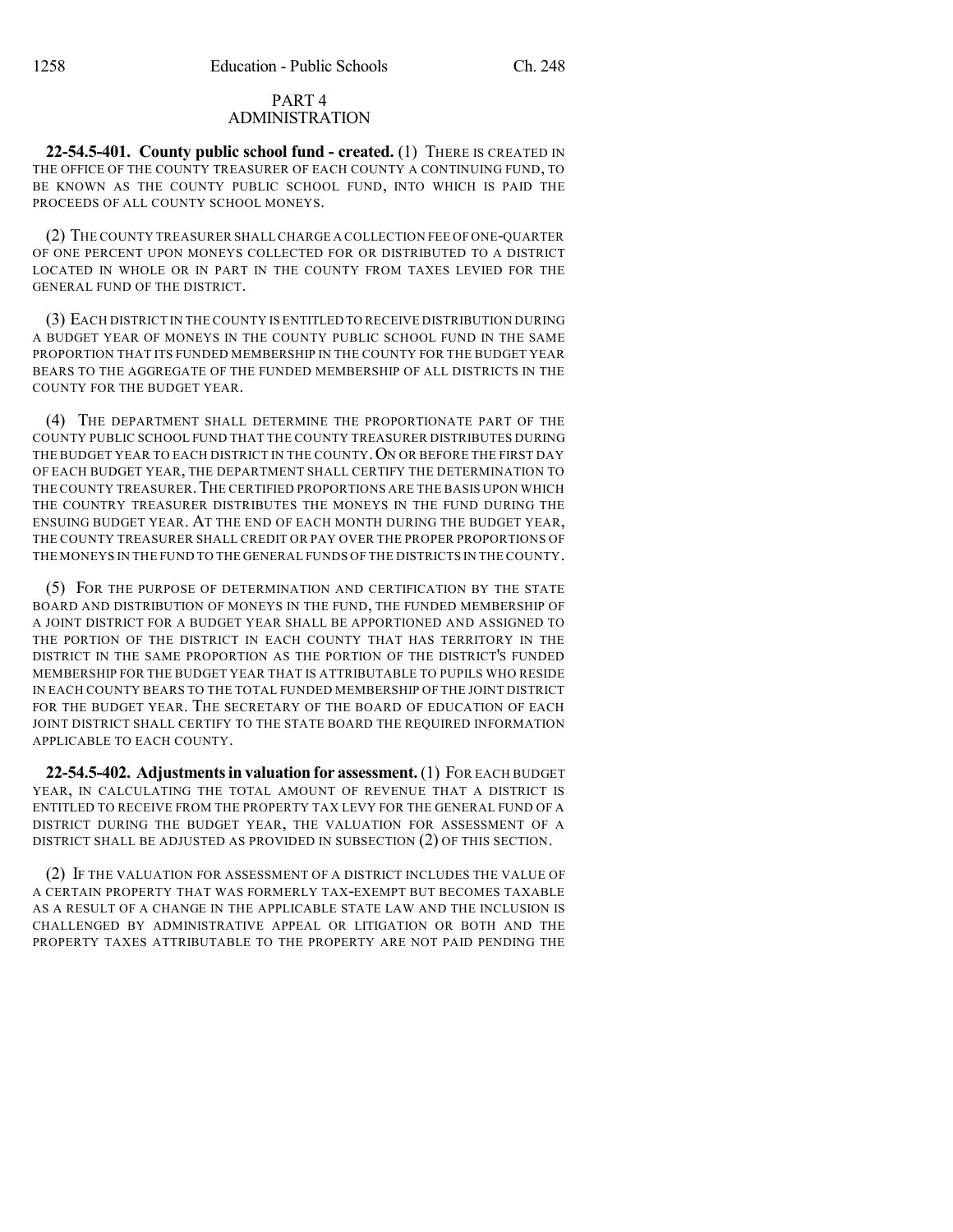## PART 4
## ADMINISTRATION

**22-54.5-401. County public school fund - created.** (1) THERE IS CREATED IN THE OFFICE OF THE COUNTY TREASURER OF EACH COUNTY A CONTINUING FUND, TO BE KNOWN AS THE COUNTY PUBLIC SCHOOL FUND, INTO WHICH IS PAID THE PROCEEDS OF ALL COUNTY SCHOOL MONEYS.

(2) THE COUNTY TREASURER SHALL CHARGE A COLLECTION FEE OF ONE-QUARTER OF ONE PERCENT UPON MONEYS COLLECTED FOR OR DISTRIBUTED TO A DISTRICT LOCATED IN WHOLE OR IN PART IN THE COUNTY FROM TAXES LEVIED FOR THE GENERAL FUND OF THE DISTRICT.

(3) EACH DISTRICT IN THE COUNTY IS ENTITLED TO RECEIVE DISTRIBUTION DURING A BUDGET YEAR OF MONEYS IN THE COUNTY PUBLIC SCHOOL FUND IN THE SAME PROPORTION THAT ITS FUNDED MEMBERSHIP IN THE COUNTY FOR THE BUDGET YEAR BEARS TO THE AGGREGATE OF THE FUNDED MEMBERSHIP OF ALL DISTRICTS IN THE COUNTY FOR THE BUDGET YEAR.

(4) THE DEPARTMENT SHALL DETERMINE THE PROPORTIONATE PART OF THE COUNTY PUBLIC SCHOOL FUND THAT THE COUNTY TREASURER DISTRIBUTES DURING THE BUDGET YEAR TO EACH DISTRICT IN THE COUNTY. ON OR BEFORE THE FIRST DAY OF EACH BUDGET YEAR, THE DEPARTMENT SHALL CERTIFY THE DETERMINATION TO THE COUNTY TREASURER. THE CERTIFIED PROPORTIONS ARE THE BASIS UPON WHICH THE COUNTRY TREASURER DISTRIBUTES THE MONEYS IN THE FUND DURING THE ENSUING BUDGET YEAR. AT THE END OF EACH MONTH DURING THE BUDGET YEAR, THE COUNTY TREASURER SHALL CREDIT OR PAY OVER THE PROPER PROPORTIONS OF THE MONEYS IN THE FUND TO THE GENERAL FUNDS OF THE DISTRICTS IN THE COUNTY.

(5) FOR THE PURPOSE OF DETERMINATION AND CERTIFICATION BY THE STATE BOARD AND DISTRIBUTION OF MONEYS IN THE FUND, THE FUNDED MEMBERSHIP OF A JOINT DISTRICT FOR A BUDGET YEAR SHALL BE APPORTIONED AND ASSIGNED TO THE PORTION OF THE DISTRICT IN EACH COUNTY THAT HAS TERRITORY IN THE DISTRICT IN THE SAME PROPORTION AS THE PORTION OF THE DISTRICT'S FUNDED MEMBERSHIP FOR THE BUDGET YEAR THAT IS ATTRIBUTABLE TO PUPILS WHO RESIDE IN EACH COUNTY BEARS TO THE TOTAL FUNDED MEMBERSHIP OF THE JOINT DISTRICT FOR THE BUDGET YEAR. THE SECRETARY OF THE BOARD OF EDUCATION OF EACH JOINT DISTRICT SHALL CERTIFY TO THE STATE BOARD THE REQUIRED INFORMATION APPLICABLE TO EACH COUNTY.

**22-54.5-402. Adjustments in valuation for assessment.** (1) FOR EACH BUDGET YEAR, IN CALCULATING THE TOTAL AMOUNT OF REVENUE THAT A DISTRICT IS ENTITLED TO RECEIVE FROM THE PROPERTY TAX LEVY FOR THE GENERAL FUND OF A DISTRICT DURING THE BUDGET YEAR, THE VALUATION FOR ASSESSMENT OF A DISTRICT SHALL BE ADJUSTED AS PROVIDED IN SUBSECTION (2) OF THIS SECTION.

(2) IF THE VALUATION FOR ASSESSMENT OF A DISTRICT INCLUDES THE VALUE OF A CERTAIN PROPERTY THAT WAS FORMERLY TAX-EXEMPT BUT BECOMES TAXABLE AS A RESULT OF A CHANGE IN THE APPLICABLE STATE LAW AND THE INCLUSION IS CHALLENGED BY ADMINISTRATIVE APPEAL OR LITIGATION OR BOTH AND THE PROPERTY TAXES ATTRIBUTABLE TO THE PROPERTY ARE NOT PAID PENDING THE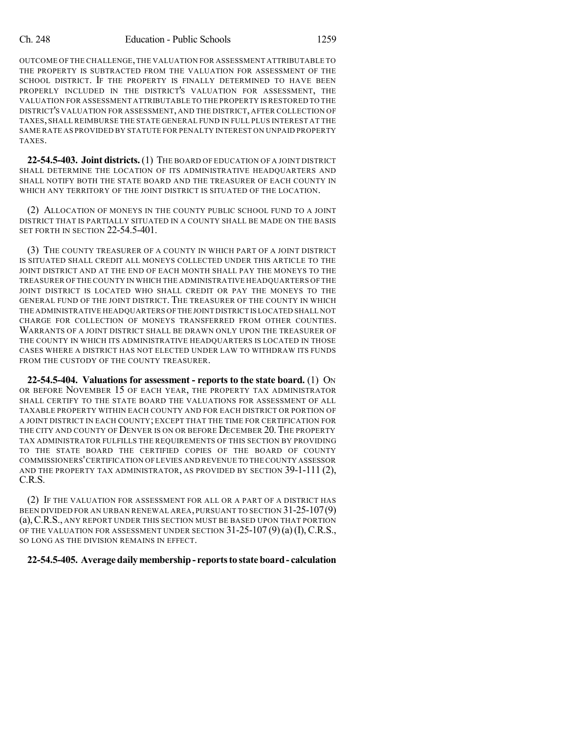OUTCOME OF THE CHALLENGE, THE VALUATION FOR ASSESSMENT ATTRIBUTABLE TO THE PROPERTY IS SUBTRACTED FROM THE VALUATION FOR ASSESSMENT OF THE SCHOOL DISTRICT. IF THE PROPERTY IS FINALLY DETERMINED TO HAVE BEEN PROPERLY INCLUDED IN THE DISTRICT'S VALUATION FOR ASSESSMENT, THE VALUATION FOR ASSESSMENT ATTRIBUTABLE TO THE PROPERTY IS RESTORED TO THE DISTRICT'S VALUATION FOR ASSESSMENT, AND THE DISTRICT, AFTER COLLECTION OF TAXES, SHALL REIMBURSE THE STATE GENERAL FUND IN FULL PLUS INTEREST AT THE SAME RATE AS PROVIDED BY STATUTE FOR PENALTY INTEREST ON UNPAID PROPERTY TAXES.

**22-54.5-403. Joint districts.** (1) THE BOARD OF EDUCATION OF A JOINT DISTRICT SHALL DETERMINE THE LOCATION OF ITS ADMINISTRATIVE HEADQUARTERS AND SHALL NOTIFY BOTH THE STATE BOARD AND THE TREASURER OF EACH COUNTY IN WHICH ANY TERRITORY OF THE JOINT DISTRICT IS SITUATED OF THE LOCATION.

(2) ALLOCATION OF MONEYS IN THE COUNTY PUBLIC SCHOOL FUND TO A JOINT DISTRICT THAT IS PARTIALLY SITUATED IN A COUNTY SHALL BE MADE ON THE BASIS SET FORTH IN SECTION 22-54.5-401.

(3) THE COUNTY TREASURER OF A COUNTY IN WHICH PART OF A JOINT DISTRICT IS SITUATED SHALL CREDIT ALL MONEYS COLLECTED UNDER THIS ARTICLE TO THE JOINT DISTRICT AND AT THE END OF EACH MONTH SHALL PAY THE MONEYS TO THE TREASURER OF THE COUNTY IN WHICH THE ADMINISTRATIVE HEADQUARTERS OF THE JOINT DISTRICT IS LOCATED WHO SHALL CREDIT OR PAY THE MONEYS TO THE GENERAL FUND OF THE JOINT DISTRICT. THE TREASURER OF THE COUNTY IN WHICH THE ADMINISTRATIVE HEADQUARTERS OF THE JOINT DISTRICT IS LOCATED SHALL NOT CHARGE FOR COLLECTION OF MONEYS TRANSFERRED FROM OTHER COUNTIES. WARRANTS OF A JOINT DISTRICT SHALL BE DRAWN ONLY UPON THE TREASURER OF THE COUNTY IN WHICH ITS ADMINISTRATIVE HEADQUARTERS IS LOCATED IN THOSE CASES WHERE A DISTRICT HAS NOT ELECTED UNDER LAW TO WITHDRAW ITS FUNDS FROM THE CUSTODY OF THE COUNTY TREASURER.

**22-54.5-404. Valuations for assessment - reports to the state board.** (1) ON OR BEFORE NOVEMBER 15 OF EACH YEAR, THE PROPERTY TAX ADMINISTRATOR SHALL CERTIFY TO THE STATE BOARD THE VALUATIONS FOR ASSESSMENT OF ALL TAXABLE PROPERTY WITHIN EACH COUNTY AND FOR EACH DISTRICT OR PORTION OF A JOINT DISTRICT IN EACH COUNTY; EXCEPT THAT THE TIME FOR CERTIFICATION FOR THE CITY AND COUNTY OF DENVER IS ON OR BEFORE DECEMBER 20. THE PROPERTY TAX ADMINISTRATOR FULFILLS THE REQUIREMENTS OF THIS SECTION BY PROVIDING TO THE STATE BOARD THE CERTIFIED COPIES OF THE BOARD OF COUNTY COMMISSIONERS' CERTIFICATION OF LEVIES AND REVENUE TO THE COUNTY ASSESSOR AND THE PROPERTY TAX ADMINISTRATOR, AS PROVIDED BY SECTION 39-1-111 (2), C.R.S.

(2) IF THE VALUATION FOR ASSESSMENT FOR ALL OR A PART OF A DISTRICT HAS BEEN DIVIDED FOR AN URBAN RENEWAL AREA, PURSUANT TO SECTION 31-25-107 (9) (a), C.R.S., ANY REPORT UNDER THIS SECTION MUST BE BASED UPON THAT PORTION OF THE VALUATION FOR ASSESSMENT UNDER SECTION 31-25-107 (9) (a) (I), C.R.S., SO LONG AS THE DIVISION REMAINS IN EFFECT.

**22-54.5-405. Average daily membership - reports to state board - calculation**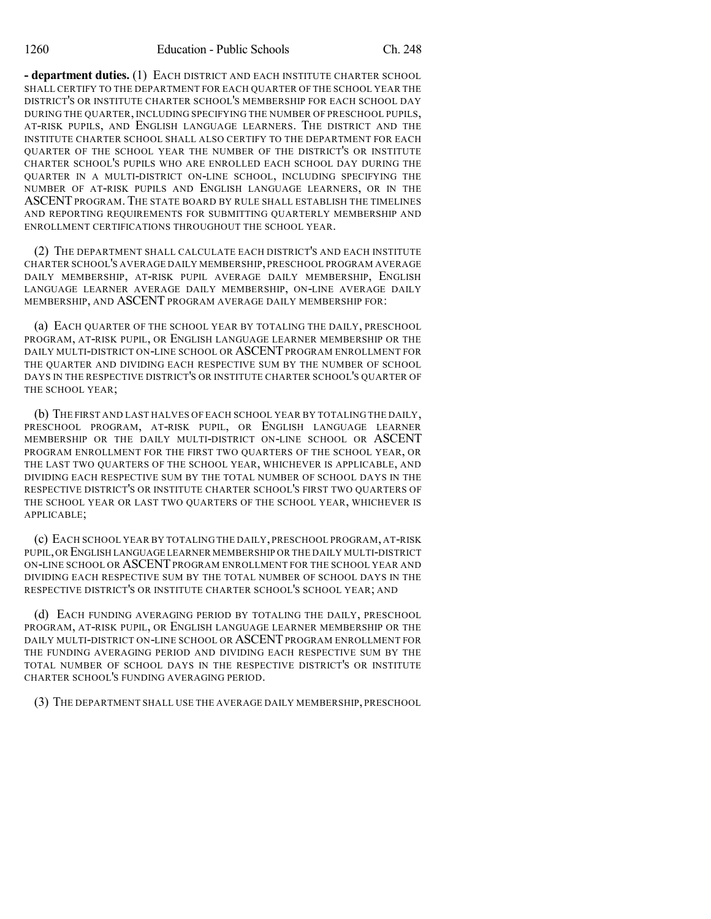**- department duties.** (1) EACH DISTRICT AND EACH INSTITUTE CHARTER SCHOOL SHALL CERTIFY TO THE DEPARTMENT FOR EACH QUARTER OF THE SCHOOL YEAR THE DISTRICT'S OR INSTITUTE CHARTER SCHOOL'S MEMBERSHIP FOR EACH SCHOOL DAY DURING THE QUARTER, INCLUDING SPECIFYING THE NUMBER OF PRESCHOOL PUPILS, AT-RISK PUPILS, AND ENGLISH LANGUAGE LEARNERS. THE DISTRICT AND THE INSTITUTE CHARTER SCHOOL SHALL ALSO CERTIFY TO THE DEPARTMENT FOR EACH QUARTER OF THE SCHOOL YEAR THE NUMBER OF THE DISTRICT'S OR INSTITUTE CHARTER SCHOOL'S PUPILS WHO ARE ENROLLED EACH SCHOOL DAY DURING THE QUARTER IN A MULTI-DISTRICT ON-LINE SCHOOL, INCLUDING SPECIFYING THE NUMBER OF AT-RISK PUPILS AND ENGLISH LANGUAGE LEARNERS, OR IN THE ASCENT PROGRAM. THE STATE BOARD BY RULE SHALL ESTABLISH THE TIMELINES AND REPORTING REQUIREMENTS FOR SUBMITTING QUARTERLY MEMBERSHIP AND ENROLLMENT CERTIFICATIONS THROUGHOUT THE SCHOOL YEAR.

(2) THE DEPARTMENT SHALL CALCULATE EACH DISTRICT'S AND EACH INSTITUTE CHARTER SCHOOL'S AVERAGE DAILY MEMBERSHIP, PRESCHOOL PROGRAM AVERAGE DAILY MEMBERSHIP, AT-RISK PUPIL AVERAGE DAILY MEMBERSHIP, ENGLISH LANGUAGE LEARNER AVERAGE DAILY MEMBERSHIP, ON-LINE AVERAGE DAILY MEMBERSHIP, AND ASCENT PROGRAM AVERAGE DAILY MEMBERSHIP FOR:

(a) EACH QUARTER OF THE SCHOOL YEAR BY TOTALING THE DAILY, PRESCHOOL PROGRAM, AT-RISK PUPIL, OR ENGLISH LANGUAGE LEARNER MEMBERSHIP OR THE DAILY MULTI-DISTRICT ON-LINE SCHOOL OR ASCENT PROGRAM ENROLLMENT FOR THE QUARTER AND DIVIDING EACH RESPECTIVE SUM BY THE NUMBER OF SCHOOL DAYS IN THE RESPECTIVE DISTRICT'S OR INSTITUTE CHARTER SCHOOL'S QUARTER OF THE SCHOOL YEAR;

(b) THE FIRST AND LAST HALVES OF EACH SCHOOL YEAR BY TOTALING THE DAILY, PRESCHOOL PROGRAM, AT-RISK PUPIL, OR ENGLISH LANGUAGE LEARNER MEMBERSHIP OR THE DAILY MULTI-DISTRICT ON-LINE SCHOOL OR ASCENT PROGRAM ENROLLMENT FOR THE FIRST TWO QUARTERS OF THE SCHOOL YEAR, OR THE LAST TWO QUARTERS OF THE SCHOOL YEAR, WHICHEVER IS APPLICABLE, AND DIVIDING EACH RESPECTIVE SUM BY THE TOTAL NUMBER OF SCHOOL DAYS IN THE RESPECTIVE DISTRICT'S OR INSTITUTE CHARTER SCHOOL'S FIRST TWO QUARTERS OF THE SCHOOL YEAR OR LAST TWO QUARTERS OF THE SCHOOL YEAR, WHICHEVER IS APPLICABLE;

(c) EACH SCHOOL YEAR BY TOTALING THE DAILY, PRESCHOOL PROGRAM, AT-RISK PUPIL, OR ENGLISH LANGUAGE LEARNER MEMBERSHIP OR THE DAILY MULTI-DISTRICT ON-LINE SCHOOL OR ASCENT PROGRAM ENROLLMENT FOR THE SCHOOL YEAR AND DIVIDING EACH RESPECTIVE SUM BY THE TOTAL NUMBER OF SCHOOL DAYS IN THE RESPECTIVE DISTRICT'S OR INSTITUTE CHARTER SCHOOL'S SCHOOL YEAR; AND

(d) EACH FUNDING AVERAGING PERIOD BY TOTALING THE DAILY, PRESCHOOL PROGRAM, AT-RISK PUPIL, OR ENGLISH LANGUAGE LEARNER MEMBERSHIP OR THE DAILY MULTI-DISTRICT ON-LINE SCHOOL OR ASCENT PROGRAM ENROLLMENT FOR THE FUNDING AVERAGING PERIOD AND DIVIDING EACH RESPECTIVE SUM BY THE TOTAL NUMBER OF SCHOOL DAYS IN THE RESPECTIVE DISTRICT'S OR INSTITUTE CHARTER SCHOOL'S FUNDING AVERAGING PERIOD.

(3) THE DEPARTMENT SHALL USE THE AVERAGE DAILY MEMBERSHIP, PRESCHOOL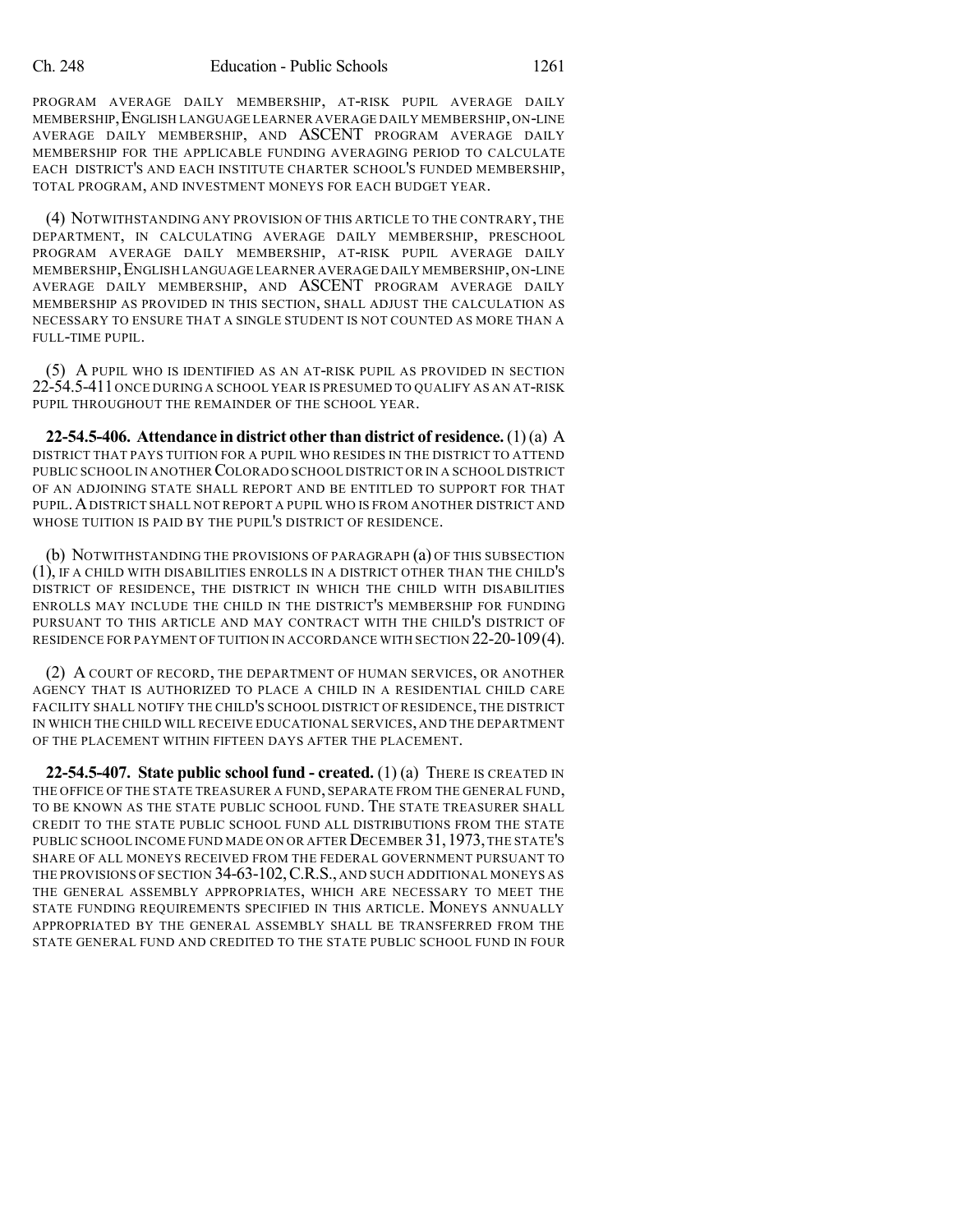PROGRAM AVERAGE DAILY MEMBERSHIP, AT-RISK PUPIL AVERAGE DAILY MEMBERSHIP, ENGLISH LANGUAGE LEARNER AVERAGE DAILY MEMBERSHIP, ON-LINE AVERAGE DAILY MEMBERSHIP, AND ASCENT PROGRAM AVERAGE DAILY MEMBERSHIP FOR THE APPLICABLE FUNDING AVERAGING PERIOD TO CALCULATE EACH DISTRICT'S AND EACH INSTITUTE CHARTER SCHOOL'S FUNDED MEMBERSHIP, TOTAL PROGRAM, AND INVESTMENT MONEYS FOR EACH BUDGET YEAR.

(4) NOTWITHSTANDING ANY PROVISION OF THIS ARTICLE TO THE CONTRARY, THE DEPARTMENT, IN CALCULATING AVERAGE DAILY MEMBERSHIP, PRESCHOOL PROGRAM AVERAGE DAILY MEMBERSHIP, AT-RISK PUPIL AVERAGE DAILY MEMBERSHIP, ENGLISH LANGUAGE LEARNER AVERAGE DAILY MEMBERSHIP, ON-LINE AVERAGE DAILY MEMBERSHIP, AND ASCENT PROGRAM AVERAGE DAILY MEMBERSHIP AS PROVIDED IN THIS SECTION, SHALL ADJUST THE CALCULATION AS NECESSARY TO ENSURE THAT A SINGLE STUDENT IS NOT COUNTED AS MORE THAN A FULL-TIME PUPIL.

(5) A PUPIL WHO IS IDENTIFIED AS AN AT-RISK PUPIL AS PROVIDED IN SECTION 22-54.5-411 ONCE DURING A SCHOOL YEAR IS PRESUMED TO QUALIFY AS AN AT-RISK PUPIL THROUGHOUT THE REMAINDER OF THE SCHOOL YEAR.

**22-54.5-406. Attendance in district other than district of residence.** (1) (a) A DISTRICT THAT PAYS TUITION FOR A PUPIL WHO RESIDES IN THE DISTRICT TO ATTEND PUBLIC SCHOOL IN ANOTHER COLORADO SCHOOL DISTRICT OR IN A SCHOOL DISTRICT OF AN ADJOINING STATE SHALL REPORT AND BE ENTITLED TO SUPPORT FOR THAT PUPIL. A DISTRICT SHALL NOT REPORT A PUPIL WHO IS FROM ANOTHER DISTRICT AND WHOSE TUITION IS PAID BY THE PUPIL'S DISTRICT OF RESIDENCE.

(b) NOTWITHSTANDING THE PROVISIONS OF PARAGRAPH (a) OF THIS SUBSECTION (1), IF A CHILD WITH DISABILITIES ENROLLS IN A DISTRICT OTHER THAN THE CHILD'S DISTRICT OF RESIDENCE, THE DISTRICT IN WHICH THE CHILD WITH DISABILITIES ENROLLS MAY INCLUDE THE CHILD IN THE DISTRICT'S MEMBERSHIP FOR FUNDING PURSUANT TO THIS ARTICLE AND MAY CONTRACT WITH THE CHILD'S DISTRICT OF RESIDENCE FOR PAYMENT OF TUITION IN ACCORDANCE WITH SECTION 22-20-109 (4).

(2) A COURT OF RECORD, THE DEPARTMENT OF HUMAN SERVICES, OR ANOTHER AGENCY THAT IS AUTHORIZED TO PLACE A CHILD IN A RESIDENTIAL CHILD CARE FACILITY SHALL NOTIFY THE CHILD'S SCHOOL DISTRICT OF RESIDENCE, THE DISTRICT IN WHICH THE CHILD WILL RECEIVE EDUCATIONAL SERVICES, AND THE DEPARTMENT OF THE PLACEMENT WITHIN FIFTEEN DAYS AFTER THE PLACEMENT.

**22-54.5-407. State public school fund - created.** (1) (a) THERE IS CREATED IN THE OFFICE OF THE STATE TREASURER A FUND, SEPARATE FROM THE GENERAL FUND, TO BE KNOWN AS THE STATE PUBLIC SCHOOL FUND. THE STATE TREASURER SHALL CREDIT TO THE STATE PUBLIC SCHOOL FUND ALL DISTRIBUTIONS FROM THE STATE PUBLIC SCHOOL INCOME FUND MADE ON OR AFTER DECEMBER 31, 1973, THE STATE'S SHARE OF ALL MONEYS RECEIVED FROM THE FEDERAL GOVERNMENT PURSUANT TO THE PROVISIONS OF SECTION 34-63-102, C.R.S., AND SUCH ADDITIONAL MONEYS AS THE GENERAL ASSEMBLY APPROPRIATES, WHICH ARE NECESSARY TO MEET THE STATE FUNDING REQUIREMENTS SPECIFIED IN THIS ARTICLE. MONEYS ANNUALLY APPROPRIATED BY THE GENERAL ASSEMBLY SHALL BE TRANSFERRED FROM THE STATE GENERAL FUND AND CREDITED TO THE STATE PUBLIC SCHOOL FUND IN FOUR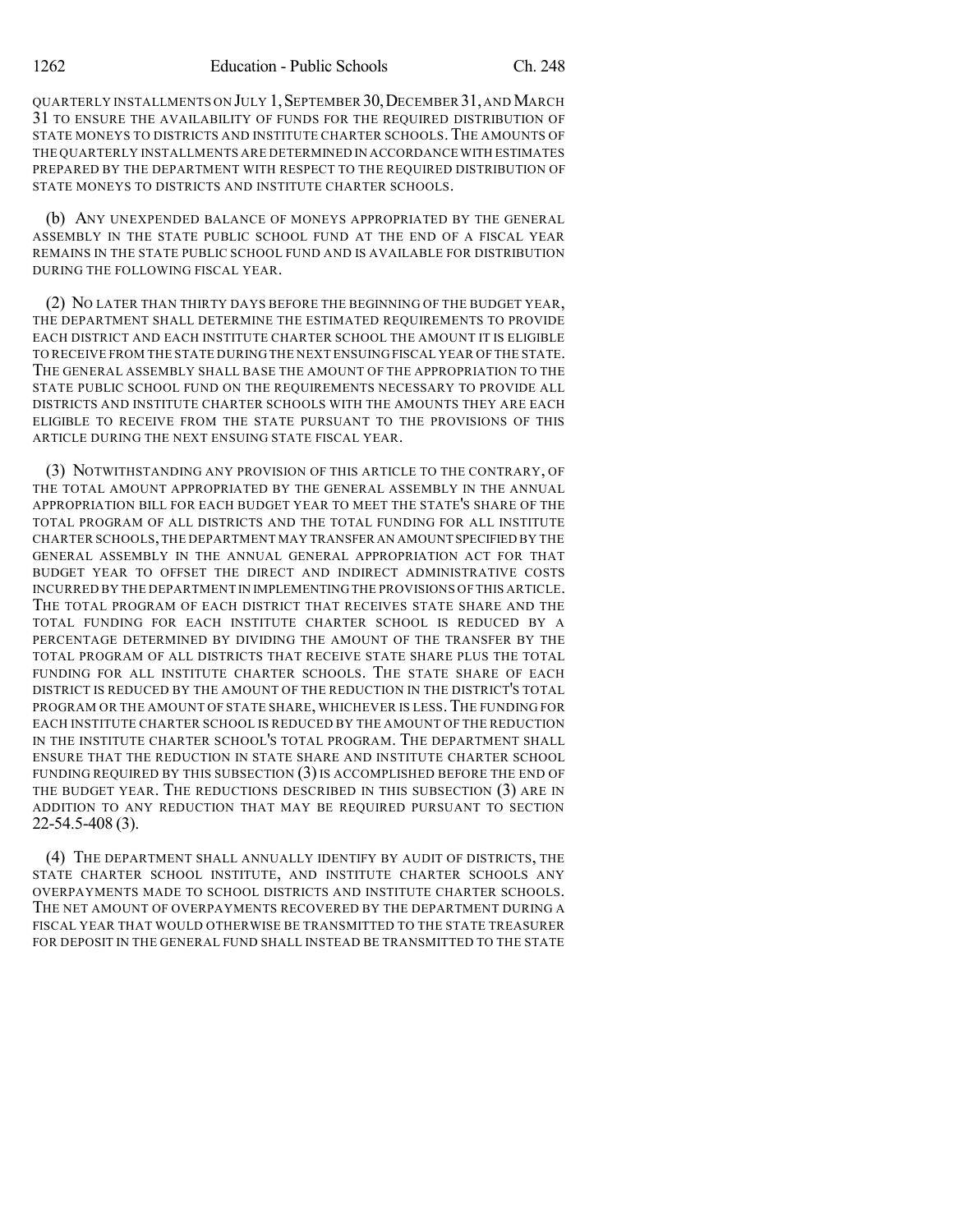QUARTERLY INSTALLMENTS ON JULY 1, SEPTEMBER 30, DECEMBER 31, AND MARCH 31 TO ENSURE THE AVAILABILITY OF FUNDS FOR THE REQUIRED DISTRIBUTION OF STATE MONEYS TO DISTRICTS AND INSTITUTE CHARTER SCHOOLS. THE AMOUNTS OF THE QUARTERLY INSTALLMENTS ARE DETERMINED IN ACCORDANCE WITH ESTIMATES PREPARED BY THE DEPARTMENT WITH RESPECT TO THE REQUIRED DISTRIBUTION OF STATE MONEYS TO DISTRICTS AND INSTITUTE CHARTER SCHOOLS.

(b) ANY UNEXPENDED BALANCE OF MONEYS APPROPRIATED BY THE GENERAL ASSEMBLY IN THE STATE PUBLIC SCHOOL FUND AT THE END OF A FISCAL YEAR REMAINS IN THE STATE PUBLIC SCHOOL FUND AND IS AVAILABLE FOR DISTRIBUTION DURING THE FOLLOWING FISCAL YEAR.

(2) NO LATER THAN THIRTY DAYS BEFORE THE BEGINNING OF THE BUDGET YEAR, THE DEPARTMENT SHALL DETERMINE THE ESTIMATED REQUIREMENTS TO PROVIDE EACH DISTRICT AND EACH INSTITUTE CHARTER SCHOOL THE AMOUNT IT IS ELIGIBLE TO RECEIVE FROM THE STATE DURING THE NEXT ENSUING FISCAL YEAR OF THE STATE. THE GENERAL ASSEMBLY SHALL BASE THE AMOUNT OF THE APPROPRIATION TO THE STATE PUBLIC SCHOOL FUND ON THE REQUIREMENTS NECESSARY TO PROVIDE ALL DISTRICTS AND INSTITUTE CHARTER SCHOOLS WITH THE AMOUNTS THEY ARE EACH ELIGIBLE TO RECEIVE FROM THE STATE PURSUANT TO THE PROVISIONS OF THIS ARTICLE DURING THE NEXT ENSUING STATE FISCAL YEAR.

(3) NOTWITHSTANDING ANY PROVISION OF THIS ARTICLE TO THE CONTRARY, OF THE TOTAL AMOUNT APPROPRIATED BY THE GENERAL ASSEMBLY IN THE ANNUAL APPROPRIATION BILL FOR EACH BUDGET YEAR TO MEET THE STATE'S SHARE OF THE TOTAL PROGRAM OF ALL DISTRICTS AND THE TOTAL FUNDING FOR ALL INSTITUTE CHARTER SCHOOLS, THE DEPARTMENT MAY TRANSFER AN AMOUNT SPECIFIED BY THE GENERAL ASSEMBLY IN THE ANNUAL GENERAL APPROPRIATION ACT FOR THAT BUDGET YEAR TO OFFSET THE DIRECT AND INDIRECT ADMINISTRATIVE COSTS INCURRED BY THE DEPARTMENT IN IMPLEMENTING THE PROVISIONS OF THIS ARTICLE. THE TOTAL PROGRAM OF EACH DISTRICT THAT RECEIVES STATE SHARE AND THE TOTAL FUNDING FOR EACH INSTITUTE CHARTER SCHOOL IS REDUCED BY A PERCENTAGE DETERMINED BY DIVIDING THE AMOUNT OF THE TRANSFER BY THE TOTAL PROGRAM OF ALL DISTRICTS THAT RECEIVE STATE SHARE PLUS THE TOTAL FUNDING FOR ALL INSTITUTE CHARTER SCHOOLS. THE STATE SHARE OF EACH DISTRICT IS REDUCED BY THE AMOUNT OF THE REDUCTION IN THE DISTRICT'S TOTAL PROGRAM OR THE AMOUNT OF STATE SHARE, WHICHEVER IS LESS. THE FUNDING FOR EACH INSTITUTE CHARTER SCHOOL IS REDUCED BY THE AMOUNT OF THE REDUCTION IN THE INSTITUTE CHARTER SCHOOL'S TOTAL PROGRAM. THE DEPARTMENT SHALL ENSURE THAT THE REDUCTION IN STATE SHARE AND INSTITUTE CHARTER SCHOOL FUNDING REQUIRED BY THIS SUBSECTION (3) IS ACCOMPLISHED BEFORE THE END OF THE BUDGET YEAR. THE REDUCTIONS DESCRIBED IN THIS SUBSECTION (3) ARE IN ADDITION TO ANY REDUCTION THAT MAY BE REQUIRED PURSUANT TO SECTION 22-54.5-408 (3).

(4) THE DEPARTMENT SHALL ANNUALLY IDENTIFY BY AUDIT OF DISTRICTS, THE STATE CHARTER SCHOOL INSTITUTE, AND INSTITUTE CHARTER SCHOOLS ANY OVERPAYMENTS MADE TO SCHOOL DISTRICTS AND INSTITUTE CHARTER SCHOOLS. THE NET AMOUNT OF OVERPAYMENTS RECOVERED BY THE DEPARTMENT DURING A FISCAL YEAR THAT WOULD OTHERWISE BE TRANSMITTED TO THE STATE TREASURER FOR DEPOSIT IN THE GENERAL FUND SHALL INSTEAD BE TRANSMITTED TO THE STATE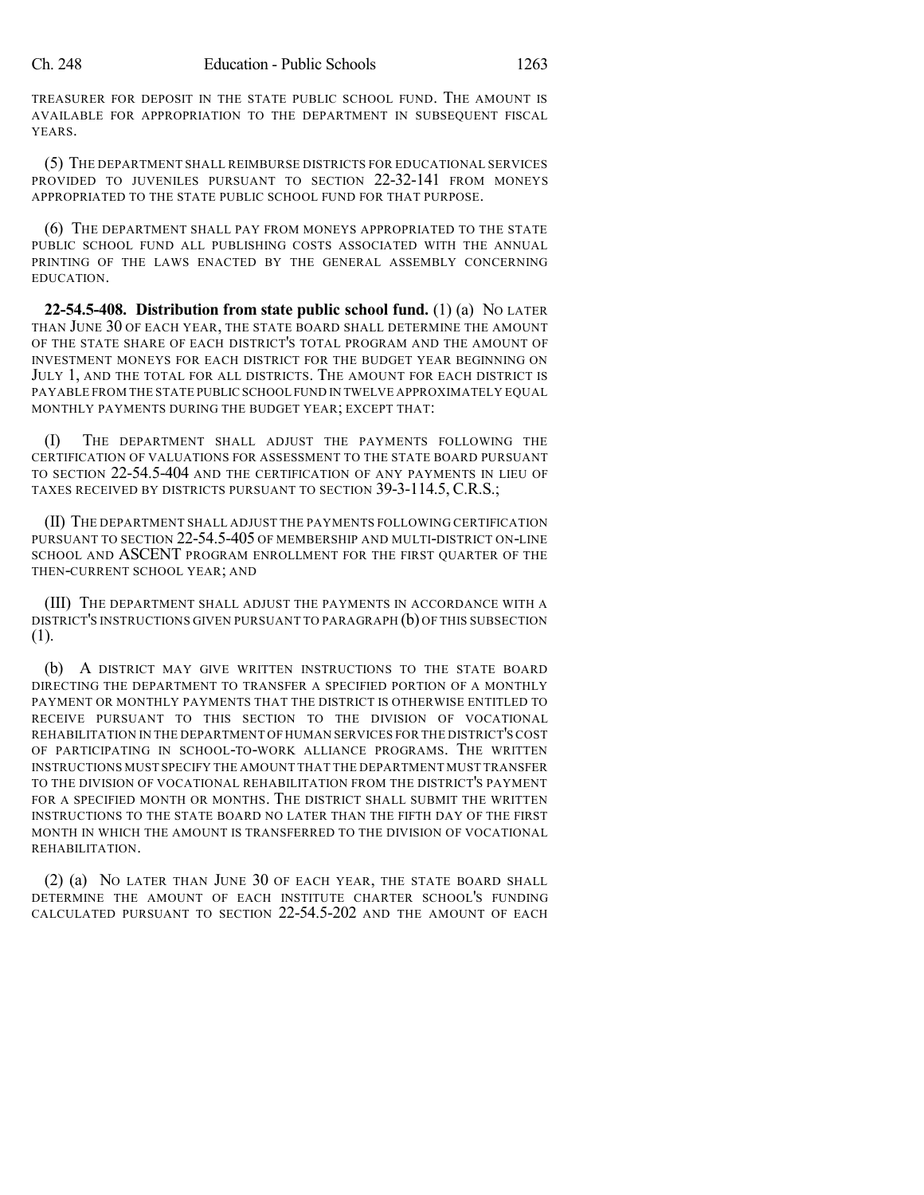TREASURER FOR DEPOSIT IN THE STATE PUBLIC SCHOOL FUND. THE AMOUNT IS AVAILABLE FOR APPROPRIATION TO THE DEPARTMENT IN SUBSEQUENT FISCAL YEARS.

(5) THE DEPARTMENT SHALL REIMBURSE DISTRICTS FOR EDUCATIONAL SERVICES PROVIDED TO JUVENILES PURSUANT TO SECTION 22-32-141 FROM MONEYS APPROPRIATED TO THE STATE PUBLIC SCHOOL FUND FOR THAT PURPOSE.

(6) THE DEPARTMENT SHALL PAY FROM MONEYS APPROPRIATED TO THE STATE PUBLIC SCHOOL FUND ALL PUBLISHING COSTS ASSOCIATED WITH THE ANNUAL PRINTING OF THE LAWS ENACTED BY THE GENERAL ASSEMBLY CONCERNING EDUCATION.

**22-54.5-408. Distribution from state public school fund.** (1) (a) NO LATER THAN JUNE 30 OF EACH YEAR, THE STATE BOARD SHALL DETERMINE THE AMOUNT OF THE STATE SHARE OF EACH DISTRICT'S TOTAL PROGRAM AND THE AMOUNT OF INVESTMENT MONEYS FOR EACH DISTRICT FOR THE BUDGET YEAR BEGINNING ON JULY 1, AND THE TOTAL FOR ALL DISTRICTS. THE AMOUNT FOR EACH DISTRICT IS PAYABLE FROM THE STATE PUBLIC SCHOOL FUND IN TWELVE APPROXIMATELY EQUAL MONTHLY PAYMENTS DURING THE BUDGET YEAR; EXCEPT THAT:

(I) THE DEPARTMENT SHALL ADJUST THE PAYMENTS FOLLOWING THE CERTIFICATION OF VALUATIONS FOR ASSESSMENT TO THE STATE BOARD PURSUANT TO SECTION 22-54.5-404 AND THE CERTIFICATION OF ANY PAYMENTS IN LIEU OF TAXES RECEIVED BY DISTRICTS PURSUANT TO SECTION 39-3-114.5, C.R.S.;

(II) THE DEPARTMENT SHALL ADJUST THE PAYMENTS FOLLOWING CERTIFICATION PURSUANT TO SECTION 22-54.5-405 OF MEMBERSHIP AND MULTI-DISTRICT ON-LINE SCHOOL AND ASCENT PROGRAM ENROLLMENT FOR THE FIRST QUARTER OF THE THEN-CURRENT SCHOOL YEAR; AND

(III) THE DEPARTMENT SHALL ADJUST THE PAYMENTS IN ACCORDANCE WITH A DISTRICT'S INSTRUCTIONS GIVEN PURSUANT TO PARAGRAPH (b) OF THIS SUBSECTION (1).

(b) A DISTRICT MAY GIVE WRITTEN INSTRUCTIONS TO THE STATE BOARD DIRECTING THE DEPARTMENT TO TRANSFER A SPECIFIED PORTION OF A MONTHLY PAYMENT OR MONTHLY PAYMENTS THAT THE DISTRICT IS OTHERWISE ENTITLED TO RECEIVE PURSUANT TO THIS SECTION TO THE DIVISION OF VOCATIONAL REHABILITATION IN THE DEPARTMENT OF HUMAN SERVICES FOR THE DISTRICT'S COST OF PARTICIPATING IN SCHOOL-TO-WORK ALLIANCE PROGRAMS. THE WRITTEN INSTRUCTIONS MUST SPECIFY THE AMOUNT THAT THE DEPARTMENT MUST TRANSFER TO THE DIVISION OF VOCATIONAL REHABILITATION FROM THE DISTRICT'S PAYMENT FOR A SPECIFIED MONTH OR MONTHS. THE DISTRICT SHALL SUBMIT THE WRITTEN INSTRUCTIONS TO THE STATE BOARD NO LATER THAN THE FIFTH DAY OF THE FIRST MONTH IN WHICH THE AMOUNT IS TRANSFERRED TO THE DIVISION OF VOCATIONAL REHABILITATION.

(2) (a) NO LATER THAN JUNE 30 OF EACH YEAR, THE STATE BOARD SHALL DETERMINE THE AMOUNT OF EACH INSTITUTE CHARTER SCHOOL'S FUNDING CALCULATED PURSUANT TO SECTION 22-54.5-202 AND THE AMOUNT OF EACH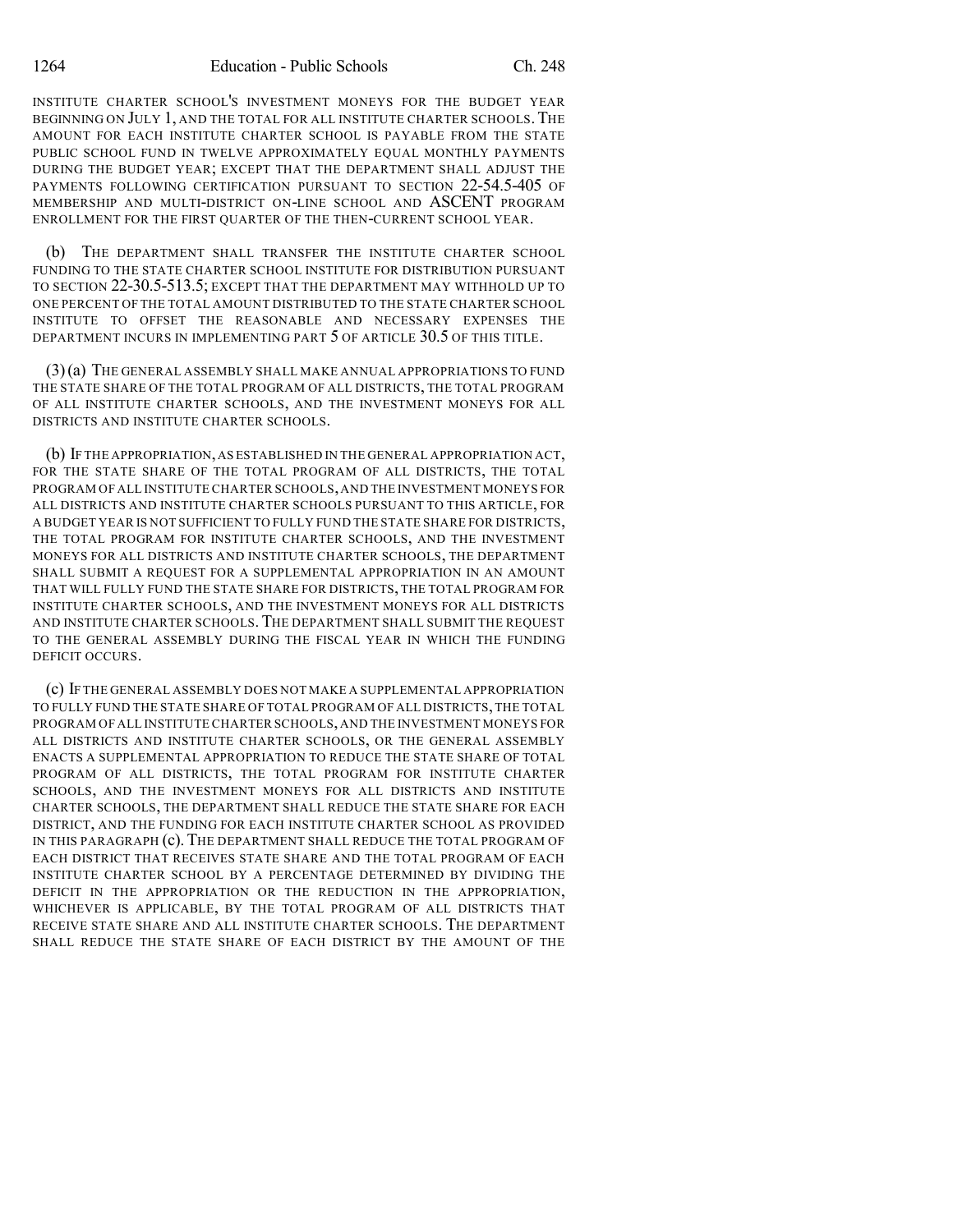INSTITUTE CHARTER SCHOOL'S INVESTMENT MONEYS FOR THE BUDGET YEAR BEGINNING ON JULY 1, AND THE TOTAL FOR ALL INSTITUTE CHARTER SCHOOLS. THE AMOUNT FOR EACH INSTITUTE CHARTER SCHOOL IS PAYABLE FROM THE STATE PUBLIC SCHOOL FUND IN TWELVE APPROXIMATELY EQUAL MONTHLY PAYMENTS DURING THE BUDGET YEAR; EXCEPT THAT THE DEPARTMENT SHALL ADJUST THE PAYMENTS FOLLOWING CERTIFICATION PURSUANT TO SECTION 22-54.5-405 OF MEMBERSHIP AND MULTI-DISTRICT ON-LINE SCHOOL AND ASCENT PROGRAM ENROLLMENT FOR THE FIRST QUARTER OF THE THEN-CURRENT SCHOOL YEAR.

(b) THE DEPARTMENT SHALL TRANSFER THE INSTITUTE CHARTER SCHOOL FUNDING TO THE STATE CHARTER SCHOOL INSTITUTE FOR DISTRIBUTION PURSUANT TO SECTION 22-30.5-513.5; EXCEPT THAT THE DEPARTMENT MAY WITHHOLD UP TO ONE PERCENT OF THE TOTAL AMOUNT DISTRIBUTED TO THE STATE CHARTER SCHOOL INSTITUTE TO OFFSET THE REASONABLE AND NECESSARY EXPENSES THE DEPARTMENT INCURS IN IMPLEMENTING PART 5 OF ARTICLE 30.5 OF THIS TITLE.

(3) (a) THE GENERAL ASSEMBLY SHALL MAKE ANNUAL APPROPRIATIONS TO FUND THE STATE SHARE OF THE TOTAL PROGRAM OF ALL DISTRICTS, THE TOTAL PROGRAM OF ALL INSTITUTE CHARTER SCHOOLS, AND THE INVESTMENT MONEYS FOR ALL DISTRICTS AND INSTITUTE CHARTER SCHOOLS.

(b) IF THE APPROPRIATION, AS ESTABLISHED IN THE GENERAL APPROPRIATION ACT, FOR THE STATE SHARE OF THE TOTAL PROGRAM OF ALL DISTRICTS, THE TOTAL PROGRAM OF ALL INSTITUTE CHARTER SCHOOLS, AND THE INVESTMENT MONEYS FOR ALL DISTRICTS AND INSTITUTE CHARTER SCHOOLS PURSUANT TO THIS ARTICLE, FOR A BUDGET YEAR IS NOT SUFFICIENT TO FULLY FUND THE STATE SHARE FOR DISTRICTS, THE TOTAL PROGRAM FOR INSTITUTE CHARTER SCHOOLS, AND THE INVESTMENT MONEYS FOR ALL DISTRICTS AND INSTITUTE CHARTER SCHOOLS, THE DEPARTMENT SHALL SUBMIT A REQUEST FOR A SUPPLEMENTAL APPROPRIATION IN AN AMOUNT THAT WILL FULLY FUND THE STATE SHARE FOR DISTRICTS, THE TOTAL PROGRAM FOR INSTITUTE CHARTER SCHOOLS, AND THE INVESTMENT MONEYS FOR ALL DISTRICTS AND INSTITUTE CHARTER SCHOOLS. THE DEPARTMENT SHALL SUBMIT THE REQUEST TO THE GENERAL ASSEMBLY DURING THE FISCAL YEAR IN WHICH THE FUNDING DEFICIT OCCURS.

(c) IF THE GENERAL ASSEMBLY DOES NOT MAKE A SUPPLEMENTAL APPROPRIATION TO FULLY FUND THE STATE SHARE OF TOTAL PROGRAM OF ALL DISTRICTS, THE TOTAL PROGRAM OF ALL INSTITUTE CHARTER SCHOOLS, AND THE INVESTMENT MONEYS FOR ALL DISTRICTS AND INSTITUTE CHARTER SCHOOLS, OR THE GENERAL ASSEMBLY ENACTS A SUPPLEMENTAL APPROPRIATION TO REDUCE THE STATE SHARE OF TOTAL PROGRAM OF ALL DISTRICTS, THE TOTAL PROGRAM FOR INSTITUTE CHARTER SCHOOLS, AND THE INVESTMENT MONEYS FOR ALL DISTRICTS AND INSTITUTE CHARTER SCHOOLS, THE DEPARTMENT SHALL REDUCE THE STATE SHARE FOR EACH DISTRICT, AND THE FUNDING FOR EACH INSTITUTE CHARTER SCHOOL AS PROVIDED IN THIS PARAGRAPH (c). THE DEPARTMENT SHALL REDUCE THE TOTAL PROGRAM OF EACH DISTRICT THAT RECEIVES STATE SHARE AND THE TOTAL PROGRAM OF EACH INSTITUTE CHARTER SCHOOL BY A PERCENTAGE DETERMINED BY DIVIDING THE DEFICIT IN THE APPROPRIATION OR THE REDUCTION IN THE APPROPRIATION, WHICHEVER IS APPLICABLE, BY THE TOTAL PROGRAM OF ALL DISTRICTS THAT RECEIVE STATE SHARE AND ALL INSTITUTE CHARTER SCHOOLS. THE DEPARTMENT SHALL REDUCE THE STATE SHARE OF EACH DISTRICT BY THE AMOUNT OF THE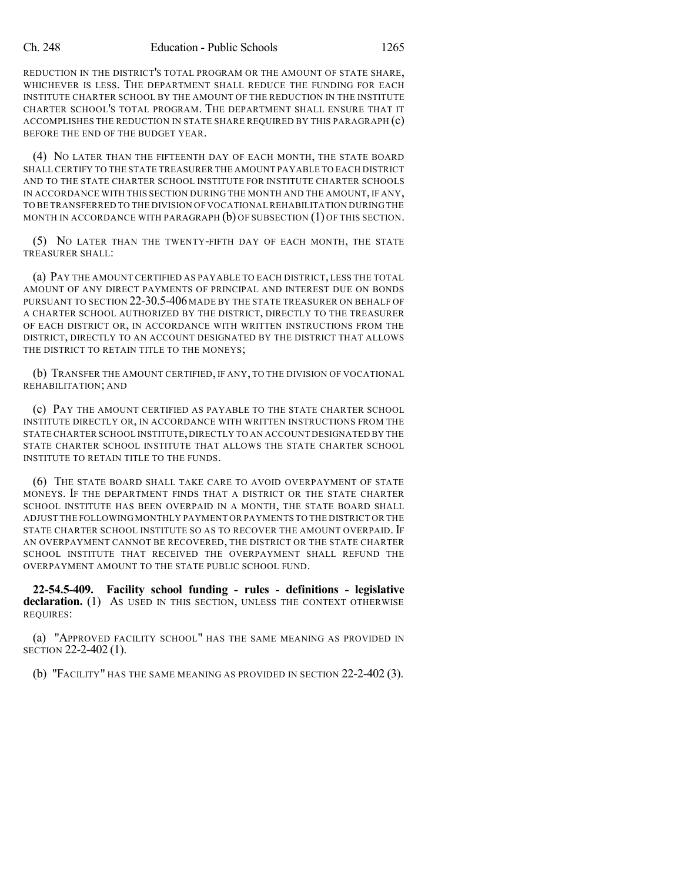REDUCTION IN THE DISTRICT'S TOTAL PROGRAM OR THE AMOUNT OF STATE SHARE, WHICHEVER IS LESS. THE DEPARTMENT SHALL REDUCE THE FUNDING FOR EACH INSTITUTE CHARTER SCHOOL BY THE AMOUNT OF THE REDUCTION IN THE INSTITUTE CHARTER SCHOOL'S TOTAL PROGRAM. THE DEPARTMENT SHALL ENSURE THAT IT ACCOMPLISHES THE REDUCTION IN STATE SHARE REQUIRED BY THIS PARAGRAPH (c) BEFORE THE END OF THE BUDGET YEAR.

(4) NO LATER THAN THE FIFTEENTH DAY OF EACH MONTH, THE STATE BOARD SHALL CERTIFY TO THE STATE TREASURER THE AMOUNT PAYABLE TO EACH DISTRICT AND TO THE STATE CHARTER SCHOOL INSTITUTE FOR INSTITUTE CHARTER SCHOOLS IN ACCORDANCE WITH THIS SECTION DURING THE MONTH AND THE AMOUNT, IF ANY, TO BE TRANSFERRED TO THE DIVISION OF VOCATIONAL REHABILITATION DURING THE MONTH IN ACCORDANCE WITH PARAGRAPH (b) OF SUBSECTION (1) OF THIS SECTION.

(5) NO LATER THAN THE TWENTY-FIFTH DAY OF EACH MONTH, THE STATE TREASURER SHALL:

(a) PAY THE AMOUNT CERTIFIED AS PAYABLE TO EACH DISTRICT, LESS THE TOTAL AMOUNT OF ANY DIRECT PAYMENTS OF PRINCIPAL AND INTEREST DUE ON BONDS PURSUANT TO SECTION 22-30.5-406 MADE BY THE STATE TREASURER ON BEHALF OF A CHARTER SCHOOL AUTHORIZED BY THE DISTRICT, DIRECTLY TO THE TREASURER OF EACH DISTRICT OR, IN ACCORDANCE WITH WRITTEN INSTRUCTIONS FROM THE DISTRICT, DIRECTLY TO AN ACCOUNT DESIGNATED BY THE DISTRICT THAT ALLOWS THE DISTRICT TO RETAIN TITLE TO THE MONEYS;

(b) TRANSFER THE AMOUNT CERTIFIED, IF ANY, TO THE DIVISION OF VOCATIONAL REHABILITATION; AND

(c) PAY THE AMOUNT CERTIFIED AS PAYABLE TO THE STATE CHARTER SCHOOL INSTITUTE DIRECTLY OR, IN ACCORDANCE WITH WRITTEN INSTRUCTIONS FROM THE STATE CHARTER SCHOOL INSTITUTE, DIRECTLY TO AN ACCOUNT DESIGNATED BY THE STATE CHARTER SCHOOL INSTITUTE THAT ALLOWS THE STATE CHARTER SCHOOL INSTITUTE TO RETAIN TITLE TO THE FUNDS.

(6) THE STATE BOARD SHALL TAKE CARE TO AVOID OVERPAYMENT OF STATE MONEYS. IF THE DEPARTMENT FINDS THAT A DISTRICT OR THE STATE CHARTER SCHOOL INSTITUTE HAS BEEN OVERPAID IN A MONTH, THE STATE BOARD SHALL ADJUST THE FOLLOWING MONTHLY PAYMENT OR PAYMENTS TO THE DISTRICT OR THE STATE CHARTER SCHOOL INSTITUTE SO AS TO RECOVER THE AMOUNT OVERPAID. IF AN OVERPAYMENT CANNOT BE RECOVERED, THE DISTRICT OR THE STATE CHARTER SCHOOL INSTITUTE THAT RECEIVED THE OVERPAYMENT SHALL REFUND THE OVERPAYMENT AMOUNT TO THE STATE PUBLIC SCHOOL FUND.

**22-54.5-409. Facility school funding - rules - definitions - legislative declaration.** (1) AS USED IN THIS SECTION, UNLESS THE CONTEXT OTHERWISE REQUIRES:

(a) "APPROVED FACILITY SCHOOL" HAS THE SAME MEANING AS PROVIDED IN SECTION 22-2-402 (1).

(b) "FACILITY" HAS THE SAME MEANING AS PROVIDED IN SECTION 22-2-402 (3).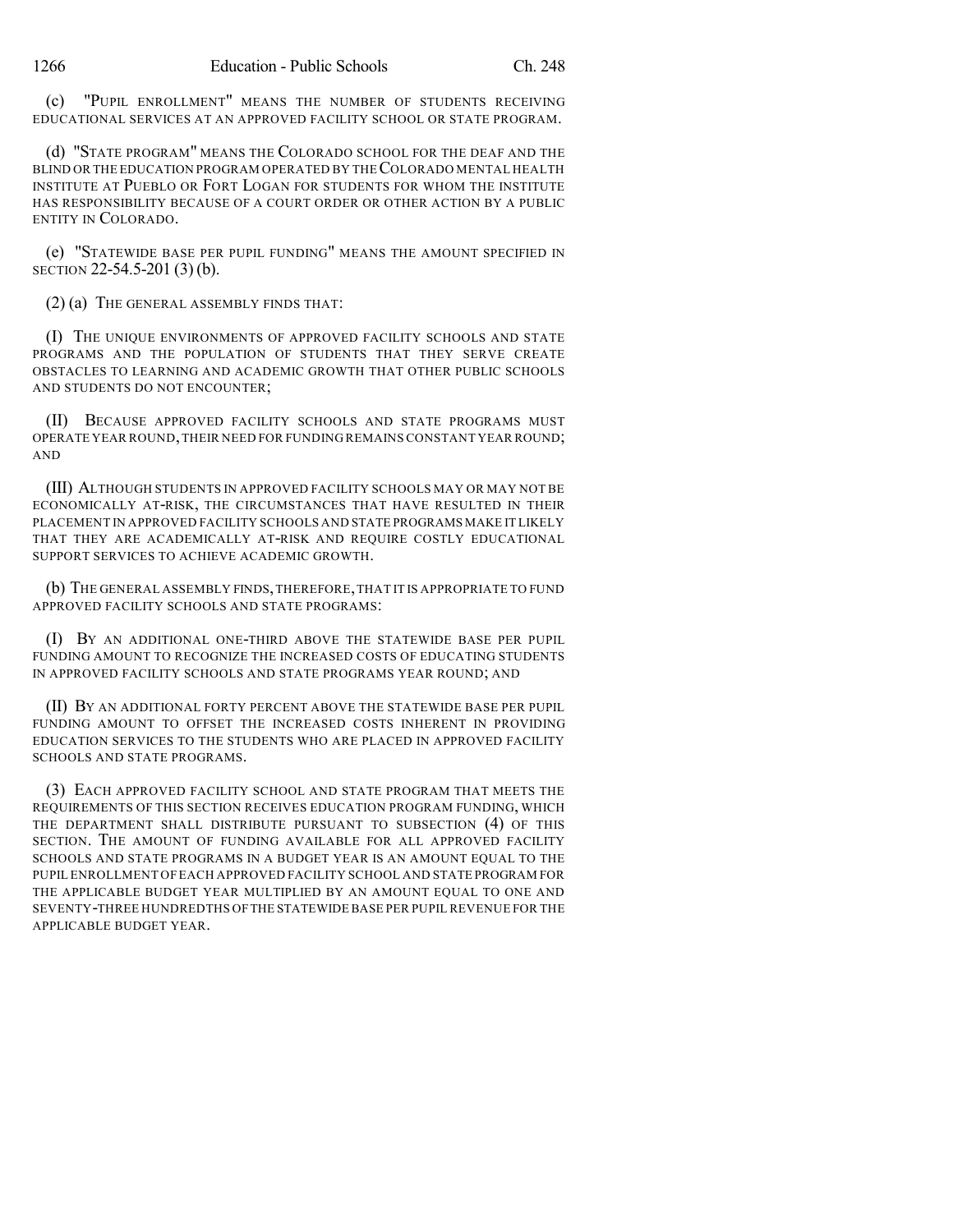(c) "PUPIL ENROLLMENT" MEANS THE NUMBER OF STUDENTS RECEIVING EDUCATIONAL SERVICES AT AN APPROVED FACILITY SCHOOL OR STATE PROGRAM.

(d) "STATE PROGRAM" MEANS THE COLORADO SCHOOL FOR THE DEAF AND THE BLIND OR THE EDUCATION PROGRAM OPERATED BY THE COLORADO MENTAL HEALTH INSTITUTE AT PUEBLO OR FORT LOGAN FOR STUDENTS FOR WHOM THE INSTITUTE HAS RESPONSIBILITY BECAUSE OF A COURT ORDER OR OTHER ACTION BY A PUBLIC ENTITY IN COLORADO.

(e) "STATEWIDE BASE PER PUPIL FUNDING" MEANS THE AMOUNT SPECIFIED IN SECTION 22-54.5-201 (3) (b).

(2) (a) THE GENERAL ASSEMBLY FINDS THAT:

(I) THE UNIQUE ENVIRONMENTS OF APPROVED FACILITY SCHOOLS AND STATE PROGRAMS AND THE POPULATION OF STUDENTS THAT THEY SERVE CREATE OBSTACLES TO LEARNING AND ACADEMIC GROWTH THAT OTHER PUBLIC SCHOOLS AND STUDENTS DO NOT ENCOUNTER;

(II) BECAUSE APPROVED FACILITY SCHOOLS AND STATE PROGRAMS MUST OPERATE YEAR ROUND, THEIR NEED FOR FUNDING REMAINS CONSTANT YEAR ROUND; AND

(III) ALTHOUGH STUDENTS IN APPROVED FACILITY SCHOOLS MAY OR MAY NOT BE ECONOMICALLY AT-RISK, THE CIRCUMSTANCES THAT HAVE RESULTED IN THEIR PLACEMENT IN APPROVED FACILITY SCHOOLS AND STATE PROGRAMS MAKE IT LIKELY THAT THEY ARE ACADEMICALLY AT-RISK AND REQUIRE COSTLY EDUCATIONAL SUPPORT SERVICES TO ACHIEVE ACADEMIC GROWTH.

(b) THE GENERAL ASSEMBLY FINDS, THEREFORE, THAT IT IS APPROPRIATE TO FUND APPROVED FACILITY SCHOOLS AND STATE PROGRAMS:

(I) BY AN ADDITIONAL ONE-THIRD ABOVE THE STATEWIDE BASE PER PUPIL FUNDING AMOUNT TO RECOGNIZE THE INCREASED COSTS OF EDUCATING STUDENTS IN APPROVED FACILITY SCHOOLS AND STATE PROGRAMS YEAR ROUND; AND

(II) BY AN ADDITIONAL FORTY PERCENT ABOVE THE STATEWIDE BASE PER PUPIL FUNDING AMOUNT TO OFFSET THE INCREASED COSTS INHERENT IN PROVIDING EDUCATION SERVICES TO THE STUDENTS WHO ARE PLACED IN APPROVED FACILITY SCHOOLS AND STATE PROGRAMS.

(3) EACH APPROVED FACILITY SCHOOL AND STATE PROGRAM THAT MEETS THE REQUIREMENTS OF THIS SECTION RECEIVES EDUCATION PROGRAM FUNDING, WHICH THE DEPARTMENT SHALL DISTRIBUTE PURSUANT TO SUBSECTION (4) OF THIS SECTION. THE AMOUNT OF FUNDING AVAILABLE FOR ALL APPROVED FACILITY SCHOOLS AND STATE PROGRAMS IN A BUDGET YEAR IS AN AMOUNT EQUAL TO THE PUPIL ENROLLMENT OF EACH APPROVED FACILITY SCHOOL AND STATE PROGRAM FOR THE APPLICABLE BUDGET YEAR MULTIPLIED BY AN AMOUNT EQUAL TO ONE AND SEVENTY-THREE HUNDREDTHS OF THE STATEWIDE BASE PER PUPIL REVENUE FOR THE APPLICABLE BUDGET YEAR.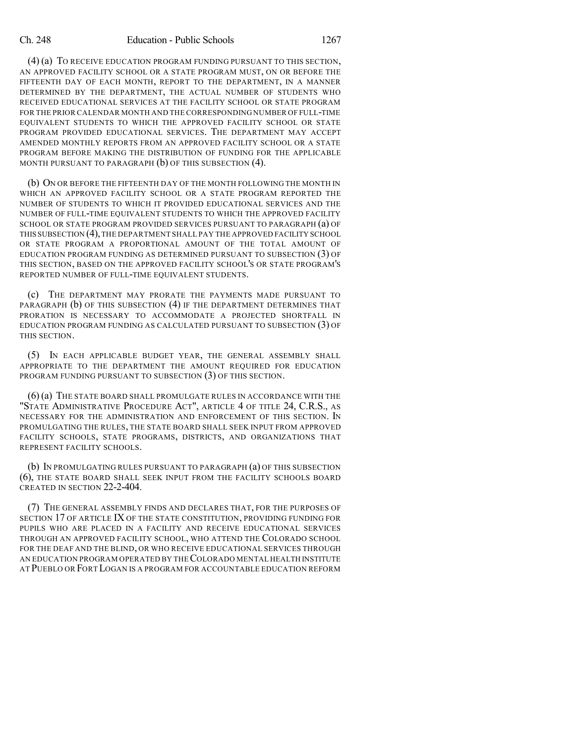(4) (a) TO RECEIVE EDUCATION PROGRAM FUNDING PURSUANT TO THIS SECTION, AN APPROVED FACILITY SCHOOL OR A STATE PROGRAM MUST, ON OR BEFORE THE FIFTEENTH DAY OF EACH MONTH, REPORT TO THE DEPARTMENT, IN A MANNER DETERMINED BY THE DEPARTMENT, THE ACTUAL NUMBER OF STUDENTS WHO RECEIVED EDUCATIONAL SERVICES AT THE FACILITY SCHOOL OR STATE PROGRAM FOR THE PRIOR CALENDAR MONTH AND THE CORRESPONDING NUMBER OF FULL-TIME EQUIVALENT STUDENTS TO WHICH THE APPROVED FACILITY SCHOOL OR STATE PROGRAM PROVIDED EDUCATIONAL SERVICES. THE DEPARTMENT MAY ACCEPT AMENDED MONTHLY REPORTS FROM AN APPROVED FACILITY SCHOOL OR A STATE PROGRAM BEFORE MAKING THE DISTRIBUTION OF FUNDING FOR THE APPLICABLE MONTH PURSUANT TO PARAGRAPH (b) OF THIS SUBSECTION (4).

(b) ON OR BEFORE THE FIFTEENTH DAY OF THE MONTH FOLLOWING THE MONTH IN WHICH AN APPROVED FACILITY SCHOOL OR A STATE PROGRAM REPORTED THE NUMBER OF STUDENTS TO WHICH IT PROVIDED EDUCATIONAL SERVICES AND THE NUMBER OF FULL-TIME EQUIVALENT STUDENTS TO WHICH THE APPROVED FACILITY SCHOOL OR STATE PROGRAM PROVIDED SERVICES PURSUANT TO PARAGRAPH (a) OF THIS SUBSECTION (4), THE DEPARTMENT SHALL PAY THE APPROVED FACILITY SCHOOL OR STATE PROGRAM A PROPORTIONAL AMOUNT OF THE TOTAL AMOUNT OF EDUCATION PROGRAM FUNDING AS DETERMINED PURSUANT TO SUBSECTION (3) OF THIS SECTION, BASED ON THE APPROVED FACILITY SCHOOL'S OR STATE PROGRAM'S REPORTED NUMBER OF FULL-TIME EQUIVALENT STUDENTS.

(c) THE DEPARTMENT MAY PRORATE THE PAYMENTS MADE PURSUANT TO PARAGRAPH (b) OF THIS SUBSECTION (4) IF THE DEPARTMENT DETERMINES THAT PRORATION IS NECESSARY TO ACCOMMODATE A PROJECTED SHORTFALL IN EDUCATION PROGRAM FUNDING AS CALCULATED PURSUANT TO SUBSECTION (3) OF THIS SECTION.

(5) IN EACH APPLICABLE BUDGET YEAR, THE GENERAL ASSEMBLY SHALL APPROPRIATE TO THE DEPARTMENT THE AMOUNT REQUIRED FOR EDUCATION PROGRAM FUNDING PURSUANT TO SUBSECTION (3) OF THIS SECTION.

(6) (a) THE STATE BOARD SHALL PROMULGATE RULES IN ACCORDANCE WITH THE "STATE ADMINISTRATIVE PROCEDURE ACT", ARTICLE 4 OF TITLE 24, C.R.S., AS NECESSARY FOR THE ADMINISTRATION AND ENFORCEMENT OF THIS SECTION. IN PROMULGATING THE RULES, THE STATE BOARD SHALL SEEK INPUT FROM APPROVED FACILITY SCHOOLS, STATE PROGRAMS, DISTRICTS, AND ORGANIZATIONS THAT REPRESENT FACILITY SCHOOLS.

(b) IN PROMULGATING RULES PURSUANT TO PARAGRAPH (a) OF THIS SUBSECTION (6), THE STATE BOARD SHALL SEEK INPUT FROM THE FACILITY SCHOOLS BOARD CREATED IN SECTION 22-2-404.

(7) THE GENERAL ASSEMBLY FINDS AND DECLARES THAT, FOR THE PURPOSES OF SECTION 17 OF ARTICLE IX OF THE STATE CONSTITUTION, PROVIDING FUNDING FOR PUPILS WHO ARE PLACED IN A FACILITY AND RECEIVE EDUCATIONAL SERVICES THROUGH AN APPROVED FACILITY SCHOOL, WHO ATTEND THE COLORADO SCHOOL FOR THE DEAF AND THE BLIND, OR WHO RECEIVE EDUCATIONAL SERVICES THROUGH AN EDUCATION PROGRAM OPERATED BY THE COLORADO MENTAL HEALTH INSTITUTE AT PUEBLO OR FORT LOGAN IS A PROGRAM FOR ACCOUNTABLE EDUCATION REFORM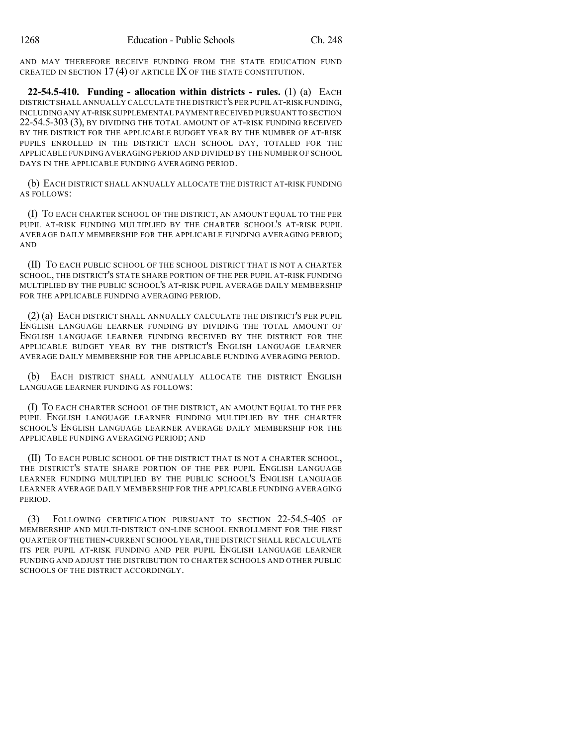AND MAY THEREFORE RECEIVE FUNDING FROM THE STATE EDUCATION FUND CREATED IN SECTION 17 (4) OF ARTICLE IX OF THE STATE CONSTITUTION.

**22-54.5-410. Funding - allocation within districts - rules.** (1) (a) EACH DISTRICT SHALL ANNUALLY CALCULATE THE DISTRICT'S PER PUPIL AT-RISK FUNDING, INCLUDING ANY AT-RISK SUPPLEMENTAL PAYMENT RECEIVED PURSUANT TO SECTION 22-54.5-303 (3), BY DIVIDING THE TOTAL AMOUNT OF AT-RISK FUNDING RECEIVED BY THE DISTRICT FOR THE APPLICABLE BUDGET YEAR BY THE NUMBER OF AT-RISK PUPILS ENROLLED IN THE DISTRICT EACH SCHOOL DAY, TOTALED FOR THE APPLICABLE FUNDING AVERAGING PERIOD AND DIVIDED BY THE NUMBER OF SCHOOL DAYS IN THE APPLICABLE FUNDING AVERAGING PERIOD.

(b) EACH DISTRICT SHALL ANNUALLY ALLOCATE THE DISTRICT AT-RISK FUNDING AS FOLLOWS:

(I) TO EACH CHARTER SCHOOL OF THE DISTRICT, AN AMOUNT EQUAL TO THE PER PUPIL AT-RISK FUNDING MULTIPLIED BY THE CHARTER SCHOOL'S AT-RISK PUPIL AVERAGE DAILY MEMBERSHIP FOR THE APPLICABLE FUNDING AVERAGING PERIOD; AND

(II) TO EACH PUBLIC SCHOOL OF THE SCHOOL DISTRICT THAT IS NOT A CHARTER SCHOOL, THE DISTRICT'S STATE SHARE PORTION OF THE PER PUPIL AT-RISK FUNDING MULTIPLIED BY THE PUBLIC SCHOOL'S AT-RISK PUPIL AVERAGE DAILY MEMBERSHIP FOR THE APPLICABLE FUNDING AVERAGING PERIOD.

(2) (a) EACH DISTRICT SHALL ANNUALLY CALCULATE THE DISTRICT'S PER PUPIL ENGLISH LANGUAGE LEARNER FUNDING BY DIVIDING THE TOTAL AMOUNT OF ENGLISH LANGUAGE LEARNER FUNDING RECEIVED BY THE DISTRICT FOR THE APPLICABLE BUDGET YEAR BY THE DISTRICT'S ENGLISH LANGUAGE LEARNER AVERAGE DAILY MEMBERSHIP FOR THE APPLICABLE FUNDING AVERAGING PERIOD.

(b) EACH DISTRICT SHALL ANNUALLY ALLOCATE THE DISTRICT ENGLISH LANGUAGE LEARNER FUNDING AS FOLLOWS:

(I) TO EACH CHARTER SCHOOL OF THE DISTRICT, AN AMOUNT EQUAL TO THE PER PUPIL ENGLISH LANGUAGE LEARNER FUNDING MULTIPLIED BY THE CHARTER SCHOOL'S ENGLISH LANGUAGE LEARNER AVERAGE DAILY MEMBERSHIP FOR THE APPLICABLE FUNDING AVERAGING PERIOD; AND

(II) TO EACH PUBLIC SCHOOL OF THE DISTRICT THAT IS NOT A CHARTER SCHOOL, THE DISTRICT'S STATE SHARE PORTION OF THE PER PUPIL ENGLISH LANGUAGE LEARNER FUNDING MULTIPLIED BY THE PUBLIC SCHOOL'S ENGLISH LANGUAGE LEARNER AVERAGE DAILY MEMBERSHIP FOR THE APPLICABLE FUNDING AVERAGING PERIOD.

(3) FOLLOWING CERTIFICATION PURSUANT TO SECTION 22-54.5-405 OF MEMBERSHIP AND MULTI-DISTRICT ON-LINE SCHOOL ENROLLMENT FOR THE FIRST QUARTER OF THE THEN-CURRENT SCHOOL YEAR, THE DISTRICT SHALL RECALCULATE ITS PER PUPIL AT-RISK FUNDING AND PER PUPIL ENGLISH LANGUAGE LEARNER FUNDING AND ADJUST THE DISTRIBUTION TO CHARTER SCHOOLS AND OTHER PUBLIC SCHOOLS OF THE DISTRICT ACCORDINGLY.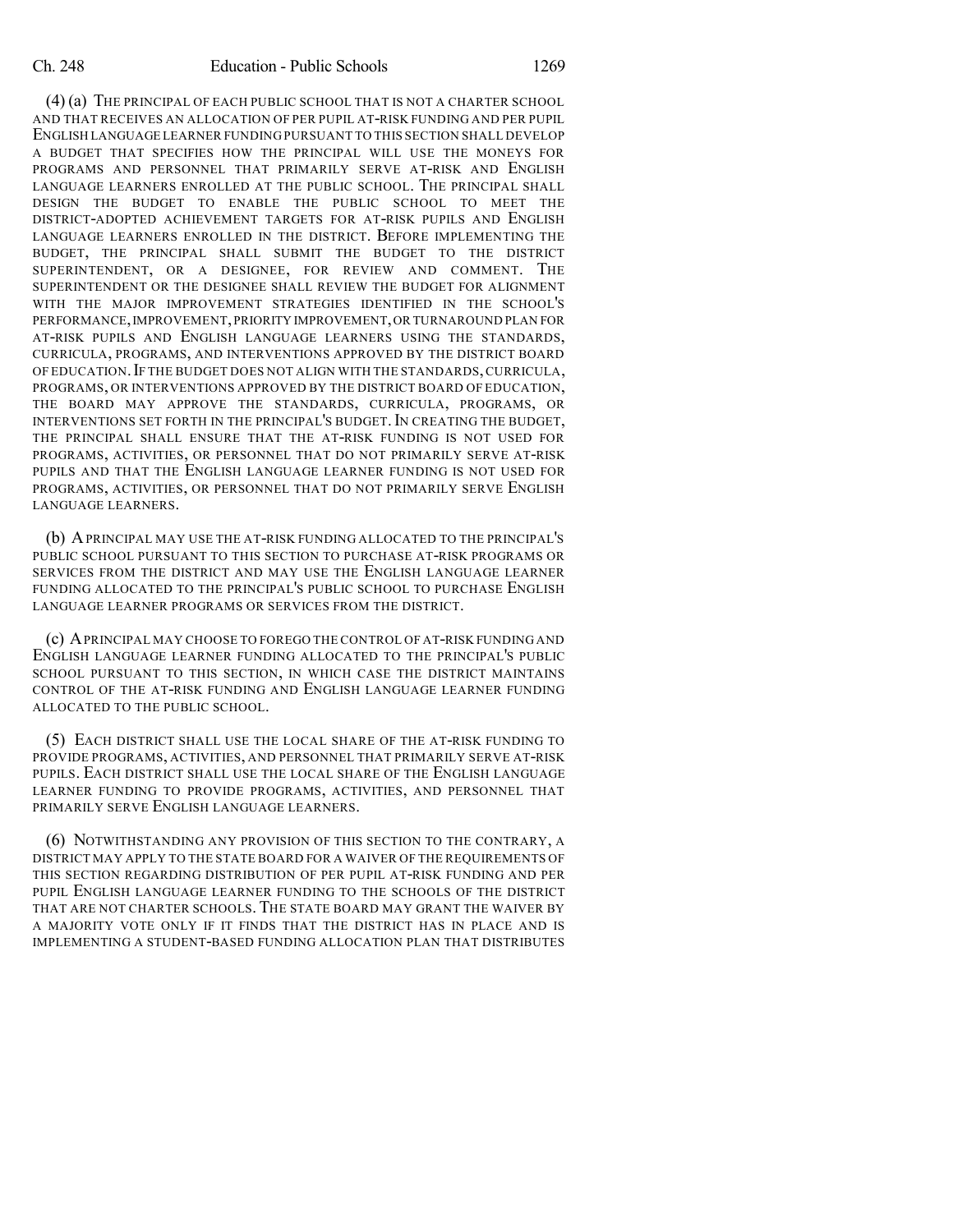(4) (a) THE PRINCIPAL OF EACH PUBLIC SCHOOL THAT IS NOT A CHARTER SCHOOL AND THAT RECEIVES AN ALLOCATION OF PER PUPIL AT-RISK FUNDING AND PER PUPIL ENGLISH LANGUAGE LEARNER FUNDING PURSUANT TO THIS SECTION SHALL DEVELOP A BUDGET THAT SPECIFIES HOW THE PRINCIPAL WILL USE THE MONEYS FOR PROGRAMS AND PERSONNEL THAT PRIMARILY SERVE AT-RISK AND ENGLISH LANGUAGE LEARNERS ENROLLED AT THE PUBLIC SCHOOL. THE PRINCIPAL SHALL DESIGN THE BUDGET TO ENABLE THE PUBLIC SCHOOL TO MEET THE DISTRICT-ADOPTED ACHIEVEMENT TARGETS FOR AT-RISK PUPILS AND ENGLISH LANGUAGE LEARNERS ENROLLED IN THE DISTRICT. BEFORE IMPLEMENTING THE BUDGET, THE PRINCIPAL SHALL SUBMIT THE BUDGET TO THE DISTRICT SUPERINTENDENT, OR A DESIGNEE, FOR REVIEW AND COMMENT. THE SUPERINTENDENT OR THE DESIGNEE SHALL REVIEW THE BUDGET FOR ALIGNMENT WITH THE MAJOR IMPROVEMENT STRATEGIES IDENTIFIED IN THE SCHOOL'S PERFORMANCE, IMPROVEMENT, PRIORITY IMPROVEMENT, OR TURNAROUND PLAN FOR AT-RISK PUPILS AND ENGLISH LANGUAGE LEARNERS USING THE STANDARDS, CURRICULA, PROGRAMS, AND INTERVENTIONS APPROVED BY THE DISTRICT BOARD OF EDUCATION. IF THE BUDGET DOES NOT ALIGN WITH THE STANDARDS, CURRICULA, PROGRAMS, OR INTERVENTIONS APPROVED BY THE DISTRICT BOARD OF EDUCATION, THE BOARD MAY APPROVE THE STANDARDS, CURRICULA, PROGRAMS, OR INTERVENTIONS SET FORTH IN THE PRINCIPAL'S BUDGET. IN CREATING THE BUDGET, THE PRINCIPAL SHALL ENSURE THAT THE AT-RISK FUNDING IS NOT USED FOR PROGRAMS, ACTIVITIES, OR PERSONNEL THAT DO NOT PRIMARILY SERVE AT-RISK PUPILS AND THAT THE ENGLISH LANGUAGE LEARNER FUNDING IS NOT USED FOR PROGRAMS, ACTIVITIES, OR PERSONNEL THAT DO NOT PRIMARILY SERVE ENGLISH LANGUAGE LEARNERS.

(b) A PRINCIPAL MAY USE THE AT-RISK FUNDING ALLOCATED TO THE PRINCIPAL'S PUBLIC SCHOOL PURSUANT TO THIS SECTION TO PURCHASE AT-RISK PROGRAMS OR SERVICES FROM THE DISTRICT AND MAY USE THE ENGLISH LANGUAGE LEARNER FUNDING ALLOCATED TO THE PRINCIPAL'S PUBLIC SCHOOL TO PURCHASE ENGLISH LANGUAGE LEARNER PROGRAMS OR SERVICES FROM THE DISTRICT.

(c) A PRINCIPAL MAY CHOOSE TO FOREGO THE CONTROL OF AT-RISK FUNDING AND ENGLISH LANGUAGE LEARNER FUNDING ALLOCATED TO THE PRINCIPAL'S PUBLIC SCHOOL PURSUANT TO THIS SECTION, IN WHICH CASE THE DISTRICT MAINTAINS CONTROL OF THE AT-RISK FUNDING AND ENGLISH LANGUAGE LEARNER FUNDING ALLOCATED TO THE PUBLIC SCHOOL.

(5) EACH DISTRICT SHALL USE THE LOCAL SHARE OF THE AT-RISK FUNDING TO PROVIDE PROGRAMS, ACTIVITIES, AND PERSONNEL THAT PRIMARILY SERVE AT-RISK PUPILS. EACH DISTRICT SHALL USE THE LOCAL SHARE OF THE ENGLISH LANGUAGE LEARNER FUNDING TO PROVIDE PROGRAMS, ACTIVITIES, AND PERSONNEL THAT PRIMARILY SERVE ENGLISH LANGUAGE LEARNERS.

(6) NOTWITHSTANDING ANY PROVISION OF THIS SECTION TO THE CONTRARY, A DISTRICT MAY APPLY TO THE STATE BOARD FOR A WAIVER OF THE REQUIREMENTS OF THIS SECTION REGARDING DISTRIBUTION OF PER PUPIL AT-RISK FUNDING AND PER PUPIL ENGLISH LANGUAGE LEARNER FUNDING TO THE SCHOOLS OF THE DISTRICT THAT ARE NOT CHARTER SCHOOLS. THE STATE BOARD MAY GRANT THE WAIVER BY A MAJORITY VOTE ONLY IF IT FINDS THAT THE DISTRICT HAS IN PLACE AND IS IMPLEMENTING A STUDENT-BASED FUNDING ALLOCATION PLAN THAT DISTRIBUTES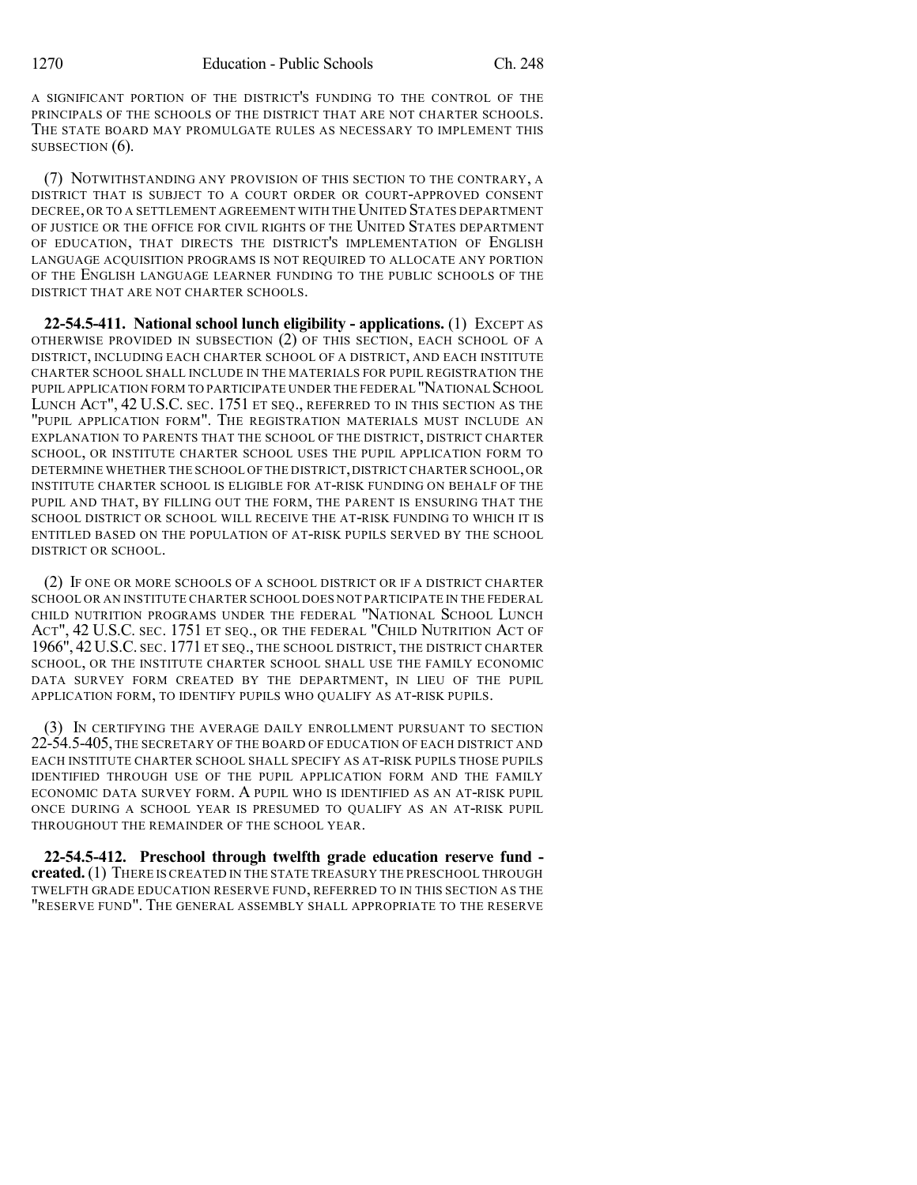A SIGNIFICANT PORTION OF THE DISTRICT'S FUNDING TO THE CONTROL OF THE PRINCIPALS OF THE SCHOOLS OF THE DISTRICT THAT ARE NOT CHARTER SCHOOLS. THE STATE BOARD MAY PROMULGATE RULES AS NECESSARY TO IMPLEMENT THIS SUBSECTION (6).

(7) NOTWITHSTANDING ANY PROVISION OF THIS SECTION TO THE CONTRARY, A DISTRICT THAT IS SUBJECT TO A COURT ORDER OR COURT-APPROVED CONSENT DECREE, OR TO A SETTLEMENT AGREEMENT WITH THE UNITED STATES DEPARTMENT OF JUSTICE OR THE OFFICE FOR CIVIL RIGHTS OF THE UNITED STATES DEPARTMENT OF EDUCATION, THAT DIRECTS THE DISTRICT'S IMPLEMENTATION OF ENGLISH LANGUAGE ACQUISITION PROGRAMS IS NOT REQUIRED TO ALLOCATE ANY PORTION OF THE ENGLISH LANGUAGE LEARNER FUNDING TO THE PUBLIC SCHOOLS OF THE DISTRICT THAT ARE NOT CHARTER SCHOOLS.

**22-54.5-411. National school lunch eligibility - applications.** (1) EXCEPT AS OTHERWISE PROVIDED IN SUBSECTION (2) OF THIS SECTION, EACH SCHOOL OF A DISTRICT, INCLUDING EACH CHARTER SCHOOL OF A DISTRICT, AND EACH INSTITUTE CHARTER SCHOOL SHALL INCLUDE IN THE MATERIALS FOR PUPIL REGISTRATION THE PUPIL APPLICATION FORM TO PARTICIPATE UNDER THE FEDERAL "NATIONAL SCHOOL LUNCH ACT", 42 U.S.C. SEC. 1751 ET SEQ., REFERRED TO IN THIS SECTION AS THE "PUPIL APPLICATION FORM". THE REGISTRATION MATERIALS MUST INCLUDE AN EXPLANATION TO PARENTS THAT THE SCHOOL OF THE DISTRICT, DISTRICT CHARTER SCHOOL, OR INSTITUTE CHARTER SCHOOL USES THE PUPIL APPLICATION FORM TO DETERMINE WHETHER THE SCHOOL OF THE DISTRICT, DISTRICT CHARTER SCHOOL, OR INSTITUTE CHARTER SCHOOL IS ELIGIBLE FOR AT-RISK FUNDING ON BEHALF OF THE PUPIL AND THAT, BY FILLING OUT THE FORM, THE PARENT IS ENSURING THAT THE SCHOOL DISTRICT OR SCHOOL WILL RECEIVE THE AT-RISK FUNDING TO WHICH IT IS ENTITLED BASED ON THE POPULATION OF AT-RISK PUPILS SERVED BY THE SCHOOL DISTRICT OR SCHOOL.

(2) IF ONE OR MORE SCHOOLS OF A SCHOOL DISTRICT OR IF A DISTRICT CHARTER SCHOOL OR AN INSTITUTE CHARTER SCHOOL DOES NOT PARTICIPATE IN THE FEDERAL CHILD NUTRITION PROGRAMS UNDER THE FEDERAL "NATIONAL SCHOOL LUNCH ACT", 42 U.S.C. SEC. 1751 ET SEQ., OR THE FEDERAL "CHILD NUTRITION ACT OF 1966", 42 U.S.C. SEC. 1771 ET SEQ., THE SCHOOL DISTRICT, THE DISTRICT CHARTER SCHOOL, OR THE INSTITUTE CHARTER SCHOOL SHALL USE THE FAMILY ECONOMIC DATA SURVEY FORM CREATED BY THE DEPARTMENT, IN LIEU OF THE PUPIL APPLICATION FORM, TO IDENTIFY PUPILS WHO QUALIFY AS AT-RISK PUPILS.

(3) IN CERTIFYING THE AVERAGE DAILY ENROLLMENT PURSUANT TO SECTION 22-54.5-405, THE SECRETARY OF THE BOARD OF EDUCATION OF EACH DISTRICT AND EACH INSTITUTE CHARTER SCHOOL SHALL SPECIFY AS AT-RISK PUPILS THOSE PUPILS IDENTIFIED THROUGH USE OF THE PUPIL APPLICATION FORM AND THE FAMILY ECONOMIC DATA SURVEY FORM. A PUPIL WHO IS IDENTIFIED AS AN AT-RISK PUPIL ONCE DURING A SCHOOL YEAR IS PRESUMED TO QUALIFY AS AN AT-RISK PUPIL THROUGHOUT THE REMAINDER OF THE SCHOOL YEAR.

**22-54.5-412. Preschool through twelfth grade education reserve fund - created.** (1) THERE IS CREATED IN THE STATE TREASURY THE PRESCHOOL THROUGH TWELFTH GRADE EDUCATION RESERVE FUND, REFERRED TO IN THIS SECTION AS THE "RESERVE FUND". THE GENERAL ASSEMBLY SHALL APPROPRIATE TO THE RESERVE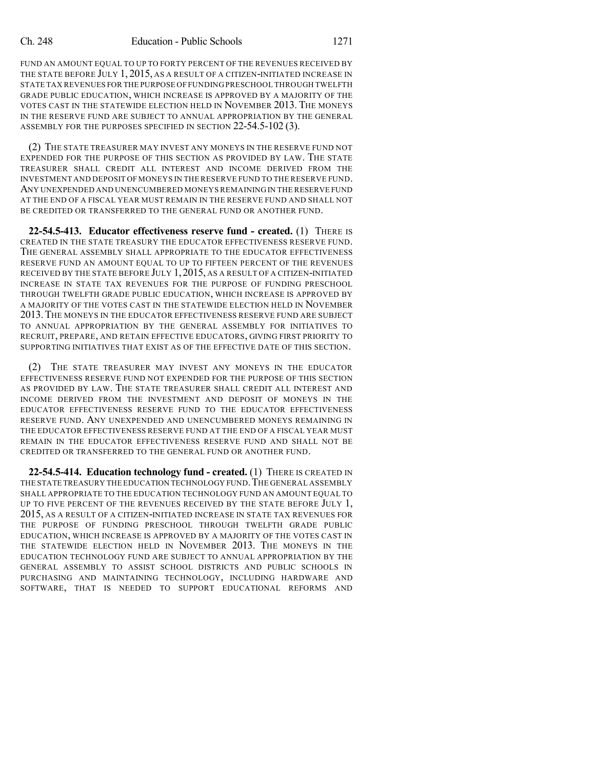FUND AN AMOUNT EQUAL TO UP TO FORTY PERCENT OF THE REVENUES RECEIVED BY THE STATE BEFORE JULY 1, 2015, AS A RESULT OF A CITIZEN-INITIATED INCREASE IN STATE TAX REVENUES FOR THE PURPOSE OF FUNDING PRESCHOOL THROUGH TWELFTH GRADE PUBLIC EDUCATION, WHICH INCREASE IS APPROVED BY A MAJORITY OF THE VOTES CAST IN THE STATEWIDE ELECTION HELD IN NOVEMBER 2013. THE MONEYS IN THE RESERVE FUND ARE SUBJECT TO ANNUAL APPROPRIATION BY THE GENERAL ASSEMBLY FOR THE PURPOSES SPECIFIED IN SECTION 22-54.5-102 (3).

(2) THE STATE TREASURER MAY INVEST ANY MONEYS IN THE RESERVE FUND NOT EXPENDED FOR THE PURPOSE OF THIS SECTION AS PROVIDED BY LAW. THE STATE TREASURER SHALL CREDIT ALL INTEREST AND INCOME DERIVED FROM THE INVESTMENT AND DEPOSIT OF MONEYS IN THE RESERVE FUND TO THE RESERVE FUND. ANY UNEXPENDED AND UNENCUMBERED MONEYS REMAINING IN THE RESERVE FUND AT THE END OF A FISCAL YEAR MUST REMAIN IN THE RESERVE FUND AND SHALL NOT BE CREDITED OR TRANSFERRED TO THE GENERAL FUND OR ANOTHER FUND.

**22-54.5-413. Educator effectiveness reserve fund - created.** (1) THERE IS CREATED IN THE STATE TREASURY THE EDUCATOR EFFECTIVENESS RESERVE FUND. THE GENERAL ASSEMBLY SHALL APPROPRIATE TO THE EDUCATOR EFFECTIVENESS RESERVE FUND AN AMOUNT EQUAL TO UP TO FIFTEEN PERCENT OF THE REVENUES RECEIVED BY THE STATE BEFORE JULY 1, 2015, AS A RESULT OF A CITIZEN-INITIATED INCREASE IN STATE TAX REVENUES FOR THE PURPOSE OF FUNDING PRESCHOOL THROUGH TWELFTH GRADE PUBLIC EDUCATION, WHICH INCREASE IS APPROVED BY A MAJORITY OF THE VOTES CAST IN THE STATEWIDE ELECTION HELD IN NOVEMBER 2013. THE MONEYS IN THE EDUCATOR EFFECTIVENESS RESERVE FUND ARE SUBJECT TO ANNUAL APPROPRIATION BY THE GENERAL ASSEMBLY FOR INITIATIVES TO RECRUIT, PREPARE, AND RETAIN EFFECTIVE EDUCATORS, GIVING FIRST PRIORITY TO SUPPORTING INITIATIVES THAT EXIST AS OF THE EFFECTIVE DATE OF THIS SECTION.

(2) THE STATE TREASURER MAY INVEST ANY MONEYS IN THE EDUCATOR EFFECTIVENESS RESERVE FUND NOT EXPENDED FOR THE PURPOSE OF THIS SECTION AS PROVIDED BY LAW. THE STATE TREASURER SHALL CREDIT ALL INTEREST AND INCOME DERIVED FROM THE INVESTMENT AND DEPOSIT OF MONEYS IN THE EDUCATOR EFFECTIVENESS RESERVE FUND TO THE EDUCATOR EFFECTIVENESS RESERVE FUND. ANY UNEXPENDED AND UNENCUMBERED MONEYS REMAINING IN THE EDUCATOR EFFECTIVENESS RESERVE FUND AT THE END OF A FISCAL YEAR MUST REMAIN IN THE EDUCATOR EFFECTIVENESS RESERVE FUND AND SHALL NOT BE CREDITED OR TRANSFERRED TO THE GENERAL FUND OR ANOTHER FUND.

**22-54.5-414. Education technology fund - created.** (1) THERE IS CREATED IN THE STATE TREASURY THE EDUCATION TECHNOLOGY FUND. THE GENERAL ASSEMBLY SHALL APPROPRIATE TO THE EDUCATION TECHNOLOGY FUND AN AMOUNT EQUAL TO UP TO FIVE PERCENT OF THE REVENUES RECEIVED BY THE STATE BEFORE JULY 1, 2015, AS A RESULT OF A CITIZEN-INITIATED INCREASE IN STATE TAX REVENUES FOR THE PURPOSE OF FUNDING PRESCHOOL THROUGH TWELFTH GRADE PUBLIC EDUCATION, WHICH INCREASE IS APPROVED BY A MAJORITY OF THE VOTES CAST IN THE STATEWIDE ELECTION HELD IN NOVEMBER 2013. THE MONEYS IN THE EDUCATION TECHNOLOGY FUND ARE SUBJECT TO ANNUAL APPROPRIATION BY THE GENERAL ASSEMBLY TO ASSIST SCHOOL DISTRICTS AND PUBLIC SCHOOLS IN PURCHASING AND MAINTAINING TECHNOLOGY, INCLUDING HARDWARE AND SOFTWARE, THAT IS NEEDED TO SUPPORT EDUCATIONAL REFORMS AND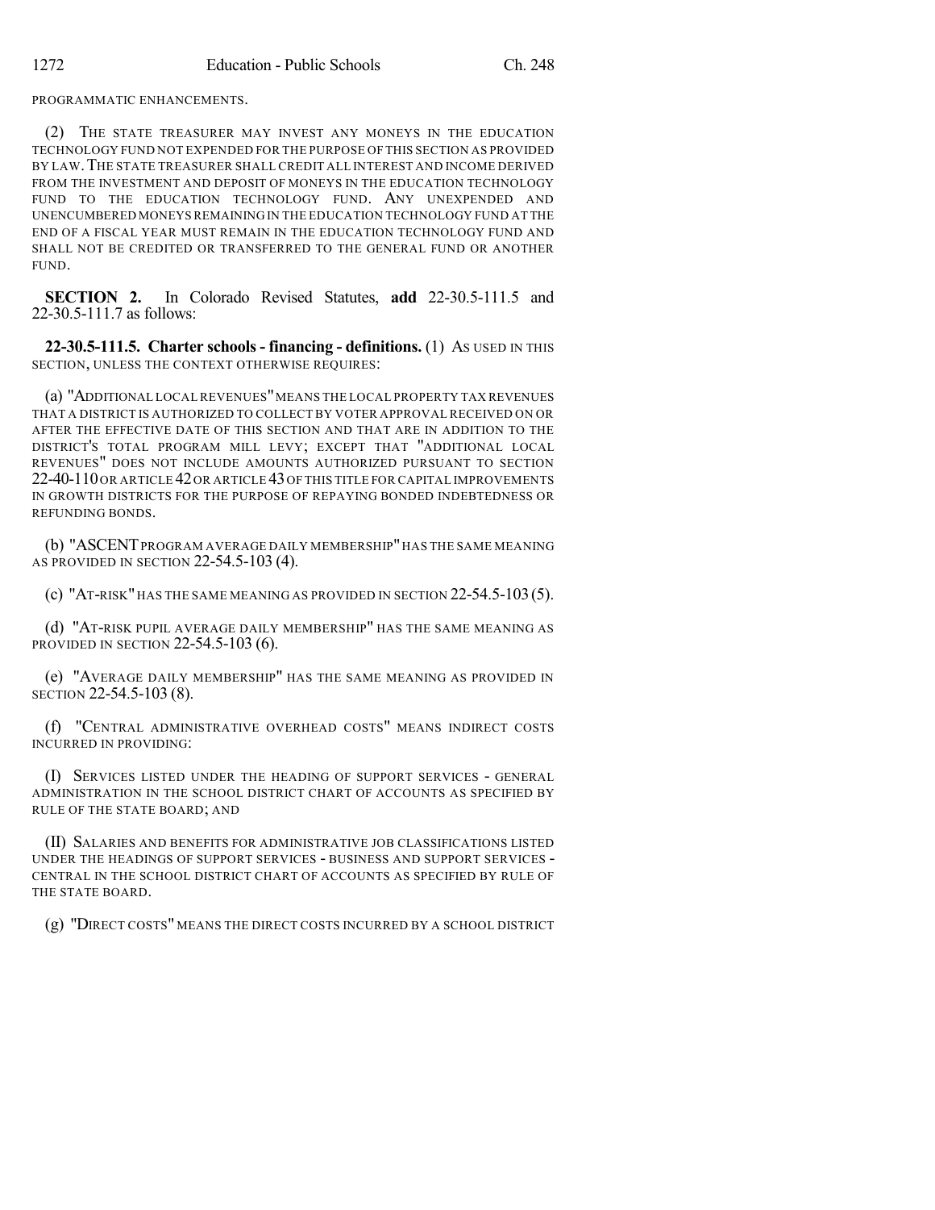PROGRAMMATIC ENHANCEMENTS.

(2) THE STATE TREASURER MAY INVEST ANY MONEYS IN THE EDUCATION TECHNOLOGY FUND NOT EXPENDED FOR THE PURPOSE OF THIS SECTION AS PROVIDED BY LAW. THE STATE TREASURER SHALL CREDIT ALL INTEREST AND INCOME DERIVED FROM THE INVESTMENT AND DEPOSIT OF MONEYS IN THE EDUCATION TECHNOLOGY FUND TO THE EDUCATION TECHNOLOGY FUND. ANY UNEXPENDED AND UNENCUMBERED MONEYS REMAINING IN THE EDUCATION TECHNOLOGY FUND AT THE END OF A FISCAL YEAR MUST REMAIN IN THE EDUCATION TECHNOLOGY FUND AND SHALL NOT BE CREDITED OR TRANSFERRED TO THE GENERAL FUND OR ANOTHER FUND.

**SECTION 2.** In Colorado Revised Statutes, **add** 22-30.5-111.5 and 22-30.5-111.7 as follows:

**22-30.5-111.5. Charter schools - financing - definitions.** (1) AS USED IN THIS SECTION, UNLESS THE CONTEXT OTHERWISE REQUIRES:

(a) "ADDITIONAL LOCAL REVENUES" MEANS THE LOCAL PROPERTY TAX REVENUES THAT A DISTRICT IS AUTHORIZED TO COLLECT BY VOTER APPROVAL RECEIVED ON OR AFTER THE EFFECTIVE DATE OF THIS SECTION AND THAT ARE IN ADDITION TO THE DISTRICT'S TOTAL PROGRAM MILL LEVY; EXCEPT THAT "ADDITIONAL LOCAL REVENUES" DOES NOT INCLUDE AMOUNTS AUTHORIZED PURSUANT TO SECTION 22-40-110 OR ARTICLE 42 OR ARTICLE 43 OF THIS TITLE FOR CAPITAL IMPROVEMENTS IN GROWTH DISTRICTS FOR THE PURPOSE OF REPAYING BONDED INDEBTEDNESS OR REFUNDING BONDS.

(b) "ASCENT PROGRAM AVERAGE DAILY MEMBERSHIP" HAS THE SAME MEANING AS PROVIDED IN SECTION 22-54.5-103 (4).

(c) "AT-RISK" HAS THE SAME MEANING AS PROVIDED IN SECTION 22-54.5-103 (5).

(d) "AT-RISK PUPIL AVERAGE DAILY MEMBERSHIP" HAS THE SAME MEANING AS PROVIDED IN SECTION 22-54.5-103 (6).

(e) "AVERAGE DAILY MEMBERSHIP" HAS THE SAME MEANING AS PROVIDED IN SECTION 22-54.5-103 (8).

(f) "CENTRAL ADMINISTRATIVE OVERHEAD COSTS" MEANS INDIRECT COSTS INCURRED IN PROVIDING:

(I) SERVICES LISTED UNDER THE HEADING OF SUPPORT SERVICES - GENERAL ADMINISTRATION IN THE SCHOOL DISTRICT CHART OF ACCOUNTS AS SPECIFIED BY RULE OF THE STATE BOARD; AND

(II) SALARIES AND BENEFITS FOR ADMINISTRATIVE JOB CLASSIFICATIONS LISTED UNDER THE HEADINGS OF SUPPORT SERVICES - BUSINESS AND SUPPORT SERVICES - CENTRAL IN THE SCHOOL DISTRICT CHART OF ACCOUNTS AS SPECIFIED BY RULE OF THE STATE BOARD.

(g) "DIRECT COSTS" MEANS THE DIRECT COSTS INCURRED BY A SCHOOL DISTRICT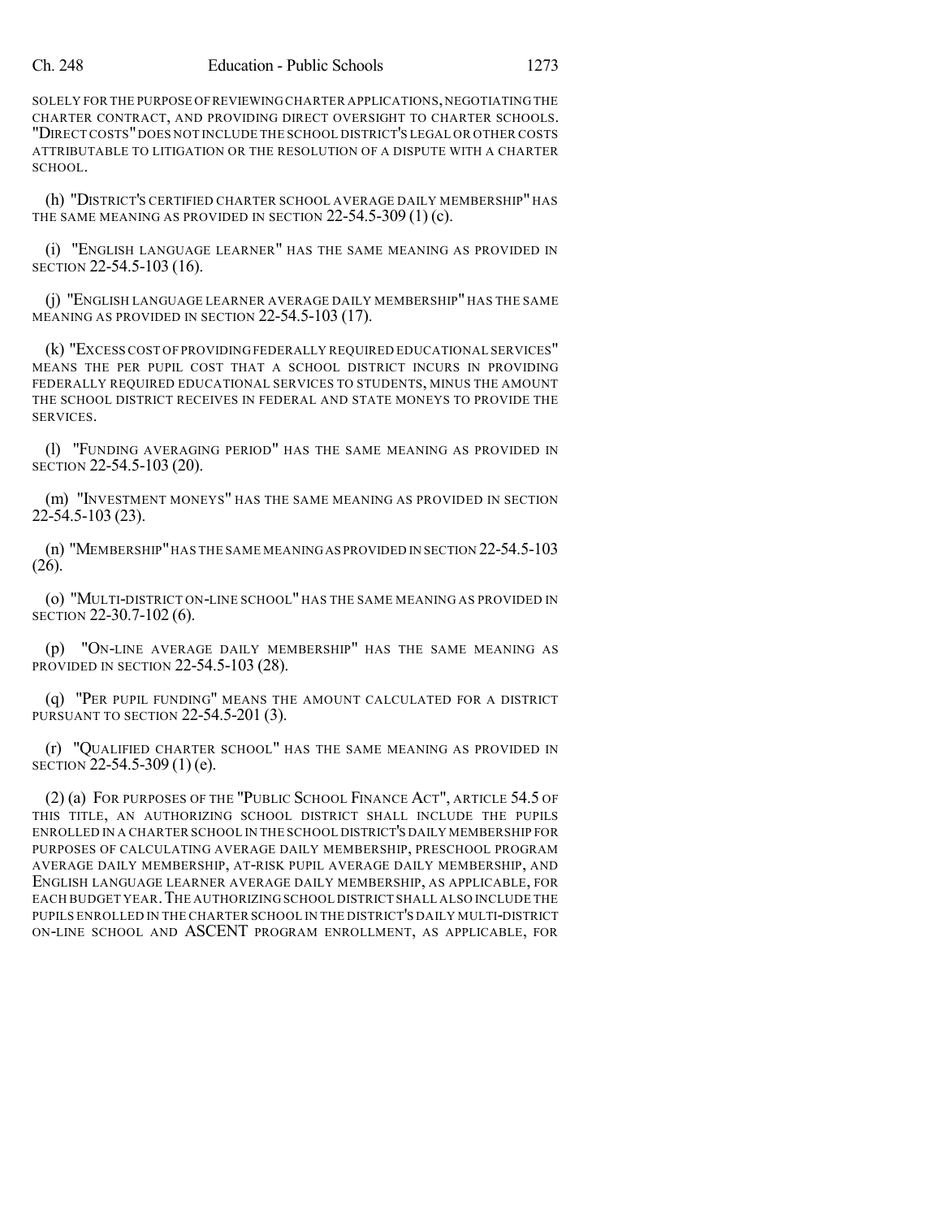SOLELY FOR THE PURPOSE OF REVIEWING CHARTER APPLICATIONS, NEGOTIATING THE CHARTER CONTRACT, AND PROVIDING DIRECT OVERSIGHT TO CHARTER SCHOOLS. "DIRECT COSTS" DOES NOT INCLUDE THE SCHOOL DISTRICT'S LEGAL OR OTHER COSTS ATTRIBUTABLE TO LITIGATION OR THE RESOLUTION OF A DISPUTE WITH A CHARTER SCHOOL.

(h) "DISTRICT'S CERTIFIED CHARTER SCHOOL AVERAGE DAILY MEMBERSHIP" HAS THE SAME MEANING AS PROVIDED IN SECTION 22-54.5-309 (1) (c).

(i) "ENGLISH LANGUAGE LEARNER" HAS THE SAME MEANING AS PROVIDED IN SECTION 22-54.5-103 (16).

(j) "ENGLISH LANGUAGE LEARNER AVERAGE DAILY MEMBERSHIP" HAS THE SAME MEANING AS PROVIDED IN SECTION 22-54.5-103 (17).

(k) "EXCESS COST OF PROVIDING FEDERALLY REQUIRED EDUCATIONAL SERVICES" MEANS THE PER PUPIL COST THAT A SCHOOL DISTRICT INCURS IN PROVIDING FEDERALLY REQUIRED EDUCATIONAL SERVICES TO STUDENTS, MINUS THE AMOUNT THE SCHOOL DISTRICT RECEIVES IN FEDERAL AND STATE MONEYS TO PROVIDE THE SERVICES.

(l) "FUNDING AVERAGING PERIOD" HAS THE SAME MEANING AS PROVIDED IN SECTION 22-54.5-103 (20).

(m) "INVESTMENT MONEYS" HAS THE SAME MEANING AS PROVIDED IN SECTION 22-54.5-103 (23).

(n) "MEMBERSHIP" HAS THE SAME MEANING AS PROVIDED IN SECTION 22-54.5-103 (26).

(o) "MULTI-DISTRICT ON-LINE SCHOOL" HAS THE SAME MEANING AS PROVIDED IN SECTION 22-30.7-102 (6).

(p) "ON-LINE AVERAGE DAILY MEMBERSHIP" HAS THE SAME MEANING AS PROVIDED IN SECTION 22-54.5-103 (28).

(q) "PER PUPIL FUNDING" MEANS THE AMOUNT CALCULATED FOR A DISTRICT PURSUANT TO SECTION 22-54.5-201 (3).

(r) "QUALIFIED CHARTER SCHOOL" HAS THE SAME MEANING AS PROVIDED IN SECTION 22-54.5-309 (1) (e).

(2) (a) FOR PURPOSES OF THE "PUBLIC SCHOOL FINANCE ACT", ARTICLE 54.5 OF THIS TITLE, AN AUTHORIZING SCHOOL DISTRICT SHALL INCLUDE THE PUPILS ENROLLED IN A CHARTER SCHOOL IN THE SCHOOL DISTRICT'S DAILY MEMBERSHIP FOR PURPOSES OF CALCULATING AVERAGE DAILY MEMBERSHIP, PRESCHOOL PROGRAM AVERAGE DAILY MEMBERSHIP, AT-RISK PUPIL AVERAGE DAILY MEMBERSHIP, AND ENGLISH LANGUAGE LEARNER AVERAGE DAILY MEMBERSHIP, AS APPLICABLE, FOR EACH BUDGET YEAR. THE AUTHORIZING SCHOOL DISTRICT SHALL ALSO INCLUDE THE PUPILS ENROLLED IN THE CHARTER SCHOOL IN THE DISTRICT'S DAILY MULTI-DISTRICT ON-LINE SCHOOL AND ASCENT PROGRAM ENROLLMENT, AS APPLICABLE, FOR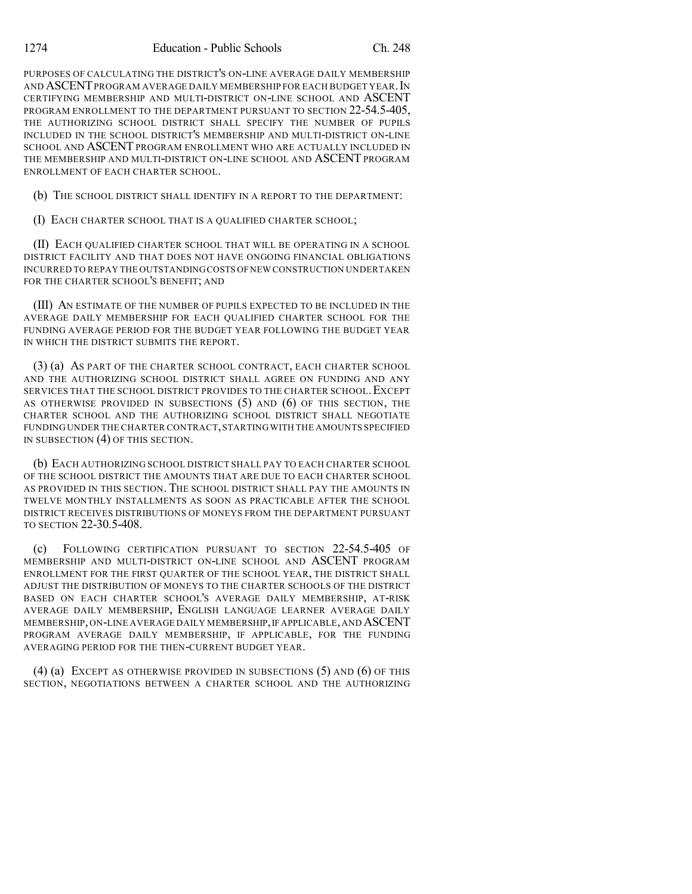PURPOSES OF CALCULATING THE DISTRICT'S ON-LINE AVERAGE DAILY MEMBERSHIP AND ASCENT PROGRAM AVERAGE DAILY MEMBERSHIP FOR EACH BUDGET YEAR. IN CERTIFYING MEMBERSHIP AND MULTI-DISTRICT ON-LINE SCHOOL AND ASCENT PROGRAM ENROLLMENT TO THE DEPARTMENT PURSUANT TO SECTION 22-54.5-405, THE AUTHORIZING SCHOOL DISTRICT SHALL SPECIFY THE NUMBER OF PUPILS INCLUDED IN THE SCHOOL DISTRICT'S MEMBERSHIP AND MULTI-DISTRICT ON-LINE SCHOOL AND ASCENT PROGRAM ENROLLMENT WHO ARE ACTUALLY INCLUDED IN THE MEMBERSHIP AND MULTI-DISTRICT ON-LINE SCHOOL AND ASCENT PROGRAM ENROLLMENT OF EACH CHARTER SCHOOL.

(b) THE SCHOOL DISTRICT SHALL IDENTIFY IN A REPORT TO THE DEPARTMENT:

(I) EACH CHARTER SCHOOL THAT IS A QUALIFIED CHARTER SCHOOL;

(II) EACH QUALIFIED CHARTER SCHOOL THAT WILL BE OPERATING IN A SCHOOL DISTRICT FACILITY AND THAT DOES NOT HAVE ONGOING FINANCIAL OBLIGATIONS INCURRED TO REPAY THE OUTSTANDING COSTS OF NEW CONSTRUCTION UNDERTAKEN FOR THE CHARTER SCHOOL'S BENEFIT; AND

(III) AN ESTIMATE OF THE NUMBER OF PUPILS EXPECTED TO BE INCLUDED IN THE AVERAGE DAILY MEMBERSHIP FOR EACH QUALIFIED CHARTER SCHOOL FOR THE FUNDING AVERAGE PERIOD FOR THE BUDGET YEAR FOLLOWING THE BUDGET YEAR IN WHICH THE DISTRICT SUBMITS THE REPORT.

(3) (a) AS PART OF THE CHARTER SCHOOL CONTRACT, EACH CHARTER SCHOOL AND THE AUTHORIZING SCHOOL DISTRICT SHALL AGREE ON FUNDING AND ANY SERVICES THAT THE SCHOOL DISTRICT PROVIDES TO THE CHARTER SCHOOL. EXCEPT AS OTHERWISE PROVIDED IN SUBSECTIONS (5) AND (6) OF THIS SECTION, THE CHARTER SCHOOL AND THE AUTHORIZING SCHOOL DISTRICT SHALL NEGOTIATE FUNDING UNDER THE CHARTER CONTRACT, STARTING WITH THE AMOUNTS SPECIFIED IN SUBSECTION (4) OF THIS SECTION.

(b) EACH AUTHORIZING SCHOOL DISTRICT SHALL PAY TO EACH CHARTER SCHOOL OF THE SCHOOL DISTRICT THE AMOUNTS THAT ARE DUE TO EACH CHARTER SCHOOL AS PROVIDED IN THIS SECTION. THE SCHOOL DISTRICT SHALL PAY THE AMOUNTS IN TWELVE MONTHLY INSTALLMENTS AS SOON AS PRACTICABLE AFTER THE SCHOOL DISTRICT RECEIVES DISTRIBUTIONS OF MONEYS FROM THE DEPARTMENT PURSUANT TO SECTION 22-30.5-408.

(c) FOLLOWING CERTIFICATION PURSUANT TO SECTION 22-54.5-405 OF MEMBERSHIP AND MULTI-DISTRICT ON-LINE SCHOOL AND ASCENT PROGRAM ENROLLMENT FOR THE FIRST QUARTER OF THE SCHOOL YEAR, THE DISTRICT SHALL ADJUST THE DISTRIBUTION OF MONEYS TO THE CHARTER SCHOOLS OF THE DISTRICT BASED ON EACH CHARTER SCHOOL'S AVERAGE DAILY MEMBERSHIP, AT-RISK AVERAGE DAILY MEMBERSHIP, ENGLISH LANGUAGE LEARNER AVERAGE DAILY MEMBERSHIP, ON-LINE AVERAGE DAILY MEMBERSHIP, IF APPLICABLE, AND ASCENT PROGRAM AVERAGE DAILY MEMBERSHIP, IF APPLICABLE, FOR THE FUNDING AVERAGING PERIOD FOR THE THEN-CURRENT BUDGET YEAR.

(4) (a) EXCEPT AS OTHERWISE PROVIDED IN SUBSECTIONS (5) AND (6) OF THIS SECTION, NEGOTIATIONS BETWEEN A CHARTER SCHOOL AND THE AUTHORIZING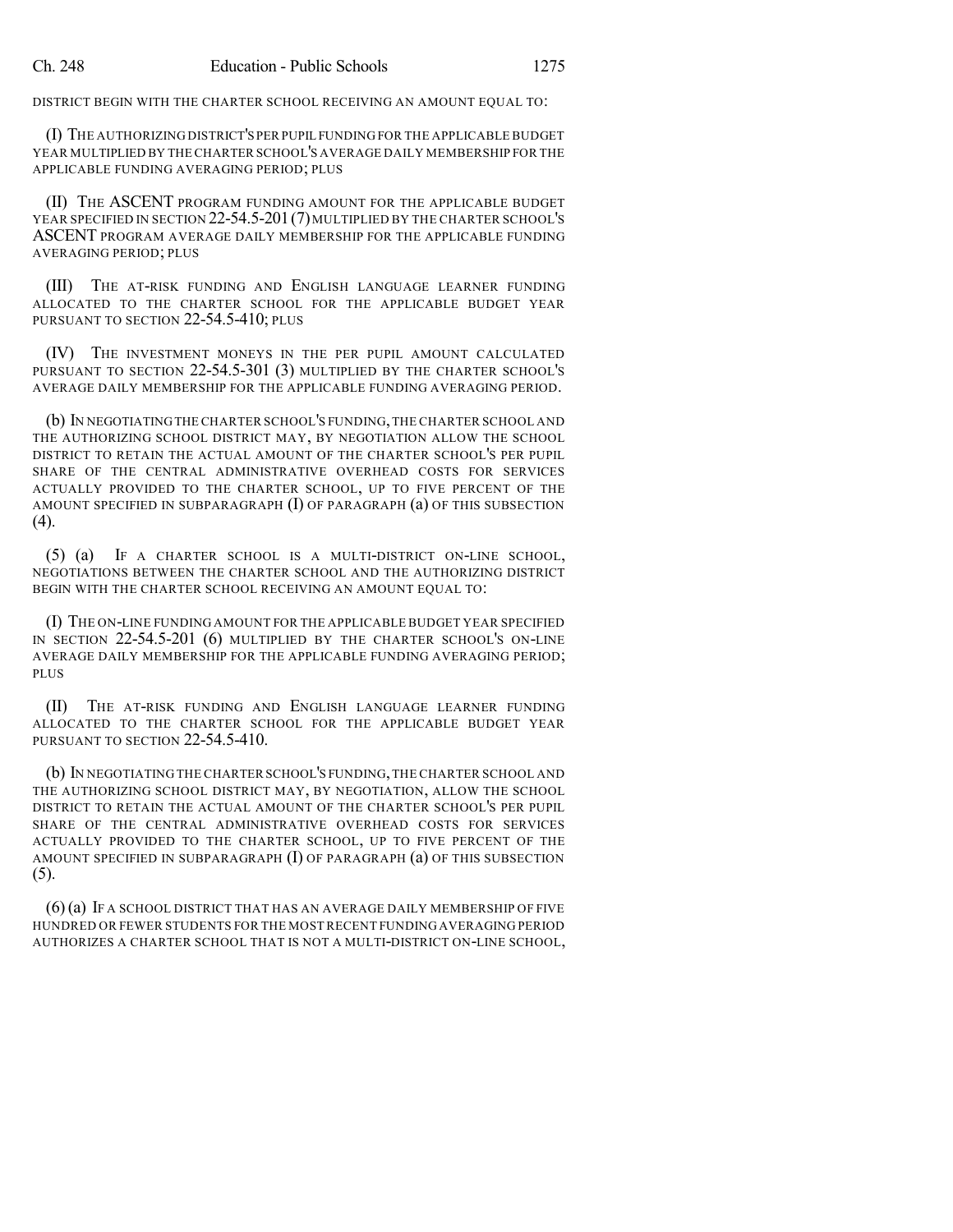DISTRICT BEGIN WITH THE CHARTER SCHOOL RECEIVING AN AMOUNT EQUAL TO:

(I) THE AUTHORIZING DISTRICT'S PER PUPIL FUNDING FOR THE APPLICABLE BUDGET YEAR MULTIPLIED BY THE CHARTER SCHOOL'S AVERAGE DAILY MEMBERSHIP FOR THE APPLICABLE FUNDING AVERAGING PERIOD; PLUS

(II) THE ASCENT PROGRAM FUNDING AMOUNT FOR THE APPLICABLE BUDGET YEAR SPECIFIED IN SECTION 22-54.5-201 (7) MULTIPLIED BY THE CHARTER SCHOOL'S ASCENT PROGRAM AVERAGE DAILY MEMBERSHIP FOR THE APPLICABLE FUNDING AVERAGING PERIOD; PLUS

(III) THE AT-RISK FUNDING AND ENGLISH LANGUAGE LEARNER FUNDING ALLOCATED TO THE CHARTER SCHOOL FOR THE APPLICABLE BUDGET YEAR PURSUANT TO SECTION 22-54.5-410; PLUS

(IV) THE INVESTMENT MONEYS IN THE PER PUPIL AMOUNT CALCULATED PURSUANT TO SECTION 22-54.5-301 (3) MULTIPLIED BY THE CHARTER SCHOOL'S AVERAGE DAILY MEMBERSHIP FOR THE APPLICABLE FUNDING AVERAGING PERIOD.

(b) IN NEGOTIATING THE CHARTER SCHOOL'S FUNDING, THE CHARTER SCHOOL AND THE AUTHORIZING SCHOOL DISTRICT MAY, BY NEGOTIATION ALLOW THE SCHOOL DISTRICT TO RETAIN THE ACTUAL AMOUNT OF THE CHARTER SCHOOL'S PER PUPIL SHARE OF THE CENTRAL ADMINISTRATIVE OVERHEAD COSTS FOR SERVICES ACTUALLY PROVIDED TO THE CHARTER SCHOOL, UP TO FIVE PERCENT OF THE AMOUNT SPECIFIED IN SUBPARAGRAPH (I) OF PARAGRAPH (a) OF THIS SUBSECTION (4).

(5) (a) IF A CHARTER SCHOOL IS A MULTI-DISTRICT ON-LINE SCHOOL, NEGOTIATIONS BETWEEN THE CHARTER SCHOOL AND THE AUTHORIZING DISTRICT BEGIN WITH THE CHARTER SCHOOL RECEIVING AN AMOUNT EQUAL TO:

(I) THE ON-LINE FUNDING AMOUNT FOR THE APPLICABLE BUDGET YEAR SPECIFIED IN SECTION 22-54.5-201 (6) MULTIPLIED BY THE CHARTER SCHOOL'S ON-LINE AVERAGE DAILY MEMBERSHIP FOR THE APPLICABLE FUNDING AVERAGING PERIOD; PLUS

(II) THE AT-RISK FUNDING AND ENGLISH LANGUAGE LEARNER FUNDING ALLOCATED TO THE CHARTER SCHOOL FOR THE APPLICABLE BUDGET YEAR PURSUANT TO SECTION 22-54.5-410.

(b) IN NEGOTIATING THE CHARTER SCHOOL'S FUNDING, THE CHARTER SCHOOL AND THE AUTHORIZING SCHOOL DISTRICT MAY, BY NEGOTIATION, ALLOW THE SCHOOL DISTRICT TO RETAIN THE ACTUAL AMOUNT OF THE CHARTER SCHOOL'S PER PUPIL SHARE OF THE CENTRAL ADMINISTRATIVE OVERHEAD COSTS FOR SERVICES ACTUALLY PROVIDED TO THE CHARTER SCHOOL, UP TO FIVE PERCENT OF THE AMOUNT SPECIFIED IN SUBPARAGRAPH (I) OF PARAGRAPH (a) OF THIS SUBSECTION (5).

(6) (a) IF A SCHOOL DISTRICT THAT HAS AN AVERAGE DAILY MEMBERSHIP OF FIVE HUNDRED OR FEWER STUDENTS FOR THE MOST RECENT FUNDING AVERAGING PERIOD AUTHORIZES A CHARTER SCHOOL THAT IS NOT A MULTI-DISTRICT ON-LINE SCHOOL,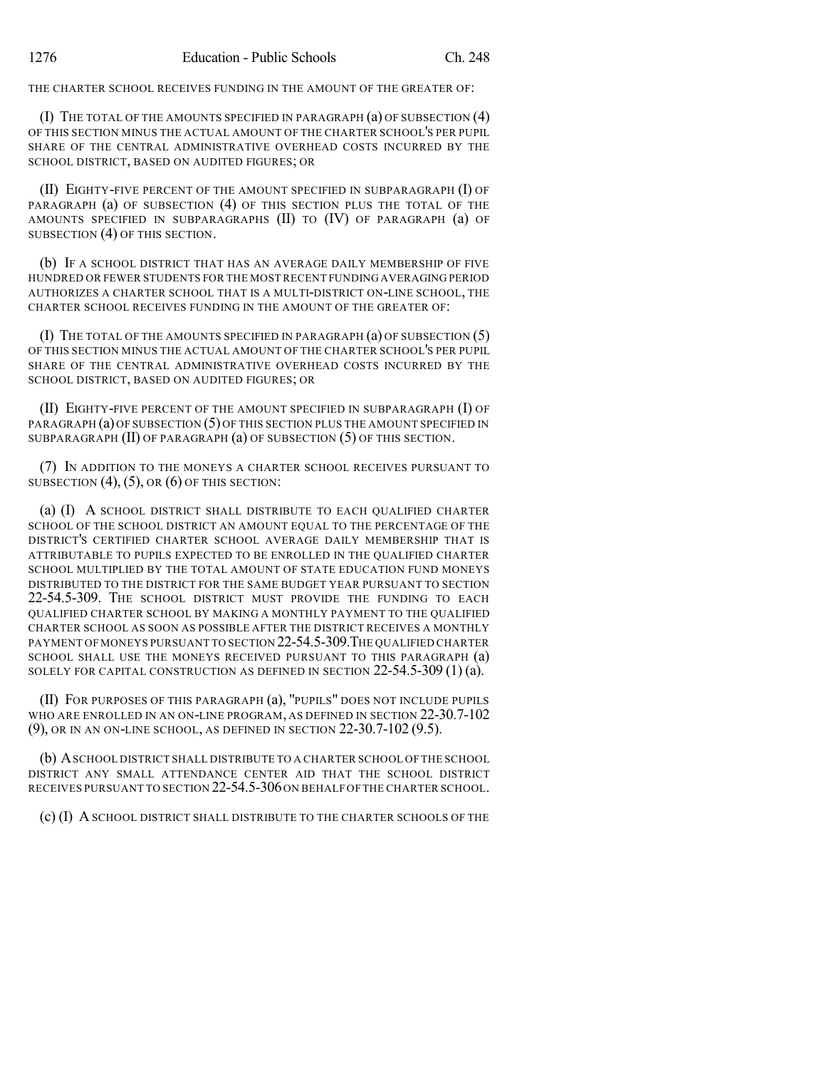THE CHARTER SCHOOL RECEIVES FUNDING IN THE AMOUNT OF THE GREATER OF:

(I) THE TOTAL OF THE AMOUNTS SPECIFIED IN PARAGRAPH (a) OF SUBSECTION (4) OF THIS SECTION MINUS THE ACTUAL AMOUNT OF THE CHARTER SCHOOL'S PER PUPIL SHARE OF THE CENTRAL ADMINISTRATIVE OVERHEAD COSTS INCURRED BY THE SCHOOL DISTRICT, BASED ON AUDITED FIGURES; OR

(II) EIGHTY-FIVE PERCENT OF THE AMOUNT SPECIFIED IN SUBPARAGRAPH (I) OF PARAGRAPH (a) OF SUBSECTION (4) OF THIS SECTION PLUS THE TOTAL OF THE AMOUNTS SPECIFIED IN SUBPARAGRAPHS (II) TO (IV) OF PARAGRAPH (a) OF SUBSECTION (4) OF THIS SECTION.

(b) IF A SCHOOL DISTRICT THAT HAS AN AVERAGE DAILY MEMBERSHIP OF FIVE HUNDRED OR FEWER STUDENTS FOR THE MOST RECENT FUNDING AVERAGING PERIOD AUTHORIZES A CHARTER SCHOOL THAT IS A MULTI-DISTRICT ON-LINE SCHOOL, THE CHARTER SCHOOL RECEIVES FUNDING IN THE AMOUNT OF THE GREATER OF:

(I) THE TOTAL OF THE AMOUNTS SPECIFIED IN PARAGRAPH (a) OF SUBSECTION (5) OF THIS SECTION MINUS THE ACTUAL AMOUNT OF THE CHARTER SCHOOL'S PER PUPIL SHARE OF THE CENTRAL ADMINISTRATIVE OVERHEAD COSTS INCURRED BY THE SCHOOL DISTRICT, BASED ON AUDITED FIGURES; OR

(II) EIGHTY-FIVE PERCENT OF THE AMOUNT SPECIFIED IN SUBPARAGRAPH (I) OF PARAGRAPH (a) OF SUBSECTION (5) OF THIS SECTION PLUS THE AMOUNT SPECIFIED IN SUBPARAGRAPH (II) OF PARAGRAPH (a) OF SUBSECTION (5) OF THIS SECTION.

(7) IN ADDITION TO THE MONEYS A CHARTER SCHOOL RECEIVES PURSUANT TO SUBSECTION (4), (5), OR (6) OF THIS SECTION:

(a) (I) A SCHOOL DISTRICT SHALL DISTRIBUTE TO EACH QUALIFIED CHARTER SCHOOL OF THE SCHOOL DISTRICT AN AMOUNT EQUAL TO THE PERCENTAGE OF THE DISTRICT'S CERTIFIED CHARTER SCHOOL AVERAGE DAILY MEMBERSHIP THAT IS ATTRIBUTABLE TO PUPILS EXPECTED TO BE ENROLLED IN THE QUALIFIED CHARTER SCHOOL MULTIPLIED BY THE TOTAL AMOUNT OF STATE EDUCATION FUND MONEYS DISTRIBUTED TO THE DISTRICT FOR THE SAME BUDGET YEAR PURSUANT TO SECTION 22-54.5-309. THE SCHOOL DISTRICT MUST PROVIDE THE FUNDING TO EACH QUALIFIED CHARTER SCHOOL BY MAKING A MONTHLY PAYMENT TO THE QUALIFIED CHARTER SCHOOL AS SOON AS POSSIBLE AFTER THE DISTRICT RECEIVES A MONTHLY PAYMENT OF MONEYS PURSUANT TO SECTION 22-54.5-309. THE QUALIFIED CHARTER SCHOOL SHALL USE THE MONEYS RECEIVED PURSUANT TO THIS PARAGRAPH (a) SOLELY FOR CAPITAL CONSTRUCTION AS DEFINED IN SECTION 22-54.5-309 (1) (a).

(II) FOR PURPOSES OF THIS PARAGRAPH (a), "PUPILS" DOES NOT INCLUDE PUPILS WHO ARE ENROLLED IN AN ON-LINE PROGRAM, AS DEFINED IN SECTION 22-30.7-102 (9), OR IN AN ON-LINE SCHOOL, AS DEFINED IN SECTION 22-30.7-102 (9.5).

(b) A SCHOOL DISTRICT SHALL DISTRIBUTE TO A CHARTER SCHOOL OF THE SCHOOL DISTRICT ANY SMALL ATTENDANCE CENTER AID THAT THE SCHOOL DISTRICT RECEIVES PURSUANT TO SECTION 22-54.5-306 ON BEHALF OF THE CHARTER SCHOOL.

(c) (I) A SCHOOL DISTRICT SHALL DISTRIBUTE TO THE CHARTER SCHOOLS OF THE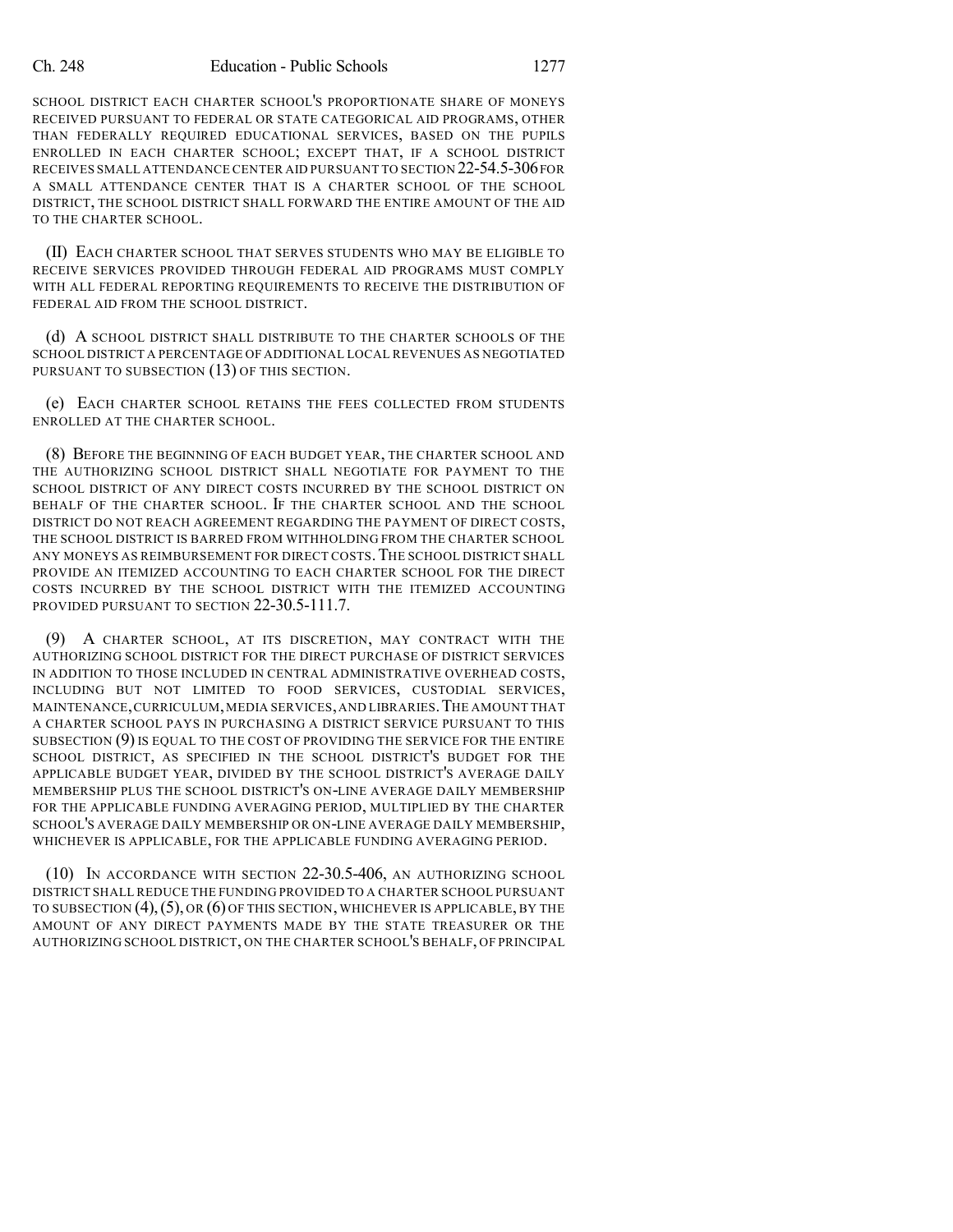SCHOOL DISTRICT EACH CHARTER SCHOOL'S PROPORTIONATE SHARE OF MONEYS RECEIVED PURSUANT TO FEDERAL OR STATE CATEGORICAL AID PROGRAMS, OTHER THAN FEDERALLY REQUIRED EDUCATIONAL SERVICES, BASED ON THE PUPILS ENROLLED IN EACH CHARTER SCHOOL; EXCEPT THAT, IF A SCHOOL DISTRICT RECEIVES SMALL ATTENDANCE CENTER AID PURSUANT TO SECTION 22-54.5-306 FOR A SMALL ATTENDANCE CENTER THAT IS A CHARTER SCHOOL OF THE SCHOOL DISTRICT, THE SCHOOL DISTRICT SHALL FORWARD THE ENTIRE AMOUNT OF THE AID TO THE CHARTER SCHOOL.

(II) EACH CHARTER SCHOOL THAT SERVES STUDENTS WHO MAY BE ELIGIBLE TO RECEIVE SERVICES PROVIDED THROUGH FEDERAL AID PROGRAMS MUST COMPLY WITH ALL FEDERAL REPORTING REQUIREMENTS TO RECEIVE THE DISTRIBUTION OF FEDERAL AID FROM THE SCHOOL DISTRICT.

(d) A SCHOOL DISTRICT SHALL DISTRIBUTE TO THE CHARTER SCHOOLS OF THE SCHOOL DISTRICT A PERCENTAGE OF ADDITIONAL LOCAL REVENUES AS NEGOTIATED PURSUANT TO SUBSECTION (13) OF THIS SECTION.

(e) EACH CHARTER SCHOOL RETAINS THE FEES COLLECTED FROM STUDENTS ENROLLED AT THE CHARTER SCHOOL.

(8) BEFORE THE BEGINNING OF EACH BUDGET YEAR, THE CHARTER SCHOOL AND THE AUTHORIZING SCHOOL DISTRICT SHALL NEGOTIATE FOR PAYMENT TO THE SCHOOL DISTRICT OF ANY DIRECT COSTS INCURRED BY THE SCHOOL DISTRICT ON BEHALF OF THE CHARTER SCHOOL. IF THE CHARTER SCHOOL AND THE SCHOOL DISTRICT DO NOT REACH AGREEMENT REGARDING THE PAYMENT OF DIRECT COSTS, THE SCHOOL DISTRICT IS BARRED FROM WITHHOLDING FROM THE CHARTER SCHOOL ANY MONEYS AS REIMBURSEMENT FOR DIRECT COSTS. THE SCHOOL DISTRICT SHALL PROVIDE AN ITEMIZED ACCOUNTING TO EACH CHARTER SCHOOL FOR THE DIRECT COSTS INCURRED BY THE SCHOOL DISTRICT WITH THE ITEMIZED ACCOUNTING PROVIDED PURSUANT TO SECTION 22-30.5-111.7.

(9) A CHARTER SCHOOL, AT ITS DISCRETION, MAY CONTRACT WITH THE AUTHORIZING SCHOOL DISTRICT FOR THE DIRECT PURCHASE OF DISTRICT SERVICES IN ADDITION TO THOSE INCLUDED IN CENTRAL ADMINISTRATIVE OVERHEAD COSTS, INCLUDING BUT NOT LIMITED TO FOOD SERVICES, CUSTODIAL SERVICES, MAINTENANCE, CURRICULUM, MEDIA SERVICES, AND LIBRARIES. THE AMOUNT THAT A CHARTER SCHOOL PAYS IN PURCHASING A DISTRICT SERVICE PURSUANT TO THIS SUBSECTION (9) IS EQUAL TO THE COST OF PROVIDING THE SERVICE FOR THE ENTIRE SCHOOL DISTRICT, AS SPECIFIED IN THE SCHOOL DISTRICT'S BUDGET FOR THE APPLICABLE BUDGET YEAR, DIVIDED BY THE SCHOOL DISTRICT'S AVERAGE DAILY MEMBERSHIP PLUS THE SCHOOL DISTRICT'S ON-LINE AVERAGE DAILY MEMBERSHIP FOR THE APPLICABLE FUNDING AVERAGING PERIOD, MULTIPLIED BY THE CHARTER SCHOOL'S AVERAGE DAILY MEMBERSHIP OR ON-LINE AVERAGE DAILY MEMBERSHIP, WHICHEVER IS APPLICABLE, FOR THE APPLICABLE FUNDING AVERAGING PERIOD.

(10) IN ACCORDANCE WITH SECTION 22-30.5-406, AN AUTHORIZING SCHOOL DISTRICT SHALL REDUCE THE FUNDING PROVIDED TO A CHARTER SCHOOL PURSUANT TO SUBSECTION (4), (5), OR (6) OF THIS SECTION, WHICHEVER IS APPLICABLE, BY THE AMOUNT OF ANY DIRECT PAYMENTS MADE BY THE STATE TREASURER OR THE AUTHORIZING SCHOOL DISTRICT, ON THE CHARTER SCHOOL'S BEHALF, OF PRINCIPAL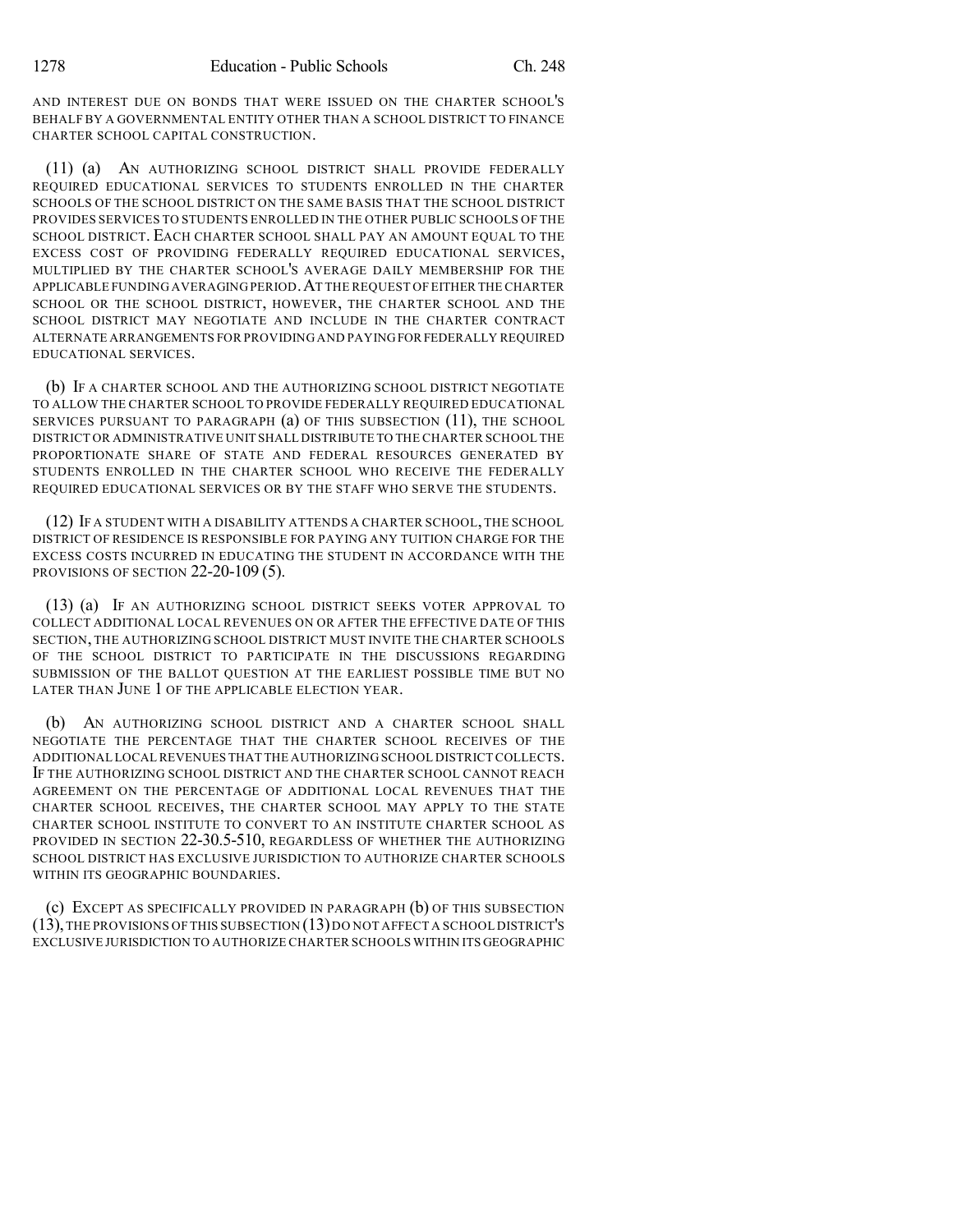AND INTEREST DUE ON BONDS THAT WERE ISSUED ON THE CHARTER SCHOOL'S BEHALF BY A GOVERNMENTAL ENTITY OTHER THAN A SCHOOL DISTRICT TO FINANCE CHARTER SCHOOL CAPITAL CONSTRUCTION.

(11) (a) AN AUTHORIZING SCHOOL DISTRICT SHALL PROVIDE FEDERALLY REQUIRED EDUCATIONAL SERVICES TO STUDENTS ENROLLED IN THE CHARTER SCHOOLS OF THE SCHOOL DISTRICT ON THE SAME BASIS THAT THE SCHOOL DISTRICT PROVIDES SERVICES TO STUDENTS ENROLLED IN THE OTHER PUBLIC SCHOOLS OF THE SCHOOL DISTRICT. EACH CHARTER SCHOOL SHALL PAY AN AMOUNT EQUAL TO THE EXCESS COST OF PROVIDING FEDERALLY REQUIRED EDUCATIONAL SERVICES, MULTIPLIED BY THE CHARTER SCHOOL'S AVERAGE DAILY MEMBERSHIP FOR THE APPLICABLE FUNDING AVERAGING PERIOD. AT THE REQUEST OF EITHER THE CHARTER SCHOOL OR THE SCHOOL DISTRICT, HOWEVER, THE CHARTER SCHOOL AND THE SCHOOL DISTRICT MAY NEGOTIATE AND INCLUDE IN THE CHARTER CONTRACT ALTERNATE ARRANGEMENTS FOR PROVIDING AND PAYING FOR FEDERALLY REQUIRED EDUCATIONAL SERVICES.

(b) IF A CHARTER SCHOOL AND THE AUTHORIZING SCHOOL DISTRICT NEGOTIATE TO ALLOW THE CHARTER SCHOOL TO PROVIDE FEDERALLY REQUIRED EDUCATIONAL SERVICES PURSUANT TO PARAGRAPH (a) OF THIS SUBSECTION (11), THE SCHOOL DISTRICT OR ADMINISTRATIVE UNIT SHALL DISTRIBUTE TO THE CHARTER SCHOOL THE PROPORTIONATE SHARE OF STATE AND FEDERAL RESOURCES GENERATED BY STUDENTS ENROLLED IN THE CHARTER SCHOOL WHO RECEIVE THE FEDERALLY REQUIRED EDUCATIONAL SERVICES OR BY THE STAFF WHO SERVE THE STUDENTS.

(12) IF A STUDENT WITH A DISABILITY ATTENDS A CHARTER SCHOOL, THE SCHOOL DISTRICT OF RESIDENCE IS RESPONSIBLE FOR PAYING ANY TUITION CHARGE FOR THE EXCESS COSTS INCURRED IN EDUCATING THE STUDENT IN ACCORDANCE WITH THE PROVISIONS OF SECTION 22-20-109 (5).

(13) (a) IF AN AUTHORIZING SCHOOL DISTRICT SEEKS VOTER APPROVAL TO COLLECT ADDITIONAL LOCAL REVENUES ON OR AFTER THE EFFECTIVE DATE OF THIS SECTION, THE AUTHORIZING SCHOOL DISTRICT MUST INVITE THE CHARTER SCHOOLS OF THE SCHOOL DISTRICT TO PARTICIPATE IN THE DISCUSSIONS REGARDING SUBMISSION OF THE BALLOT QUESTION AT THE EARLIEST POSSIBLE TIME BUT NO LATER THAN JUNE 1 OF THE APPLICABLE ELECTION YEAR.

(b) AN AUTHORIZING SCHOOL DISTRICT AND A CHARTER SCHOOL SHALL NEGOTIATE THE PERCENTAGE THAT THE CHARTER SCHOOL RECEIVES OF THE ADDITIONAL LOCAL REVENUES THAT THE AUTHORIZING SCHOOL DISTRICT COLLECTS. IF THE AUTHORIZING SCHOOL DISTRICT AND THE CHARTER SCHOOL CANNOT REACH AGREEMENT ON THE PERCENTAGE OF ADDITIONAL LOCAL REVENUES THAT THE CHARTER SCHOOL RECEIVES, THE CHARTER SCHOOL MAY APPLY TO THE STATE CHARTER SCHOOL INSTITUTE TO CONVERT TO AN INSTITUTE CHARTER SCHOOL AS PROVIDED IN SECTION 22-30.5-510, REGARDLESS OF WHETHER THE AUTHORIZING SCHOOL DISTRICT HAS EXCLUSIVE JURISDICTION TO AUTHORIZE CHARTER SCHOOLS WITHIN ITS GEOGRAPHIC BOUNDARIES.

(c) EXCEPT AS SPECIFICALLY PROVIDED IN PARAGRAPH (b) OF THIS SUBSECTION (13), THE PROVISIONS OF THIS SUBSECTION (13) DO NOT AFFECT A SCHOOL DISTRICT'S EXCLUSIVE JURISDICTION TO AUTHORIZE CHARTER SCHOOLS WITHIN ITS GEOGRAPHIC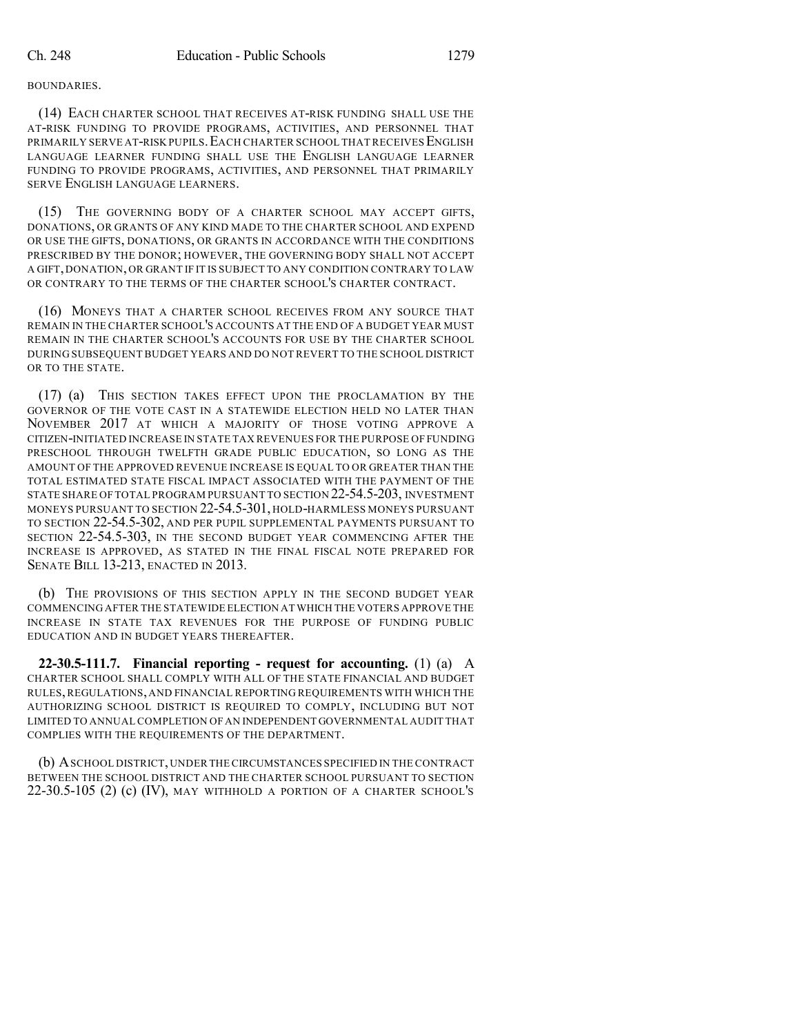BOUNDARIES.

(14) EACH CHARTER SCHOOL THAT RECEIVES AT-RISK FUNDING SHALL USE THE AT-RISK FUNDING TO PROVIDE PROGRAMS, ACTIVITIES, AND PERSONNEL THAT PRIMARILY SERVE AT-RISK PUPILS. EACH CHARTER SCHOOL THAT RECEIVES ENGLISH LANGUAGE LEARNER FUNDING SHALL USE THE ENGLISH LANGUAGE LEARNER FUNDING TO PROVIDE PROGRAMS, ACTIVITIES, AND PERSONNEL THAT PRIMARILY SERVE ENGLISH LANGUAGE LEARNERS.

(15) THE GOVERNING BODY OF A CHARTER SCHOOL MAY ACCEPT GIFTS, DONATIONS, OR GRANTS OF ANY KIND MADE TO THE CHARTER SCHOOL AND EXPEND OR USE THE GIFTS, DONATIONS, OR GRANTS IN ACCORDANCE WITH THE CONDITIONS PRESCRIBED BY THE DONOR; HOWEVER, THE GOVERNING BODY SHALL NOT ACCEPT A GIFT, DONATION, OR GRANT IF IT IS SUBJECT TO ANY CONDITION CONTRARY TO LAW OR CONTRARY TO THE TERMS OF THE CHARTER SCHOOL'S CHARTER CONTRACT.

(16) MONEYS THAT A CHARTER SCHOOL RECEIVES FROM ANY SOURCE THAT REMAIN IN THE CHARTER SCHOOL'S ACCOUNTS AT THE END OF A BUDGET YEAR MUST REMAIN IN THE CHARTER SCHOOL'S ACCOUNTS FOR USE BY THE CHARTER SCHOOL DURING SUBSEQUENT BUDGET YEARS AND DO NOT REVERT TO THE SCHOOL DISTRICT OR TO THE STATE.

(17) (a) THIS SECTION TAKES EFFECT UPON THE PROCLAMATION BY THE GOVERNOR OF THE VOTE CAST IN A STATEWIDE ELECTION HELD NO LATER THAN NOVEMBER 2017 AT WHICH A MAJORITY OF THOSE VOTING APPROVE A CITIZEN-INITIATED INCREASE IN STATE TAX REVENUES FOR THE PURPOSE OF FUNDING PRESCHOOL THROUGH TWELFTH GRADE PUBLIC EDUCATION, SO LONG AS THE AMOUNT OF THE APPROVED REVENUE INCREASE IS EQUAL TO OR GREATER THAN THE TOTAL ESTIMATED STATE FISCAL IMPACT ASSOCIATED WITH THE PAYMENT OF THE STATE SHARE OF TOTAL PROGRAM PURSUANT TO SECTION 22-54.5-203, INVESTMENT MONEYS PURSUANT TO SECTION 22-54.5-301, HOLD-HARMLESS MONEYS PURSUANT TO SECTION 22-54.5-302, AND PER PUPIL SUPPLEMENTAL PAYMENTS PURSUANT TO SECTION 22-54.5-303, IN THE SECOND BUDGET YEAR COMMENCING AFTER THE INCREASE IS APPROVED, AS STATED IN THE FINAL FISCAL NOTE PREPARED FOR SENATE BILL 13-213, ENACTED IN 2013.

(b) THE PROVISIONS OF THIS SECTION APPLY IN THE SECOND BUDGET YEAR COMMENCING AFTER THE STATEWIDE ELECTION AT WHICH THE VOTERS APPROVE THE INCREASE IN STATE TAX REVENUES FOR THE PURPOSE OF FUNDING PUBLIC EDUCATION AND IN BUDGET YEARS THEREAFTER.

**22-30.5-111.7. Financial reporting - request for accounting.** (1) (a) A CHARTER SCHOOL SHALL COMPLY WITH ALL OF THE STATE FINANCIAL AND BUDGET RULES, REGULATIONS, AND FINANCIAL REPORTING REQUIREMENTS WITH WHICH THE AUTHORIZING SCHOOL DISTRICT IS REQUIRED TO COMPLY, INCLUDING BUT NOT LIMITED TO ANNUAL COMPLETION OF AN INDEPENDENT GOVERNMENTAL AUDIT THAT COMPLIES WITH THE REQUIREMENTS OF THE DEPARTMENT.

(b) A SCHOOL DISTRICT, UNDER THE CIRCUMSTANCES SPECIFIED IN THE CONTRACT BETWEEN THE SCHOOL DISTRICT AND THE CHARTER SCHOOL PURSUANT TO SECTION 22-30.5-105 (2) (c) (IV), MAY WITHHOLD A PORTION OF A CHARTER SCHOOL'S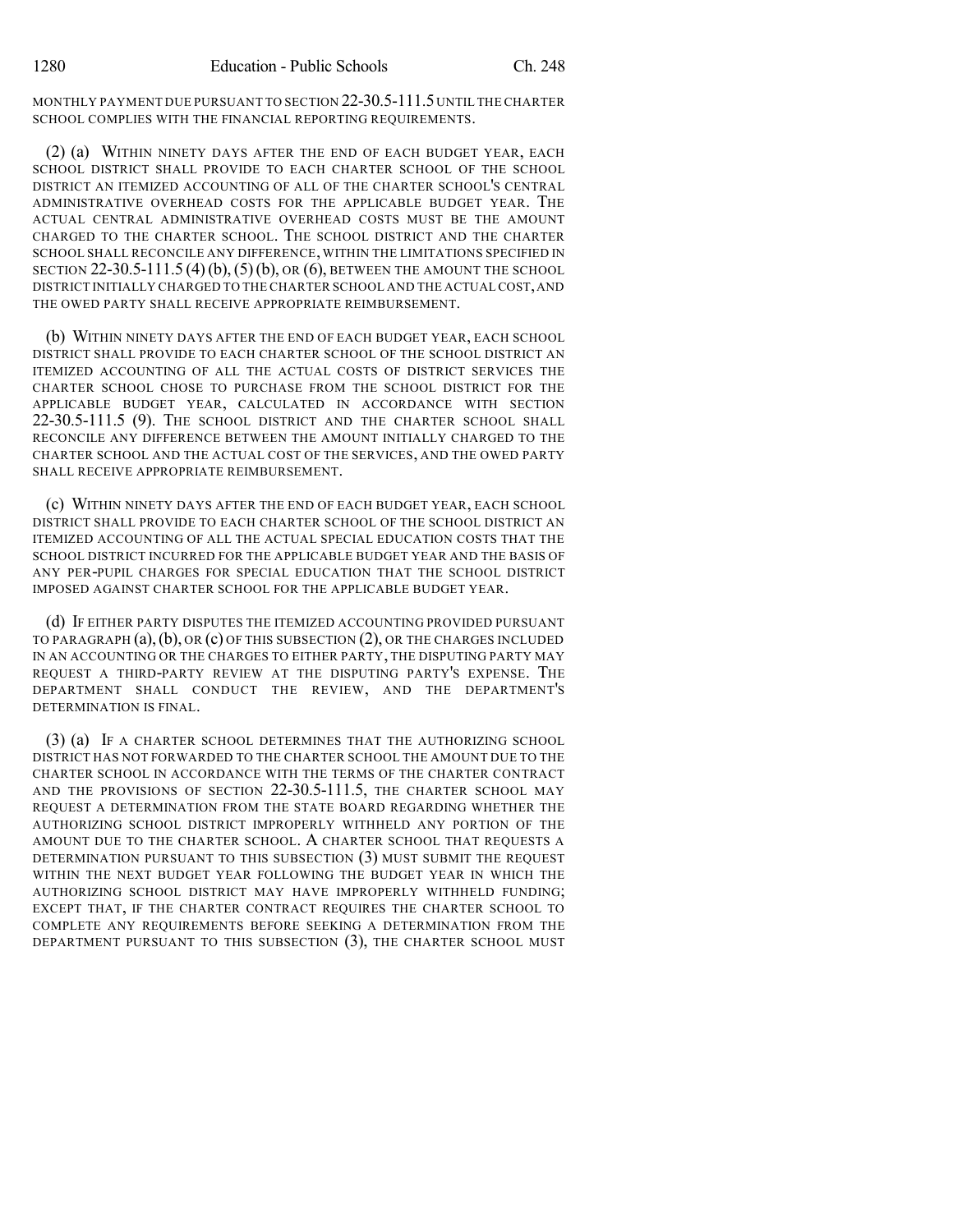MONTHLY PAYMENT DUE PURSUANT TO SECTION 22-30.5-111.5 UNTIL THE CHARTER SCHOOL COMPLIES WITH THE FINANCIAL REPORTING REQUIREMENTS.

(2) (a) WITHIN NINETY DAYS AFTER THE END OF EACH BUDGET YEAR, EACH SCHOOL DISTRICT SHALL PROVIDE TO EACH CHARTER SCHOOL OF THE SCHOOL DISTRICT AN ITEMIZED ACCOUNTING OF ALL OF THE CHARTER SCHOOL'S CENTRAL ADMINISTRATIVE OVERHEAD COSTS FOR THE APPLICABLE BUDGET YEAR. THE ACTUAL CENTRAL ADMINISTRATIVE OVERHEAD COSTS MUST BE THE AMOUNT CHARGED TO THE CHARTER SCHOOL. THE SCHOOL DISTRICT AND THE CHARTER SCHOOL SHALL RECONCILE ANY DIFFERENCE, WITHIN THE LIMITATIONS SPECIFIED IN SECTION 22-30.5-111.5 (4)(b), (5)(b), OR (6), BETWEEN THE AMOUNT THE SCHOOL DISTRICT INITIALLY CHARGED TO THE CHARTER SCHOOL AND THE ACTUAL COST, AND THE OWED PARTY SHALL RECEIVE APPROPRIATE REIMBURSEMENT.

(b) WITHIN NINETY DAYS AFTER THE END OF EACH BUDGET YEAR, EACH SCHOOL DISTRICT SHALL PROVIDE TO EACH CHARTER SCHOOL OF THE SCHOOL DISTRICT AN ITEMIZED ACCOUNTING OF ALL THE ACTUAL COSTS OF DISTRICT SERVICES THE CHARTER SCHOOL CHOSE TO PURCHASE FROM THE SCHOOL DISTRICT FOR THE APPLICABLE BUDGET YEAR, CALCULATED IN ACCORDANCE WITH SECTION 22-30.5-111.5 (9). THE SCHOOL DISTRICT AND THE CHARTER SCHOOL SHALL RECONCILE ANY DIFFERENCE BETWEEN THE AMOUNT INITIALLY CHARGED TO THE CHARTER SCHOOL AND THE ACTUAL COST OF THE SERVICES, AND THE OWED PARTY SHALL RECEIVE APPROPRIATE REIMBURSEMENT.

(c) WITHIN NINETY DAYS AFTER THE END OF EACH BUDGET YEAR, EACH SCHOOL DISTRICT SHALL PROVIDE TO EACH CHARTER SCHOOL OF THE SCHOOL DISTRICT AN ITEMIZED ACCOUNTING OF ALL THE ACTUAL SPECIAL EDUCATION COSTS THAT THE SCHOOL DISTRICT INCURRED FOR THE APPLICABLE BUDGET YEAR AND THE BASIS OF ANY PER-PUPIL CHARGES FOR SPECIAL EDUCATION THAT THE SCHOOL DISTRICT IMPOSED AGAINST CHARTER SCHOOL FOR THE APPLICABLE BUDGET YEAR.

(d) IF EITHER PARTY DISPUTES THE ITEMIZED ACCOUNTING PROVIDED PURSUANT TO PARAGRAPH (a), (b), OR (c) OF THIS SUBSECTION (2), OR THE CHARGES INCLUDED IN AN ACCOUNTING OR THE CHARGES TO EITHER PARTY, THE DISPUTING PARTY MAY REQUEST A THIRD-PARTY REVIEW AT THE DISPUTING PARTY'S EXPENSE. THE DEPARTMENT SHALL CONDUCT THE REVIEW, AND THE DEPARTMENT'S DETERMINATION IS FINAL.

(3) (a) IF A CHARTER SCHOOL DETERMINES THAT THE AUTHORIZING SCHOOL DISTRICT HAS NOT FORWARDED TO THE CHARTER SCHOOL THE AMOUNT DUE TO THE CHARTER SCHOOL IN ACCORDANCE WITH THE TERMS OF THE CHARTER CONTRACT AND THE PROVISIONS OF SECTION 22-30.5-111.5, THE CHARTER SCHOOL MAY REQUEST A DETERMINATION FROM THE STATE BOARD REGARDING WHETHER THE AUTHORIZING SCHOOL DISTRICT IMPROPERLY WITHHELD ANY PORTION OF THE AMOUNT DUE TO THE CHARTER SCHOOL. A CHARTER SCHOOL THAT REQUESTS A DETERMINATION PURSUANT TO THIS SUBSECTION (3) MUST SUBMIT THE REQUEST WITHIN THE NEXT BUDGET YEAR FOLLOWING THE BUDGET YEAR IN WHICH THE AUTHORIZING SCHOOL DISTRICT MAY HAVE IMPROPERLY WITHHELD FUNDING; EXCEPT THAT, IF THE CHARTER CONTRACT REQUIRES THE CHARTER SCHOOL TO COMPLETE ANY REQUIREMENTS BEFORE SEEKING A DETERMINATION FROM THE DEPARTMENT PURSUANT TO THIS SUBSECTION (3), THE CHARTER SCHOOL MUST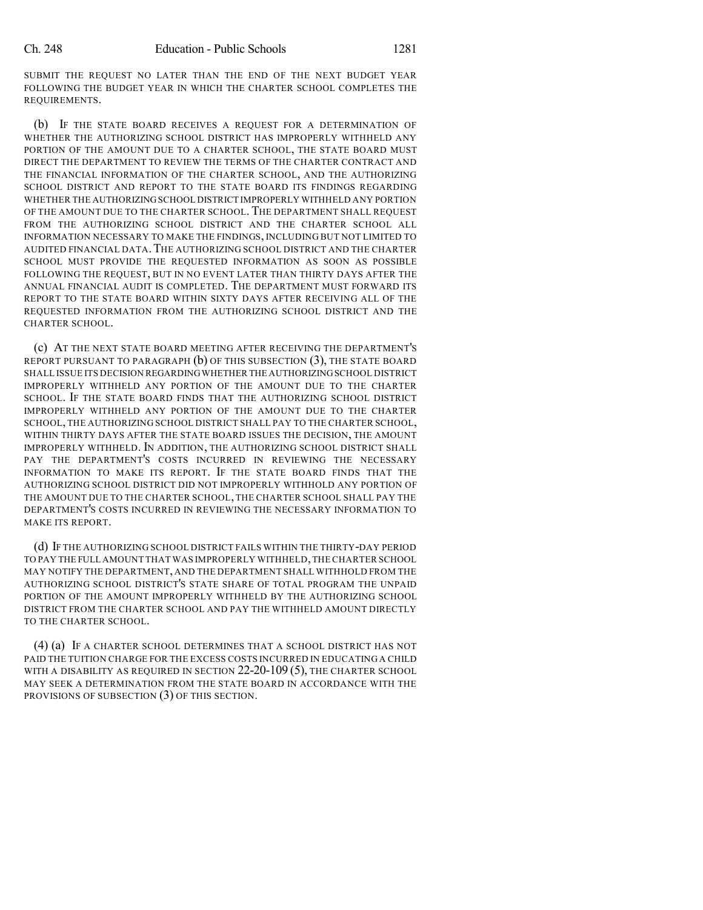SUBMIT THE REQUEST NO LATER THAN THE END OF THE NEXT BUDGET YEAR FOLLOWING THE BUDGET YEAR IN WHICH THE CHARTER SCHOOL COMPLETES THE REQUIREMENTS.

(b) IF THE STATE BOARD RECEIVES A REQUEST FOR A DETERMINATION OF WHETHER THE AUTHORIZING SCHOOL DISTRICT HAS IMPROPERLY WITHHELD ANY PORTION OF THE AMOUNT DUE TO A CHARTER SCHOOL, THE STATE BOARD MUST DIRECT THE DEPARTMENT TO REVIEW THE TERMS OF THE CHARTER CONTRACT AND THE FINANCIAL INFORMATION OF THE CHARTER SCHOOL, AND THE AUTHORIZING SCHOOL DISTRICT AND REPORT TO THE STATE BOARD ITS FINDINGS REGARDING WHETHER THE AUTHORIZING SCHOOL DISTRICT IMPROPERLY WITHHELD ANY PORTION OF THE AMOUNT DUE TO THE CHARTER SCHOOL. THE DEPARTMENT SHALL REQUEST FROM THE AUTHORIZING SCHOOL DISTRICT AND THE CHARTER SCHOOL ALL INFORMATION NECESSARY TO MAKE THE FINDINGS, INCLUDING BUT NOT LIMITED TO AUDITED FINANCIAL DATA. THE AUTHORIZING SCHOOL DISTRICT AND THE CHARTER SCHOOL MUST PROVIDE THE REQUESTED INFORMATION AS SOON AS POSSIBLE FOLLOWING THE REQUEST, BUT IN NO EVENT LATER THAN THIRTY DAYS AFTER THE ANNUAL FINANCIAL AUDIT IS COMPLETED. THE DEPARTMENT MUST FORWARD ITS REPORT TO THE STATE BOARD WITHIN SIXTY DAYS AFTER RECEIVING ALL OF THE REQUESTED INFORMATION FROM THE AUTHORIZING SCHOOL DISTRICT AND THE CHARTER SCHOOL.

(c) AT THE NEXT STATE BOARD MEETING AFTER RECEIVING THE DEPARTMENT'S REPORT PURSUANT TO PARAGRAPH (b) OF THIS SUBSECTION (3), THE STATE BOARD SHALL ISSUE ITS DECISION REGARDING WHETHER THE AUTHORIZING SCHOOL DISTRICT IMPROPERLY WITHHELD ANY PORTION OF THE AMOUNT DUE TO THE CHARTER SCHOOL. IF THE STATE BOARD FINDS THAT THE AUTHORIZING SCHOOL DISTRICT IMPROPERLY WITHHELD ANY PORTION OF THE AMOUNT DUE TO THE CHARTER SCHOOL, THE AUTHORIZING SCHOOL DISTRICT SHALL PAY TO THE CHARTER SCHOOL, WITHIN THIRTY DAYS AFTER THE STATE BOARD ISSUES THE DECISION, THE AMOUNT IMPROPERLY WITHHELD. IN ADDITION, THE AUTHORIZING SCHOOL DISTRICT SHALL PAY THE DEPARTMENT'S COSTS INCURRED IN REVIEWING THE NECESSARY INFORMATION TO MAKE ITS REPORT. IF THE STATE BOARD FINDS THAT THE AUTHORIZING SCHOOL DISTRICT DID NOT IMPROPERLY WITHHOLD ANY PORTION OF THE AMOUNT DUE TO THE CHARTER SCHOOL, THE CHARTER SCHOOL SHALL PAY THE DEPARTMENT'S COSTS INCURRED IN REVIEWING THE NECESSARY INFORMATION TO MAKE ITS REPORT.

(d) IF THE AUTHORIZING SCHOOL DISTRICT FAILS WITHIN THE THIRTY-DAY PERIOD TO PAY THE FULL AMOUNT THAT WAS IMPROPERLY WITHHELD, THE CHARTER SCHOOL MAY NOTIFY THE DEPARTMENT, AND THE DEPARTMENT SHALL WITHHOLD FROM THE AUTHORIZING SCHOOL DISTRICT'S STATE SHARE OF TOTAL PROGRAM THE UNPAID PORTION OF THE AMOUNT IMPROPERLY WITHHELD BY THE AUTHORIZING SCHOOL DISTRICT FROM THE CHARTER SCHOOL AND PAY THE WITHHELD AMOUNT DIRECTLY TO THE CHARTER SCHOOL.

(4) (a) IF A CHARTER SCHOOL DETERMINES THAT A SCHOOL DISTRICT HAS NOT PAID THE TUITION CHARGE FOR THE EXCESS COSTS INCURRED IN EDUCATING A CHILD WITH A DISABILITY AS REQUIRED IN SECTION 22-20-109 (5), THE CHARTER SCHOOL MAY SEEK A DETERMINATION FROM THE STATE BOARD IN ACCORDANCE WITH THE PROVISIONS OF SUBSECTION (3) OF THIS SECTION.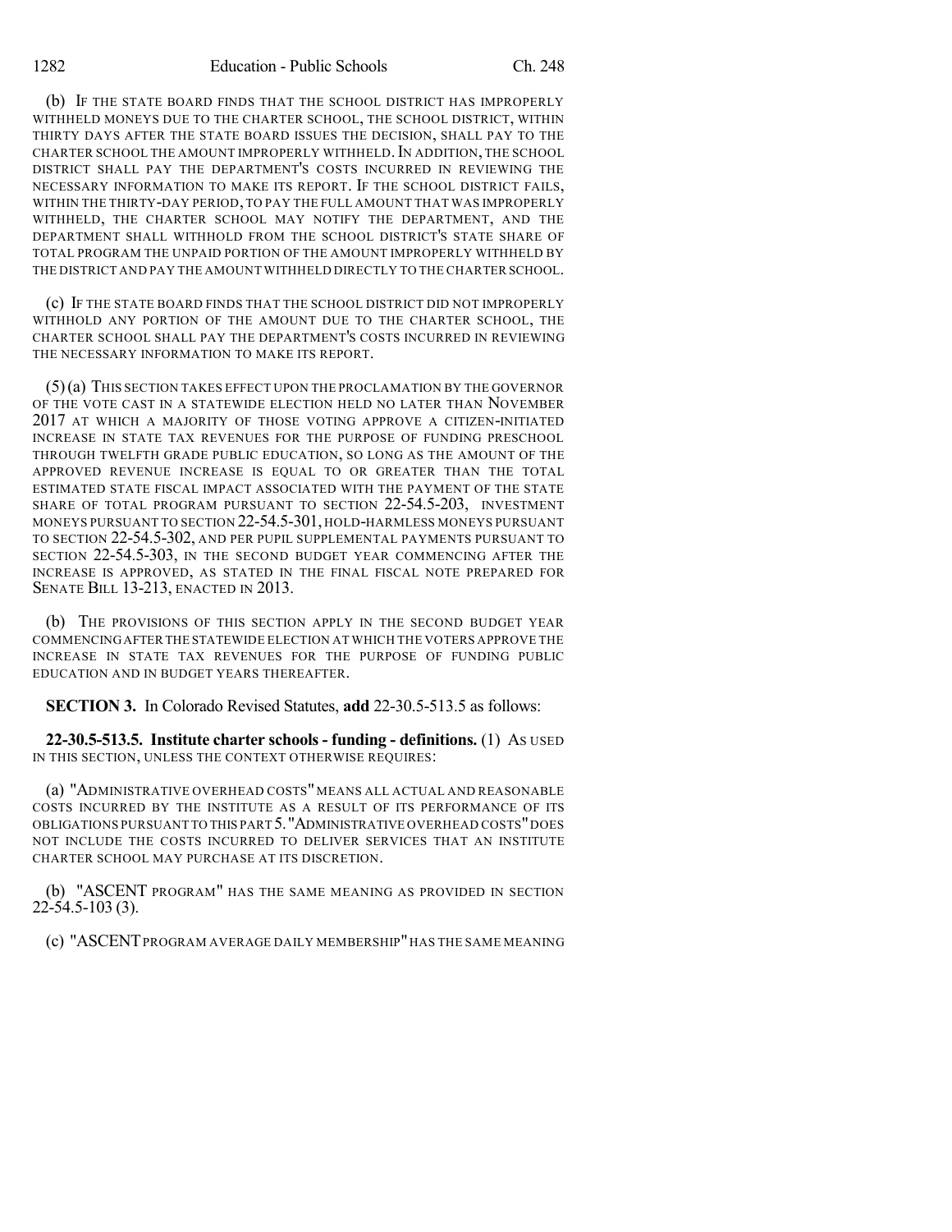(b) IF THE STATE BOARD FINDS THAT THE SCHOOL DISTRICT HAS IMPROPERLY WITHHELD MONEYS DUE TO THE CHARTER SCHOOL, THE SCHOOL DISTRICT, WITHIN THIRTY DAYS AFTER THE STATE BOARD ISSUES THE DECISION, SHALL PAY TO THE CHARTER SCHOOL THE AMOUNT IMPROPERLY WITHHELD. IN ADDITION, THE SCHOOL DISTRICT SHALL PAY THE DEPARTMENT'S COSTS INCURRED IN REVIEWING THE NECESSARY INFORMATION TO MAKE ITS REPORT. IF THE SCHOOL DISTRICT FAILS, WITHIN THE THIRTY-DAY PERIOD, TO PAY THE FULL AMOUNT THAT WAS IMPROPERLY WITHHELD, THE CHARTER SCHOOL MAY NOTIFY THE DEPARTMENT, AND THE DEPARTMENT SHALL WITHHOLD FROM THE SCHOOL DISTRICT'S STATE SHARE OF TOTAL PROGRAM THE UNPAID PORTION OF THE AMOUNT IMPROPERLY WITHHELD BY THE DISTRICT AND PAY THE AMOUNT WITHHELD DIRECTLY TO THE CHARTER SCHOOL.

(c) IF THE STATE BOARD FINDS THAT THE SCHOOL DISTRICT DID NOT IMPROPERLY WITHHOLD ANY PORTION OF THE AMOUNT DUE TO THE CHARTER SCHOOL, THE CHARTER SCHOOL SHALL PAY THE DEPARTMENT'S COSTS INCURRED IN REVIEWING THE NECESSARY INFORMATION TO MAKE ITS REPORT.

(5) (a) THIS SECTION TAKES EFFECT UPON THE PROCLAMATION BY THE GOVERNOR OF THE VOTE CAST IN A STATEWIDE ELECTION HELD NO LATER THAN NOVEMBER 2017 AT WHICH A MAJORITY OF THOSE VOTING APPROVE A CITIZEN-INITIATED INCREASE IN STATE TAX REVENUES FOR THE PURPOSE OF FUNDING PRESCHOOL THROUGH TWELFTH GRADE PUBLIC EDUCATION, SO LONG AS THE AMOUNT OF THE APPROVED REVENUE INCREASE IS EQUAL TO OR GREATER THAN THE TOTAL ESTIMATED STATE FISCAL IMPACT ASSOCIATED WITH THE PAYMENT OF THE STATE SHARE OF TOTAL PROGRAM PURSUANT TO SECTION 22-54.5-203, INVESTMENT MONEYS PURSUANT TO SECTION 22-54.5-301, HOLD-HARMLESS MONEYS PURSUANT TO SECTION 22-54.5-302, AND PER PUPIL SUPPLEMENTAL PAYMENTS PURSUANT TO SECTION 22-54.5-303, IN THE SECOND BUDGET YEAR COMMENCING AFTER THE INCREASE IS APPROVED, AS STATED IN THE FINAL FISCAL NOTE PREPARED FOR SENATE BILL 13-213, ENACTED IN 2013.

(b) THE PROVISIONS OF THIS SECTION APPLY IN THE SECOND BUDGET YEAR COMMENCING AFTER THE STATEWIDE ELECTION AT WHICH THE VOTERS APPROVE THE INCREASE IN STATE TAX REVENUES FOR THE PURPOSE OF FUNDING PUBLIC EDUCATION AND IN BUDGET YEARS THEREAFTER.

**SECTION 3.** In Colorado Revised Statutes, **add** 22-30.5-513.5 as follows:

**22-30.5-513.5. Institute charter schools - funding - definitions.** (1) AS USED IN THIS SECTION, UNLESS THE CONTEXT OTHERWISE REQUIRES:

(a) "ADMINISTRATIVE OVERHEAD COSTS" MEANS ALL ACTUAL AND REASONABLE COSTS INCURRED BY THE INSTITUTE AS A RESULT OF ITS PERFORMANCE OF ITS OBLIGATIONS PURSUANT TO THIS PART 5. "ADMINISTRATIVE OVERHEAD COSTS" DOES NOT INCLUDE THE COSTS INCURRED TO DELIVER SERVICES THAT AN INSTITUTE CHARTER SCHOOL MAY PURCHASE AT ITS DISCRETION.

(b) "ASCENT PROGRAM" HAS THE SAME MEANING AS PROVIDED IN SECTION 22-54.5-103 (3).

(c) "ASCENT PROGRAM AVERAGE DAILY MEMBERSHIP" HAS THE SAME MEANING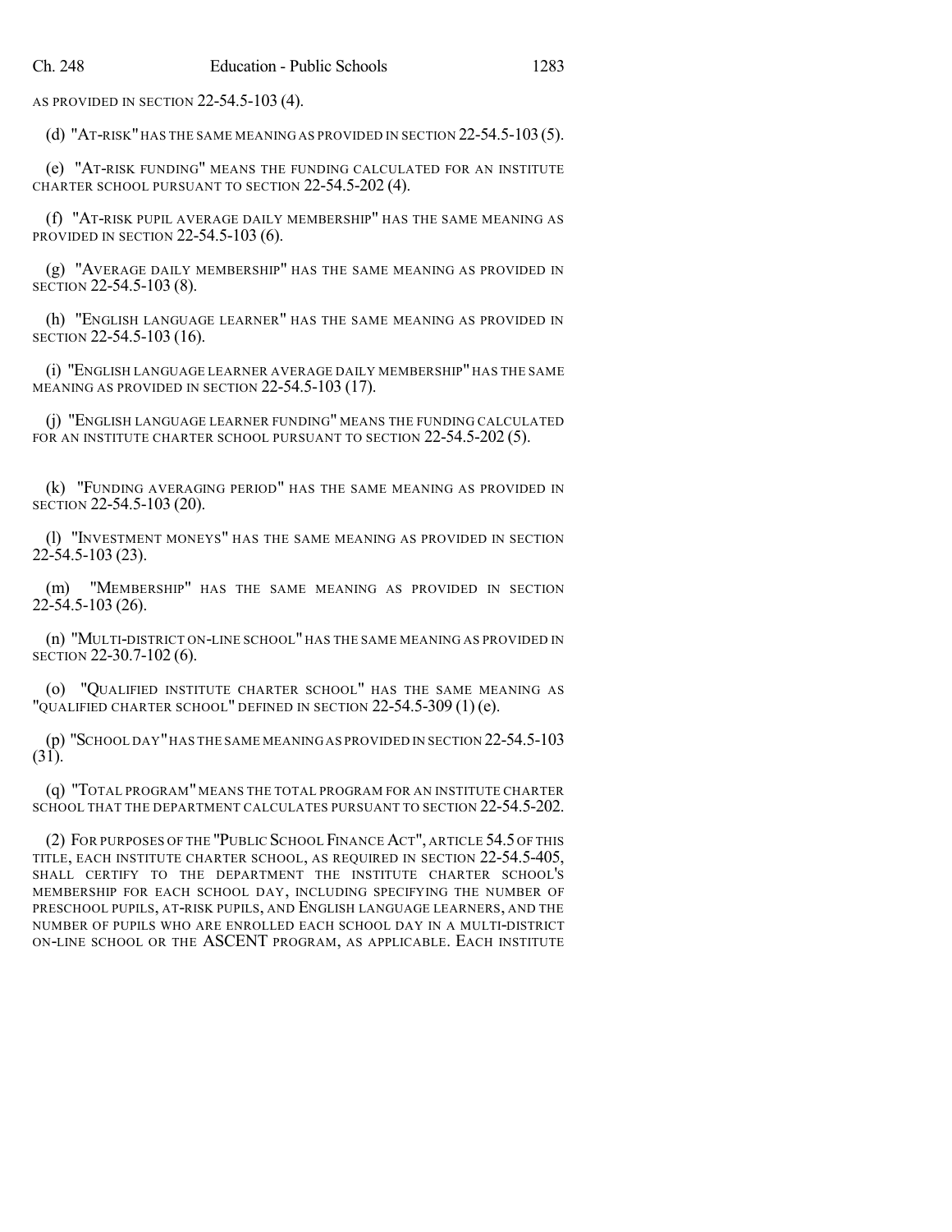AS PROVIDED IN SECTION 22-54.5-103 (4).

(d) "AT-RISK" HAS THE SAME MEANING AS PROVIDED IN SECTION 22-54.5-103 (5).

(e) "AT-RISK FUNDING" MEANS THE FUNDING CALCULATED FOR AN INSTITUTE CHARTER SCHOOL PURSUANT TO SECTION 22-54.5-202 (4).

(f) "AT-RISK PUPIL AVERAGE DAILY MEMBERSHIP" HAS THE SAME MEANING AS PROVIDED IN SECTION 22-54.5-103 (6).

(g) "AVERAGE DAILY MEMBERSHIP" HAS THE SAME MEANING AS PROVIDED IN SECTION 22-54.5-103 (8).

(h) "ENGLISH LANGUAGE LEARNER" HAS THE SAME MEANING AS PROVIDED IN SECTION 22-54.5-103 (16).

(i) "ENGLISH LANGUAGE LEARNER AVERAGE DAILY MEMBERSHIP" HAS THE SAME MEANING AS PROVIDED IN SECTION 22-54.5-103 (17).

(j) "ENGLISH LANGUAGE LEARNER FUNDING" MEANS THE FUNDING CALCULATED FOR AN INSTITUTE CHARTER SCHOOL PURSUANT TO SECTION 22-54.5-202 (5).

(k) "FUNDING AVERAGING PERIOD" HAS THE SAME MEANING AS PROVIDED IN SECTION 22-54.5-103 (20).

(l) "INVESTMENT MONEYS" HAS THE SAME MEANING AS PROVIDED IN SECTION 22-54.5-103 (23).

(m) "MEMBERSHIP" HAS THE SAME MEANING AS PROVIDED IN SECTION 22-54.5-103 (26).

(n) "MULTI-DISTRICT ON-LINE SCHOOL" HAS THE SAME MEANING AS PROVIDED IN SECTION 22-30.7-102 (6).

(o) "QUALIFIED INSTITUTE CHARTER SCHOOL" HAS THE SAME MEANING AS "QUALIFIED CHARTER SCHOOL" DEFINED IN SECTION 22-54.5-309 (1) (e).

(p) "SCHOOL DAY" HAS THE SAME MEANING AS PROVIDED IN SECTION 22-54.5-103 (31).

(q) "TOTAL PROGRAM" MEANS THE TOTAL PROGRAM FOR AN INSTITUTE CHARTER SCHOOL THAT THE DEPARTMENT CALCULATES PURSUANT TO SECTION 22-54.5-202.

(2) FOR PURPOSES OF THE "PUBLIC SCHOOL FINANCE ACT", ARTICLE 54.5 OF THIS TITLE, EACH INSTITUTE CHARTER SCHOOL, AS REQUIRED IN SECTION 22-54.5-405, SHALL CERTIFY TO THE DEPARTMENT THE INSTITUTE CHARTER SCHOOL'S MEMBERSHIP FOR EACH SCHOOL DAY, INCLUDING SPECIFYING THE NUMBER OF PRESCHOOL PUPILS, AT-RISK PUPILS, AND ENGLISH LANGUAGE LEARNERS, AND THE NUMBER OF PUPILS WHO ARE ENROLLED EACH SCHOOL DAY IN A MULTI-DISTRICT ON-LINE SCHOOL OR THE ASCENT PROGRAM, AS APPLICABLE. EACH INSTITUTE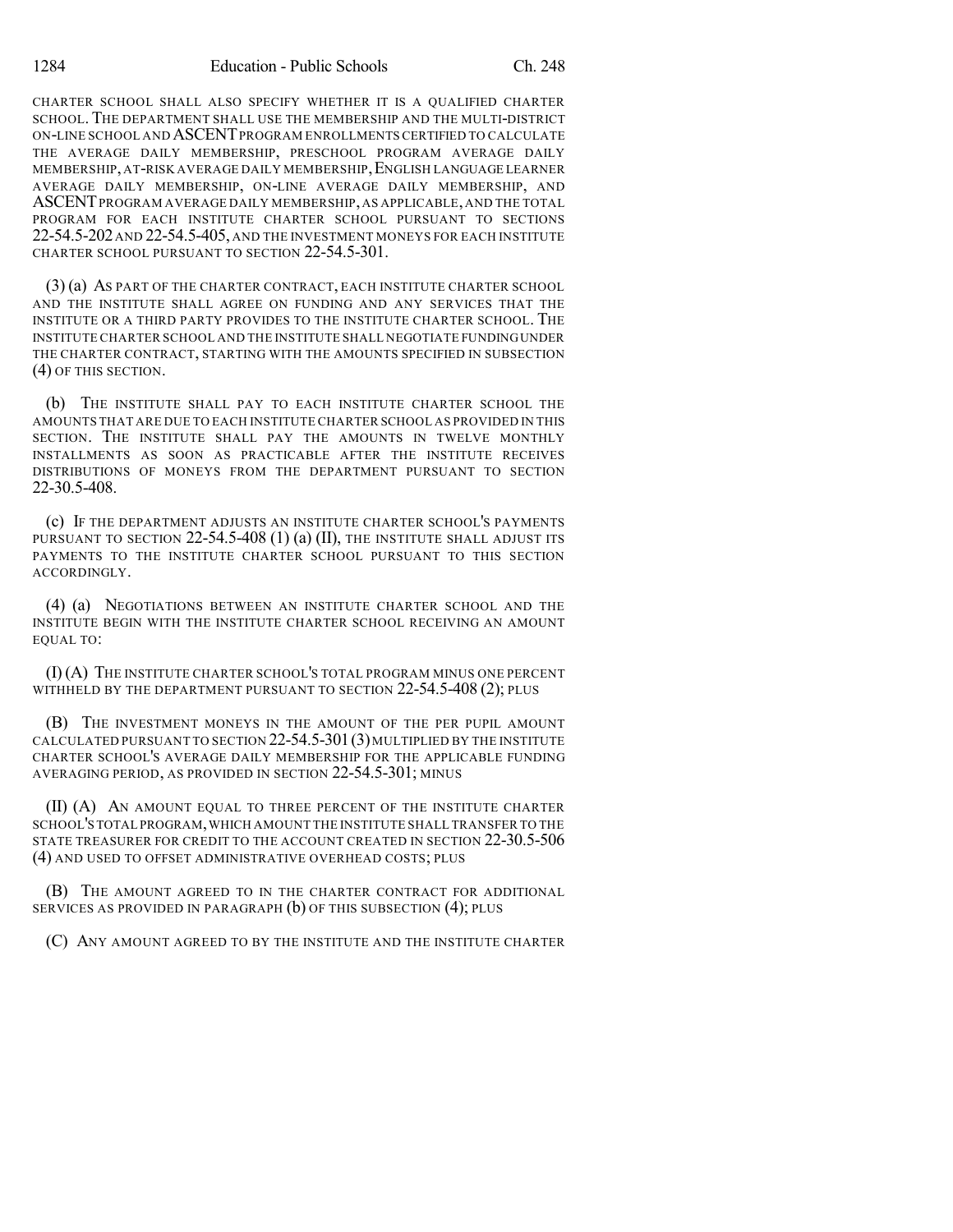CHARTER SCHOOL SHALL ALSO SPECIFY WHETHER IT IS A QUALIFIED CHARTER SCHOOL. THE DEPARTMENT SHALL USE THE MEMBERSHIP AND THE MULTI-DISTRICT ON-LINE SCHOOL AND ASCENT PROGRAM ENROLLMENTS CERTIFIED TO CALCULATE THE AVERAGE DAILY MEMBERSHIP, PRESCHOOL PROGRAM AVERAGE DAILY MEMBERSHIP, AT-RISK AVERAGE DAILY MEMBERSHIP, ENGLISH LANGUAGE LEARNER AVERAGE DAILY MEMBERSHIP, ON-LINE AVERAGE DAILY MEMBERSHIP, AND ASCENT PROGRAM AVERAGE DAILY MEMBERSHIP, AS APPLICABLE, AND THE TOTAL PROGRAM FOR EACH INSTITUTE CHARTER SCHOOL PURSUANT TO SECTIONS 22-54.5-202 AND 22-54.5-405, AND THE INVESTMENT MONEYS FOR EACH INSTITUTE CHARTER SCHOOL PURSUANT TO SECTION 22-54.5-301.

(3) (a) AS PART OF THE CHARTER CONTRACT, EACH INSTITUTE CHARTER SCHOOL AND THE INSTITUTE SHALL AGREE ON FUNDING AND ANY SERVICES THAT THE INSTITUTE OR A THIRD PARTY PROVIDES TO THE INSTITUTE CHARTER SCHOOL. THE INSTITUTE CHARTER SCHOOL AND THE INSTITUTE SHALL NEGOTIATE FUNDING UNDER THE CHARTER CONTRACT, STARTING WITH THE AMOUNTS SPECIFIED IN SUBSECTION (4) OF THIS SECTION.

(b) THE INSTITUTE SHALL PAY TO EACH INSTITUTE CHARTER SCHOOL THE AMOUNTS THAT ARE DUE TO EACH INSTITUTE CHARTER SCHOOL AS PROVIDED IN THIS SECTION. THE INSTITUTE SHALL PAY THE AMOUNTS IN TWELVE MONTHLY INSTALLMENTS AS SOON AS PRACTICABLE AFTER THE INSTITUTE RECEIVES DISTRIBUTIONS OF MONEYS FROM THE DEPARTMENT PURSUANT TO SECTION 22-30.5-408.

(c) IF THE DEPARTMENT ADJUSTS AN INSTITUTE CHARTER SCHOOL'S PAYMENTS PURSUANT TO SECTION 22-54.5-408 (1) (a) (II), THE INSTITUTE SHALL ADJUST ITS PAYMENTS TO THE INSTITUTE CHARTER SCHOOL PURSUANT TO THIS SECTION ACCORDINGLY.

(4) (a) NEGOTIATIONS BETWEEN AN INSTITUTE CHARTER SCHOOL AND THE INSTITUTE BEGIN WITH THE INSTITUTE CHARTER SCHOOL RECEIVING AN AMOUNT EQUAL TO:

(I) (A) THE INSTITUTE CHARTER SCHOOL'S TOTAL PROGRAM MINUS ONE PERCENT WITHHELD BY THE DEPARTMENT PURSUANT TO SECTION 22-54.5-408 (2); PLUS

(B) THE INVESTMENT MONEYS IN THE AMOUNT OF THE PER PUPIL AMOUNT CALCULATED PURSUANT TO SECTION 22-54.5-301 (3) MULTIPLIED BY THE INSTITUTE CHARTER SCHOOL'S AVERAGE DAILY MEMBERSHIP FOR THE APPLICABLE FUNDING AVERAGING PERIOD, AS PROVIDED IN SECTION 22-54.5-301; MINUS

(II) (A) AN AMOUNT EQUAL TO THREE PERCENT OF THE INSTITUTE CHARTER SCHOOL'S TOTAL PROGRAM, WHICH AMOUNT THE INSTITUTE SHALL TRANSFER TO THE STATE TREASURER FOR CREDIT TO THE ACCOUNT CREATED IN SECTION 22-30.5-506 (4) AND USED TO OFFSET ADMINISTRATIVE OVERHEAD COSTS; PLUS

(B) THE AMOUNT AGREED TO IN THE CHARTER CONTRACT FOR ADDITIONAL SERVICES AS PROVIDED IN PARAGRAPH (b) OF THIS SUBSECTION (4); PLUS

(C) ANY AMOUNT AGREED TO BY THE INSTITUTE AND THE INSTITUTE CHARTER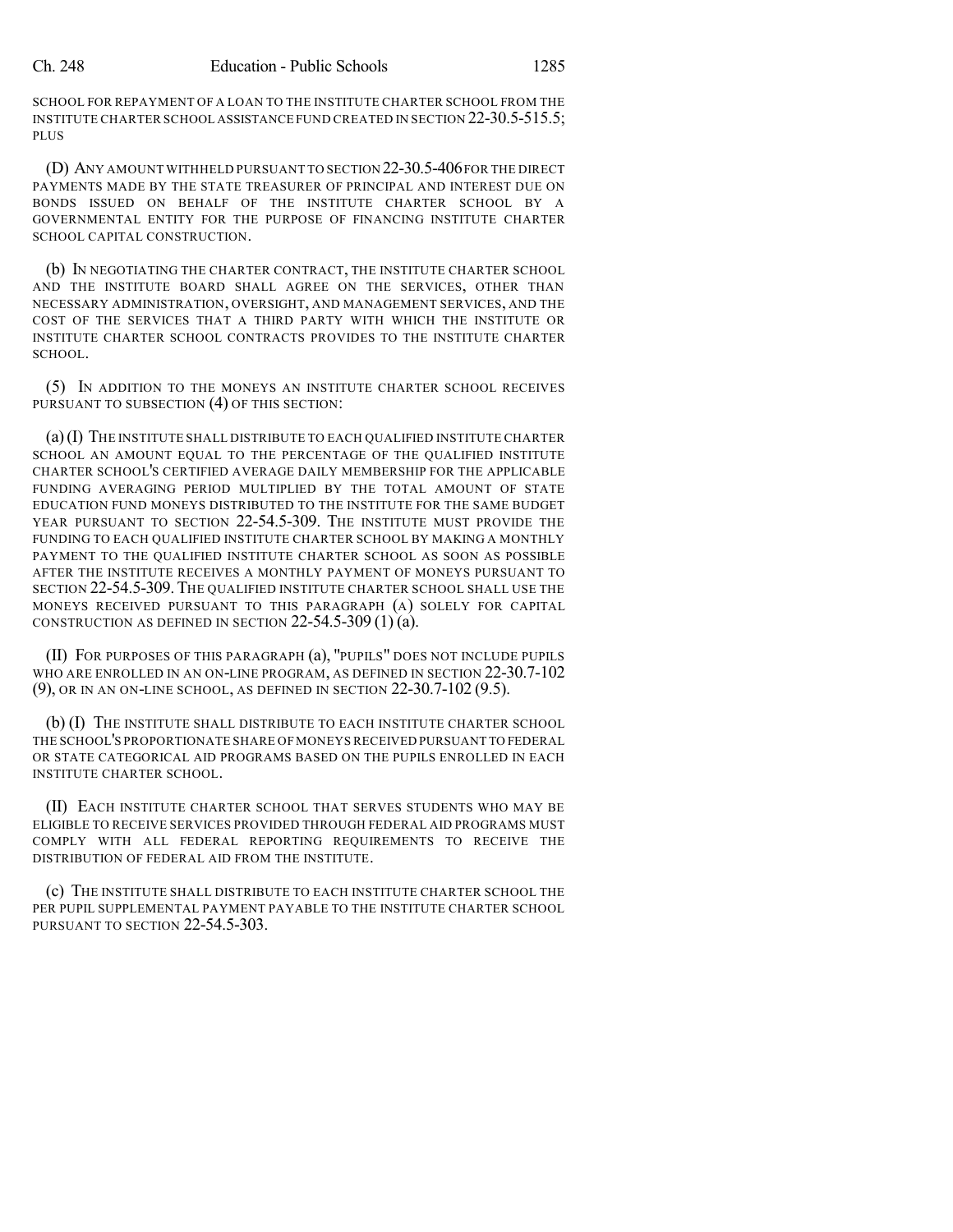SCHOOL FOR REPAYMENT OF A LOAN TO THE INSTITUTE CHARTER SCHOOL FROM THE INSTITUTE CHARTER SCHOOL ASSISTANCE FUND CREATED IN SECTION 22-30.5-515.5; PLUS

(D) ANY AMOUNT WITHHELD PURSUANT TO SECTION 22-30.5-406 FOR THE DIRECT PAYMENTS MADE BY THE STATE TREASURER OF PRINCIPAL AND INTEREST DUE ON BONDS ISSUED ON BEHALF OF THE INSTITUTE CHARTER SCHOOL BY A GOVERNMENTAL ENTITY FOR THE PURPOSE OF FINANCING INSTITUTE CHARTER SCHOOL CAPITAL CONSTRUCTION.

(b) IN NEGOTIATING THE CHARTER CONTRACT, THE INSTITUTE CHARTER SCHOOL AND THE INSTITUTE BOARD SHALL AGREE ON THE SERVICES, OTHER THAN NECESSARY ADMINISTRATION, OVERSIGHT, AND MANAGEMENT SERVICES, AND THE COST OF THE SERVICES THAT A THIRD PARTY WITH WHICH THE INSTITUTE OR INSTITUTE CHARTER SCHOOL CONTRACTS PROVIDES TO THE INSTITUTE CHARTER SCHOOL.

(5) IN ADDITION TO THE MONEYS AN INSTITUTE CHARTER SCHOOL RECEIVES PURSUANT TO SUBSECTION (4) OF THIS SECTION:

(a) (I) THE INSTITUTE SHALL DISTRIBUTE TO EACH QUALIFIED INSTITUTE CHARTER SCHOOL AN AMOUNT EQUAL TO THE PERCENTAGE OF THE QUALIFIED INSTITUTE CHARTER SCHOOL'S CERTIFIED AVERAGE DAILY MEMBERSHIP FOR THE APPLICABLE FUNDING AVERAGING PERIOD MULTIPLIED BY THE TOTAL AMOUNT OF STATE EDUCATION FUND MONEYS DISTRIBUTED TO THE INSTITUTE FOR THE SAME BUDGET YEAR PURSUANT TO SECTION 22-54.5-309. THE INSTITUTE MUST PROVIDE THE FUNDING TO EACH QUALIFIED INSTITUTE CHARTER SCHOOL BY MAKING A MONTHLY PAYMENT TO THE QUALIFIED INSTITUTE CHARTER SCHOOL AS SOON AS POSSIBLE AFTER THE INSTITUTE RECEIVES A MONTHLY PAYMENT OF MONEYS PURSUANT TO SECTION 22-54.5-309. THE QUALIFIED INSTITUTE CHARTER SCHOOL SHALL USE THE MONEYS RECEIVED PURSUANT TO THIS PARAGRAPH (A) SOLELY FOR CAPITAL CONSTRUCTION AS DEFINED IN SECTION 22-54.5-309 (1) (a).

(II) FOR PURPOSES OF THIS PARAGRAPH (a), "PUPILS" DOES NOT INCLUDE PUPILS WHO ARE ENROLLED IN AN ON-LINE PROGRAM, AS DEFINED IN SECTION 22-30.7-102 (9), OR IN AN ON-LINE SCHOOL, AS DEFINED IN SECTION 22-30.7-102 (9.5).

(b) (I) THE INSTITUTE SHALL DISTRIBUTE TO EACH INSTITUTE CHARTER SCHOOL THE SCHOOL'S PROPORTIONATE SHARE OF MONEYS RECEIVED PURSUANT TO FEDERAL OR STATE CATEGORICAL AID PROGRAMS BASED ON THE PUPILS ENROLLED IN EACH INSTITUTE CHARTER SCHOOL.

(II) EACH INSTITUTE CHARTER SCHOOL THAT SERVES STUDENTS WHO MAY BE ELIGIBLE TO RECEIVE SERVICES PROVIDED THROUGH FEDERAL AID PROGRAMS MUST COMPLY WITH ALL FEDERAL REPORTING REQUIREMENTS TO RECEIVE THE DISTRIBUTION OF FEDERAL AID FROM THE INSTITUTE.

(c) THE INSTITUTE SHALL DISTRIBUTE TO EACH INSTITUTE CHARTER SCHOOL THE PER PUPIL SUPPLEMENTAL PAYMENT PAYABLE TO THE INSTITUTE CHARTER SCHOOL PURSUANT TO SECTION 22-54.5-303.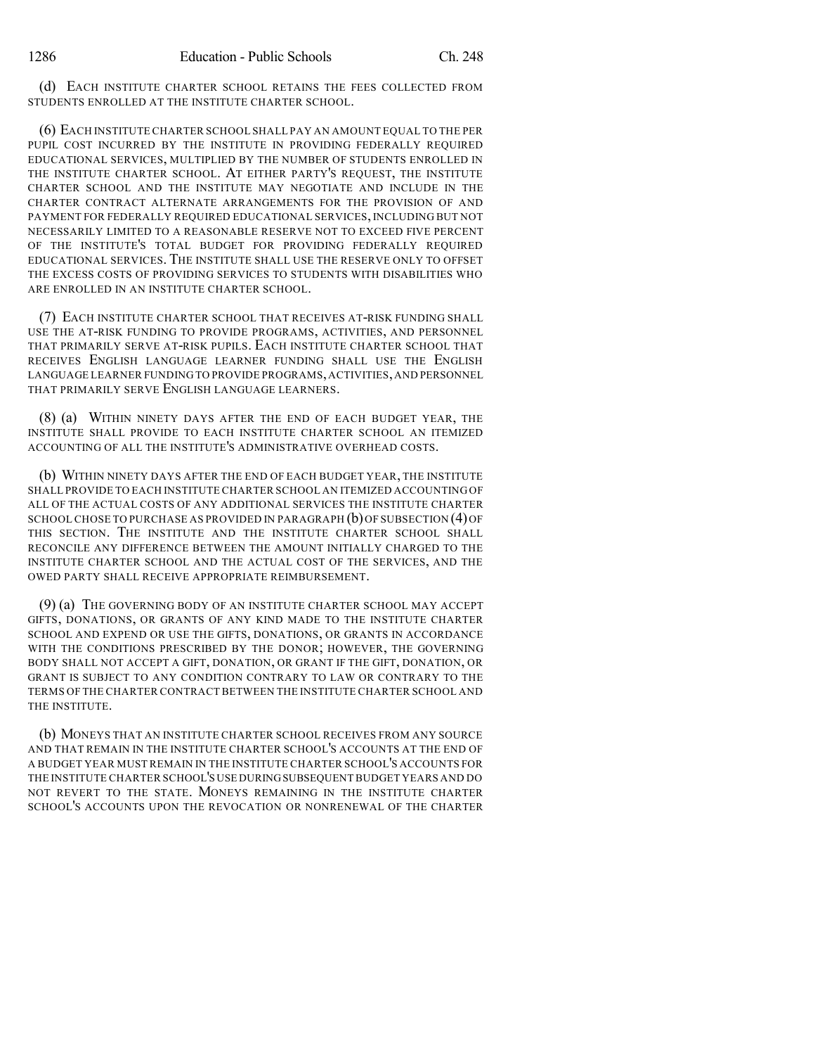(d) EACH INSTITUTE CHARTER SCHOOL RETAINS THE FEES COLLECTED FROM STUDENTS ENROLLED AT THE INSTITUTE CHARTER SCHOOL.

(6) EACH INSTITUTE CHARTER SCHOOL SHALL PAY AN AMOUNT EQUAL TO THE PER PUPIL COST INCURRED BY THE INSTITUTE IN PROVIDING FEDERALLY REQUIRED EDUCATIONAL SERVICES, MULTIPLIED BY THE NUMBER OF STUDENTS ENROLLED IN THE INSTITUTE CHARTER SCHOOL. AT EITHER PARTY'S REQUEST, THE INSTITUTE CHARTER SCHOOL AND THE INSTITUTE MAY NEGOTIATE AND INCLUDE IN THE CHARTER CONTRACT ALTERNATE ARRANGEMENTS FOR THE PROVISION OF AND PAYMENT FOR FEDERALLY REQUIRED EDUCATIONAL SERVICES, INCLUDING BUT NOT NECESSARILY LIMITED TO A REASONABLE RESERVE NOT TO EXCEED FIVE PERCENT OF THE INSTITUTE'S TOTAL BUDGET FOR PROVIDING FEDERALLY REQUIRED EDUCATIONAL SERVICES. THE INSTITUTE SHALL USE THE RESERVE ONLY TO OFFSET THE EXCESS COSTS OF PROVIDING SERVICES TO STUDENTS WITH DISABILITIES WHO ARE ENROLLED IN AN INSTITUTE CHARTER SCHOOL.

(7) EACH INSTITUTE CHARTER SCHOOL THAT RECEIVES AT-RISK FUNDING SHALL USE THE AT-RISK FUNDING TO PROVIDE PROGRAMS, ACTIVITIES, AND PERSONNEL THAT PRIMARILY SERVE AT-RISK PUPILS. EACH INSTITUTE CHARTER SCHOOL THAT RECEIVES ENGLISH LANGUAGE LEARNER FUNDING SHALL USE THE ENGLISH LANGUAGE LEARNER FUNDING TO PROVIDE PROGRAMS, ACTIVITIES, AND PERSONNEL THAT PRIMARILY SERVE ENGLISH LANGUAGE LEARNERS.

(8) (a) WITHIN NINETY DAYS AFTER THE END OF EACH BUDGET YEAR, THE INSTITUTE SHALL PROVIDE TO EACH INSTITUTE CHARTER SCHOOL AN ITEMIZED ACCOUNTING OF ALL THE INSTITUTE'S ADMINISTRATIVE OVERHEAD COSTS.

(b) WITHIN NINETY DAYS AFTER THE END OF EACH BUDGET YEAR, THE INSTITUTE SHALL PROVIDE TO EACH INSTITUTE CHARTER SCHOOL AN ITEMIZED ACCOUNTING OF ALL OF THE ACTUAL COSTS OF ANY ADDITIONAL SERVICES THE INSTITUTE CHARTER SCHOOL CHOSE TO PURCHASE AS PROVIDED IN PARAGRAPH (b) OF SUBSECTION (4) OF THIS SECTION. THE INSTITUTE AND THE INSTITUTE CHARTER SCHOOL SHALL RECONCILE ANY DIFFERENCE BETWEEN THE AMOUNT INITIALLY CHARGED TO THE INSTITUTE CHARTER SCHOOL AND THE ACTUAL COST OF THE SERVICES, AND THE OWED PARTY SHALL RECEIVE APPROPRIATE REIMBURSEMENT.

(9) (a) THE GOVERNING BODY OF AN INSTITUTE CHARTER SCHOOL MAY ACCEPT GIFTS, DONATIONS, OR GRANTS OF ANY KIND MADE TO THE INSTITUTE CHARTER SCHOOL AND EXPEND OR USE THE GIFTS, DONATIONS, OR GRANTS IN ACCORDANCE WITH THE CONDITIONS PRESCRIBED BY THE DONOR; HOWEVER, THE GOVERNING BODY SHALL NOT ACCEPT A GIFT, DONATION, OR GRANT IF THE GIFT, DONATION, OR GRANT IS SUBJECT TO ANY CONDITION CONTRARY TO LAW OR CONTRARY TO THE TERMS OF THE CHARTER CONTRACT BETWEEN THE INSTITUTE CHARTER SCHOOL AND THE INSTITUTE.

(b) MONEYS THAT AN INSTITUTE CHARTER SCHOOL RECEIVES FROM ANY SOURCE AND THAT REMAIN IN THE INSTITUTE CHARTER SCHOOL'S ACCOUNTS AT THE END OF A BUDGET YEAR MUST REMAIN IN THE INSTITUTE CHARTER SCHOOL'S ACCOUNTS FOR THE INSTITUTE CHARTER SCHOOL'S USE DURING SUBSEQUENT BUDGET YEARS AND DO NOT REVERT TO THE STATE. MONEYS REMAINING IN THE INSTITUTE CHARTER SCHOOL'S ACCOUNTS UPON THE REVOCATION OR NONRENEWAL OF THE CHARTER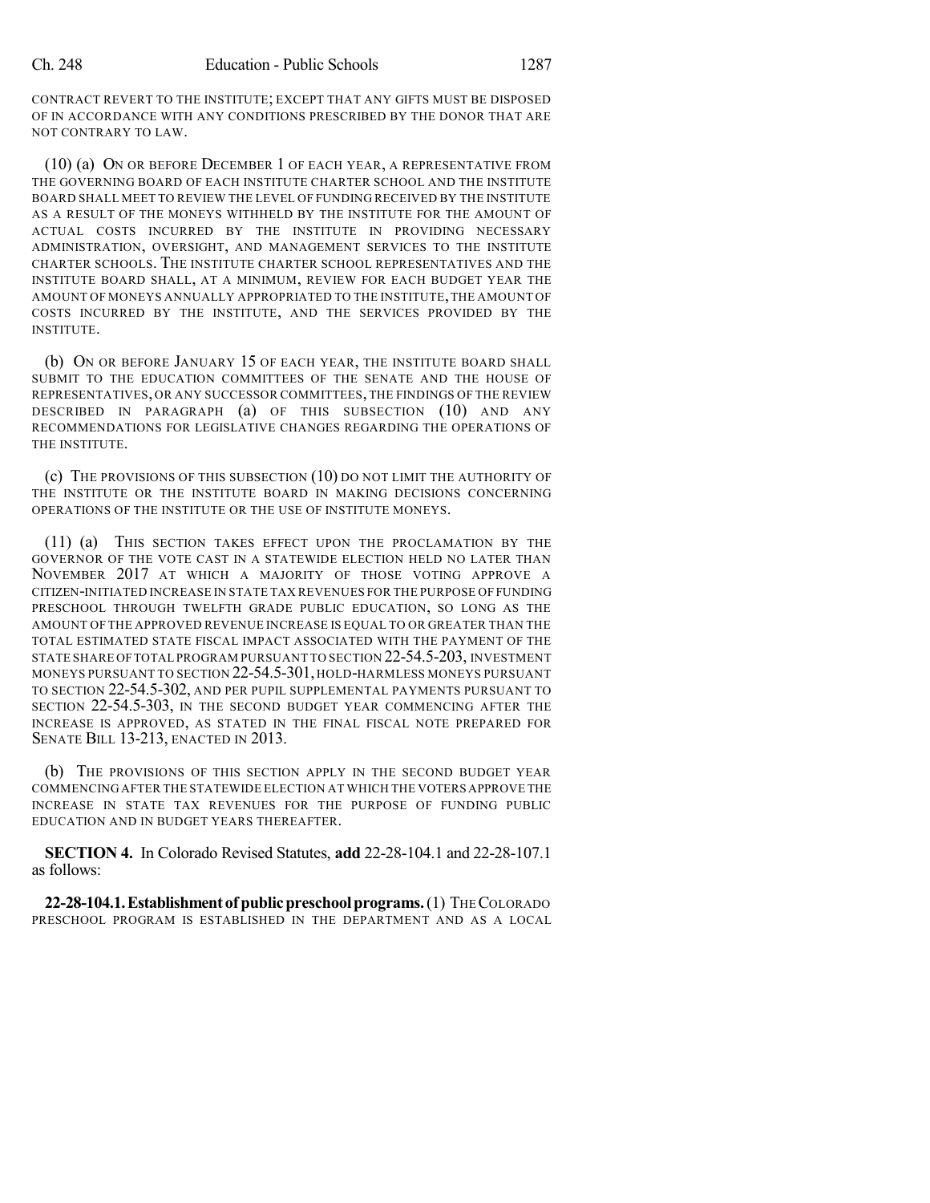CONTRACT REVERT TO THE INSTITUTE; EXCEPT THAT ANY GIFTS MUST BE DISPOSED OF IN ACCORDANCE WITH ANY CONDITIONS PRESCRIBED BY THE DONOR THAT ARE NOT CONTRARY TO LAW.

(10) (a) ON OR BEFORE DECEMBER 1 OF EACH YEAR, A REPRESENTATIVE FROM THE GOVERNING BOARD OF EACH INSTITUTE CHARTER SCHOOL AND THE INSTITUTE BOARD SHALL MEET TO REVIEW THE LEVEL OF FUNDING RECEIVED BY THE INSTITUTE AS A RESULT OF THE MONEYS WITHHELD BY THE INSTITUTE FOR THE AMOUNT OF ACTUAL COSTS INCURRED BY THE INSTITUTE IN PROVIDING NECESSARY ADMINISTRATION, OVERSIGHT, AND MANAGEMENT SERVICES TO THE INSTITUTE CHARTER SCHOOLS. THE INSTITUTE CHARTER SCHOOL REPRESENTATIVES AND THE INSTITUTE BOARD SHALL, AT A MINIMUM, REVIEW FOR EACH BUDGET YEAR THE AMOUNT OF MONEYS ANNUALLY APPROPRIATED TO THE INSTITUTE, THE AMOUNT OF COSTS INCURRED BY THE INSTITUTE, AND THE SERVICES PROVIDED BY THE INSTITUTE.

(b) ON OR BEFORE JANUARY 15 OF EACH YEAR, THE INSTITUTE BOARD SHALL SUBMIT TO THE EDUCATION COMMITTEES OF THE SENATE AND THE HOUSE OF REPRESENTATIVES, OR ANY SUCCESSOR COMMITTEES, THE FINDINGS OF THE REVIEW DESCRIBED IN PARAGRAPH (a) OF THIS SUBSECTION (10) AND ANY RECOMMENDATIONS FOR LEGISLATIVE CHANGES REGARDING THE OPERATIONS OF THE INSTITUTE.

(c) THE PROVISIONS OF THIS SUBSECTION (10) DO NOT LIMIT THE AUTHORITY OF THE INSTITUTE OR THE INSTITUTE BOARD IN MAKING DECISIONS CONCERNING OPERATIONS OF THE INSTITUTE OR THE USE OF INSTITUTE MONEYS.

(11) (a) THIS SECTION TAKES EFFECT UPON THE PROCLAMATION BY THE GOVERNOR OF THE VOTE CAST IN A STATEWIDE ELECTION HELD NO LATER THAN NOVEMBER 2017 AT WHICH A MAJORITY OF THOSE VOTING APPROVE A CITIZEN-INITIATED INCREASE IN STATE TAX REVENUES FOR THE PURPOSE OF FUNDING PRESCHOOL THROUGH TWELFTH GRADE PUBLIC EDUCATION, SO LONG AS THE AMOUNT OF THE APPROVED REVENUE INCREASE IS EQUAL TO OR GREATER THAN THE TOTAL ESTIMATED STATE FISCAL IMPACT ASSOCIATED WITH THE PAYMENT OF THE STATE SHARE OF TOTAL PROGRAM PURSUANT TO SECTION 22-54.5-203, INVESTMENT MONEYS PURSUANT TO SECTION 22-54.5-301, HOLD-HARMLESS MONEYS PURSUANT TO SECTION 22-54.5-302, AND PER PUPIL SUPPLEMENTAL PAYMENTS PURSUANT TO SECTION 22-54.5-303, IN THE SECOND BUDGET YEAR COMMENCING AFTER THE INCREASE IS APPROVED, AS STATED IN THE FINAL FISCAL NOTE PREPARED FOR SENATE BILL 13-213, ENACTED IN 2013.

(b) THE PROVISIONS OF THIS SECTION APPLY IN THE SECOND BUDGET YEAR COMMENCING AFTER THE STATEWIDE ELECTION AT WHICH THE VOTERS APPROVE THE INCREASE IN STATE TAX REVENUES FOR THE PURPOSE OF FUNDING PUBLIC EDUCATION AND IN BUDGET YEARS THEREAFTER.

**SECTION 4.** In Colorado Revised Statutes, **add** 22-28-104.1 and 22-28-107.1 as follows:

**22-28-104.1. Establishment of public preschool programs.** (1) THE COLORADO PRESCHOOL PROGRAM IS ESTABLISHED IN THE DEPARTMENT AND AS A LOCAL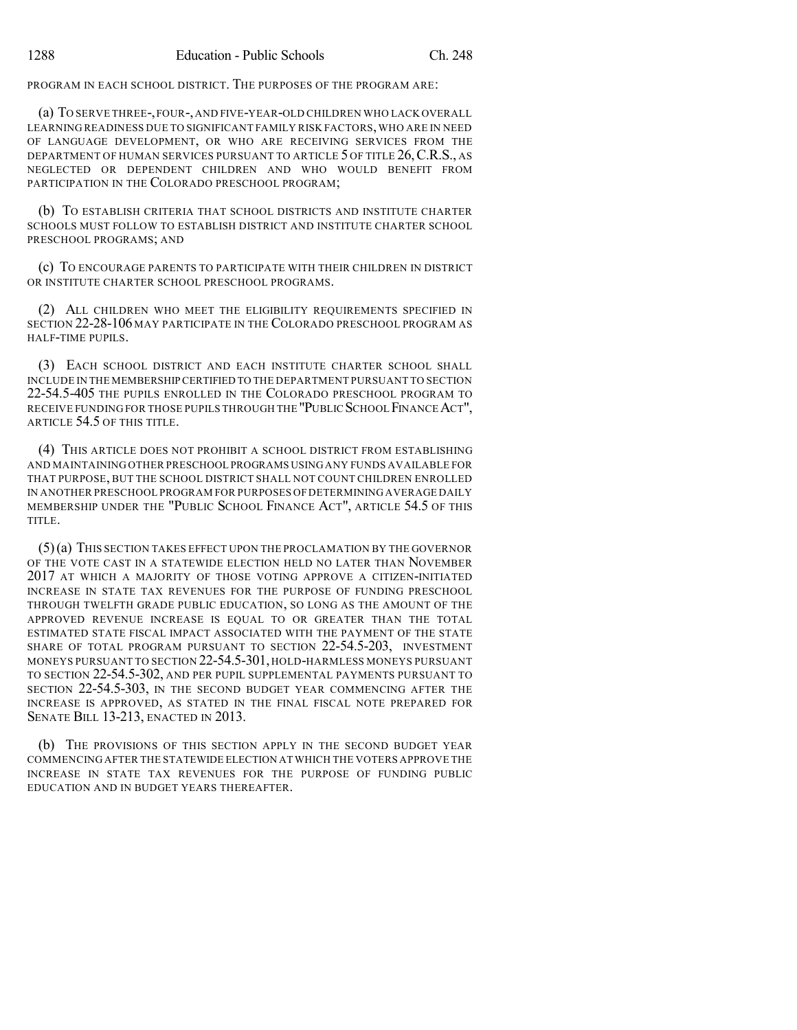PROGRAM IN EACH SCHOOL DISTRICT. THE PURPOSES OF THE PROGRAM ARE:

(a) TO SERVE THREE-, FOUR-, AND FIVE-YEAR-OLD CHILDREN WHO LACK OVERALL LEARNING READINESS DUE TO SIGNIFICANT FAMILY RISK FACTORS, WHO ARE IN NEED OF LANGUAGE DEVELOPMENT, OR WHO ARE RECEIVING SERVICES FROM THE DEPARTMENT OF HUMAN SERVICES PURSUANT TO ARTICLE 5 OF TITLE 26, C.R.S., AS NEGLECTED OR DEPENDENT CHILDREN AND WHO WOULD BENEFIT FROM PARTICIPATION IN THE COLORADO PRESCHOOL PROGRAM;

(b) TO ESTABLISH CRITERIA THAT SCHOOL DISTRICTS AND INSTITUTE CHARTER SCHOOLS MUST FOLLOW TO ESTABLISH DISTRICT AND INSTITUTE CHARTER SCHOOL PRESCHOOL PROGRAMS; AND

(c) TO ENCOURAGE PARENTS TO PARTICIPATE WITH THEIR CHILDREN IN DISTRICT OR INSTITUTE CHARTER SCHOOL PRESCHOOL PROGRAMS.

(2) ALL CHILDREN WHO MEET THE ELIGIBILITY REQUIREMENTS SPECIFIED IN SECTION 22-28-106 MAY PARTICIPATE IN THE COLORADO PRESCHOOL PROGRAM AS HALF-TIME PUPILS.

(3) EACH SCHOOL DISTRICT AND EACH INSTITUTE CHARTER SCHOOL SHALL INCLUDE IN THE MEMBERSHIP CERTIFIED TO THE DEPARTMENT PURSUANT TO SECTION 22-54.5-405 THE PUPILS ENROLLED IN THE COLORADO PRESCHOOL PROGRAM TO RECEIVE FUNDING FOR THOSE PUPILS THROUGH THE "PUBLIC SCHOOL FINANCE ACT", ARTICLE 54.5 OF THIS TITLE.

(4) THIS ARTICLE DOES NOT PROHIBIT A SCHOOL DISTRICT FROM ESTABLISHING AND MAINTAINING OTHER PRESCHOOL PROGRAMS USING ANY FUNDS AVAILABLE FOR THAT PURPOSE, BUT THE SCHOOL DISTRICT SHALL NOT COUNT CHILDREN ENROLLED IN ANOTHER PRESCHOOL PROGRAM FOR PURPOSES OF DETERMINING AVERAGE DAILY MEMBERSHIP UNDER THE "PUBLIC SCHOOL FINANCE ACT", ARTICLE 54.5 OF THIS TITLE.

(5) (a) THIS SECTION TAKES EFFECT UPON THE PROCLAMATION BY THE GOVERNOR OF THE VOTE CAST IN A STATEWIDE ELECTION HELD NO LATER THAN NOVEMBER 2017 AT WHICH A MAJORITY OF THOSE VOTING APPROVE A CITIZEN-INITIATED INCREASE IN STATE TAX REVENUES FOR THE PURPOSE OF FUNDING PRESCHOOL THROUGH TWELFTH GRADE PUBLIC EDUCATION, SO LONG AS THE AMOUNT OF THE APPROVED REVENUE INCREASE IS EQUAL TO OR GREATER THAN THE TOTAL ESTIMATED STATE FISCAL IMPACT ASSOCIATED WITH THE PAYMENT OF THE STATE SHARE OF TOTAL PROGRAM PURSUANT TO SECTION 22-54.5-203, INVESTMENT MONEYS PURSUANT TO SECTION 22-54.5-301, HOLD-HARMLESS MONEYS PURSUANT TO SECTION 22-54.5-302, AND PER PUPIL SUPPLEMENTAL PAYMENTS PURSUANT TO SECTION 22-54.5-303, IN THE SECOND BUDGET YEAR COMMENCING AFTER THE INCREASE IS APPROVED, AS STATED IN THE FINAL FISCAL NOTE PREPARED FOR SENATE BILL 13-213, ENACTED IN 2013.

(b) THE PROVISIONS OF THIS SECTION APPLY IN THE SECOND BUDGET YEAR COMMENCING AFTER THE STATEWIDE ELECTION AT WHICH THE VOTERS APPROVE THE INCREASE IN STATE TAX REVENUES FOR THE PURPOSE OF FUNDING PUBLIC EDUCATION AND IN BUDGET YEARS THEREAFTER.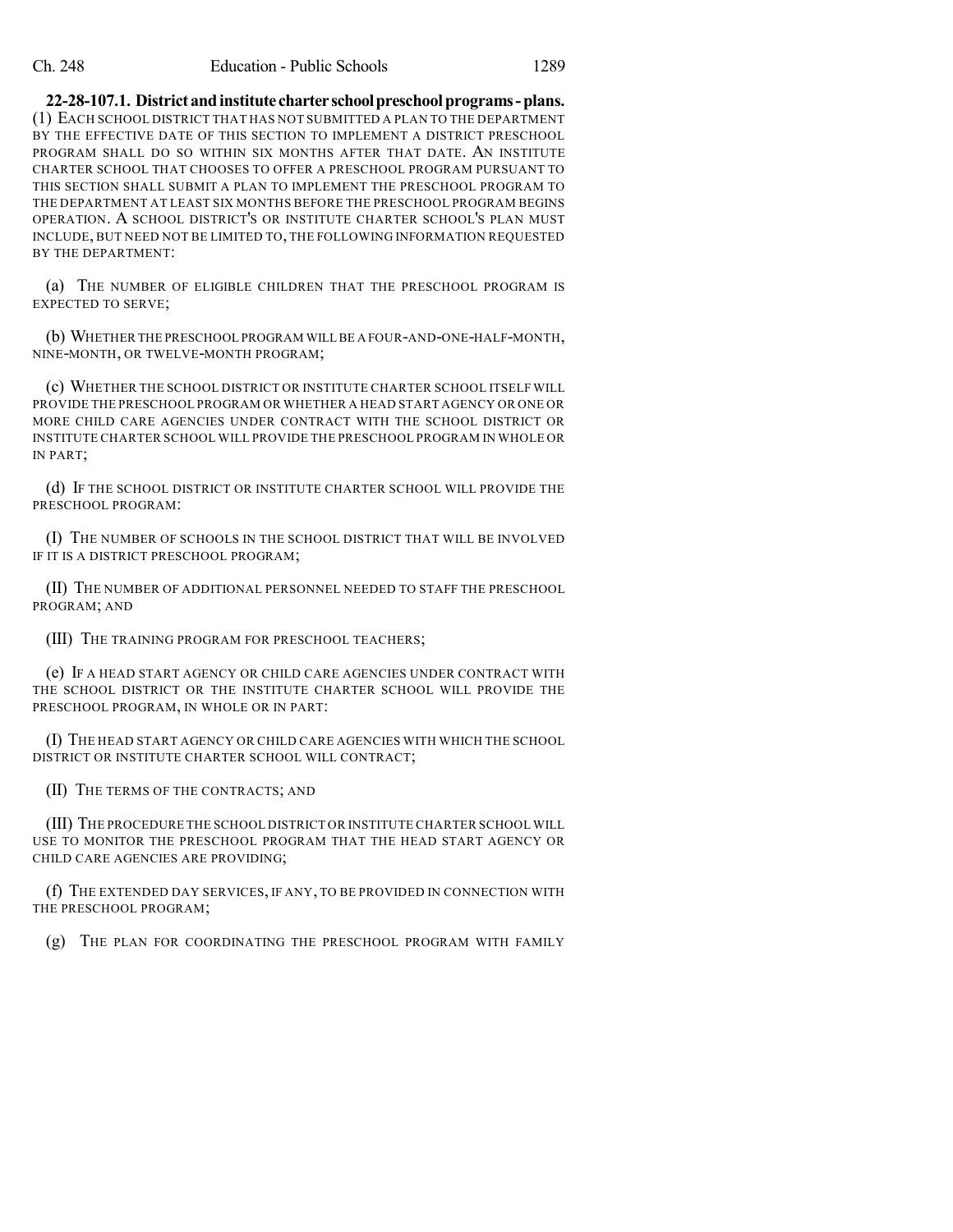**22-28-107.1. District and institute charter school preschool programs - plans.** (1) EACH SCHOOL DISTRICT THAT HAS NOT SUBMITTED A PLAN TO THE DEPARTMENT BY THE EFFECTIVE DATE OF THIS SECTION TO IMPLEMENT A DISTRICT PRESCHOOL PROGRAM SHALL DO SO WITHIN SIX MONTHS AFTER THAT DATE. AN INSTITUTE CHARTER SCHOOL THAT CHOOSES TO OFFER A PRESCHOOL PROGRAM PURSUANT TO THIS SECTION SHALL SUBMIT A PLAN TO IMPLEMENT THE PRESCHOOL PROGRAM TO THE DEPARTMENT AT LEAST SIX MONTHS BEFORE THE PRESCHOOL PROGRAM BEGINS OPERATION. A SCHOOL DISTRICT'S OR INSTITUTE CHARTER SCHOOL'S PLAN MUST INCLUDE, BUT NEED NOT BE LIMITED TO, THE FOLLOWING INFORMATION REQUESTED BY THE DEPARTMENT:

(a) THE NUMBER OF ELIGIBLE CHILDREN THAT THE PRESCHOOL PROGRAM IS EXPECTED TO SERVE;

(b) WHETHER THE PRESCHOOL PROGRAM WILL BE A FOUR-AND-ONE-HALF-MONTH, NINE-MONTH, OR TWELVE-MONTH PROGRAM;

(c) WHETHER THE SCHOOL DISTRICT OR INSTITUTE CHARTER SCHOOL ITSELF WILL PROVIDE THE PRESCHOOL PROGRAM OR WHETHER A HEAD START AGENCY OR ONE OR MORE CHILD CARE AGENCIES UNDER CONTRACT WITH THE SCHOOL DISTRICT OR INSTITUTE CHARTER SCHOOL WILL PROVIDE THE PRESCHOOL PROGRAM IN WHOLE OR IN PART;

(d) IF THE SCHOOL DISTRICT OR INSTITUTE CHARTER SCHOOL WILL PROVIDE THE PRESCHOOL PROGRAM:

(I) THE NUMBER OF SCHOOLS IN THE SCHOOL DISTRICT THAT WILL BE INVOLVED IF IT IS A DISTRICT PRESCHOOL PROGRAM;

(II) THE NUMBER OF ADDITIONAL PERSONNEL NEEDED TO STAFF THE PRESCHOOL PROGRAM; AND

(III) THE TRAINING PROGRAM FOR PRESCHOOL TEACHERS;

(e) IF A HEAD START AGENCY OR CHILD CARE AGENCIES UNDER CONTRACT WITH THE SCHOOL DISTRICT OR THE INSTITUTE CHARTER SCHOOL WILL PROVIDE THE PRESCHOOL PROGRAM, IN WHOLE OR IN PART:

(I) THE HEAD START AGENCY OR CHILD CARE AGENCIES WITH WHICH THE SCHOOL DISTRICT OR INSTITUTE CHARTER SCHOOL WILL CONTRACT;

(II) THE TERMS OF THE CONTRACTS; AND

(III) THE PROCEDURE THE SCHOOL DISTRICT OR INSTITUTE CHARTER SCHOOL WILL USE TO MONITOR THE PRESCHOOL PROGRAM THAT THE HEAD START AGENCY OR CHILD CARE AGENCIES ARE PROVIDING;

(f) THE EXTENDED DAY SERVICES, IF ANY, TO BE PROVIDED IN CONNECTION WITH THE PRESCHOOL PROGRAM;

(g) THE PLAN FOR COORDINATING THE PRESCHOOL PROGRAM WITH FAMILY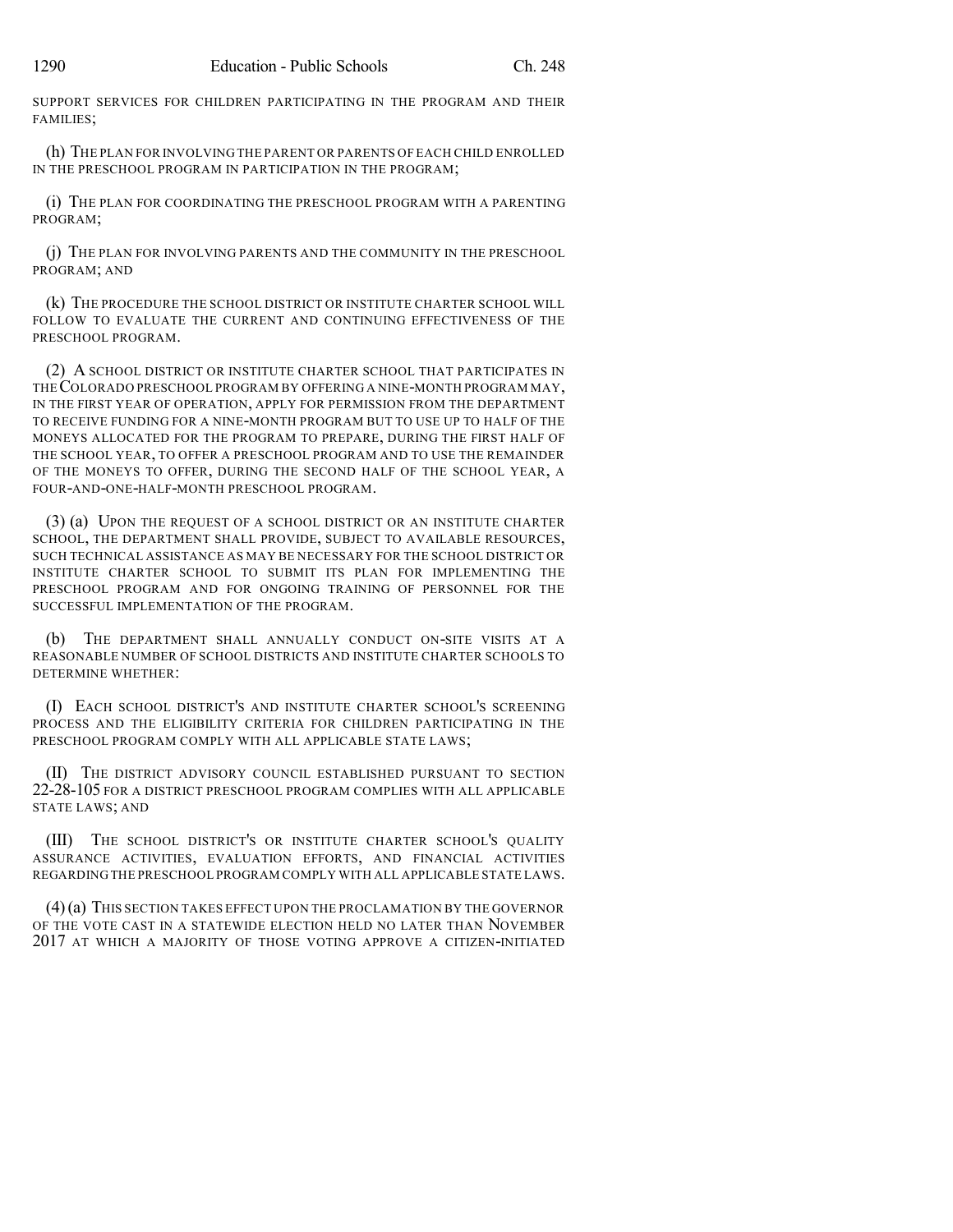SUPPORT SERVICES FOR CHILDREN PARTICIPATING IN THE PROGRAM AND THEIR FAMILIES;

(h) THE PLAN FOR INVOLVING THE PARENT OR PARENTS OF EACH CHILD ENROLLED IN THE PRESCHOOL PROGRAM IN PARTICIPATION IN THE PROGRAM;

(i) THE PLAN FOR COORDINATING THE PRESCHOOL PROGRAM WITH A PARENTING PROGRAM;

(j) THE PLAN FOR INVOLVING PARENTS AND THE COMMUNITY IN THE PRESCHOOL PROGRAM; AND

(k) THE PROCEDURE THE SCHOOL DISTRICT OR INSTITUTE CHARTER SCHOOL WILL FOLLOW TO EVALUATE THE CURRENT AND CONTINUING EFFECTIVENESS OF THE PRESCHOOL PROGRAM.

(2) A SCHOOL DISTRICT OR INSTITUTE CHARTER SCHOOL THAT PARTICIPATES IN THE COLORADO PRESCHOOL PROGRAM BY OFFERING A NINE-MONTH PROGRAM MAY, IN THE FIRST YEAR OF OPERATION, APPLY FOR PERMISSION FROM THE DEPARTMENT TO RECEIVE FUNDING FOR A NINE-MONTH PROGRAM BUT TO USE UP TO HALF OF THE MONEYS ALLOCATED FOR THE PROGRAM TO PREPARE, DURING THE FIRST HALF OF THE SCHOOL YEAR, TO OFFER A PRESCHOOL PROGRAM AND TO USE THE REMAINDER OF THE MONEYS TO OFFER, DURING THE SECOND HALF OF THE SCHOOL YEAR, A FOUR-AND-ONE-HALF-MONTH PRESCHOOL PROGRAM.

(3) (a) UPON THE REQUEST OF A SCHOOL DISTRICT OR AN INSTITUTE CHARTER SCHOOL, THE DEPARTMENT SHALL PROVIDE, SUBJECT TO AVAILABLE RESOURCES, SUCH TECHNICAL ASSISTANCE AS MAY BE NECESSARY FOR THE SCHOOL DISTRICT OR INSTITUTE CHARTER SCHOOL TO SUBMIT ITS PLAN FOR IMPLEMENTING THE PRESCHOOL PROGRAM AND FOR ONGOING TRAINING OF PERSONNEL FOR THE SUCCESSFUL IMPLEMENTATION OF THE PROGRAM.

(b) THE DEPARTMENT SHALL ANNUALLY CONDUCT ON-SITE VISITS AT A REASONABLE NUMBER OF SCHOOL DISTRICTS AND INSTITUTE CHARTER SCHOOLS TO DETERMINE WHETHER:

(I) EACH SCHOOL DISTRICT'S AND INSTITUTE CHARTER SCHOOL'S SCREENING PROCESS AND THE ELIGIBILITY CRITERIA FOR CHILDREN PARTICIPATING IN THE PRESCHOOL PROGRAM COMPLY WITH ALL APPLICABLE STATE LAWS;

(II) THE DISTRICT ADVISORY COUNCIL ESTABLISHED PURSUANT TO SECTION 22-28-105 FOR A DISTRICT PRESCHOOL PROGRAM COMPLIES WITH ALL APPLICABLE STATE LAWS; AND

(III) THE SCHOOL DISTRICT'S OR INSTITUTE CHARTER SCHOOL'S QUALITY ASSURANCE ACTIVITIES, EVALUATION EFFORTS, AND FINANCIAL ACTIVITIES REGARDING THE PRESCHOOL PROGRAM COMPLY WITH ALL APPLICABLE STATE LAWS.

(4) (a) THIS SECTION TAKES EFFECT UPON THE PROCLAMATION BY THE GOVERNOR OF THE VOTE CAST IN A STATEWIDE ELECTION HELD NO LATER THAN NOVEMBER 2017 AT WHICH A MAJORITY OF THOSE VOTING APPROVE A CITIZEN-INITIATED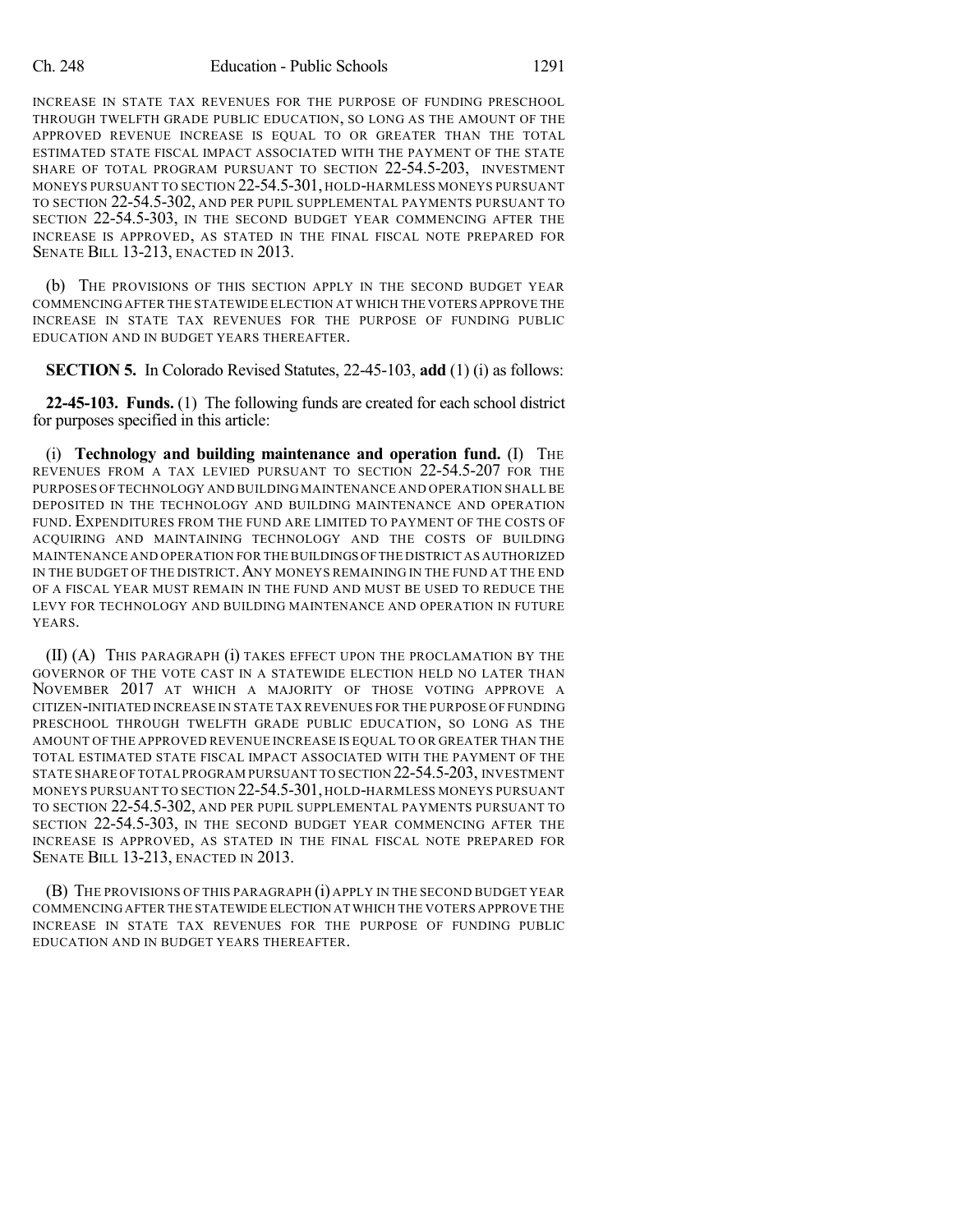INCREASE IN STATE TAX REVENUES FOR THE PURPOSE OF FUNDING PRESCHOOL THROUGH TWELFTH GRADE PUBLIC EDUCATION, SO LONG AS THE AMOUNT OF THE APPROVED REVENUE INCREASE IS EQUAL TO OR GREATER THAN THE TOTAL ESTIMATED STATE FISCAL IMPACT ASSOCIATED WITH THE PAYMENT OF THE STATE SHARE OF TOTAL PROGRAM PURSUANT TO SECTION 22-54.5-203, INVESTMENT MONEYS PURSUANT TO SECTION 22-54.5-301, HOLD-HARMLESS MONEYS PURSUANT TO SECTION 22-54.5-302, AND PER PUPIL SUPPLEMENTAL PAYMENTS PURSUANT TO SECTION 22-54.5-303, IN THE SECOND BUDGET YEAR COMMENCING AFTER THE INCREASE IS APPROVED, AS STATED IN THE FINAL FISCAL NOTE PREPARED FOR SENATE BILL 13-213, ENACTED IN 2013.

(b) THE PROVISIONS OF THIS SECTION APPLY IN THE SECOND BUDGET YEAR COMMENCING AFTER THE STATEWIDE ELECTION AT WHICH THE VOTERS APPROVE THE INCREASE IN STATE TAX REVENUES FOR THE PURPOSE OF FUNDING PUBLIC EDUCATION AND IN BUDGET YEARS THEREAFTER.

**SECTION 5.** In Colorado Revised Statutes, 22-45-103, **add** (1) (i) as follows:

**22-45-103. Funds.** (1) The following funds are created for each school district for purposes specified in this article:

(i) **Technology and building maintenance and operation fund.** (I) THE REVENUES FROM A TAX LEVIED PURSUANT TO SECTION 22-54.5-207 FOR THE PURPOSES OF TECHNOLOGY AND BUILDING MAINTENANCE AND OPERATION SHALL BE DEPOSITED IN THE TECHNOLOGY AND BUILDING MAINTENANCE AND OPERATION FUND. EXPENDITURES FROM THE FUND ARE LIMITED TO PAYMENT OF THE COSTS OF ACQUIRING AND MAINTAINING TECHNOLOGY AND THE COSTS OF BUILDING MAINTENANCE AND OPERATION FOR THE BUILDINGS OF THE DISTRICT AS AUTHORIZED IN THE BUDGET OF THE DISTRICT. ANY MONEYS REMAINING IN THE FUND AT THE END OF A FISCAL YEAR MUST REMAIN IN THE FUND AND MUST BE USED TO REDUCE THE LEVY FOR TECHNOLOGY AND BUILDING MAINTENANCE AND OPERATION IN FUTURE YEARS.

(II) (A) THIS PARAGRAPH (i) TAKES EFFECT UPON THE PROCLAMATION BY THE GOVERNOR OF THE VOTE CAST IN A STATEWIDE ELECTION HELD NO LATER THAN NOVEMBER 2017 AT WHICH A MAJORITY OF THOSE VOTING APPROVE A CITIZEN-INITIATED INCREASE IN STATE TAX REVENUES FOR THE PURPOSE OF FUNDING PRESCHOOL THROUGH TWELFTH GRADE PUBLIC EDUCATION, SO LONG AS THE AMOUNT OF THE APPROVED REVENUE INCREASE IS EQUAL TO OR GREATER THAN THE TOTAL ESTIMATED STATE FISCAL IMPACT ASSOCIATED WITH THE PAYMENT OF THE STATE SHARE OF TOTAL PROGRAM PURSUANT TO SECTION 22-54.5-203, INVESTMENT MONEYS PURSUANT TO SECTION 22-54.5-301, HOLD-HARMLESS MONEYS PURSUANT TO SECTION 22-54.5-302, AND PER PUPIL SUPPLEMENTAL PAYMENTS PURSUANT TO SECTION 22-54.5-303, IN THE SECOND BUDGET YEAR COMMENCING AFTER THE INCREASE IS APPROVED, AS STATED IN THE FINAL FISCAL NOTE PREPARED FOR SENATE BILL 13-213, ENACTED IN 2013.

(B) THE PROVISIONS OF THIS PARAGRAPH (i) APPLY IN THE SECOND BUDGET YEAR COMMENCING AFTER THE STATEWIDE ELECTION AT WHICH THE VOTERS APPROVE THE INCREASE IN STATE TAX REVENUES FOR THE PURPOSE OF FUNDING PUBLIC EDUCATION AND IN BUDGET YEARS THEREAFTER.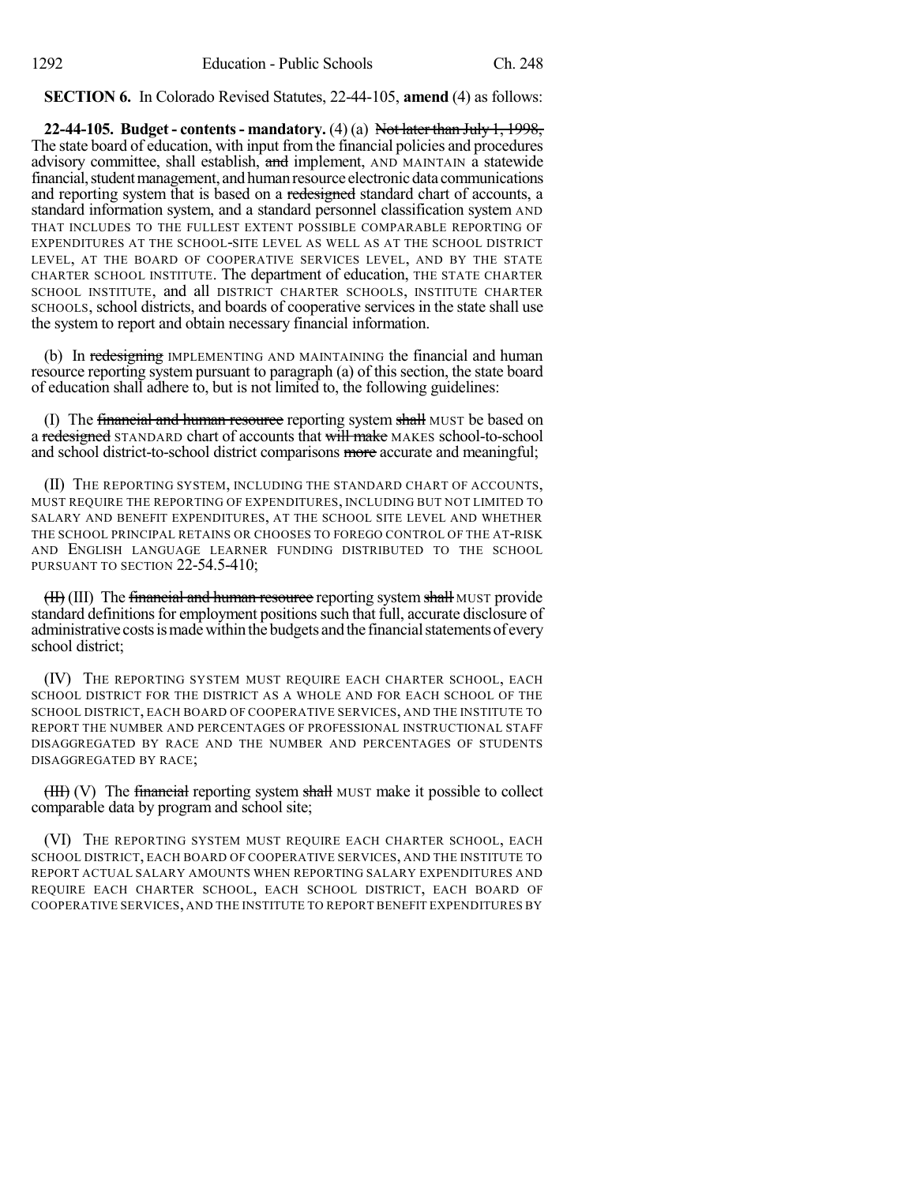**SECTION 6.** In Colorado Revised Statutes, 22-44-105, **amend** (4) as follows:

**22-44-105. Budget - contents - mandatory.** (4) (a) ~~Not later than July 1, 1998,~~ The state board of education, with input from the financial policies and procedures advisory committee, shall establish, ~~and~~ implement, AND MAINTAIN a statewide financial, student management, and human resource electronic data communications and reporting system that is based on a ~~redesigned~~ standard chart of accounts, a standard information system, and a standard personnel classification system AND THAT INCLUDES TO THE FULLEST EXTENT POSSIBLE COMPARABLE REPORTING OF EXPENDITURES AT THE SCHOOL-SITE LEVEL AS WELL AS AT THE SCHOOL DISTRICT LEVEL, AT THE BOARD OF COOPERATIVE SERVICES LEVEL, AND BY THE STATE CHARTER SCHOOL INSTITUTE. The department of education, THE STATE CHARTER SCHOOL INSTITUTE, and all DISTRICT CHARTER SCHOOLS, INSTITUTE CHARTER SCHOOLS, school districts, and boards of cooperative services in the state shall use the system to report and obtain necessary financial information.

(b) In ~~redesigning~~ IMPLEMENTING AND MAINTAINING the financial and human resource reporting system pursuant to paragraph (a) of this section, the state board of education shall adhere to, but is not limited to, the following guidelines:

(I) The ~~financial and human resource~~ reporting system ~~shall~~ MUST be based on a ~~redesigned~~ STANDARD chart of accounts that ~~will make~~ MAKES school-to-school and school district-to-school district comparisons ~~more~~ accurate and meaningful;

(II) THE REPORTING SYSTEM, INCLUDING THE STANDARD CHART OF ACCOUNTS, MUST REQUIRE THE REPORTING OF EXPENDITURES, INCLUDING BUT NOT LIMITED TO SALARY AND BENEFIT EXPENDITURES, AT THE SCHOOL SITE LEVEL AND WHETHER THE SCHOOL PRINCIPAL RETAINS OR CHOOSES TO FOREGO CONTROL OF THE AT-RISK AND ENGLISH LANGUAGE LEARNER FUNDING DISTRIBUTED TO THE SCHOOL PURSUANT TO SECTION 22-54.5-410;

~~(II)~~ (III) The ~~financial and human resource~~ reporting system ~~shall~~ MUST provide standard definitions for employment positions such that full, accurate disclosure of administrative costs is made within the budgets and the financial statements of every school district;

(IV) THE REPORTING SYSTEM MUST REQUIRE EACH CHARTER SCHOOL, EACH SCHOOL DISTRICT FOR THE DISTRICT AS A WHOLE AND FOR EACH SCHOOL OF THE SCHOOL DISTRICT, EACH BOARD OF COOPERATIVE SERVICES, AND THE INSTITUTE TO REPORT THE NUMBER AND PERCENTAGES OF PROFESSIONAL INSTRUCTIONAL STAFF DISAGGREGATED BY RACE AND THE NUMBER AND PERCENTAGES OF STUDENTS DISAGGREGATED BY RACE;

~~(III)~~ (V) The ~~financial~~ reporting system ~~shall~~ MUST make it possible to collect comparable data by program and school site;

(VI) THE REPORTING SYSTEM MUST REQUIRE EACH CHARTER SCHOOL, EACH SCHOOL DISTRICT, EACH BOARD OF COOPERATIVE SERVICES, AND THE INSTITUTE TO REPORT ACTUAL SALARY AMOUNTS WHEN REPORTING SALARY EXPENDITURES AND REQUIRE EACH CHARTER SCHOOL, EACH SCHOOL DISTRICT, EACH BOARD OF COOPERATIVE SERVICES, AND THE INSTITUTE TO REPORT BENEFIT EXPENDITURES BY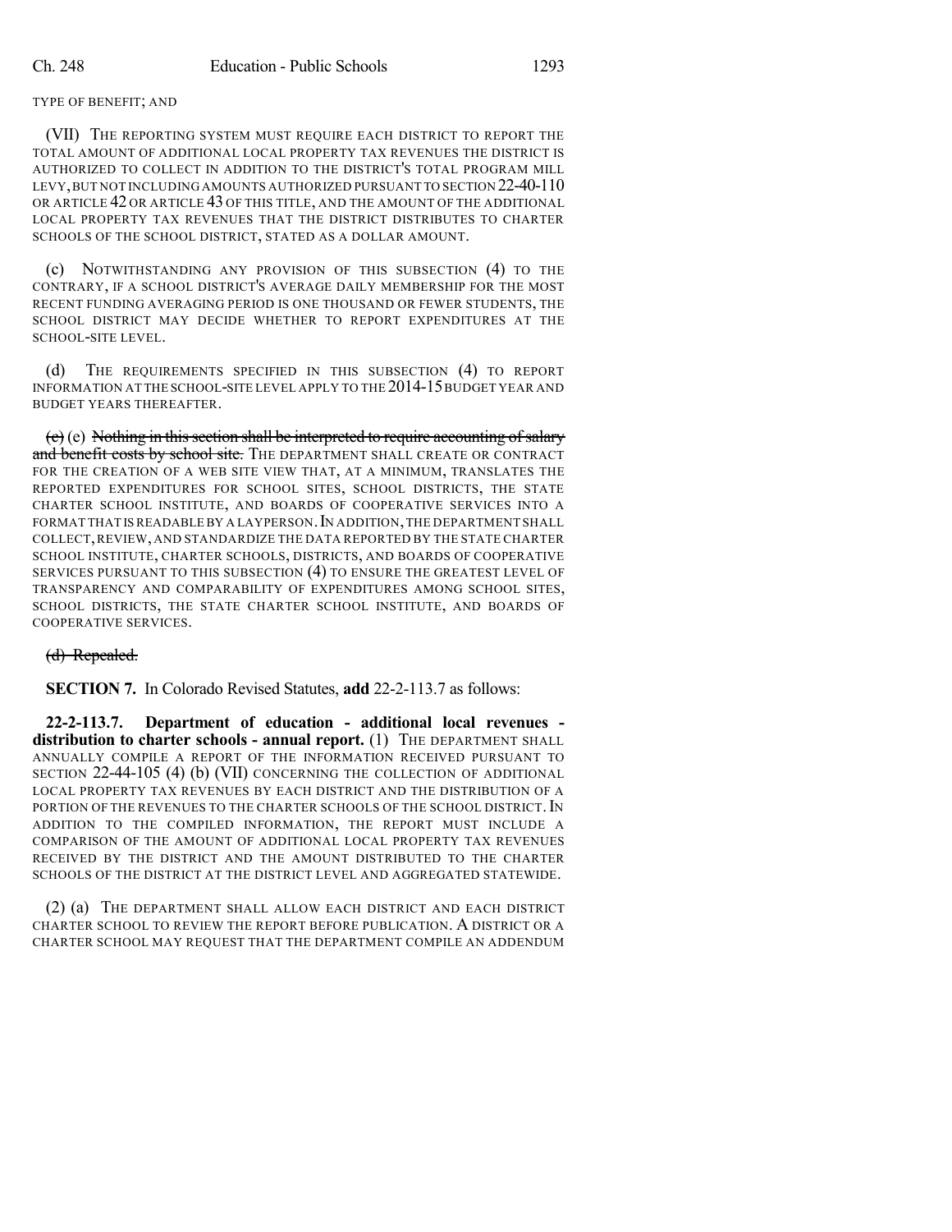TYPE OF BENEFIT; AND

(VII) THE REPORTING SYSTEM MUST REQUIRE EACH DISTRICT TO REPORT THE TOTAL AMOUNT OF ADDITIONAL LOCAL PROPERTY TAX REVENUES THE DISTRICT IS AUTHORIZED TO COLLECT IN ADDITION TO THE DISTRICT'S TOTAL PROGRAM MILL LEVY, BUT NOT INCLUDING AMOUNTS AUTHORIZED PURSUANT TO SECTION 22-40-110 OR ARTICLE 42 OR ARTICLE 43 OF THIS TITLE, AND THE AMOUNT OF THE ADDITIONAL LOCAL PROPERTY TAX REVENUES THAT THE DISTRICT DISTRIBUTES TO CHARTER SCHOOLS OF THE SCHOOL DISTRICT, STATED AS A DOLLAR AMOUNT.

(c) NOTWITHSTANDING ANY PROVISION OF THIS SUBSECTION (4) TO THE CONTRARY, IF A SCHOOL DISTRICT'S AVERAGE DAILY MEMBERSHIP FOR THE MOST RECENT FUNDING AVERAGING PERIOD IS ONE THOUSAND OR FEWER STUDENTS, THE SCHOOL DISTRICT MAY DECIDE WHETHER TO REPORT EXPENDITURES AT THE SCHOOL-SITE LEVEL.

(d) THE REQUIREMENTS SPECIFIED IN THIS SUBSECTION (4) TO REPORT INFORMATION AT THE SCHOOL-SITE LEVEL APPLY TO THE 2014-15 BUDGET YEAR AND BUDGET YEARS THEREAFTER.

~~(c)~~ (e) ~~Nothing in this section shall be interpreted to require accounting of salary and benefit costs by school site.~~ THE DEPARTMENT SHALL CREATE OR CONTRACT FOR THE CREATION OF A WEB SITE VIEW THAT, AT A MINIMUM, TRANSLATES THE REPORTED EXPENDITURES FOR SCHOOL SITES, SCHOOL DISTRICTS, THE STATE CHARTER SCHOOL INSTITUTE, AND BOARDS OF COOPERATIVE SERVICES INTO A FORMAT THAT IS READABLE BY A LAYPERSON. IN ADDITION, THE DEPARTMENT SHALL COLLECT, REVIEW, AND STANDARDIZE THE DATA REPORTED BY THE STATE CHARTER SCHOOL INSTITUTE, CHARTER SCHOOLS, DISTRICTS, AND BOARDS OF COOPERATIVE SERVICES PURSUANT TO THIS SUBSECTION (4) TO ENSURE THE GREATEST LEVEL OF TRANSPARENCY AND COMPARABILITY OF EXPENDITURES AMONG SCHOOL SITES, SCHOOL DISTRICTS, THE STATE CHARTER SCHOOL INSTITUTE, AND BOARDS OF COOPERATIVE SERVICES.

~~(d) Repealed.~~

**SECTION 7.** In Colorado Revised Statutes, **add** 22-2-113.7 as follows:

**22-2-113.7. Department of education - additional local revenues - distribution to charter schools - annual report.** (1) THE DEPARTMENT SHALL ANNUALLY COMPILE A REPORT OF THE INFORMATION RECEIVED PURSUANT TO SECTION 22-44-105 (4) (b) (VII) CONCERNING THE COLLECTION OF ADDITIONAL LOCAL PROPERTY TAX REVENUES BY EACH DISTRICT AND THE DISTRIBUTION OF A PORTION OF THE REVENUES TO THE CHARTER SCHOOLS OF THE SCHOOL DISTRICT. IN ADDITION TO THE COMPILED INFORMATION, THE REPORT MUST INCLUDE A COMPARISON OF THE AMOUNT OF ADDITIONAL LOCAL PROPERTY TAX REVENUES RECEIVED BY THE DISTRICT AND THE AMOUNT DISTRIBUTED TO THE CHARTER SCHOOLS OF THE DISTRICT AT THE DISTRICT LEVEL AND AGGREGATED STATEWIDE.

(2) (a) THE DEPARTMENT SHALL ALLOW EACH DISTRICT AND EACH DISTRICT CHARTER SCHOOL TO REVIEW THE REPORT BEFORE PUBLICATION. A DISTRICT OR A CHARTER SCHOOL MAY REQUEST THAT THE DEPARTMENT COMPILE AN ADDENDUM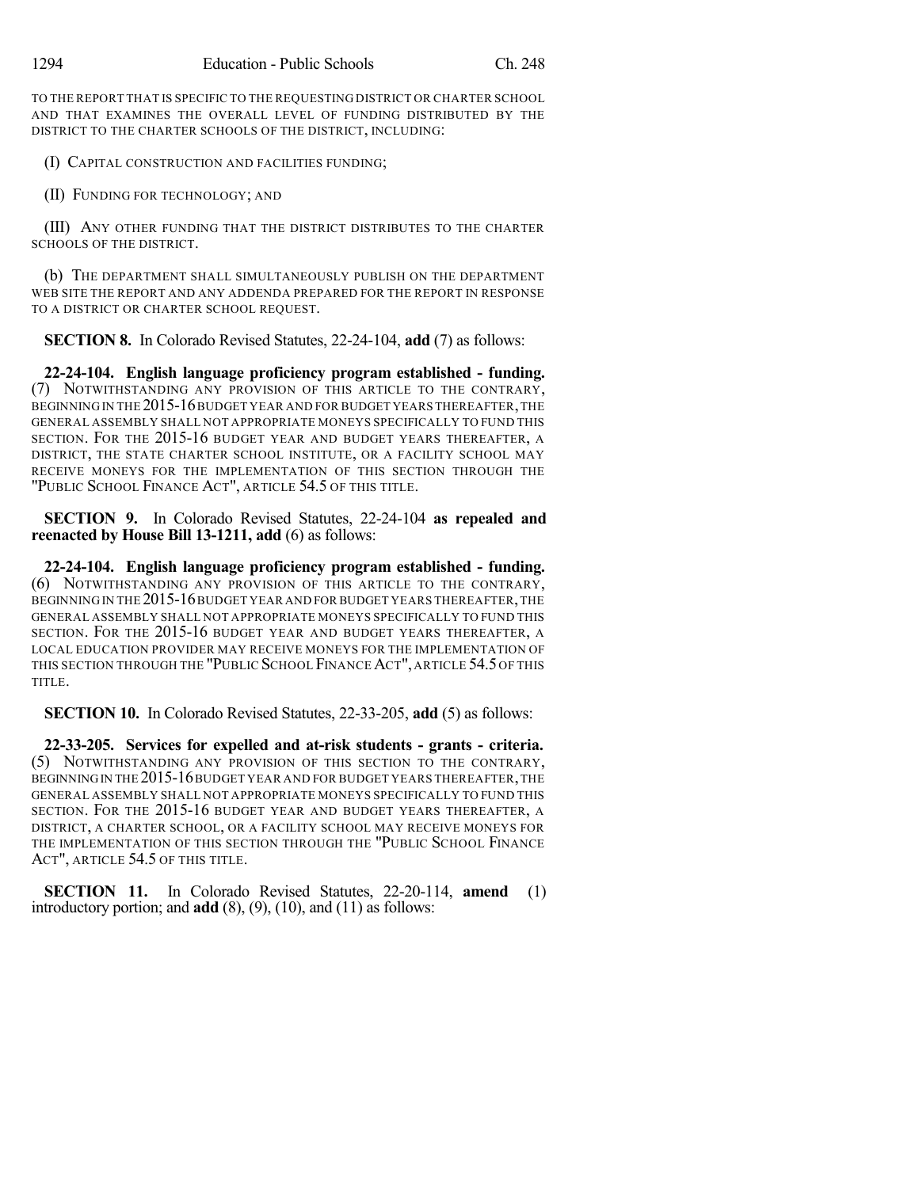TO THE REPORT THAT IS SPECIFIC TO THE REQUESTING DISTRICT OR CHARTER SCHOOL AND THAT EXAMINES THE OVERALL LEVEL OF FUNDING DISTRIBUTED BY THE DISTRICT TO THE CHARTER SCHOOLS OF THE DISTRICT, INCLUDING:

(I) CAPITAL CONSTRUCTION AND FACILITIES FUNDING;

(II) FUNDING FOR TECHNOLOGY; AND

(III) ANY OTHER FUNDING THAT THE DISTRICT DISTRIBUTES TO THE CHARTER SCHOOLS OF THE DISTRICT.

(b) THE DEPARTMENT SHALL SIMULTANEOUSLY PUBLISH ON THE DEPARTMENT WEB SITE THE REPORT AND ANY ADDENDA PREPARED FOR THE REPORT IN RESPONSE TO A DISTRICT OR CHARTER SCHOOL REQUEST.

**SECTION 8.** In Colorado Revised Statutes, 22-24-104, **add** (7) as follows:

**22-24-104. English language proficiency program established - funding.** (7) NOTWITHSTANDING ANY PROVISION OF THIS ARTICLE TO THE CONTRARY, BEGINNING IN THE 2015-16 BUDGET YEAR AND FOR BUDGET YEARS THEREAFTER, THE GENERAL ASSEMBLY SHALL NOT APPROPRIATE MONEYS SPECIFICALLY TO FUND THIS SECTION. FOR THE 2015-16 BUDGET YEAR AND BUDGET YEARS THEREAFTER, A DISTRICT, THE STATE CHARTER SCHOOL INSTITUTE, OR A FACILITY SCHOOL MAY RECEIVE MONEYS FOR THE IMPLEMENTATION OF THIS SECTION THROUGH THE "PUBLIC SCHOOL FINANCE ACT", ARTICLE 54.5 OF THIS TITLE.

**SECTION 9.** In Colorado Revised Statutes, 22-24-104 **as repealed and reenacted by House Bill 13-1211, add** (6) as follows:

**22-24-104. English language proficiency program established - funding.** (6) NOTWITHSTANDING ANY PROVISION OF THIS ARTICLE TO THE CONTRARY, BEGINNING IN THE 2015-16 BUDGET YEAR AND FOR BUDGET YEARS THEREAFTER, THE GENERAL ASSEMBLY SHALL NOT APPROPRIATE MONEYS SPECIFICALLY TO FUND THIS SECTION. FOR THE 2015-16 BUDGET YEAR AND BUDGET YEARS THEREAFTER, A LOCAL EDUCATION PROVIDER MAY RECEIVE MONEYS FOR THE IMPLEMENTATION OF THIS SECTION THROUGH THE "PUBLIC SCHOOL FINANCE ACT", ARTICLE 54.5 OF THIS TITLE.

**SECTION 10.** In Colorado Revised Statutes, 22-33-205, **add** (5) as follows:

**22-33-205. Services for expelled and at-risk students - grants - criteria.** (5) NOTWITHSTANDING ANY PROVISION OF THIS SECTION TO THE CONTRARY, BEGINNING IN THE 2015-16 BUDGET YEAR AND FOR BUDGET YEARS THEREAFTER, THE GENERAL ASSEMBLY SHALL NOT APPROPRIATE MONEYS SPECIFICALLY TO FUND THIS SECTION. FOR THE 2015-16 BUDGET YEAR AND BUDGET YEARS THEREAFTER, A DISTRICT, A CHARTER SCHOOL, OR A FACILITY SCHOOL MAY RECEIVE MONEYS FOR THE IMPLEMENTATION OF THIS SECTION THROUGH THE "PUBLIC SCHOOL FINANCE ACT", ARTICLE 54.5 OF THIS TITLE.

**SECTION 11.** In Colorado Revised Statutes, 22-20-114, **amend** (1) introductory portion; and **add** (8), (9), (10), and (11) as follows: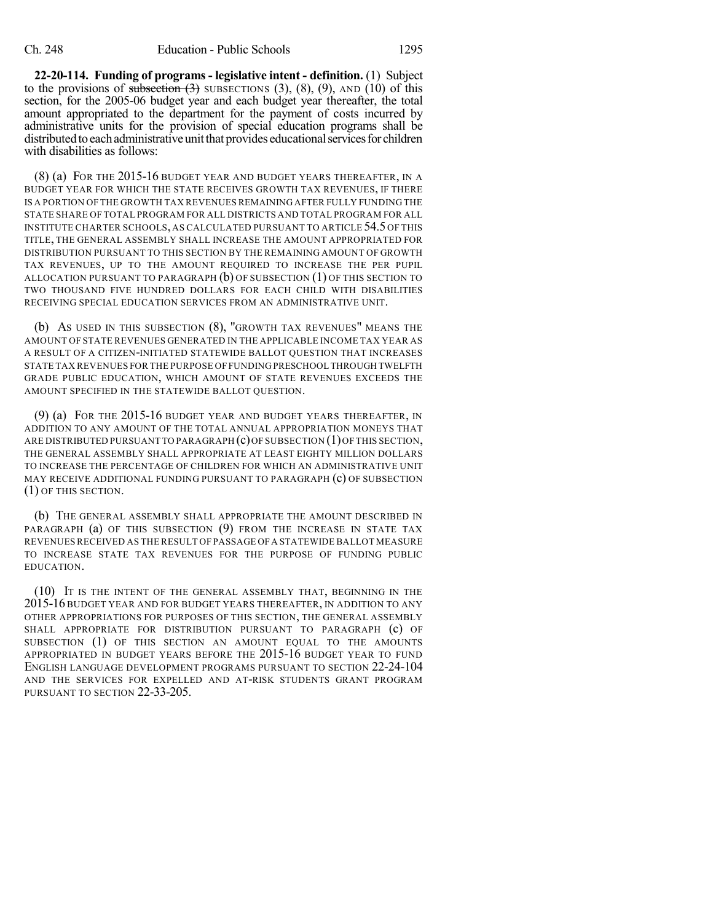**22-20-114. Funding of programs - legislative intent - definition.** (1) Subject to the provisions of ~~subsection (3)~~ SUBSECTIONS (3), (8), (9), AND (10) of this section, for the 2005-06 budget year and each budget year thereafter, the total amount appropriated to the department for the payment of costs incurred by administrative units for the provision of special education programs shall be distributed to each administrative unit that provides educational services for children with disabilities as follows:

(8) (a) FOR THE 2015-16 BUDGET YEAR AND BUDGET YEARS THEREAFTER, IN A BUDGET YEAR FOR WHICH THE STATE RECEIVES GROWTH TAX REVENUES, IF THERE IS A PORTION OF THE GROWTH TAX REVENUES REMAINING AFTER FULLY FUNDING THE STATE SHARE OF TOTAL PROGRAM FOR ALL DISTRICTS AND TOTAL PROGRAM FOR ALL INSTITUTE CHARTER SCHOOLS, AS CALCULATED PURSUANT TO ARTICLE 54.5 OF THIS TITLE, THE GENERAL ASSEMBLY SHALL INCREASE THE AMOUNT APPROPRIATED FOR DISTRIBUTION PURSUANT TO THIS SECTION BY THE REMAINING AMOUNT OF GROWTH TAX REVENUES, UP TO THE AMOUNT REQUIRED TO INCREASE THE PER PUPIL ALLOCATION PURSUANT TO PARAGRAPH (b) OF SUBSECTION (1) OF THIS SECTION TO TWO THOUSAND FIVE HUNDRED DOLLARS FOR EACH CHILD WITH DISABILITIES RECEIVING SPECIAL EDUCATION SERVICES FROM AN ADMINISTRATIVE UNIT.

(b) AS USED IN THIS SUBSECTION (8), "GROWTH TAX REVENUES" MEANS THE AMOUNT OF STATE REVENUES GENERATED IN THE APPLICABLE INCOME TAX YEAR AS A RESULT OF A CITIZEN-INITIATED STATEWIDE BALLOT QUESTION THAT INCREASES STATE TAX REVENUES FOR THE PURPOSE OF FUNDING PRESCHOOL THROUGH TWELFTH GRADE PUBLIC EDUCATION, WHICH AMOUNT OF STATE REVENUES EXCEEDS THE AMOUNT SPECIFIED IN THE STATEWIDE BALLOT QUESTION.

(9) (a) FOR THE 2015-16 BUDGET YEAR AND BUDGET YEARS THEREAFTER, IN ADDITION TO ANY AMOUNT OF THE TOTAL ANNUAL APPROPRIATION MONEYS THAT ARE DISTRIBUTED PURSUANT TO PARAGRAPH (c) OF SUBSECTION (1) OF THIS SECTION, THE GENERAL ASSEMBLY SHALL APPROPRIATE AT LEAST EIGHTY MILLION DOLLARS TO INCREASE THE PERCENTAGE OF CHILDREN FOR WHICH AN ADMINISTRATIVE UNIT MAY RECEIVE ADDITIONAL FUNDING PURSUANT TO PARAGRAPH (c) OF SUBSECTION (1) OF THIS SECTION.

(b) THE GENERAL ASSEMBLY SHALL APPROPRIATE THE AMOUNT DESCRIBED IN PARAGRAPH (a) OF THIS SUBSECTION (9) FROM THE INCREASE IN STATE TAX REVENUES RECEIVED AS THE RESULT OF PASSAGE OF A STATEWIDE BALLOT MEASURE TO INCREASE STATE TAX REVENUES FOR THE PURPOSE OF FUNDING PUBLIC EDUCATION.

(10) IT IS THE INTENT OF THE GENERAL ASSEMBLY THAT, BEGINNING IN THE 2015-16 BUDGET YEAR AND FOR BUDGET YEARS THEREAFTER, IN ADDITION TO ANY OTHER APPROPRIATIONS FOR PURPOSES OF THIS SECTION, THE GENERAL ASSEMBLY SHALL APPROPRIATE FOR DISTRIBUTION PURSUANT TO PARAGRAPH (c) OF SUBSECTION (1) OF THIS SECTION AN AMOUNT EQUAL TO THE AMOUNTS APPROPRIATED IN BUDGET YEARS BEFORE THE 2015-16 BUDGET YEAR TO FUND ENGLISH LANGUAGE DEVELOPMENT PROGRAMS PURSUANT TO SECTION 22-24-104 AND THE SERVICES FOR EXPELLED AND AT-RISK STUDENTS GRANT PROGRAM PURSUANT TO SECTION 22-33-205.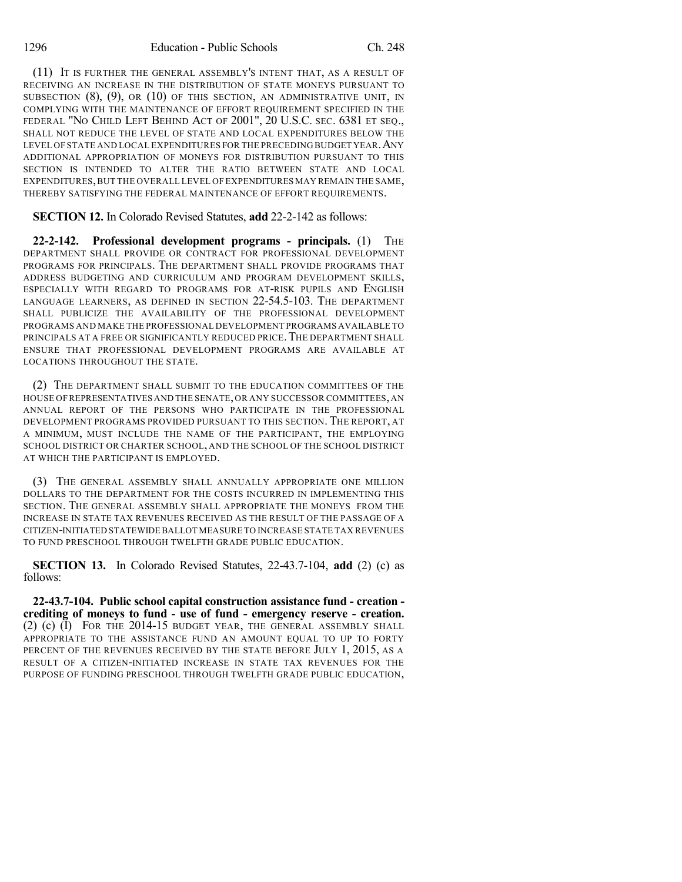(11) IT IS FURTHER THE GENERAL ASSEMBLY'S INTENT THAT, AS A RESULT OF RECEIVING AN INCREASE IN THE DISTRIBUTION OF STATE MONEYS PURSUANT TO SUBSECTION (8), (9), OR (10) OF THIS SECTION, AN ADMINISTRATIVE UNIT, IN COMPLYING WITH THE MAINTENANCE OF EFFORT REQUIREMENT SPECIFIED IN THE FEDERAL "NO CHILD LEFT BEHIND ACT OF 2001", 20 U.S.C. SEC. 6381 ET SEQ., SHALL NOT REDUCE THE LEVEL OF STATE AND LOCAL EXPENDITURES BELOW THE LEVEL OF STATE AND LOCAL EXPENDITURES FOR THE PRECEDING BUDGET YEAR. ANY ADDITIONAL APPROPRIATION OF MONEYS FOR DISTRIBUTION PURSUANT TO THIS SECTION IS INTENDED TO ALTER THE RATIO BETWEEN STATE AND LOCAL EXPENDITURES, BUT THE OVERALL LEVEL OF EXPENDITURES MAY REMAIN THE SAME, THEREBY SATISFYING THE FEDERAL MAINTENANCE OF EFFORT REQUIREMENTS.

**SECTION 12.** In Colorado Revised Statutes, **add** 22-2-142 as follows:

**22-2-142. Professional development programs - principals.** (1) THE DEPARTMENT SHALL PROVIDE OR CONTRACT FOR PROFESSIONAL DEVELOPMENT PROGRAMS FOR PRINCIPALS. THE DEPARTMENT SHALL PROVIDE PROGRAMS THAT ADDRESS BUDGETING AND CURRICULUM AND PROGRAM DEVELOPMENT SKILLS, ESPECIALLY WITH REGARD TO PROGRAMS FOR AT-RISK PUPILS AND ENGLISH LANGUAGE LEARNERS, AS DEFINED IN SECTION 22-54.5-103. THE DEPARTMENT SHALL PUBLICIZE THE AVAILABILITY OF THE PROFESSIONAL DEVELOPMENT PROGRAMS AND MAKE THE PROFESSIONAL DEVELOPMENT PROGRAMS AVAILABLE TO PRINCIPALS AT A FREE OR SIGNIFICANTLY REDUCED PRICE. THE DEPARTMENT SHALL ENSURE THAT PROFESSIONAL DEVELOPMENT PROGRAMS ARE AVAILABLE AT LOCATIONS THROUGHOUT THE STATE.

(2) THE DEPARTMENT SHALL SUBMIT TO THE EDUCATION COMMITTEES OF THE HOUSE OF REPRESENTATIVES AND THE SENATE, OR ANY SUCCESSOR COMMITTEES, AN ANNUAL REPORT OF THE PERSONS WHO PARTICIPATE IN THE PROFESSIONAL DEVELOPMENT PROGRAMS PROVIDED PURSUANT TO THIS SECTION. THE REPORT, AT A MINIMUM, MUST INCLUDE THE NAME OF THE PARTICIPANT, THE EMPLOYING SCHOOL DISTRICT OR CHARTER SCHOOL, AND THE SCHOOL OF THE SCHOOL DISTRICT AT WHICH THE PARTICIPANT IS EMPLOYED.

(3) THE GENERAL ASSEMBLY SHALL ANNUALLY APPROPRIATE ONE MILLION DOLLARS TO THE DEPARTMENT FOR THE COSTS INCURRED IN IMPLEMENTING THIS SECTION. THE GENERAL ASSEMBLY SHALL APPROPRIATE THE MONEYS FROM THE INCREASE IN STATE TAX REVENUES RECEIVED AS THE RESULT OF THE PASSAGE OF A CITIZEN-INITIATED STATEWIDE BALLOT MEASURE TO INCREASE STATE TAX REVENUES TO FUND PRESCHOOL THROUGH TWELFTH GRADE PUBLIC EDUCATION.

**SECTION 13.** In Colorado Revised Statutes, 22-43.7-104, **add** (2) (c) as follows:

**22-43.7-104. Public school capital construction assistance fund - creation - crediting of moneys to fund - use of fund - emergency reserve - creation.** (2) (c) (I) FOR THE 2014-15 BUDGET YEAR, THE GENERAL ASSEMBLY SHALL APPROPRIATE TO THE ASSISTANCE FUND AN AMOUNT EQUAL TO UP TO FORTY PERCENT OF THE REVENUES RECEIVED BY THE STATE BEFORE JULY 1, 2015, AS A RESULT OF A CITIZEN-INITIATED INCREASE IN STATE TAX REVENUES FOR THE PURPOSE OF FUNDING PRESCHOOL THROUGH TWELFTH GRADE PUBLIC EDUCATION,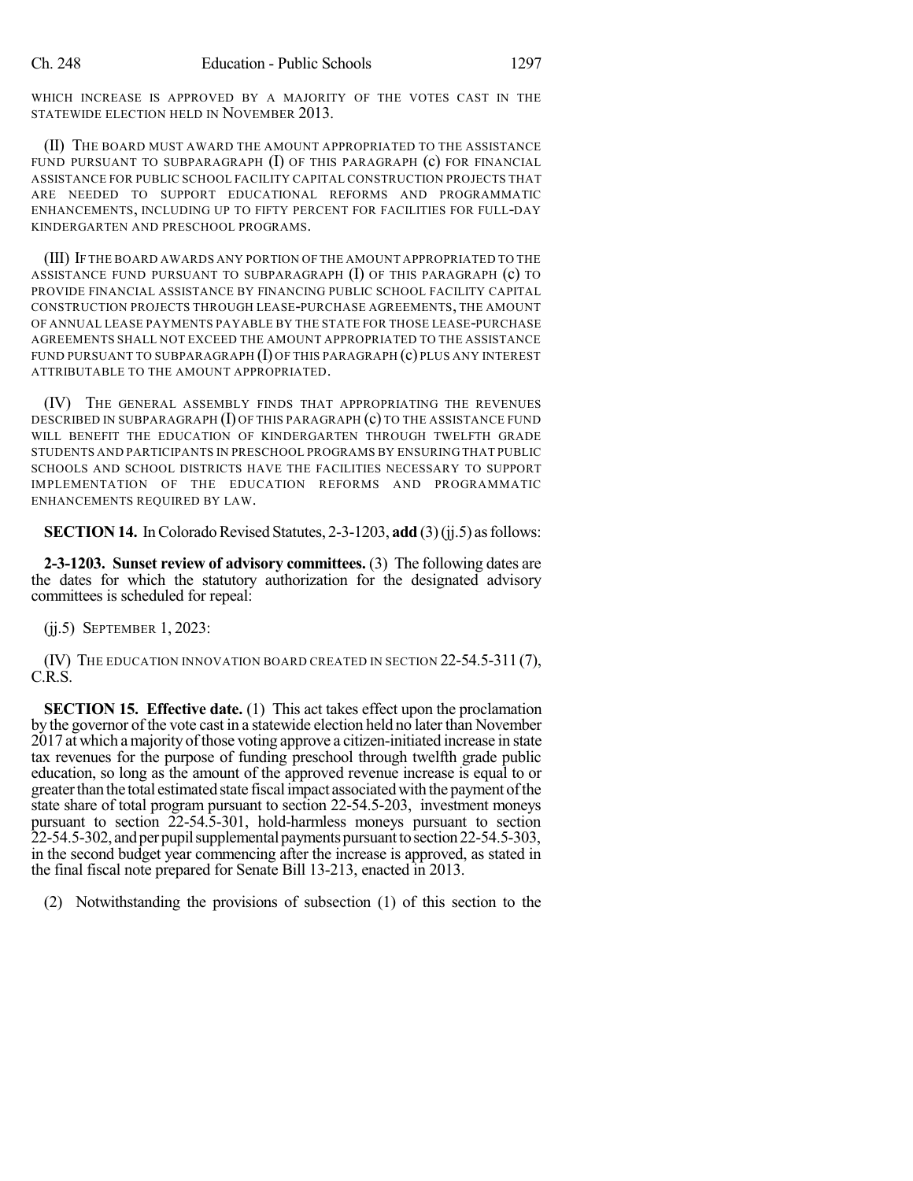WHICH INCREASE IS APPROVED BY A MAJORITY OF THE VOTES CAST IN THE STATEWIDE ELECTION HELD IN NOVEMBER 2013.

(II) THE BOARD MUST AWARD THE AMOUNT APPROPRIATED TO THE ASSISTANCE FUND PURSUANT TO SUBPARAGRAPH (I) OF THIS PARAGRAPH (c) FOR FINANCIAL ASSISTANCE FOR PUBLIC SCHOOL FACILITY CAPITAL CONSTRUCTION PROJECTS THAT ARE NEEDED TO SUPPORT EDUCATIONAL REFORMS AND PROGRAMMATIC ENHANCEMENTS, INCLUDING UP TO FIFTY PERCENT FOR FACILITIES FOR FULL-DAY KINDERGARTEN AND PRESCHOOL PROGRAMS.

(III) IF THE BOARD AWARDS ANY PORTION OF THE AMOUNT APPROPRIATED TO THE ASSISTANCE FUND PURSUANT TO SUBPARAGRAPH (I) OF THIS PARAGRAPH (c) TO PROVIDE FINANCIAL ASSISTANCE BY FINANCING PUBLIC SCHOOL FACILITY CAPITAL CONSTRUCTION PROJECTS THROUGH LEASE-PURCHASE AGREEMENTS, THE AMOUNT OF ANNUAL LEASE PAYMENTS PAYABLE BY THE STATE FOR THOSE LEASE-PURCHASE AGREEMENTS SHALL NOT EXCEED THE AMOUNT APPROPRIATED TO THE ASSISTANCE FUND PURSUANT TO SUBPARAGRAPH (I) OF THIS PARAGRAPH (c) PLUS ANY INTEREST ATTRIBUTABLE TO THE AMOUNT APPROPRIATED.

(IV) THE GENERAL ASSEMBLY FINDS THAT APPROPRIATING THE REVENUES DESCRIBED IN SUBPARAGRAPH (I) OF THIS PARAGRAPH (c) TO THE ASSISTANCE FUND WILL BENEFIT THE EDUCATION OF KINDERGARTEN THROUGH TWELFTH GRADE STUDENTS AND PARTICIPANTS IN PRESCHOOL PROGRAMS BY ENSURING THAT PUBLIC SCHOOLS AND SCHOOL DISTRICTS HAVE THE FACILITIES NECESSARY TO SUPPORT IMPLEMENTATION OF THE EDUCATION REFORMS AND PROGRAMMATIC ENHANCEMENTS REQUIRED BY LAW.

**SECTION 14.** In Colorado Revised Statutes, 2-3-1203, **add** (3) (jj.5) as follows:

**2-3-1203. Sunset review of advisory committees.** (3) The following dates are the dates for which the statutory authorization for the designated advisory committees is scheduled for repeal:

(jj.5) SEPTEMBER 1, 2023:

(IV) THE EDUCATION INNOVATION BOARD CREATED IN SECTION 22-54.5-311 (7), C.R.S.

**SECTION 15. Effective date.** (1) This act takes effect upon the proclamation by the governor of the vote cast in a statewide election held no later than November 2017 at which a majority of those voting approve a citizen-initiated increase in state tax revenues for the purpose of funding preschool through twelfth grade public education, so long as the amount of the approved revenue increase is equal to or greater than the total estimated state fiscal impact associated with the payment of the state share of total program pursuant to section 22-54.5-203, investment moneys pursuant to section 22-54.5-301, hold-harmless moneys pursuant to section 22-54.5-302, and per pupil supplemental payments pursuant to section 22-54.5-303, in the second budget year commencing after the increase is approved, as stated in the final fiscal note prepared for Senate Bill 13-213, enacted in 2013.

(2) Notwithstanding the provisions of subsection (1) of this section to the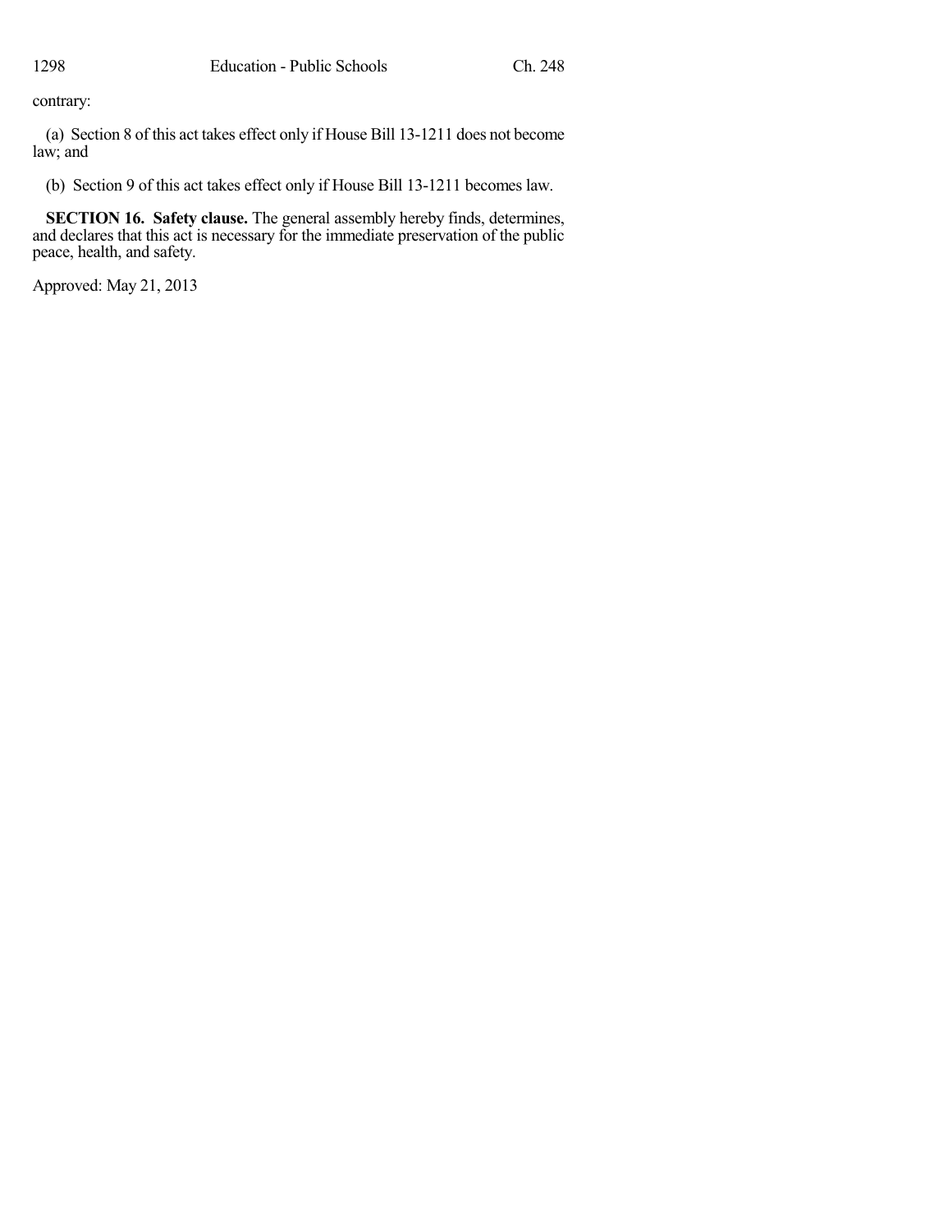contrary:

(a) Section 8 of this act takes effect only if House Bill 13-1211 does not become law; and

(b) Section 9 of this act takes effect only if House Bill 13-1211 becomes law.

**SECTION 16. Safety clause.** The general assembly hereby finds, determines, and declares that this act is necessary for the immediate preservation of the public peace, health, and safety.

Approved: May 21, 2013